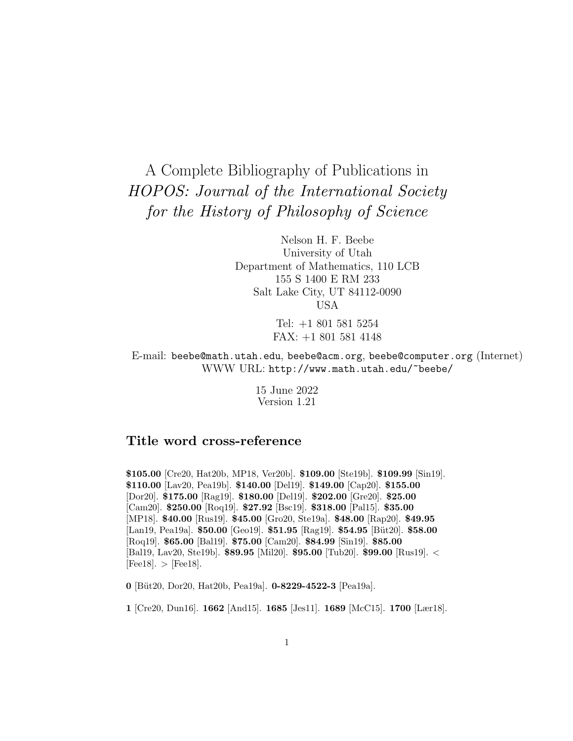# A Complete Bibliography of Publications in *HOPOS: Journal of the International Society for the History of Philosophy of Science*

Nelson H. F. Beebe
University of Utah
Department of Mathematics, 110 LCB
155 S 1400 E RM 233
Salt Lake City, UT 84112-0090
USA

Tel: +1 801 581 5254
FAX: +1 801 581 4148

E-mail: `beebe@math.utah.edu`, `beebe@acm.org`, `beebe@computer.org` (Internet)
WWW URL: `http://www.math.utah.edu/~beebe/`

15 June 2022
Version 1.21

## Title word cross-reference

**$105.00** [Cre20, Hat20b, MP18, Ver20b]. **$109.00** [Ste19b]. **$109.99** [Sin19]. **$110.00** [Lav20, Pea19b]. **$140.00** [Del19]. **$149.00** [Cap20]. **$155.00** [Dor20]. **$175.00** [Rag19]. **$180.00** [Del19]. **$202.00** [Gre20]. **$25.00** [Cam20]. **$250.00** [Roq19]. **$27.92** [Bsc19]. **$318.00** [Pal15]. **$35.00** [MP18]. **$40.00** [Rus19]. **$45.00** [Gro20, Ste19a]. **$48.00** [Rap20]. **$49.95** [Lan19, Pea19a]. **$50.00** [Geo19]. **$51.95** [Rag19]. **$54.95** [Büt20]. **$58.00** [Roq19]. **$65.00** [Bal19]. **$75.00** [Cam20]. **$84.99** [Sin19]. **$85.00** [Bal19, Lav20, Ste19b]. **$89.95** [Mil20]. **$95.00** [Tub20]. **$99.00** [Rus19]. **<** [Fee18]. **>** [Fee18].

**0** [Büt20, Dor20, Hat20b, Pea19a]. **0-8229-4522-3** [Pea19a].

**1** [Cre20, Dun16]. **1662** [And15]. **1685** [Jes11]. **1689** [McC15]. **1700** [Lær18].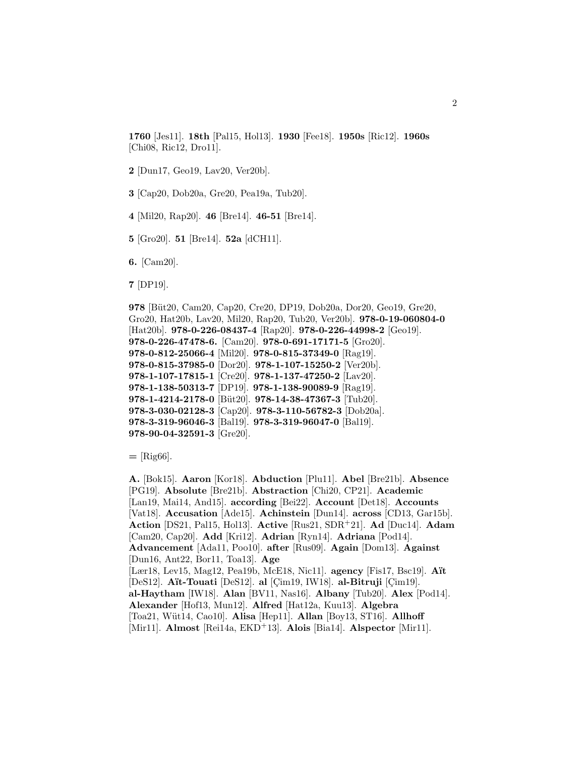**1760** [Jes11]. **18th** [Pal15, Hol13]. **1930** [Fee18]. **1950s** [Ric12]. **1960s** [Chi08, Ric12, Dro11].

**2** [Dun17, Geo19, Lav20, Ver20b].

**3** [Cap20, Dob20a, Gre20, Pea19a, Tub20].

**4** [Mil20, Rap20]. **46** [Bre14]. **46-51** [Bre14].

**5** [Gro20]. **51** [Bre14]. **52a** [dCH11].

**6.** [Cam20].

**7** [DP19].

**978** [Büt20, Cam20, Cap20, Cre20, DP19, Dob20a, Dor20, Geo19, Gre20, Gro20, Hat20b, Lav20, Mil20, Rap20, Tub20, Ver20b]. **978-0-19-060804-0** [Hat20b]. **978-0-226-08437-4** [Rap20]. **978-0-226-44998-2** [Geo19]. **978-0-226-47478-6.** [Cam20]. **978-0-691-17171-5** [Gro20]. **978-0-812-25066-4** [Mil20]. **978-0-815-37349-0** [Rag19]. **978-0-815-37985-0** [Dor20]. **978-1-107-15250-2** [Ver20b]. **978-1-107-17815-1** [Cre20]. **978-1-137-47250-2** [Lav20]. **978-1-138-50313-7** [DP19]. **978-1-138-90089-9** [Rag19]. **978-1-4214-2178-0** [Büt20]. **978-14-38-47367-3** [Tub20]. **978-3-030-02128-3** [Cap20]. **978-3-110-56782-3** [Dob20a]. **978-3-319-96046-3** [Bal19]. **978-3-319-96047-0** [Bal19]. **978-90-04-32591-3** [Gre20].

**=** [Rig66].

**A.** [Bok15]. **Aaron** [Kor18]. **Abduction** [Plu11]. **Abel** [Bre21b]. **Absence** [PG19]. **Absolute** [Bre21b]. **Abstraction** [Chi20, CP21]. **Academic** [Lan19, Mai14, And15]. **according** [Bei22]. **Account** [Det18]. **Accounts** [Vat18]. **Accusation** [Ade15]. **Achinstein** [Dun14]. **across** [CD13, Gar15b]. **Action** [DS21, Pal15, Hol13]. **Active** [Rus21, SDR+21]. **Ad** [Duc14]. **Adam** [Cam20, Cap20]. **Add** [Kri12]. **Adrian** [Ryn14]. **Adriana** [Pod14]. **Advancement** [Ada11, Poo10]. **after** [Rus09]. **Again** [Dom13]. **Against** [Dun16, Ant22, Bor11, Toa13]. **Age** [Lær18, Lev15, Mag12, Pea19b, McE18, Nic11]. **agency** [Fis17, Bsc19]. **Aït** [DeS12]. **Aït-Touati** [DeS12]. **al** [Çim19, IW18]. **al-Bitruji** [Çim19]. **al-Haytham** [IW18]. **Alan** [BV11, Nas16]. **Albany** [Tub20]. **Alex** [Pod14]. **Alexander** [Hof13, Mun12]. **Alfred** [Hat12a, Kuu13]. **Algebra** [Toa21, Wüt14, Cao10]. **Alisa** [Hep11]. **Allan** [Boy13, ST16]. **Allhoff** [Mir11]. **Almost** [Rei14a, EKD+13]. **Alois** [Bia14]. **Alspector** [Mir11].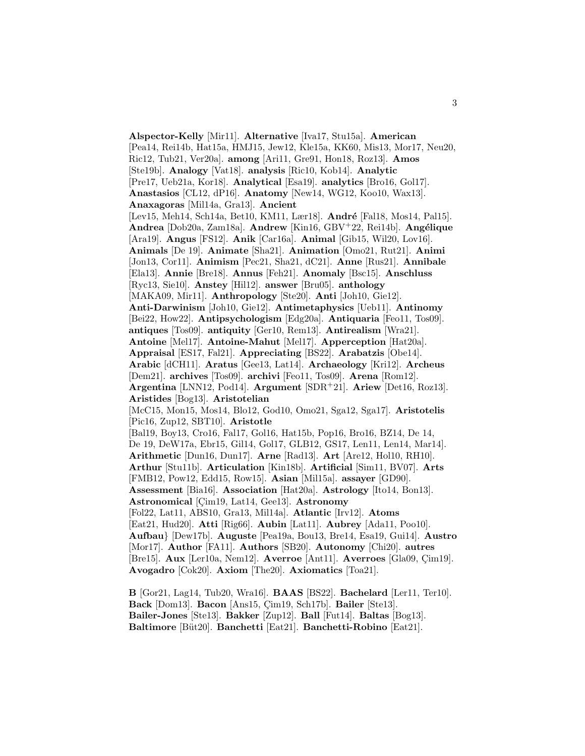**Alspector-Kelly** [Mir11]. **Alternative** [Iva17, Stu15a]. **American** [Pea14, Rei14b, Hat15a, HMJ15, Jew12, Kle15a, KK60, Mis13, Mor17, Neu20, Ric12, Tub21, Ver20a]. **among** [Ari11, Gre91, Hon18, Roz13]. **Amos** [Ste19b]. **Analogy** [Vat18]. **analysis** [Ric10, Kob14]. **Analytic** [Pre17, Ueb21a, Kor18]. **Analytical** [Esa19]. **analytics** [Bro16, Gol17]. **Anastasios** [CL12, dP16]. **Anatomy** [New14, WG12, Koo10, Wax13]. **Anaxagoras** [Mil14a, Gra13]. **Ancient** [Lev15, Meh14, Sch14a, Bet10, KM11, Lær18]. **André** [Fal18, Mos14, Pal15]. **Andrea** [Dob20a, Zam18a]. **Andrew** [Kin16, GBV+22, Rei14b]. **Angélique** [Ara19]. **Angus** [FS12]. **Anik** [Car16a]. **Animal** [Gib15, Wil20, Lov16]. **Animals** [De 19]. **Animate** [Sha21]. **Animation** [Omo21, Rut21]. **Animi** [Jon13, Cor11]. **Animism** [Pec21, Sha21, dC21]. **Anne** [Rus21]. **Annibale** [Ela13]. **Annie** [Bre18]. **Annus** [Feh21]. **Anomaly** [Bsc15]. **Anschluss** [Ryc13, Sie10]. **Anstey** [Hil12]. **answer** [Bru05]. **anthology** [MAKA09, Mir11]. **Anthropology** [Ste20]. **Anti** [Joh10, Gie12]. **Anti-Darwinism** [Joh10, Gie12]. **Antimetaphysics** [Ueb11]. **Antinomy** [Bei22, How22]. **Antipsychologism** [Edg20a]. **Antiquaria** [Feo11, Tos09]. **antiques** [Tos09]. **antiquity** [Ger10, Rem13]. **Antirealism** [Wra21]. **Antoine** [Mel17]. **Antoine-Mahut** [Mel17]. **Apperception** [Hat20a]. **Appraisal** [ES17, Fal21]. **Appreciating** [BS22]. **Arabatzis** [Obe14]. **Arabic** [dCH11]. **Aratus** [Gee13, Lat14]. **Archaeology** [Kri12]. **Archeus** [Dem21]. **archives** [Tos09]. **archivi** [Feo11, Tos09]. **Arena** [Rom12]. **Argentina** [LNN12, Pod14]. **Argument** [SDR+21]. **Ariew** [Det16, Roz13]. **Aristides** [Bog13]. **Aristotelian** [McC15, Mon15, Mos14, Blo12, God10, Omo21, Sga12, Sga17]. **Aristotelis** [Pic16, Zup12, SBT10]. **Aristotle** [Bal19, Boy13, Cro16, Fal17, Gol16, Hat15b, Pop16, Bro16, BZ14, De 14, De 19, DeW17a, Ebr15, Gil14, Gol17, GLB12, GS17, Len11, Len14, Mar14]. **Arithmetic** [Dun16, Dun17]. **Arne** [Rad13]. **Art** [Are12, Hol10, RH10]. **Arthur** [Stu11b]. **Articulation** [Kin18b]. **Artificial** [Sim11, BV07]. **Arts** [FMB12, Pow12, Edd15, Row15]. **Asian** [Mil15a]. **assayer** [GD90]. **Assessment** [Bia16]. **Association** [Hat20a]. **Astrology** [Ito14, Bon13]. **Astronomical** [Çim19, Lat14, Gee13]. **Astronomy** [Fol22, Lat11, ABS10, Gra13, Mil14a]. **Atlantic** [Irv12]. **Atoms** [Eat21, Hud20]. **Atti** [Rig66]. **Aubin** [Lat11]. **Aubrey** [Ada11, Poo10]. **Aufbau}** [Dew17b]. **Auguste** [Pea19a, Bou13, Bre14, Esa19, Gui14]. **Austro** [Mor17]. **Author** [FA11]. **Authors** [SB20]. **Autonomy** [Chi20]. **autres** [Bre15]. **Aux** [Ler10a, Nem12]. **Averroe** [Ant11]. **Averroes** [Gla09, Çim19]. **Avogadro** [Cok20]. **Axiom** [The20]. **Axiomatics** [Toa21].

**B** [Gor21, Lag14, Tub20, Wra16]. **BAAS** [BS22]. **Bachelard** [Ler11, Ter10]. **Back** [Dom13]. **Bacon** [Ans15, Çim19, Sch17b]. **Bailer** [Ste13]. **Bailer-Jones** [Ste13]. **Bakker** [Zup12]. **Ball** [Fut14]. **Baltas** [Bog13]. **Baltimore** [Büt20]. **Banchetti** [Eat21]. **Banchetti-Robino** [Eat21].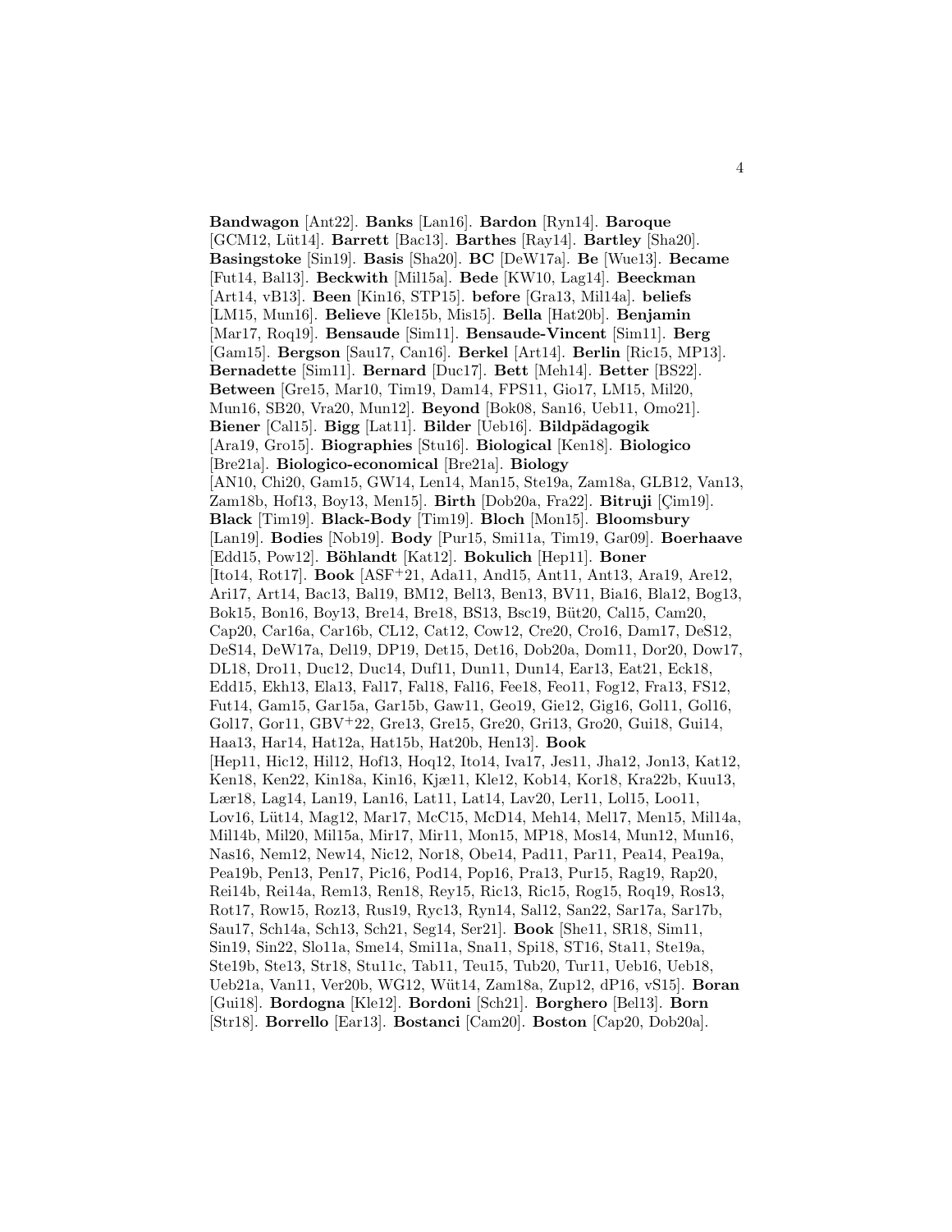**Bandwagon** [Ant22]. **Banks** [Lan16]. **Bardon** [Ryn14]. **Baroque** [GCM12, Lüt14]. **Barrett** [Bac13]. **Barthes** [Ray14]. **Bartley** [Sha20]. **Basingstoke** [Sin19]. **Basis** [Sha20]. **BC** [DeW17a]. **Be** [Wue13]. **Became** [Fut14, Bal13]. **Beckwith** [Mil15a]. **Bede** [KW10, Lag14]. **Beeckman** [Art14, vB13]. **Been** [Kin16, STP15]. **before** [Gra13, Mil14a]. **beliefs** [LM15, Mun16]. **Believe** [Kle15b, Mis15]. **Bella** [Hat20b]. **Benjamin** [Mar17, Roq19]. **Bensaude** [Sim11]. **Bensaude-Vincent** [Sim11]. **Berg** [Gam15]. **Bergson** [Sau17, Can16]. **Berkel** [Art14]. **Berlin** [Ric15, MP13]. **Bernadette** [Sim11]. **Bernard** [Duc17]. **Bett** [Meh14]. **Better** [BS22]. **Between** [Gre15, Mar10, Tim19, Dam14, FPS11, Gio17, LM15, Mil20, Mun16, SB20, Vra20, Mun12]. **Beyond** [Bok08, San16, Ueb11, Omo21]. **Biener** [Cal15]. **Bigg** [Lat11]. **Bilder** [Ueb16]. **Bildpädagogik** [Ara19, Gro15]. **Biographies** [Stu16]. **Biological** [Ken18]. **Biologico** [Bre21a]. **Biologico-economical** [Bre21a]. **Biology** [AN10, Chi20, Gam15, GW14, Len14, Man15, Ste19a, Zam18a, GLB12, Van13, Zam18b, Hof13, Boy13, Men15]. **Birth** [Dob20a, Fra22]. **Bitruji** [Çim19]. **Black** [Tim19]. **Black-Body** [Tim19]. **Bloch** [Mon15]. **Bloomsbury** [Lan19]. **Bodies** [Nob19]. **Body** [Pur15, Smi11a, Tim19, Gar09]. **Boerhaave** [Edd15, Pow12]. **Böhlandt** [Kat12]. **Bokulich** [Hep11]. **Boner** [Ito14, Rot17]. **Book** [ASF+21, Ada11, And15, Ant11, Ant13, Ara19, Are12, Ari17, Art14, Bac13, Bal19, BM12, Bel13, Ben13, BV11, Bia16, Bla12, Bog13, Bok15, Bon16, Boy13, Bre14, Bre18, BS13, Bsc19, Büt20, Cal15, Cam20, Cap20, Car16a, Car16b, CL12, Cat12, Cow12, Cre20, Cro16, Dam17, DeS12, DeS14, DeW17a, Del19, DP19, Det15, Det16, Dob20a, Dom11, Dor20, Dow17, DL18, Dro11, Duc12, Duc14, Duf11, Dun11, Dun14, Ear13, Eat21, Eck18, Edd15, Ekh13, Ela13, Fal17, Fal18, Fal16, Fee18, Feo11, Fog12, Fra13, FS12, Fut14, Gam15, Gar15a, Gar15b, Gaw11, Geo19, Gie12, Gig16, Gol11, Gol16, Gol17, Gor11, GBV+22, Gre13, Gre15, Gre20, Gri13, Gro20, Gui18, Gui14, Haa13, Har14, Hat12a, Hat15b, Hat20b, Hen13]. **Book** [Hep11, Hic12, Hil12, Hof13, Hoq12, Ito14, Iva17, Jes11, Jha12, Jon13, Kat12, Ken18, Ken22, Kin18a, Kin16, Kjæ11, Kle12, Kob14, Kor18, Kra22b, Kuu13, Lær18, Lag14, Lan19, Lan16, Lat11, Lat14, Lav20, Ler11, Lol15, Loo11, Lov16, Lüt14, Mag12, Mar17, McC15, McD14, Meh14, Mel17, Men15, Mil14a, Mil14b, Mil20, Mil15a, Mir17, Mir11, Mon15, MP18, Mos14, Mun12, Mun16, Nas16, Nem12, New14, Nic12, Nor18, Obe14, Pad11, Par11, Pea14, Pea19a, Pea19b, Pen13, Pen17, Pic16, Pod14, Pop16, Pra13, Pur15, Rag19, Rap20, Rei14b, Rei14a, Rem13, Ren18, Rey15, Ric13, Ric15, Rog15, Roq19, Ros13, Rot17, Row15, Roz13, Rus19, Ryc13, Ryn14, Sal12, San22, Sar17a, Sar17b, Sau17, Sch14a, Sch13, Sch21, Seg14, Ser21]. **Book** [She11, SR18, Sim11, Sin19, Sin22, Slo11a, Sme14, Smi11a, Sna11, Spi18, ST16, Sta11, Ste19a, Ste19b, Ste13, Str18, Stu11c, Tab11, Teu15, Tub20, Tur11, Ueb16, Ueb18, Ueb21a, Van11, Ver20b, WG12, Wüt14, Zam18a, Zup12, dP16, vS15]. **Boran** [Gui18]. **Bordogna** [Kle12]. **Bordoni** [Sch21]. **Borghero** [Bel13]. **Born** [Str18]. **Borrello** [Ear13]. **Bostanci** [Cam20]. **Boston** [Cap20, Dob20a].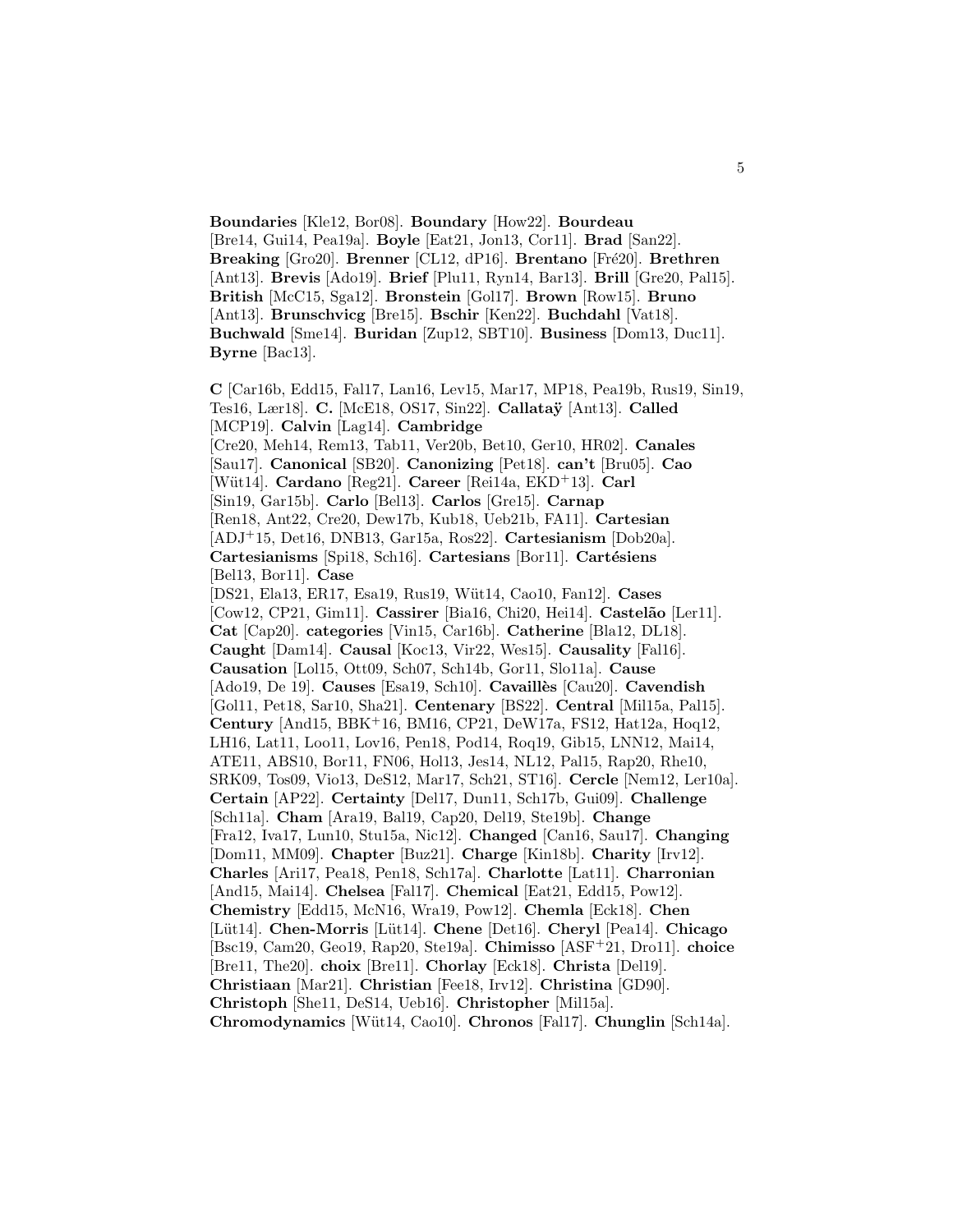**Boundaries** [Kle12, Bor08]. **Boundary** [How22]. **Bourdeau** [Bre14, Gui14, Pea19a]. **Boyle** [Eat21, Jon13, Cor11]. **Brad** [San22]. **Breaking** [Gro20]. **Brenner** [CL12, dP16]. **Brentano** [Fré20]. **Brethren** [Ant13]. **Brevis** [Ado19]. **Brief** [Plu11, Ryn14, Bar13]. **Brill** [Gre20, Pal15]. **British** [McC15, Sga12]. **Bronstein** [Gol17]. **Brown** [Row15]. **Bruno** [Ant13]. **Brunschvicg** [Bre15]. **Bschir** [Ken22]. **Buchdahl** [Vat18]. **Buchwald** [Sme14]. **Buridan** [Zup12, SBT10]. **Business** [Dom13, Duc11]. **Byrne** [Bac13].

**C** [Car16b, Edd15, Fal17, Lan16, Lev15, Mar17, MP18, Pea19b, Rus19, Sin19, Tes16, Lær18]. **C.** [McE18, OS17, Sin22]. **Callataÿ** [Ant13]. **Called** [MCP19]. **Calvin** [Lag14]. **Cambridge** [Cre20, Meh14, Rem13, Tab11, Ver20b, Bet10, Ger10, HR02]. **Canales** [Sau17]. **Canonical** [SB20]. **Canonizing** [Pet18]. **can't** [Bru05]. **Cao** [Wüt14]. **Cardano** [Reg21]. **Career** [Rei14a, EKD+13]. **Carl** [Sin19, Gar15b]. **Carlo** [Bel13]. **Carlos** [Gre15]. **Carnap** [Ren18, Ant22, Cre20, Dew17b, Kub18, Ueb21b, FA11]. **Cartesian** [ADJ+15, Det16, DNB13, Gar15a, Ros22]. **Cartesianism** [Dob20a]. **Cartesianisms** [Spi18, Sch16]. **Cartesians** [Bor11]. **Cartésiens** [Bel13, Bor11]. **Case** [DS21, Ela13, ER17, Esa19, Rus19, Wüt14, Cao10, Fan12]. **Cases** [Cow12, CP21, Gim11]. **Cassirer** [Bia16, Chi20, Hei14]. **Castelão** [Ler11]. **Cat** [Cap20]. **categories** [Vin15, Car16b]. **Catherine** [Bla12, DL18]. **Caught** [Dam14]. **Causal** [Koc13, Vir22, Wes15]. **Causality** [Fal16]. **Causation** [Lol15, Ott09, Sch07, Sch14b, Gor11, Slo11a]. **Cause** [Ado19, De 19]. **Causes** [Esa19, Sch10]. **Cavaillès** [Cau20]. **Cavendish** [Gol11, Pet18, Sar10, Sha21]. **Centenary** [BS22]. **Central** [Mil15a, Pal15]. **Century** [And15, BBK+16, BM16, CP21, DeW17a, FS12, Hat12a, Hoq12, LH16, Lat11, Loo11, Lov16, Pen18, Pod14, Roq19, Gib15, LNN12, Mai14, ATE11, ABS10, Bor11, FN06, Hol13, Jes14, NL12, Pal15, Rap20, Rhe10, SRK09, Tos09, Vio13, DeS12, Mar17, Sch21, ST16]. **Cercle** [Nem12, Ler10a]. **Certain** [AP22]. **Certainty** [Del17, Dun11, Sch17b, Gui09]. **Challenge** [Sch11a]. **Cham** [Ara19, Bal19, Cap20, Del19, Ste19b]. **Change** [Fra12, Iva17, Lun10, Stu15a, Nic12]. **Changed** [Can16, Sau17]. **Changing** [Dom11, MM09]. **Chapter** [Buz21]. **Charge** [Kin18b]. **Charity** [Irv12]. **Charles** [Ari17, Pea18, Pen18, Sch17a]. **Charlotte** [Lat11]. **Charronian** [And15, Mai14]. **Chelsea** [Fal17]. **Chemical** [Eat21, Edd15, Pow12]. **Chemistry** [Edd15, McN16, Wra19, Pow12]. **Chemla** [Eck18]. **Chen** [Lüt14]. **Chen-Morris** [Lüt14]. **Chene** [Det16]. **Cheryl** [Pea14]. **Chicago** [Bsc19, Cam20, Geo19, Rap20, Ste19a]. **Chimisso** [ASF+21, Dro11]. **choice** [Bre11, The20]. **choix** [Bre11]. **Chorlay** [Eck18]. **Christa** [Del19]. **Christiaan** [Mar21]. **Christian** [Fee18, Irv12]. **Christina** [GD90]. **Christoph** [She11, DeS14, Ueb16]. **Christopher** [Mil15a]. **Chromodynamics** [Wüt14, Cao10]. **Chronos** [Fal17]. **Chunglin** [Sch14a].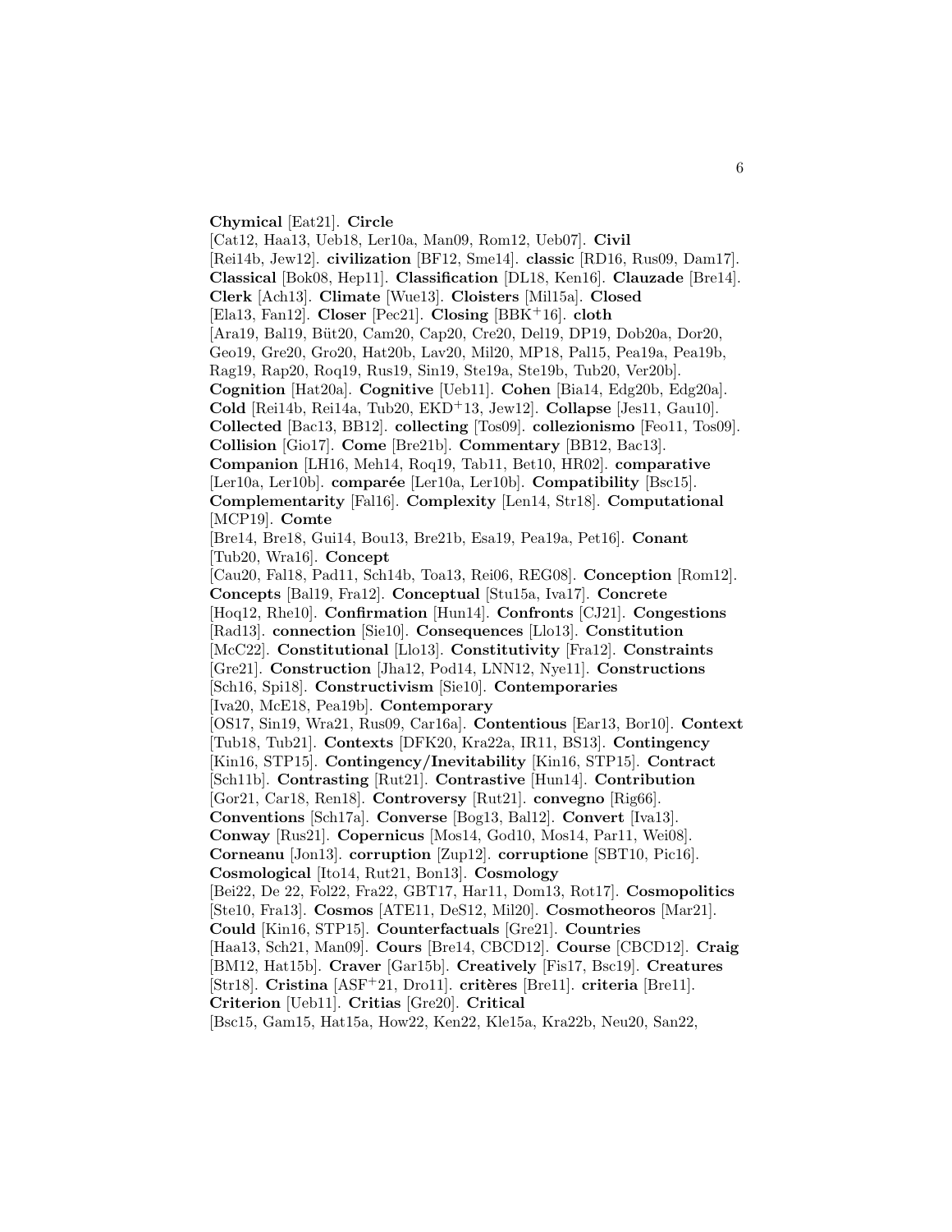**Chymical** [Eat21]. **Circle** [Cat12, Haa13, Ueb18, Ler10a, Man09, Rom12, Ueb07]. **Civil** [Rei14b, Jew12]. **civilization** [BF12, Sme14]. **classic** [RD16, Rus09, Dam17]. **Classical** [Bok08, Hep11]. **Classification** [DL18, Ken16]. **Clauzade** [Bre14]. **Clerk** [Ach13]. **Climate** [Wue13]. **Cloisters** [Mil15a]. **Closed** [Ela13, Fan12]. **Closer** [Pec21]. **Closing** [BBK+16]. **cloth** [Ara19, Bal19, Büt20, Cam20, Cap20, Cre20, Del19, DP19, Dob20a, Dor20, Geo19, Gre20, Gro20, Hat20b, Lav20, Mil20, MP18, Pal15, Pea19a, Pea19b, Rag19, Rap20, Roq19, Rus19, Sin19, Ste19a, Ste19b, Tub20, Ver20b]. **Cognition** [Hat20a]. **Cognitive** [Ueb11]. **Cohen** [Bia14, Edg20b, Edg20a]. **Cold** [Rei14b, Rei14a, Tub20, EKD+13, Jew12]. **Collapse** [Jes11, Gau10]. **Collected** [Bac13, BB12]. **collecting** [Tos09]. **collezionismo** [Feo11, Tos09]. **Collision** [Gio17]. **Come** [Bre21b]. **Commentary** [BB12, Bac13]. **Companion** [LH16, Meh14, Roq19, Tab11, Bet10, HR02]. **comparative** [Ler10a, Ler10b]. **comparée** [Ler10a, Ler10b]. **Compatibility** [Bsc15]. **Complementarity** [Fal16]. **Complexity** [Len14, Str18]. **Computational** [MCP19]. **Comte** [Bre14, Bre18, Gui14, Bou13, Bre21b, Esa19, Pea19a, Pet16]. **Conant** [Tub20, Wra16]. **Concept** [Cau20, Fal18, Pad11, Sch14b, Toa13, Rei06, REG08]. **Conception** [Rom12]. **Concepts** [Bal19, Fra12]. **Conceptual** [Stu15a, Iva17]. **Concrete** [Hoq12, Rhe10]. **Confirmation** [Hun14]. **Confronts** [CJ21]. **Congestions** [Rad13]. **connection** [Sie10]. **Consequences** [Llo13]. **Constitution** [McC22]. **Constitutional** [Llo13]. **Constitutivity** [Fra12]. **Constraints** [Gre21]. **Construction** [Jha12, Pod14, LNN12, Nye11]. **Constructions** [Sch16, Spi18]. **Constructivism** [Sie10]. **Contemporaries** [Iva20, McE18, Pea19b]. **Contemporary** [OS17, Sin19, Wra21, Rus09, Car16a]. **Contentious** [Ear13, Bor10]. **Context** [Tub18, Tub21]. **Contexts** [DFK20, Kra22a, IR11, BS13]. **Contingency** [Kin16, STP15]. **Contingency/Inevitability** [Kin16, STP15]. **Contract** [Sch11b]. **Contrasting** [Rut21]. **Contrastive** [Hun14]. **Contribution** [Gor21, Car18, Ren18]. **Controversy** [Rut21]. **convegno** [Rig66]. **Conventions** [Sch17a]. **Converse** [Bog13, Bal12]. **Convert** [Iva13]. **Conway** [Rus21]. **Copernicus** [Mos14, God10, Mos14, Par11, Wei08]. **Corneanu** [Jon13]. **corruption** [Zup12]. **corruptione** [SBT10, Pic16]. **Cosmological** [Ito14, Rut21, Bon13]. **Cosmology** [Bei22, De 22, Fol22, Fra22, GBT17, Har11, Dom13, Rot17]. **Cosmopolitics** [Ste10, Fra13]. **Cosmos** [ATE11, DeS12, Mil20]. **Cosmotheoros** [Mar21]. **Could** [Kin16, STP15]. **Counterfactuals** [Gre21]. **Countries** [Haa13, Sch21, Man09]. **Cours** [Bre14, CBCD12]. **Course** [CBCD12]. **Craig** [BM12, Hat15b]. **Craver** [Gar15b]. **Creatively** [Fis17, Bsc19]. **Creatures** [Str18]. **Cristina** [ASF+21, Dro11]. **critères** [Bre11]. **criteria** [Bre11]. **Criterion** [Ueb11]. **Critias** [Gre20]. **Critical** [Bsc15, Gam15, Hat15a, How22, Ken22, Kle15a, Kra22b, Neu20, San22,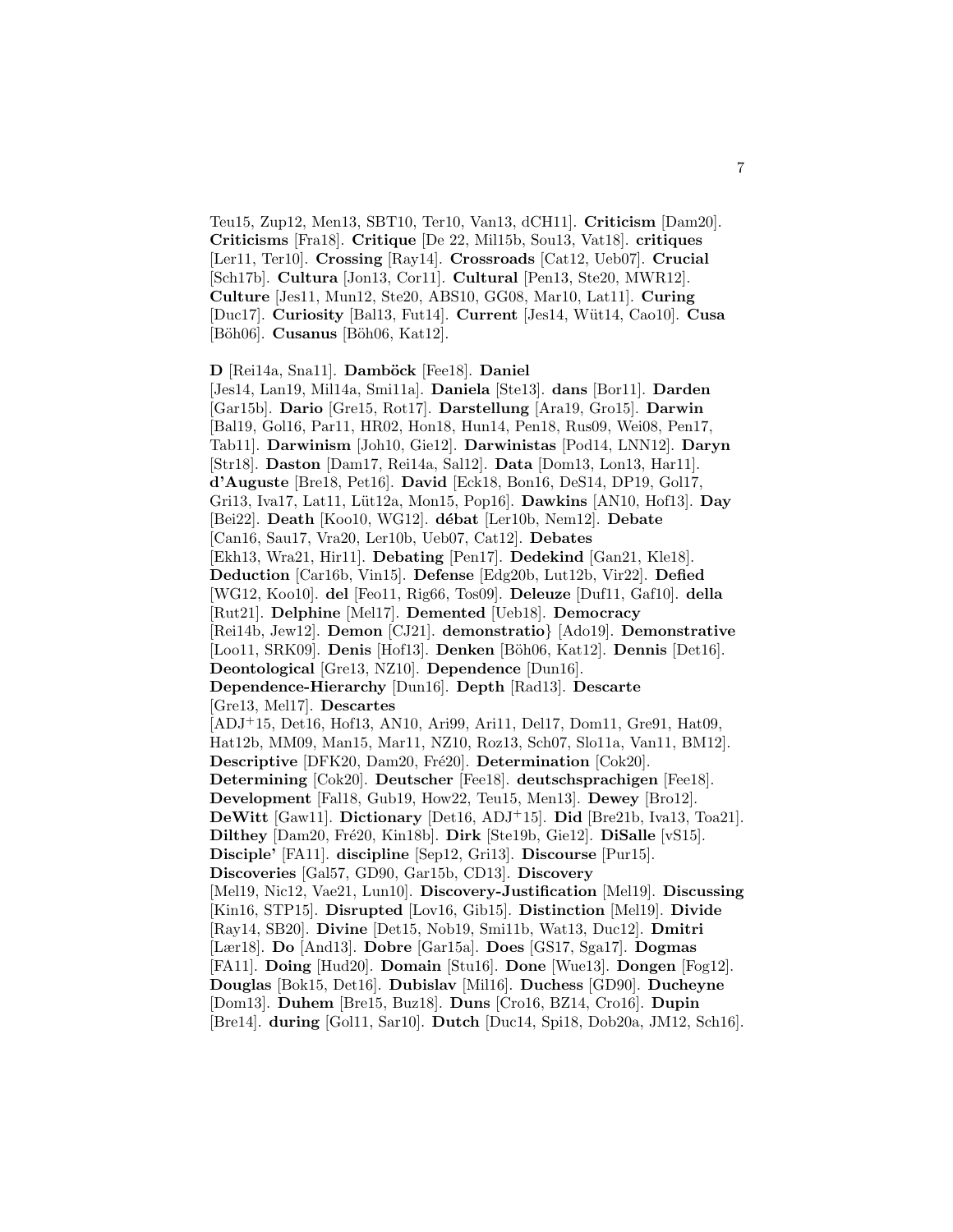Teu15, Zup12, Men13, SBT10, Ter10, Van13, dCH11]. **Criticism** [Dam20]. **Criticisms** [Fra18]. **Critique** [De 22, Mil15b, Sou13, Vat18]. **critiques** [Ler11, Ter10]. **Crossing** [Ray14]. **Crossroads** [Cat12, Ueb07]. **Crucial** [Sch17b]. **Cultura** [Jon13, Cor11]. **Cultural** [Pen13, Ste20, MWR12]. **Culture** [Jes11, Mun12, Ste20, ABS10, GG08, Mar10, Lat11]. **Curing** [Duc17]. **Curiosity** [Bal13, Fut14]. **Current** [Jes14, Wüt14, Cao10]. **Cusa** [Böh06]. **Cusanus** [Böh06, Kat12].

**D** [Rei14a, Sna11]. **Damböck** [Fee18]. **Daniel** [Jes14, Lan19, Mil14a, Smi11a]. **Daniela** [Ste13]. **dans** [Bor11]. **Darden** [Gar15b]. **Dario** [Gre15, Rot17]. **Darstellung** [Ara19, Gro15]. **Darwin** [Bal19, Gol16, Par11, HR02, Hon18, Hun14, Pen18, Rus09, Wei08, Pen17, Tab11]. **Darwinism** [Joh10, Gie12]. **Darwinistas** [Pod14, LNN12]. **Daryn** [Str18]. **Daston** [Dam17, Rei14a, Sal12]. **Data** [Dom13, Lon13, Har11]. **d'Auguste** [Bre18, Pet16]. **David** [Eck18, Bon16, DeS14, DP19, Gol17, Gri13, Iva17, Lat11, Lüt12a, Mon15, Pop16]. **Dawkins** [AN10, Hof13]. **Day** [Bei22]. **Death** [Koo10, WG12]. **débat** [Ler10b, Nem12]. **Debate** [Can16, Sau17, Vra20, Ler10b, Ueb07, Cat12]. **Debates** [Ekh13, Wra21, Hir11]. **Debating** [Pen17]. **Dedekind** [Gan21, Kle18]. **Deduction** [Car16b, Vin15]. **Defense** [Edg20b, Lut12b, Vir22]. **Defied** [WG12, Koo10]. **del** [Feo11, Rig66, Tos09]. **Deleuze** [Duf11, Gaf10]. **della** [Rut21]. **Delphine** [Mel17]. **Demented** [Ueb18]. **Democracy** [Rei14b, Jew12]. **Demon** [CJ21]. **demonstratio**} [Ado19]. **Demonstrative** [Loo11, SRK09]. **Denis** [Hof13]. **Denken** [Böh06, Kat12]. **Dennis** [Det16]. **Deontological** [Gre13, NZ10]. **Dependence** [Dun16]. **Dependence-Hierarchy** [Dun16]. **Depth** [Rad13]. **Descarte** [Gre13, Mel17]. **Descartes** [ADJ+15, Det16, Hof13, AN10, Ari99, Ari11, Del17, Dom11, Gre91, Hat09, Hat12b, MM09, Man15, Mar11, NZ10, Roz13, Sch07, Slo11a, Van11, BM12]. **Descriptive** [DFK20, Dam20, Fré20]. **Determination** [Cok20]. **Determining** [Cok20]. **Deutscher** [Fee18]. **deutschsprachigen** [Fee18]. **Development** [Fal18, Gub19, How22, Teu15, Men13]. **Dewey** [Bro12]. **DeWitt** [Gaw11]. **Dictionary** [Det16, ADJ+15]. **Did** [Bre21b, Iva13, Toa21]. **Dilthey** [Dam20, Fré20, Kin18b]. **Dirk** [Ste19b, Gie12]. **DiSalle** [vS15]. **Disciple'** [FA11]. **discipline** [Sep12, Gri13]. **Discourse** [Pur15]. **Discoveries** [Gal57, GD90, Gar15b, CD13]. **Discovery** [Mel19, Nic12, Vae21, Lun10]. **Discovery-Justification** [Mel19]. **Discussing** [Kin16, STP15]. **Disrupted** [Lov16, Gib15]. **Distinction** [Mel19]. **Divide** [Ray14, SB20]. **Divine** [Det15, Nob19, Smi11b, Wat13, Duc12]. **Dmitri** [Lær18]. **Do** [And13]. **Dobre** [Gar15a]. **Does** [GS17, Sga17]. **Dogmas** [FA11]. **Doing** [Hud20]. **Domain** [Stu16]. **Done** [Wue13]. **Dongen** [Fog12]. **Douglas** [Bok15, Det16]. **Dubislav** [Mil16]. **Duchess** [GD90]. **Ducheyne** [Dom13]. **Duhem** [Bre15, Buz18]. **Duns** [Cro16, BZ14, Cro16]. **Dupin** [Bre14]. **during** [Gol11, Sar10]. **Dutch** [Duc14, Spi18, Dob20a, JM12, Sch16].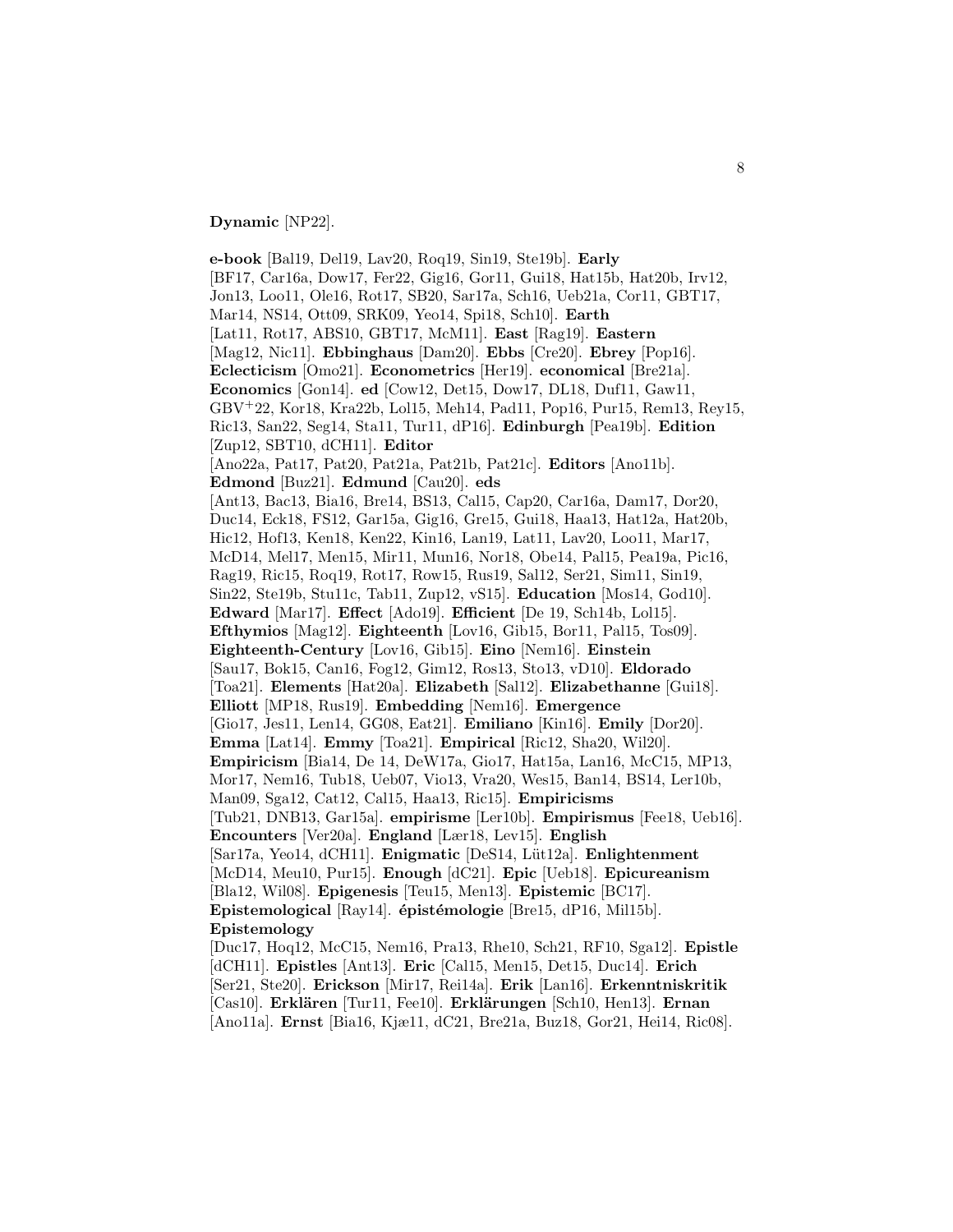**Dynamic** [NP22].

**e-book** [Bal19, Del19, Lav20, Roq19, Sin19, Ste19b]. **Early** [BF17, Car16a, Dow17, Fer22, Gig16, Gor11, Gui18, Hat15b, Hat20b, Irv12, Jon13, Loo11, Ole16, Rot17, SB20, Sar17a, Sch16, Ueb21a, Cor11, GBT17, Mar14, NS14, Ott09, SRK09, Yeo14, Spi18, Sch10]. **Earth** [Lat11, Rot17, ABS10, GBT17, McM11]. **East** [Rag19]. **Eastern** [Mag12, Nic11]. **Ebbinghaus** [Dam20]. **Ebbs** [Cre20]. **Ebrey** [Pop16]. **Eclecticism** [Omo21]. **Econometrics** [Her19]. **economical** [Bre21a]. **Economics** [Gon14]. **ed** [Cow12, Det15, Dow17, DL18, Duf11, Gaw11, GBV+22, Kor18, Kra22b, Lol15, Meh14, Pad11, Pop16, Pur15, Rem13, Rey15, Ric13, San22, Seg14, Sta11, Tur11, dP16]. **Edinburgh** [Pea19b]. **Edition** [Zup12, SBT10, dCH11]. **Editor** [Ano22a, Pat17, Pat20, Pat21a, Pat21b, Pat21c]. **Editors** [Ano11b]. **Edmond** [Buz21]. **Edmund** [Cau20]. **eds** [Ant13, Bac13, Bia16, Bre14, BS13, Cal15, Cap20, Car16a, Dam17, Dor20, Duc14, Eck18, FS12, Gar15a, Gig16, Gre15, Gui18, Haa13, Hat12a, Hat20b, Hic12, Hof13, Ken18, Ken22, Kin16, Lan19, Lat11, Lav20, Loo11, Mar17, McD14, Mel17, Men15, Mir11, Mun16, Nor18, Obe14, Pal15, Pea19a, Pic16, Rag19, Ric15, Roq19, Rot17, Row15, Rus19, Sal12, Ser21, Sim11, Sin19, Sin22, Ste19b, Stu11c, Tab11, Zup12, vS15]. **Education** [Mos14, God10]. **Edward** [Mar17]. **Effect** [Ado19]. **Efficient** [De 19, Sch14b, Lol15]. **Efthymios** [Mag12]. **Eighteenth** [Lov16, Gib15, Bor11, Pal15, Tos09]. **Eighteenth-Century** [Lov16, Gib15]. **Eino** [Nem16]. **Einstein** [Sau17, Bok15, Can16, Fog12, Gim12, Ros13, Sto13, vD10]. **Eldorado** [Toa21]. **Elements** [Hat20a]. **Elizabeth** [Sal12]. **Elizabethanne** [Gui18]. **Elliott** [MP18, Rus19]. **Embedding** [Nem16]. **Emergence** [Gio17, Jes11, Len14, GG08, Eat21]. **Emiliano** [Kin16]. **Emily** [Dor20]. **Emma** [Lat14]. **Emmy** [Toa21]. **Empirical** [Ric12, Sha20, Wil20]. **Empiricism** [Bia14, De 14, DeW17a, Gio17, Hat15a, Lan16, McC15, MP13, Mor17, Nem16, Tub18, Ueb07, Vio13, Vra20, Wes15, Ban14, BS14, Ler10b, Man09, Sga12, Cat12, Cal15, Haa13, Ric15]. **Empiricisms** [Tub21, DNB13, Gar15a]. **empirisme** [Ler10b]. **Empirismus** [Fee18, Ueb16]. **Encounters** [Ver20a]. **England** [Lær18, Lev15]. **English** [Sar17a, Yeo14, dCH11]. **Enigmatic** [DeS14, Lüt12a]. **Enlightenment** [McD14, Meu10, Pur15]. **Enough** [dC21]. **Epic** [Ueb18]. **Epicureanism** [Bla12, Wil08]. **Epigenesis** [Teu15, Men13]. **Epistemic** [BC17]. **Epistemological** [Ray14]. **épistémologie** [Bre15, dP16, Mil15b]. **Epistemology** [Duc17, Hoq12, McC15, Nem16, Pra13, Rhe10, Sch21, RF10, Sga12]. **Epistle** [dCH11]. **Epistles** [Ant13]. **Eric** [Cal15, Men15, Det15, Duc14]. **Erich** [Ser21, Ste20]. **Erickson** [Mir17, Rei14a]. **Erik** [Lan16]. **Erkenntniskritik** [Cas10]. **Erklären** [Tur11, Fee10]. **Erklärungen** [Sch10, Hen13]. **Ernan** [Ano11a]. **Ernst** [Bia16, Kjæ11, dC21, Bre21a, Buz18, Gor21, Hei14, Ric08].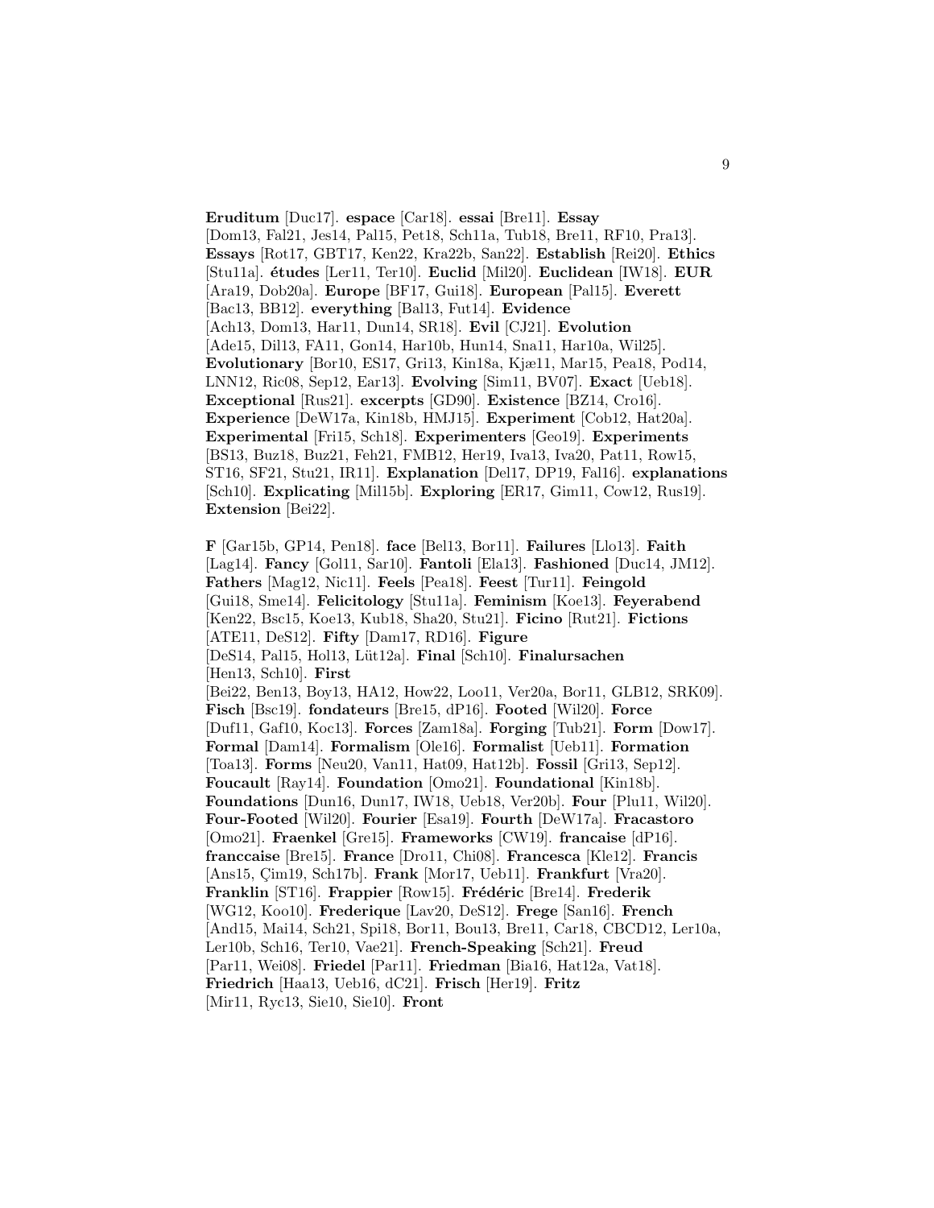**Eruditum** [Duc17]. **espace** [Car18]. **essai** [Bre11]. **Essay** [Dom13, Fal21, Jes14, Pal15, Pet18, Sch11a, Tub18, Bre11, RF10, Pra13]. **Essays** [Rot17, GBT17, Ken22, Kra22b, San22]. **Establish** [Rei20]. **Ethics** [Stu11a]. **études** [Ler11, Ter10]. **Euclid** [Mil20]. **Euclidean** [IW18]. **EUR** [Ara19, Dob20a]. **Europe** [BF17, Gui18]. **European** [Pal15]. **Everett** [Bac13, BB12]. **everything** [Bal13, Fut14]. **Evidence** [Ach13, Dom13, Har11, Dun14, SR18]. **Evil** [CJ21]. **Evolution** [Ade15, Dil13, FA11, Gon14, Har10b, Hun14, Sna11, Har10a, Wil25]. **Evolutionary** [Bor10, ES17, Gri13, Kin18a, Kjæ11, Mar15, Pea18, Pod14, LNN12, Ric08, Sep12, Ear13]. **Evolving** [Sim11, BV07]. **Exact** [Ueb18]. **Exceptional** [Rus21]. **excerpts** [GD90]. **Existence** [BZ14, Cro16]. **Experience** [DeW17a, Kin18b, HMJ15]. **Experiment** [Cob12, Hat20a]. **Experimental** [Fri15, Sch18]. **Experimenters** [Geo19]. **Experiments** [BS13, Buz18, Buz21, Feh21, FMB12, Her19, Iva13, Iva20, Pat11, Row15, ST16, SF21, Stu21, IR11]. **Explanation** [Del17, DP19, Fal16]. **explanations** [Sch10]. **Explicating** [Mil15b]. **Exploring** [ER17, Gim11, Cow12, Rus19]. **Extension** [Bei22].

**F** [Gar15b, GP14, Pen18]. **face** [Bel13, Bor11]. **Failures** [Llo13]. **Faith** [Lag14]. **Fancy** [Gol11, Sar10]. **Fantoli** [Ela13]. **Fashioned** [Duc14, JM12]. **Fathers** [Mag12, Nic11]. **Feels** [Pea18]. **Feest** [Tur11]. **Feingold** [Gui18, Sme14]. **Felicitology** [Stu11a]. **Feminism** [Koe13]. **Feyerabend** [Ken22, Bsc15, Koe13, Kub18, Sha20, Stu21]. **Ficino** [Rut21]. **Fictions** [ATE11, DeS12]. **Fifty** [Dam17, RD16]. **Figure** [DeS14, Pal15, Hol13, Lüt12a]. **Final** [Sch10]. **Finalursachen** [Hen13, Sch10]. **First** [Bei22, Ben13, Boy13, HA12, How22, Loo11, Ver20a, Bor11, GLB12, SRK09]. **Fisch** [Bsc19]. **fondateurs** [Bre15, dP16]. **Footed** [Wil20]. **Force** [Duf11, Gaf10, Koc13]. **Forces** [Zam18a]. **Forging** [Tub21]. **Form** [Dow17]. **Formal** [Dam14]. **Formalism** [Ole16]. **Formalist** [Ueb11]. **Formation** [Toa13]. **Forms** [Neu20, Van11, Hat09, Hat12b]. **Fossil** [Gri13, Sep12]. **Foucault** [Ray14]. **Foundation** [Omo21]. **Foundational** [Kin18b]. **Foundations** [Dun16, Dun17, IW18, Ueb18, Ver20b]. **Four** [Plu11, Wil20]. **Four-Footed** [Wil20]. **Fourier** [Esa19]. **Fourth** [DeW17a]. **Fracastoro** [Omo21]. **Fraenkel** [Gre15]. **Frameworks** [CW19]. **francaise** [dP16]. **franccaise** [Bre15]. **France** [Dro11, Chi08]. **Francesca** [Kle12]. **Francis** [Ans15, Çim19, Sch17b]. **Frank** [Mor17, Ueb11]. **Frankfurt** [Vra20]. **Franklin** [ST16]. **Frappier** [Row15]. **Frédéric** [Bre14]. **Frederik** [WG12, Koo10]. **Frederique** [Lav20, DeS12]. **Frege** [San16]. **French** [And15, Mai14, Sch21, Spi18, Bor11, Bou13, Bre11, Car18, CBCD12, Ler10a, Ler10b, Sch16, Ter10, Vae21]. **French-Speaking** [Sch21]. **Freud** [Par11, Wei08]. **Friedel** [Par11]. **Friedman** [Bia16, Hat12a, Vat18]. **Friedrich** [Haa13, Ueb16, dC21]. **Frisch** [Her19]. **Fritz** [Mir11, Ryc13, Sie10, Sie10]. **Front**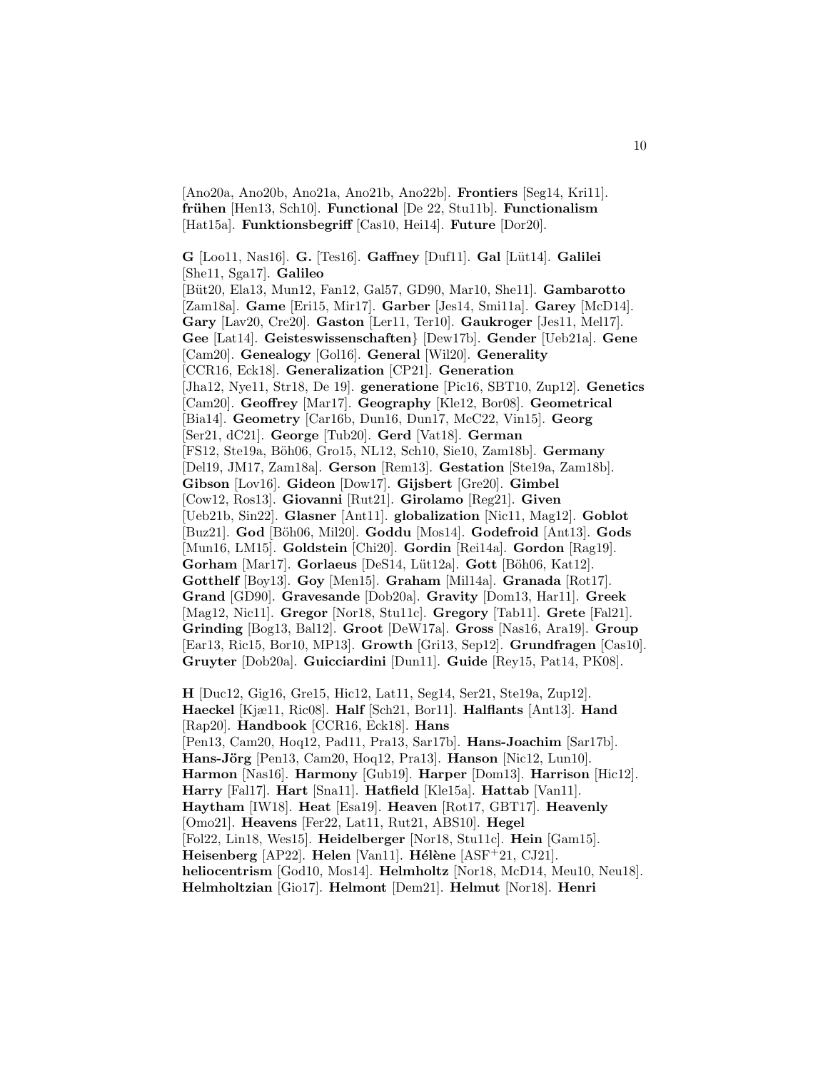[Ano20a, Ano20b, Ano21a, Ano21b, Ano22b]. **Frontiers** [Seg14, Kri11]. **frühen** [Hen13, Sch10]. **Functional** [De 22, Stu11b]. **Functionalism** [Hat15a]. **Funktionsbegriff** [Cas10, Hei14]. **Future** [Dor20].

**G** [Loo11, Nas16]. **G.** [Tes16]. **Gaffney** [Duf11]. **Gal** [Lüt14]. **Galilei** [She11, Sga17]. **Galileo** [Büt20, Ela13, Mun12, Fan12, Gal57, GD90, Mar10, She11]. **Gambarotto** [Zam18a]. **Game** [Eri15, Mir17]. **Garber** [Jes14, Smi11a]. **Garey** [McD14]. **Gary** [Lav20, Cre20]. **Gaston** [Ler11, Ter10]. **Gaukroger** [Jes11, Mel17]. **Gee** [Lat14]. **Geisteswissenschaften**} [Dew17b]. **Gender** [Ueb21a]. **Gene** [Cam20]. **Genealogy** [Gol16]. **General** [Wil20]. **Generality** [CCR16, Eck18]. **Generalization** [CP21]. **Generation** [Jha12, Nye11, Str18, De 19]. **generatione** [Pic16, SBT10, Zup12]. **Genetics** [Cam20]. **Geoffrey** [Mar17]. **Geography** [Kle12, Bor08]. **Geometrical** [Bia14]. **Geometry** [Car16b, Dun16, Dun17, McC22, Vin15]. **Georg** [Ser21, dC21]. **George** [Tub20]. **Gerd** [Vat18]. **German** [FS12, Ste19a, Böh06, Gro15, NL12, Sch10, Sie10, Zam18b]. **Germany** [Del19, JM17, Zam18a]. **Gerson** [Rem13]. **Gestation** [Ste19a, Zam18b]. **Gibson** [Lov16]. **Gideon** [Dow17]. **Gijsbert** [Gre20]. **Gimbel** [Cow12, Ros13]. **Giovanni** [Rut21]. **Girolamo** [Reg21]. **Given** [Ueb21b, Sin22]. **Glasner** [Ant11]. **globalization** [Nic11, Mag12]. **Goblot** [Buz21]. **God** [Böh06, Mil20]. **Goddu** [Mos14]. **Godefroid** [Ant13]. **Gods** [Mun16, LM15]. **Goldstein** [Chi20]. **Gordin** [Rei14a]. **Gordon** [Rag19]. **Gorham** [Mar17]. **Gorlaeus** [DeS14, Lüt12a]. **Gott** [Böh06, Kat12]. **Gotthelf** [Boy13]. **Goy** [Men15]. **Graham** [Mil14a]. **Granada** [Rot17]. **Grand** [GD90]. **Gravesande** [Dob20a]. **Gravity** [Dom13, Har11]. **Greek** [Mag12, Nic11]. **Gregor** [Nor18, Stu11c]. **Gregory** [Tab11]. **Grete** [Fal21]. **Grinding** [Bog13, Bal12]. **Groot** [DeW17a]. **Gross** [Nas16, Ara19]. **Group** [Ear13, Ric15, Bor10, MP13]. **Growth** [Gri13, Sep12]. **Grundfragen** [Cas10]. **Gruyter** [Dob20a]. **Guicciardini** [Dun11]. **Guide** [Rey15, Pat14, PK08].

**H** [Duc12, Gig16, Gre15, Hic12, Lat11, Seg14, Ser21, Ste19a, Zup12]. **Haeckel** [Kjæ11, Ric08]. **Half** [Sch21, Bor11]. **Halflants** [Ant13]. **Hand** [Rap20]. **Handbook** [CCR16, Eck18]. **Hans** [Pen13, Cam20, Hoq12, Pad11, Pra13, Sar17b]. **Hans-Joachim** [Sar17b]. **Hans-Jörg** [Pen13, Cam20, Hoq12, Pra13]. **Hanson** [Nic12, Lun10]. **Harmon** [Nas16]. **Harmony** [Gub19]. **Harper** [Dom13]. **Harrison** [Hic12]. **Harry** [Fal17]. **Hart** [Sna11]. **Hatfield** [Kle15a]. **Hattab** [Van11]. **Haytham** [IW18]. **Heat** [Esa19]. **Heaven** [Rot17, GBT17]. **Heavenly** [Omo21]. **Heavens** [Fer22, Lat11, Rut21, ABS10]. **Hegel** [Fol22, Lin18, Wes15]. **Heidelberger** [Nor18, Stu11c]. **Hein** [Gam15]. **Heisenberg** [AP22]. **Helen** [Van11]. **Hélène** [ASF+21, CJ21]. **heliocentrism** [God10, Mos14]. **Helmholtz** [Nor18, McD14, Meu10, Neu18]. **Helmholtzian** [Gio17]. **Helmont** [Dem21]. **Helmut** [Nor18]. **Henri**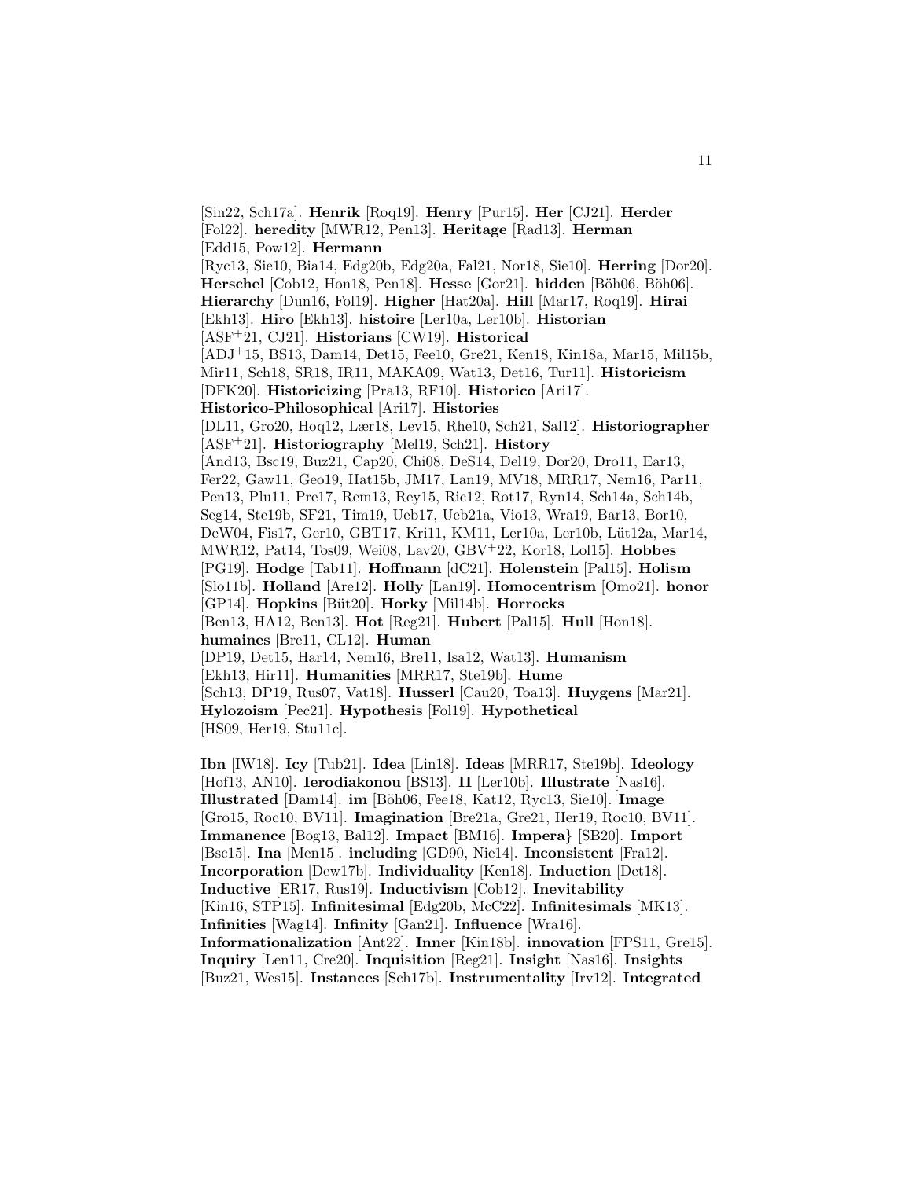[Sin22, Sch17a]. **Henrik** [Roq19]. **Henry** [Pur15]. **Her** [CJ21]. **Herder** [Fol22]. **heredity** [MWR12, Pen13]. **Heritage** [Rad13]. **Herman** [Edd15, Pow12]. **Hermann** [Ryc13, Sie10, Bia14, Edg20b, Edg20a, Fal21, Nor18, Sie10]. **Herring** [Dor20]. **Herschel** [Cob12, Hon18, Pen18]. **Hesse** [Gor21]. **hidden** [Böh06, Böh06]. **Hierarchy** [Dun16, Fol19]. **Higher** [Hat20a]. **Hill** [Mar17, Roq19]. **Hirai** [Ekh13]. **Hiro** [Ekh13]. **histoire** [Ler10a, Ler10b]. **Historian** [ASF+21, CJ21]. **Historians** [CW19]. **Historical** [ADJ+15, BS13, Dam14, Det15, Fee10, Gre21, Ken18, Kin18a, Mar15, Mil15b, Mir11, Sch18, SR18, IR11, MAKA09, Wat13, Det16, Tur11]. **Historicism** [DFK20]. **Historicizing** [Pra13, RF10]. **Historico** [Ari17]. **Historico-Philosophical** [Ari17]. **Histories** [DL11, Gro20, Hoq12, Lær18, Lev15, Rhe10, Sch21, Sal12]. **Historiographer** [ASF+21]. **Historiography** [Mel19, Sch21]. **History** [And13, Bsc19, Buz21, Cap20, Chi08, DeS14, Del19, Dor20, Dro11, Ear13, Fer22, Gaw11, Geo19, Hat15b, JM17, Lan19, MV18, MRR17, Nem16, Par11, Pen13, Plu11, Pre17, Rem13, Rey15, Ric12, Rot17, Ryn14, Sch14a, Sch14b, Seg14, Ste19b, SF21, Tim19, Ueb17, Ueb21a, Vio13, Wra19, Bar13, Bor10, DeW04, Fis17, Ger10, GBT17, Kri11, KM11, Ler10a, Ler10b, Lüt12a, Mar14, MWR12, Pat14, Tos09, Wei08, Lav20, GBV+22, Kor18, Lol15]. **Hobbes** [PG19]. **Hodge** [Tab11]. **Hoffmann** [dC21]. **Holenstein** [Pal15]. **Holism** [Slo11b]. **Holland** [Are12]. **Holly** [Lan19]. **Homocentrism** [Omo21]. **honor** [GP14]. **Hopkins** [Büt20]. **Horky** [Mil14b]. **Horrocks** [Ben13, HA12, Ben13]. **Hot** [Reg21]. **Hubert** [Pal15]. **Hull** [Hon18]. **humaines** [Bre11, CL12]. **Human** [DP19, Det15, Har14, Nem16, Bre11, Isa12, Wat13]. **Humanism** [Ekh13, Hir11]. **Humanities** [MRR17, Ste19b]. **Hume** [Sch13, DP19, Rus07, Vat18]. **Husserl** [Cau20, Toa13]. **Huygens** [Mar21]. **Hylozoism** [Pec21]. **Hypothesis** [Fol19]. **Hypothetical** [HS09, Her19, Stu11c].

**Ibn** [IW18]. **Icy** [Tub21]. **Idea** [Lin18]. **Ideas** [MRR17, Ste19b]. **Ideology** [Hof13, AN10]. **Ierodiakonou** [BS13]. **II** [Ler10b]. **Illustrate** [Nas16]. **Illustrated** [Dam14]. **im** [Böh06, Fee18, Kat12, Ryc13, Sie10]. **Image** [Gro15, Roc10, BV11]. **Imagination** [Bre21a, Gre21, Her19, Roc10, BV11]. **Immanence** [Bog13, Bal12]. **Impact** [BM16]. **Impera**} [SB20]. **Import** [Bsc15]. **Ina** [Men15]. **including** [GD90, Nie14]. **Inconsistent** [Fra12]. **Incorporation** [Dew17b]. **Individuality** [Ken18]. **Induction** [Det18]. **Inductive** [ER17, Rus19]. **Inductivism** [Cob12]. **Inevitability** [Kin16, STP15]. **Infinitesimal** [Edg20b, McC22]. **Infinitesimals** [MK13]. **Infinities** [Wag14]. **Infinity** [Gan21]. **Influence** [Wra16]. **Informationalization** [Ant22]. **Inner** [Kin18b]. **innovation** [FPS11, Gre15]. **Inquiry** [Len11, Cre20]. **Inquisition** [Reg21]. **Insight** [Nas16]. **Insights** [Buz21, Wes15]. **Instances** [Sch17b]. **Instrumentality** [Irv12]. **Integrated**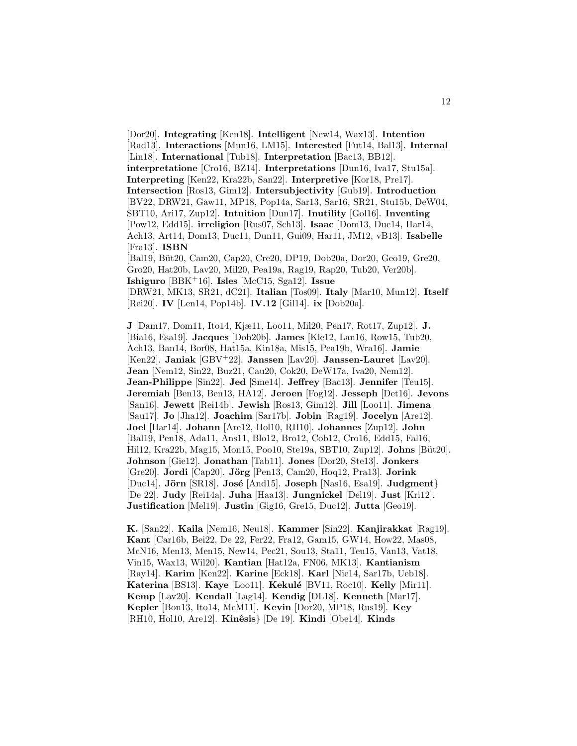[Dor20]. **Integrating** [Ken18]. **Intelligent** [New14, Wax13]. **Intention** [Rad13]. **Interactions** [Mun16, LM15]. **Interested** [Fut14, Bal13]. **Internal** [Lin18]. **International** [Tub18]. **Interpretation** [Bac13, BB12]. **interpretatione** [Cro16, BZ14]. **Interpretations** [Dun16, Iva17, Stu15a]. **Interpreting** [Ken22, Kra22b, San22]. **Interpretive** [Kor18, Pre17]. **Intersection** [Ros13, Gim12]. **Intersubjectivity** [Gub19]. **Introduction** [BV22, DRW21, Gaw11, MP18, Pop14a, Sar13, Sar16, SR21, Stu15b, DeW04, SBT10, Ari17, Zup12]. **Intuition** [Dun17]. **Inutility** [Gol16]. **Inventing** [Pow12, Edd15]. **irreligion** [Rus07, Sch13]. **Isaac** [Dom13, Duc14, Har14, Ach13, Art14, Dom13, Duc11, Dun11, Gui09, Har11, JM12, vB13]. **Isabelle** [Fra13]. **ISBN** [Bal19, Büt20, Cam20, Cap20, Cre20, DP19, Dob20a, Dor20, Geo19, Gre20, Gro20, Hat20b, Lav20, Mil20, Pea19a, Rag19, Rap20, Tub20, Ver20b]. **Ishiguro** [BBK+16]. **Isles** [McC15, Sga12]. **Issue** [DRW21, MK13, SR21, dC21]. **Italian** [Tos09]. **Italy** [Mar10, Mun12]. **Itself** [Rei20]. **IV** [Len14, Pop14b]. **IV.12** [Gil14]. **ix** [Dob20a].

**J** [Dam17, Dom11, Ito14, Kjæ11, Loo11, Mil20, Pen17, Rot17, Zup12]. **J.** [Bia16, Esa19]. **Jacques** [Dob20b]. **James** [Kle12, Lan16, Row15, Tub20, Ach13, Ban14, Bor08, Hat15a, Kin18a, Mis15, Pea19b, Wra16]. **Jamie** [Ken22]. **Janiak** [GBV+22]. **Janssen** [Lav20]. **Janssen-Lauret** [Lav20]. **Jean** [Nem12, Sin22, Buz21, Cau20, Cok20, DeW17a, Iva20, Nem12]. **Jean-Philippe** [Sin22]. **Jed** [Sme14]. **Jeffrey** [Bac13]. **Jennifer** [Teu15]. **Jeremiah** [Ben13, Ben13, HA12]. **Jeroen** [Fog12]. **Jesseph** [Det16]. **Jevons** [San16]. **Jewett** [Rei14b]. **Jewish** [Ros13, Gim12]. **Jill** [Loo11]. **Jimena** [Sau17]. **Jo** [Jha12]. **Joachim** [Sar17b]. **Jobin** [Rag19]. **Jocelyn** [Are12]. **Joel** [Har14]. **Johann** [Are12, Hol10, RH10]. **Johannes** [Zup12]. **John** [Bal19, Pen18, Ada11, Ans11, Blo12, Bro12, Cob12, Cro16, Edd15, Fal16, Hil12, Kra22b, Mag15, Mon15, Poo10, Ste19a, SBT10, Zup12]. **Johns** [Büt20]. **Johnson** [Gie12]. **Jonathan** [Tab11]. **Jones** [Dor20, Ste13]. **Jonkers** [Gre20]. **Jordi** [Cap20]. **Jörg** [Pen13, Cam20, Hoq12, Pra13]. **Jorink** [Duc14]. **Jörn** [SR18]. **José** [And15]. **Joseph** [Nas16, Esa19]. **Judgment**} [De 22]. **Judy** [Rei14a]. **Juha** [Haa13]. **Jungnickel** [Del19]. **Just** [Kri12]. **Justification** [Mel19]. **Justin** [Gig16, Gre15, Duc12]. **Jutta** [Geo19].

**K.** [San22]. **Kaila** [Nem16, Neu18]. **Kammer** [Sin22]. **Kanjirakkat** [Rag19]. **Kant** [Car16b, Bei22, De 22, Fer22, Fra12, Gam15, GW14, How22, Mas08, McN16, Men13, Men15, New14, Pec21, Sou13, Sta11, Teu15, Van13, Vat18, Vin15, Wax13, Wil20]. **Kantian** [Hat12a, FN06, MK13]. **Kantianism** [Ray14]. **Karim** [Ken22]. **Karine** [Eck18]. **Karl** [Nie14, Sar17b, Ueb18]. **Katerina** [BS13]. **Kaye** [Loo11]. **Kekulé** [BV11, Roc10]. **Kelly** [Mir11]. **Kemp** [Lav20]. **Kendall** [Lag14]. **Kendig** [DL18]. **Kenneth** [Mar17]. **Kepler** [Bon13, Ito14, McM11]. **Kevin** [Dor20, MP18, Rus19]. **Key** [RH10, Hol10, Are12]. **Kinêsis**} [De 19]. **Kindi** [Obe14]. **Kinds**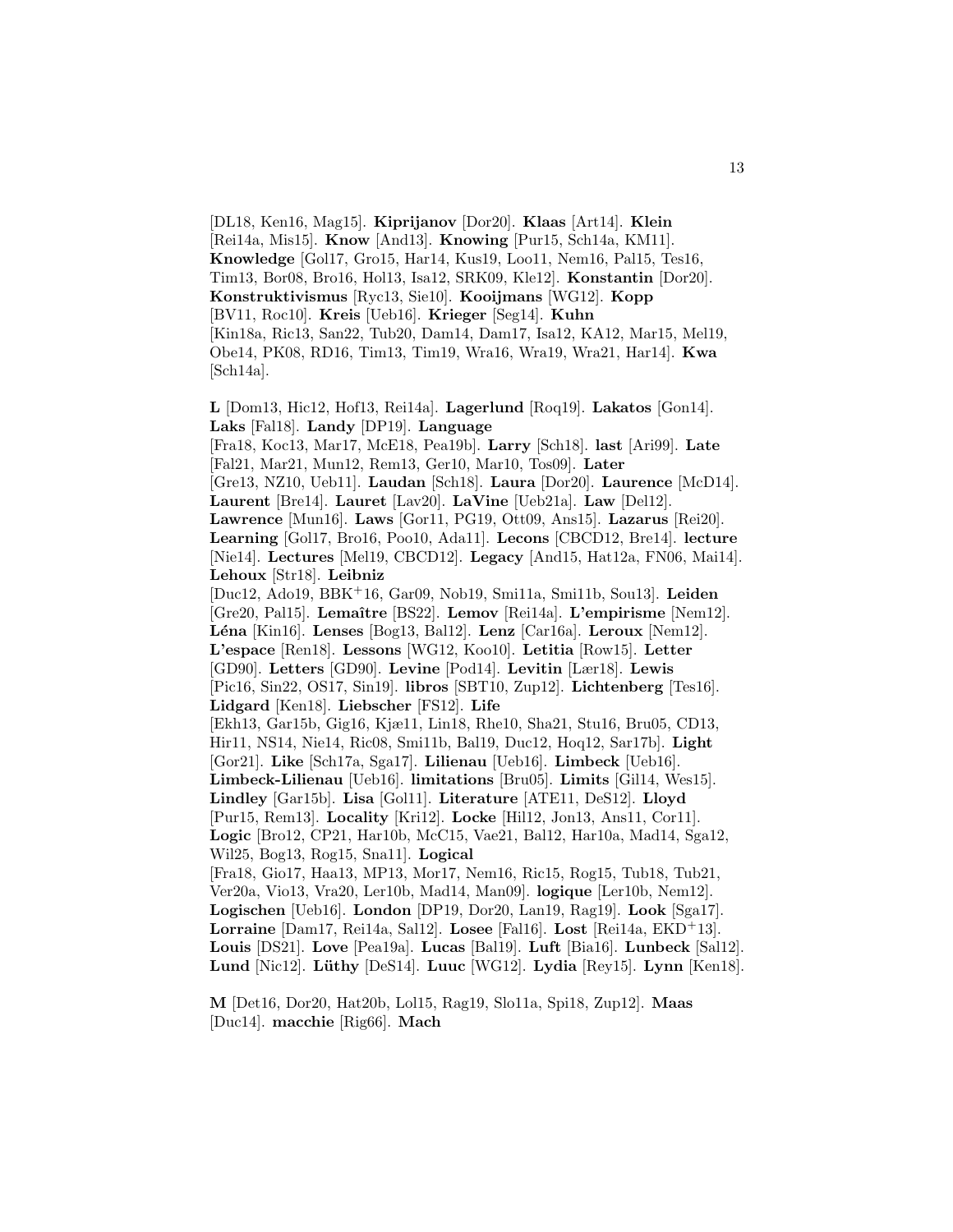[DL18, Ken16, Mag15]. **Kiprijanov** [Dor20]. **Klaas** [Art14]. **Klein** [Rei14a, Mis15]. **Know** [And13]. **Knowing** [Pur15, Sch14a, KM11]. **Knowledge** [Gol17, Gro15, Har14, Kus19, Loo11, Nem16, Pal15, Tes16, Tim13, Bor08, Bro16, Hol13, Isa12, SRK09, Kle12]. **Konstantin** [Dor20]. **Konstruktivismus** [Ryc13, Sie10]. **Kooijmans** [WG12]. **Kopp** [BV11, Roc10]. **Kreis** [Ueb16]. **Krieger** [Seg14]. **Kuhn** [Kin18a, Ric13, San22, Tub20, Dam14, Dam17, Isa12, KA12, Mar15, Mel19, Obe14, PK08, RD16, Tim13, Tim19, Wra16, Wra19, Wra21, Har14]. **Kwa** [Sch14a].

**L** [Dom13, Hic12, Hof13, Rei14a]. **Lagerlund** [Roq19]. **Lakatos** [Gon14]. **Laks** [Fal18]. **Landy** [DP19]. **Language** [Fra18, Koc13, Mar17, McE18, Pea19b]. **Larry** [Sch18]. **last** [Ari99]. **Late** [Fal21, Mar21, Mun12, Rem13, Ger10, Mar10, Tos09]. **Later** [Gre13, NZ10, Ueb11]. **Laudan** [Sch18]. **Laura** [Dor20]. **Laurence** [McD14]. **Laurent** [Bre14]. **Lauret** [Lav20]. **LaVine** [Ueb21a]. **Law** [Del12]. **Lawrence** [Mun16]. **Laws** [Gor11, PG19, Ott09, Ans15]. **Lazarus** [Rei20]. **Learning** [Gol17, Bro16, Poo10, Ada11]. **Lecons** [CBCD12, Bre14]. **lecture** [Nie14]. **Lectures** [Mel19, CBCD12]. **Legacy** [And15, Hat12a, FN06, Mai14]. **Lehoux** [Str18]. **Leibniz** [Duc12, Ado19, BBK+16, Gar09, Nob19, Smi11a, Smi11b, Sou13]. **Leiden** [Gre20, Pal15]. **Lemaître** [BS22]. **Lemov** [Rei14a]. **L'empirisme** [Nem12]. **Léna** [Kin16]. **Lenses** [Bog13, Bal12]. **Lenz** [Car16a]. **Leroux** [Nem12]. **L'espace** [Ren18]. **Lessons** [WG12, Koo10]. **Letitia** [Row15]. **Letter** [GD90]. **Letters** [GD90]. **Levine** [Pod14]. **Levitin** [Lær18]. **Lewis** [Pic16, Sin22, OS17, Sin19]. **libros** [SBT10, Zup12]. **Lichtenberg** [Tes16]. **Lidgard** [Ken18]. **Liebscher** [FS12]. **Life** [Ekh13, Gar15b, Gig16, Kjæ11, Lin18, Rhe10, Sha21, Stu16, Bru05, CD13, Hir11, NS14, Nie14, Ric08, Smi11b, Bal19, Duc12, Hoq12, Sar17b]. **Light** [Gor21]. **Like** [Sch17a, Sga17]. **Lilienau** [Ueb16]. **Limbeck** [Ueb16]. **Limbeck-Lilienau** [Ueb16]. **limitations** [Bru05]. **Limits** [Gil14, Wes15]. **Lindley** [Gar15b]. **Lisa** [Gol11]. **Literature** [ATE11, DeS12]. **Lloyd** [Pur15, Rem13]. **Locality** [Kri12]. **Locke** [Hil12, Jon13, Ans11, Cor11]. **Logic** [Bro12, CP21, Har10b, McC15, Vae21, Bal12, Har10a, Mad14, Sga12, Wil25, Bog13, Rog15, Sna11]. **Logical** [Fra18, Gio17, Haa13, MP13, Mor17, Nem16, Ric15, Rog15, Tub18, Tub21, Ver20a, Vio13, Vra20, Ler10b, Mad14, Man09]. **logique** [Ler10b, Nem12]. **Logischen** [Ueb16]. **London** [DP19, Dor20, Lan19, Rag19]. **Look** [Sga17]. **Lorraine** [Dam17, Rei14a, Sal12]. **Losee** [Fal16]. **Lost** [Rei14a, EKD+13]. **Louis** [DS21]. **Love** [Pea19a]. **Lucas** [Bal19]. **Luft** [Bia16]. **Lunbeck** [Sal12]. **Lund** [Nic12]. **Lüthy** [DeS14]. **Luuc** [WG12]. **Lydia** [Rey15]. **Lynn** [Ken18].

**M** [Det16, Dor20, Hat20b, Lol15, Rag19, Slo11a, Spi18, Zup12]. **Maas** [Duc14]. **macchie** [Rig66]. **Mach**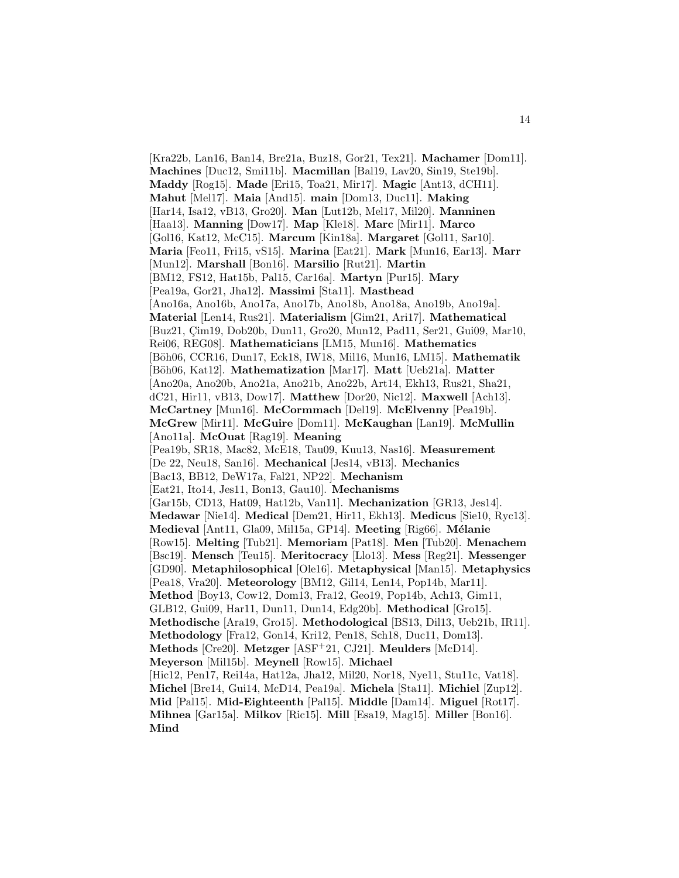[Kra22b, Lan16, Ban14, Bre21a, Buz18, Gor21, Tex21]. **Machamer** [Dom11]. **Machines** [Duc12, Smi11b]. **Macmillan** [Bal19, Lav20, Sin19, Ste19b]. **Maddy** [Rog15]. **Made** [Eri15, Toa21, Mir17]. **Magic** [Ant13, dCH11]. **Mahut** [Mel17]. **Maia** [And15]. **main** [Dom13, Duc11]. **Making** [Har14, Isa12, vB13, Gro20]. **Man** [Lut12b, Mel17, Mil20]. **Manninen** [Haa13]. **Manning** [Dow17]. **Map** [Kle18]. **Marc** [Mir11]. **Marco** [Gol16, Kat12, McC15]. **Marcum** [Kin18a]. **Margaret** [Gol11, Sar10]. **Maria** [Feo11, Fri15, vS15]. **Marina** [Eat21]. **Mark** [Mun16, Ear13]. **Marr** [Mun12]. **Marshall** [Bon16]. **Marsilio** [Rut21]. **Martin** [BM12, FS12, Hat15b, Pal15, Car16a]. **Martyn** [Pur15]. **Mary** [Pea19a, Gor21, Jha12]. **Massimi** [Sta11]. **Masthead** [Ano16a, Ano16b, Ano17a, Ano17b, Ano18b, Ano18a, Ano19b, Ano19a]. **Material** [Len14, Rus21]. **Materialism** [Gim21, Ari17]. **Mathematical** [Buz21, Çim19, Dob20b, Dun11, Gro20, Mun12, Pad11, Ser21, Gui09, Mar10, Rei06, REG08]. **Mathematicians** [LM15, Mun16]. **Mathematics** [Böh06, CCR16, Dun17, Eck18, IW18, Mil16, Mun16, LM15]. **Mathematik** [Böh06, Kat12]. **Mathematization** [Mar17]. **Matt** [Ueb21a]. **Matter** [Ano20a, Ano20b, Ano21a, Ano21b, Ano22b, Art14, Ekh13, Rus21, Sha21, dC21, Hir11, vB13, Dow17]. **Matthew** [Dor20, Nic12]. **Maxwell** [Ach13]. **McCartney** [Mun16]. **McCormmach** [Del19]. **McElvenny** [Pea19b]. **McGrew** [Mir11]. **McGuire** [Dom11]. **McKaughan** [Lan19]. **McMullin** [Ano11a]. **McOuat** [Rag19]. **Meaning** [Pea19b, SR18, Mac82, McE18, Tau09, Kuu13, Nas16]. **Measurement** [De 22, Neu18, San16]. **Mechanical** [Jes14, vB13]. **Mechanics** [Bac13, BB12, DeW17a, Fal21, NP22]. **Mechanism** [Eat21, Ito14, Jes11, Bon13, Gau10]. **Mechanisms** [Gar15b, CD13, Hat09, Hat12b, Van11]. **Mechanization** [GR13, Jes14]. **Medawar** [Nie14]. **Medical** [Dem21, Hir11, Ekh13]. **Medicus** [Sie10, Ryc13]. **Medieval** [Ant11, Gla09, Mil15a, GP14]. **Meeting** [Rig66]. **Mélanie** [Row15]. **Melting** [Tub21]. **Memoriam** [Pat18]. **Men** [Tub20]. **Menachem** [Bsc19]. **Mensch** [Teu15]. **Meritocracy** [Llo13]. **Mess** [Reg21]. **Messenger** [GD90]. **Metaphilosophical** [Ole16]. **Metaphysical** [Man15]. **Metaphysics** [Pea18, Vra20]. **Meteorology** [BM12, Gil14, Len14, Pop14b, Mar11]. **Method** [Boy13, Cow12, Dom13, Fra12, Geo19, Pop14b, Ach13, Gim11, GLB12, Gui09, Har11, Dun11, Dun14, Edg20b]. **Methodical** [Gro15]. **Methodische** [Ara19, Gro15]. **Methodological** [BS13, Dil13, Ueb21b, IR11]. **Methodology** [Fra12, Gon14, Kri12, Pen18, Sch18, Duc11, Dom13]. **Methods** [Cre20]. **Metzger** [ASF+21, CJ21]. **Meulders** [McD14]. **Meyerson** [Mil15b]. **Meynell** [Row15]. **Michael** [Hic12, Pen17, Rei14a, Hat12a, Jha12, Mil20, Nor18, Nye11, Stu11c, Vat18]. **Michel** [Bre14, Gui14, McD14, Pea19a]. **Michela** [Sta11]. **Michiel** [Zup12]. **Mid** [Pal15]. **Mid-Eighteenth** [Pal15]. **Middle** [Dam14]. **Miguel** [Rot17]. **Mihnea** [Gar15a]. **Milkov** [Ric15]. **Mill** [Esa19, Mag15]. **Miller** [Bon16]. **Mind**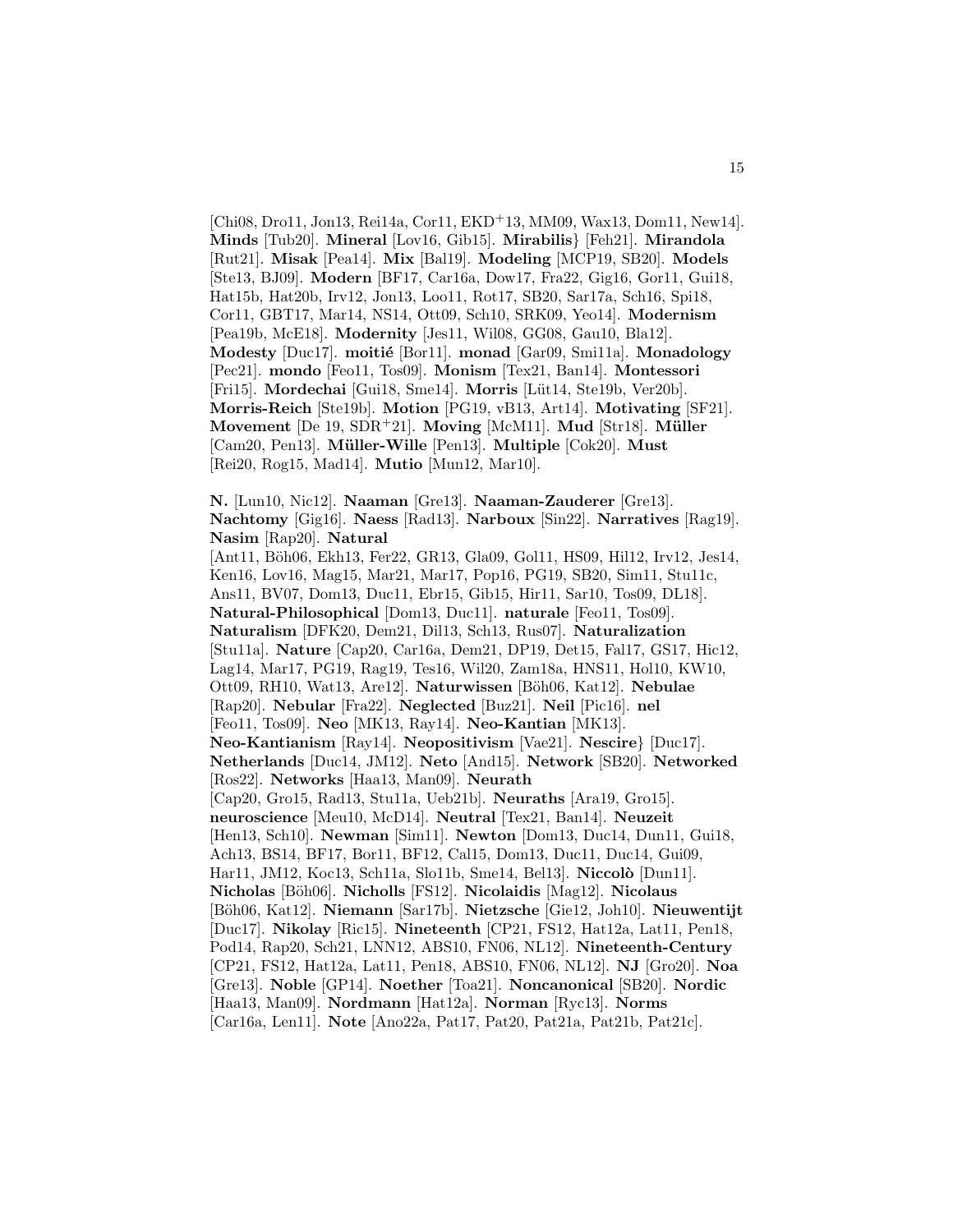[Chi08, Dro11, Jon13, Rei14a, Cor11, EKD[+]13, MM09, Wax13, Dom11, New14]. **Minds** [Tub20]. **Mineral** [Lov16, Gib15]. **Mirabilis**} [Feh21]. **Mirandola** [Rut21]. **Misak** [Pea14]. **Mix** [Bal19]. **Modeling** [MCP19, SB20]. **Models** [Ste13, BJ09]. **Modern** [BF17, Car16a, Dow17, Fra22, Gig16, Gor11, Gui18, Hat15b, Hat20b, Irv12, Jon13, Loo11, Rot17, SB20, Sar17a, Sch16, Spi18, Cor11, GBT17, Mar14, NS14, Ott09, Sch10, SRK09, Yeo14]. **Modernism** [Pea19b, McE18]. **Modernity** [Jes11, Wil08, GG08, Gau10, Bla12]. **Modesty** [Duc17]. **moitié** [Bor11]. **monad** [Gar09, Smi11a]. **Monadology** [Pec21]. **mondo** [Feo11, Tos09]. **Monism** [Tex21, Ban14]. **Montessori** [Fri15]. **Mordechai** [Gui18, Sme14]. **Morris** [Lüt14, Ste19b, Ver20b]. **Morris-Reich** [Ste19b]. **Motion** [PG19, vB13, Art14]. **Motivating** [SF21]. **Movement** [De 19, SDR[+]21]. **Moving** [McM11]. **Mud** [Str18]. **Müller** [Cam20, Pen13]. **Müller-Wille** [Pen13]. **Multiple** [Cok20]. **Must** [Rei20, Rog15, Mad14]. **Mutio** [Mun12, Mar10].

**N.** [Lun10, Nic12]. **Naaman** [Gre13]. **Naaman-Zauderer** [Gre13]. **Nachtomy** [Gig16]. **Naess** [Rad13]. **Narboux** [Sin22]. **Narratives** [Rag19]. **Nasim** [Rap20]. **Natural** [Ant11, Böh06, Ekh13, Fer22, GR13, Gla09, Gol11, HS09, Hil12, Irv12, Jes14, Ken16, Lov16, Mag15, Mar21, Mar17, Pop16, PG19, SB20, Sim11, Stu11c, Ans11, BV07, Dom13, Duc11, Ebr15, Gib15, Hir11, Sar10, Tos09, DL18]. **Natural-Philosophical** [Dom13, Duc11]. **naturale** [Feo11, Tos09]. **Naturalism** [DFK20, Dem21, Dil13, Sch13, Rus07]. **Naturalization** [Stu11a]. **Nature** [Cap20, Car16a, Dem21, DP19, Det15, Fal17, GS17, Hic12, Lag14, Mar17, PG19, Rag19, Tes16, Wil20, Zam18a, HNS11, Hol10, KW10, Ott09, RH10, Wat13, Are12]. **Naturwissen** [Böh06, Kat12]. **Nebulae** [Rap20]. **Nebular** [Fra22]. **Neglected** [Buz21]. **Neil** [Pic16]. **nel** [Feo11, Tos09]. **Neo** [MK13, Ray14]. **Neo-Kantian** [MK13]. **Neo-Kantianism** [Ray14]. **Neopositivism** [Vae21]. **Nescire**} [Duc17]. **Netherlands** [Duc14, JM12]. **Neto** [And15]. **Network** [SB20]. **Networked** [Ros22]. **Networks** [Haa13, Man09]. **Neurath** [Cap20, Gro15, Rad13, Stu11a, Ueb21b]. **Neuraths** [Ara19, Gro15]. **neuroscience** [Meu10, McD14]. **Neutral** [Tex21, Ban14]. **Neuzeit** [Hen13, Sch10]. **Newman** [Sim11]. **Newton** [Dom13, Duc14, Dun11, Gui18, Ach13, BS14, BF17, Bor11, BF12, Cal15, Dom13, Duc11, Duc14, Gui09, Har11, JM12, Koc13, Sch11a, Slo11b, Sme14, Bel13]. **Niccolò** [Dun11]. **Nicholas** [Böh06]. **Nicholls** [FS12]. **Nicolaidis** [Mag12]. **Nicolaus** [Böh06, Kat12]. **Niemann** [Sar17b]. **Nietzsche** [Gie12, Joh10]. **Nieuwentijt** [Duc17]. **Nikolay** [Ric15]. **Nineteenth** [CP21, FS12, Hat12a, Lat11, Pen18, Pod14, Rap20, Sch21, LNN12, ABS10, FN06, NL12]. **Nineteenth-Century** [CP21, FS12, Hat12a, Lat11, Pen18, ABS10, FN06, NL12]. **NJ** [Gro20]. **Noa** [Gre13]. **Noble** [GP14]. **Noether** [Toa21]. **Noncanonical** [SB20]. **Nordic** [Haa13, Man09]. **Nordmann** [Hat12a]. **Norman** [Ryc13]. **Norms** [Car16a, Len11]. **Note** [Ano22a, Pat17, Pat20, Pat21a, Pat21b, Pat21c].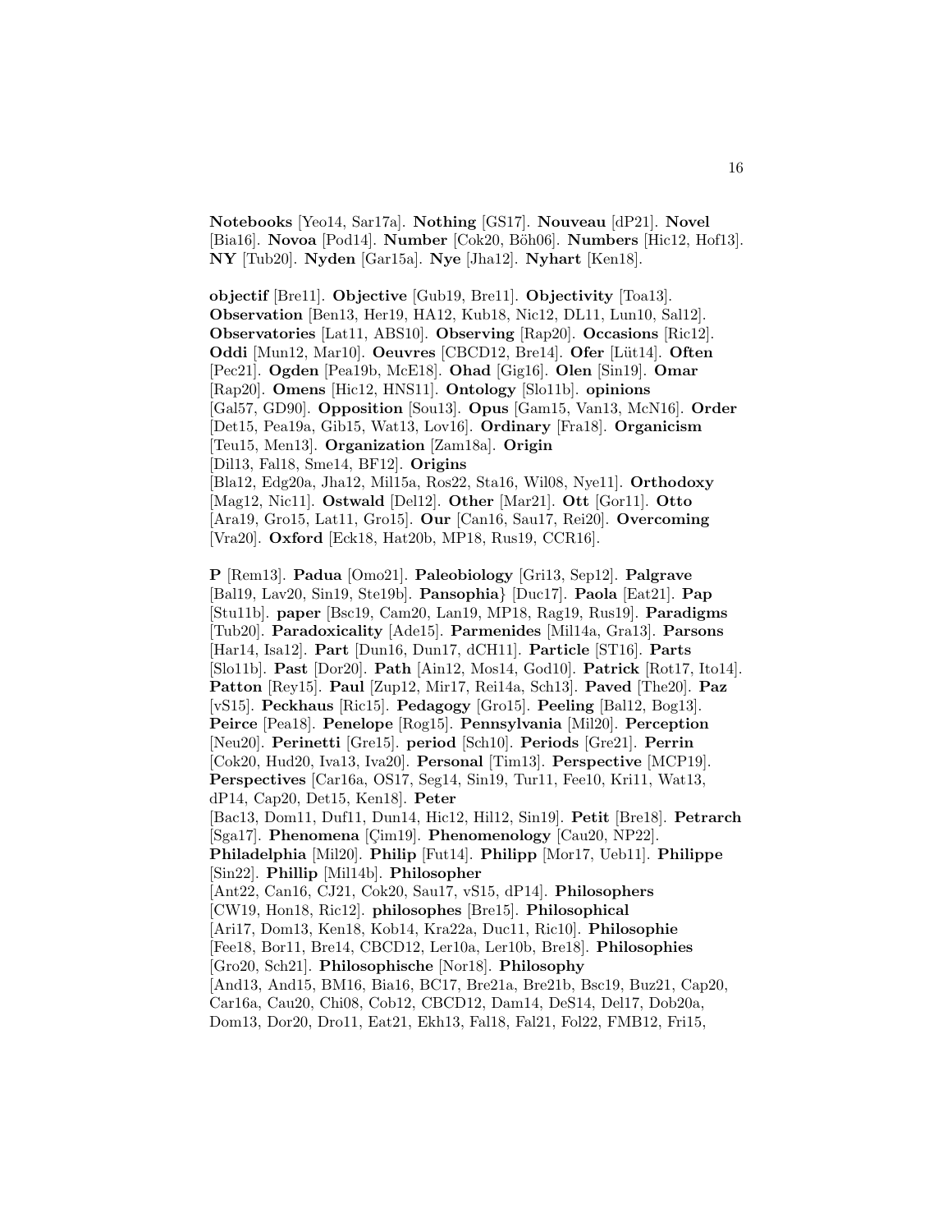**Notebooks** [Yeo14, Sar17a]. **Nothing** [GS17]. **Nouveau** [dP21]. **Novel** [Bia16]. **Novoa** [Pod14]. **Number** [Cok20, Böh06]. **Numbers** [Hic12, Hof13]. **NY** [Tub20]. **Nyden** [Gar15a]. **Nye** [Jha12]. **Nyhart** [Ken18].

**objectif** [Bre11]. **Objective** [Gub19, Bre11]. **Objectivity** [Toa13]. **Observation** [Ben13, Her19, HA12, Kub18, Nic12, DL11, Lun10, Sal12]. **Observatories** [Lat11, ABS10]. **Observing** [Rap20]. **Occasions** [Ric12]. **Oddi** [Mun12, Mar10]. **Oeuvres** [CBCD12, Bre14]. **Ofer** [Lüt14]. **Often** [Pec21]. **Ogden** [Pea19b, McE18]. **Ohad** [Gig16]. **Olen** [Sin19]. **Omar** [Rap20]. **Omens** [Hic12, HNS11]. **Ontology** [Slo11b]. **opinions** [Gal57, GD90]. **Opposition** [Sou13]. **Opus** [Gam15, Van13, McN16]. **Order** [Det15, Pea19a, Gib15, Wat13, Lov16]. **Ordinary** [Fra18]. **Organicism** [Teu15, Men13]. **Organization** [Zam18a]. **Origin** [Dil13, Fal18, Sme14, BF12]. **Origins** [Bla12, Edg20a, Jha12, Mil15a, Ros22, Sta16, Wil08, Nye11]. **Orthodoxy** [Mag12, Nic11]. **Ostwald** [Del12]. **Other** [Mar21]. **Ott** [Gor11]. **Otto** [Ara19, Gro15, Lat11, Gro15]. **Our** [Can16, Sau17, Rei20]. **Overcoming** [Vra20]. **Oxford** [Eck18, Hat20b, MP18, Rus19, CCR16].

**P** [Rem13]. **Padua** [Omo21]. **Paleobiology** [Gri13, Sep12]. **Palgrave** [Bal19, Lav20, Sin19, Ste19b]. **Pansophia**} [Duc17]. **Paola** [Eat21]. **Pap** [Stu11b]. **paper** [Bsc19, Cam20, Lan19, MP18, Rag19, Rus19]. **Paradigms** [Tub20]. **Paradoxicality** [Ade15]. **Parmenides** [Mil14a, Gra13]. **Parsons** [Har14, Isa12]. **Part** [Dun16, Dun17, dCH11]. **Particle** [ST16]. **Parts** [Slo11b]. **Past** [Dor20]. **Path** [Ain12, Mos14, God10]. **Patrick** [Rot17, Ito14]. **Patton** [Rey15]. **Paul** [Zup12, Mir17, Rei14a, Sch13]. **Paved** [The20]. **Paz** [vS15]. **Peckhaus** [Ric15]. **Pedagogy** [Gro15]. **Peeling** [Bal12, Bog13]. **Peirce** [Pea18]. **Penelope** [Rog15]. **Pennsylvania** [Mil20]. **Perception** [Neu20]. **Perinetti** [Gre15]. **period** [Sch10]. **Periods** [Gre21]. **Perrin** [Cok20, Hud20, Iva13, Iva20]. **Personal** [Tim13]. **Perspective** [MCP19]. **Perspectives** [Car16a, OS17, Seg14, Sin19, Tur11, Fee10, Kri11, Wat13, dP14, Cap20, Det15, Ken18]. **Peter** [Bac13, Dom11, Duf11, Dun14, Hic12, Hil12, Sin19]. **Petit** [Bre18]. **Petrarch** [Sga17]. **Phenomena** [Çim19]. **Phenomenology** [Cau20, NP22]. **Philadelphia** [Mil20]. **Philip** [Fut14]. **Philipp** [Mor17, Ueb11]. **Philippe** [Sin22]. **Phillip** [Mil14b]. **Philosopher** [Ant22, Can16, CJ21, Cok20, Sau17, vS15, dP14]. **Philosophers** [CW19, Hon18, Ric12]. **philosophes** [Bre15]. **Philosophical** [Ari17, Dom13, Ken18, Kob14, Kra22a, Duc11, Ric10]. **Philosophie** [Fee18, Bor11, Bre14, CBCD12, Ler10a, Ler10b, Bre18]. **Philosophies** [Gro20, Sch21]. **Philosophische** [Nor18]. **Philosophy** [And13, And15, BM16, Bia16, BC17, Bre21a, Bre21b, Bsc19, Buz21, Cap20, Car16a, Cau20, Chi08, Cob12, CBCD12, Dam14, DeS14, Del17, Dob20a, Dom13, Dor20, Dro11, Eat21, Ekh13, Fal18, Fal21, Fol22, FMB12, Fri15,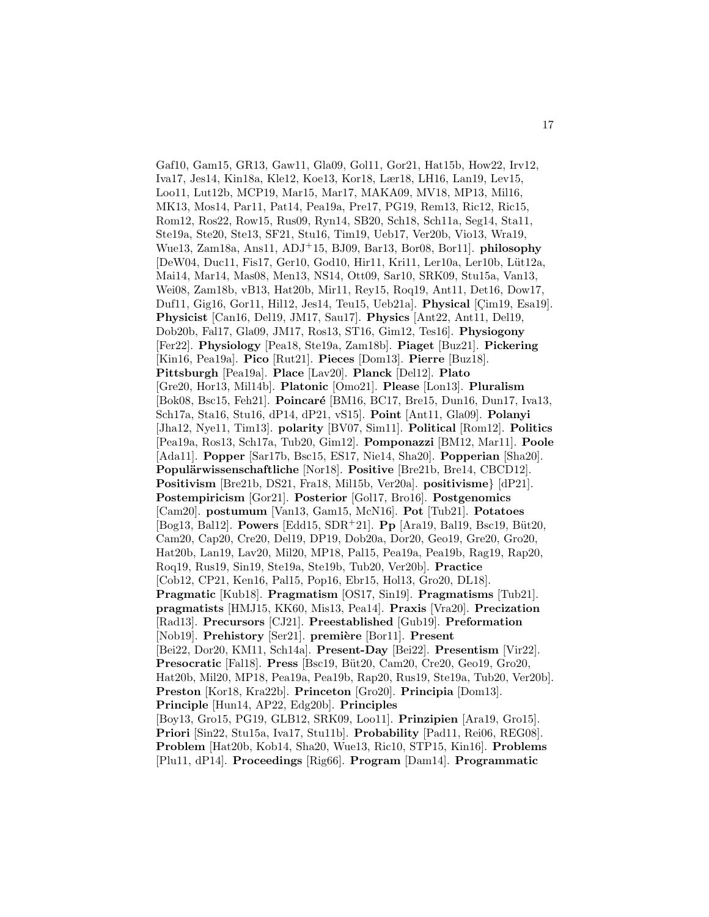Gaf10, Gam15, GR13, Gaw11, Gla09, Gol11, Gor21, Hat15b, How22, Irv12, Iva17, Jes14, Kin18a, Kle12, Koe13, Kor18, Lær18, LH16, Lan19, Lev15, Loo11, Lut12b, MCP19, Mar15, Mar17, MAKA09, MV18, MP13, Mil16, MK13, Mos14, Par11, Pat14, Pea19a, Pre17, PG19, Rem13, Ric12, Ric15, Rom12, Ros22, Row15, Rus09, Ryn14, SB20, Sch18, Sch11a, Seg14, Sta11, Ste19a, Ste20, Ste13, SF21, Stu16, Tim19, Ueb17, Ver20b, Vio13, Wra19, Wue13, Zam18a, Ans11, ADJ[+]15, BJ09, Bar13, Bor08, Bor11]. **philosophy** [DeW04, Duc11, Fis17, Ger10, God10, Hir11, Kri11, Ler10a, Ler10b, Lüt12a, Mai14, Mar14, Mas08, Men13, NS14, Ott09, Sar10, SRK09, Stu15a, Van13, Wei08, Zam18b, vB13, Hat20b, Mir11, Rey15, Roq19, Ant11, Det16, Dow17, Duf11, Gig16, Gor11, Hil12, Jes14, Teu15, Ueb21a]. **Physical** [Çim19, Esa19]. **Physicist** [Can16, Del19, JM17, Sau17]. **Physics** [Ant22, Ant11, Del19, Dob20b, Fal17, Gla09, JM17, Ros13, ST16, Gim12, Tes16]. **Physiogony** [Fer22]. **Physiology** [Pea18, Ste19a, Zam18b]. **Piaget** [Buz21]. **Pickering** [Kin16, Pea19a]. **Pico** [Rut21]. **Pieces** [Dom13]. **Pierre** [Buz18]. **Pittsburgh** [Pea19a]. **Place** [Lav20]. **Planck** [Del12]. **Plato** [Gre20, Hor13, Mil14b]. **Platonic** [Omo21]. **Please** [Lon13]. **Pluralism** [Bok08, Bsc15, Feh21]. **Poincaré** [BM16, BC17, Bre15, Dun16, Dun17, Iva13, Sch17a, Sta16, Stu16, dP14, dP21, vS15]. **Point** [Ant11, Gla09]. **Polanyi** [Jha12, Nye11, Tim13]. **polarity** [BV07, Sim11]. **Political** [Rom12]. **Politics** [Pea19a, Ros13, Sch17a, Tub20, Gim12]. **Pomponazzi** [BM12, Mar11]. **Poole** [Ada11]. **Popper** [Sar17b, Bsc15, ES17, Nie14, Sha20]. **Popperian** [Sha20]. **Populärwissenschaftliche** [Nor18]. **Positive** [Bre21b, Bre14, CBCD12]. **Positivism** [Bre21b, DS21, Fra18, Mil15b, Ver20a]. **positivisme**} [dP21]. **Postempiricism** [Gor21]. **Posterior** [Gol17, Bro16]. **Postgenomics** [Cam20]. **postumum** [Van13, Gam15, McN16]. **Pot** [Tub21]. **Potatoes** [Bog13, Bal12]. **Powers** [Edd15, SDR[+]21]. **Pp** [Ara19, Bal19, Bsc19, Büt20, Cam20, Cap20, Cre20, Del19, DP19, Dob20a, Dor20, Geo19, Gre20, Gro20, Hat20b, Lan19, Lav20, Mil20, MP18, Pal15, Pea19a, Pea19b, Rag19, Rap20, Roq19, Rus19, Sin19, Ste19a, Ste19b, Tub20, Ver20b]. **Practice** [Cob12, CP21, Ken16, Pal15, Pop16, Ebr15, Hol13, Gro20, DL18]. **Pragmatic** [Kub18]. **Pragmatism** [OS17, Sin19]. **Pragmatisms** [Tub21]. **pragmatists** [HMJ15, KK60, Mis13, Pea14]. **Praxis** [Vra20]. **Precization** [Rad13]. **Precursors** [CJ21]. **Preestablished** [Gub19]. **Preformation** [Nob19]. **Prehistory** [Ser21]. **première** [Bor11]. **Present** [Bei22, Dor20, KM11, Sch14a]. **Present-Day** [Bei22]. **Presentism** [Vir22]. **Presocratic** [Fal18]. **Press** [Bsc19, Büt20, Cam20, Cre20, Geo19, Gro20, Hat20b, Mil20, MP18, Pea19a, Pea19b, Rap20, Rus19, Ste19a, Tub20, Ver20b]. **Preston** [Kor18, Kra22b]. **Princeton** [Gro20]. **Principia** [Dom13]. **Principle** [Hun14, AP22, Edg20b]. **Principles** [Boy13, Gro15, PG19, GLB12, SRK09, Loo11]. **Prinzipien** [Ara19, Gro15]. **Priori** [Sin22, Stu15a, Iva17, Stu11b]. **Probability** [Pad11, Rei06, REG08]. **Problem** [Hat20b, Kob14, Sha20, Wue13, Ric10, STP15, Kin16]. **Problems** [Plu11, dP14]. **Proceedings** [Rig66]. **Program** [Dam14]. **Programmatic**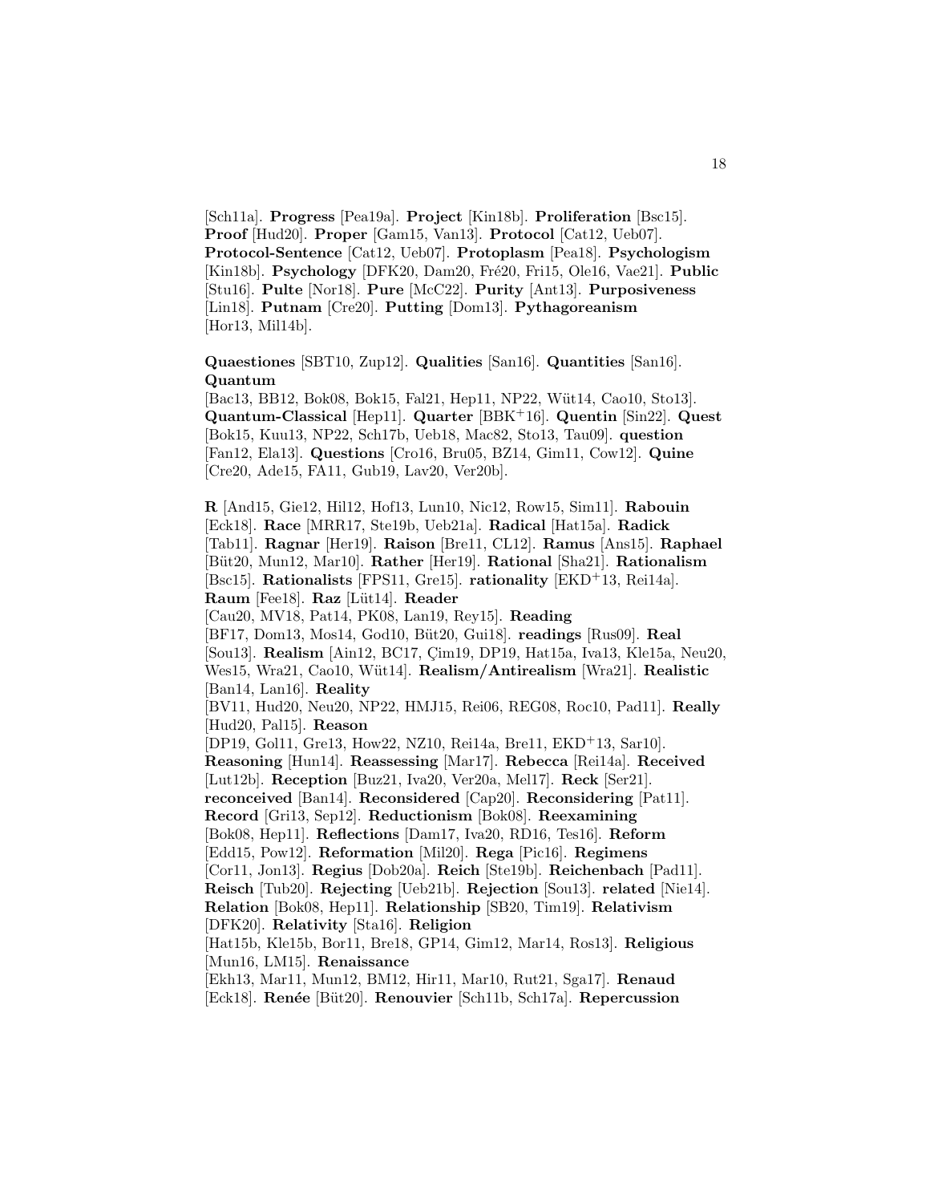[Sch11a]. **Progress** [Pea19a]. **Project** [Kin18b]. **Proliferation** [Bsc15]. **Proof** [Hud20]. **Proper** [Gam15, Van13]. **Protocol** [Cat12, Ueb07]. **Protocol-Sentence** [Cat12, Ueb07]. **Protoplasm** [Pea18]. **Psychologism** [Kin18b]. **Psychology** [DFK20, Dam20, Fré20, Fri15, Ole16, Vae21]. **Public** [Stu16]. **Pulte** [Nor18]. **Pure** [McC22]. **Purity** [Ant13]. **Purposiveness** [Lin18]. **Putnam** [Cre20]. **Putting** [Dom13]. **Pythagoreanism** [Hor13, Mil14b].

**Quaestiones** [SBT10, Zup12]. **Qualities** [San16]. **Quantities** [San16]. **Quantum** [Bac13, BB12, Bok08, Bok15, Fal21, Hep11, NP22, Wüt14, Cao10, Sto13]. **Quantum-Classical** [Hep11]. **Quarter** [BBK+16]. **Quentin** [Sin22]. **Quest** [Bok15, Kuu13, NP22, Sch17b, Ueb18, Mac82, Sto13, Tau09]. **question** [Fan12, Ela13]. **Questions** [Cro16, Bru05, BZ14, Gim11, Cow12]. **Quine** [Cre20, Ade15, FA11, Gub19, Lav20, Ver20b].

**R** [And15, Gie12, Hil12, Hof13, Lun10, Nic12, Row15, Sim11]. **Rabouin** [Eck18]. **Race** [MRR17, Ste19b, Ueb21a]. **Radical** [Hat15a]. **Radick** [Tab11]. **Ragnar** [Her19]. **Raison** [Bre11, CL12]. **Ramus** [Ans15]. **Raphael** [Büt20, Mun12, Mar10]. **Rather** [Her19]. **Rational** [Sha21]. **Rationalism** [Bsc15]. **Rationalists** [FPS11, Gre15]. **rationality** [EKD+13, Rei14a]. **Raum** [Fee18]. **Raz** [Lüt14]. **Reader** [Cau20, MV18, Pat14, PK08, Lan19, Rey15]. **Reading** [BF17, Dom13, Mos14, God10, Büt20, Gui18]. **readings** [Rus09]. **Real** [Sou13]. **Realism** [Ain12, BC17, Çim19, DP19, Hat15a, Iva13, Kle15a, Neu20, Wes15, Wra21, Cao10, Wüt14]. **Realism/Antirealism** [Wra21]. **Realistic** [Ban14, Lan16]. **Reality** [BV11, Hud20, Neu20, NP22, HMJ15, Rei06, REG08, Roc10, Pad11]. **Really** [Hud20, Pal15]. **Reason** [DP19, Gol11, Gre13, How22, NZ10, Rei14a, Bre11, EKD+13, Sar10]. **Reasoning** [Hun14]. **Reassessing** [Mar17]. **Rebecca** [Rei14a]. **Received** [Lut12b]. **Reception** [Buz21, Iva20, Ver20a, Mel17]. **Reck** [Ser21]. **reconceived** [Ban14]. **Reconsidered** [Cap20]. **Reconsidering** [Pat11]. **Record** [Gri13, Sep12]. **Reductionism** [Bok08]. **Reexamining** [Bok08, Hep11]. **Reflections** [Dam17, Iva20, RD16, Tes16]. **Reform** [Edd15, Pow12]. **Reformation** [Mil20]. **Rega** [Pic16]. **Regimens** [Cor11, Jon13]. **Regius** [Dob20a]. **Reich** [Ste19b]. **Reichenbach** [Pad11]. **Reisch** [Tub20]. **Rejecting** [Ueb21b]. **Rejection** [Sou13]. **related** [Nie14]. **Relation** [Bok08, Hep11]. **Relationship** [SB20, Tim19]. **Relativism** [DFK20]. **Relativity** [Sta16]. **Religion** [Hat15b, Kle15b, Bor11, Bre18, GP14, Gim12, Mar14, Ros13]. **Religious** [Mun16, LM15]. **Renaissance** [Ekh13, Mar11, Mun12, BM12, Hir11, Mar10, Rut21, Sga17]. **Renaud** [Eck18]. **Renée** [Büt20]. **Renouvier** [Sch11b, Sch17a]. **Repercussion**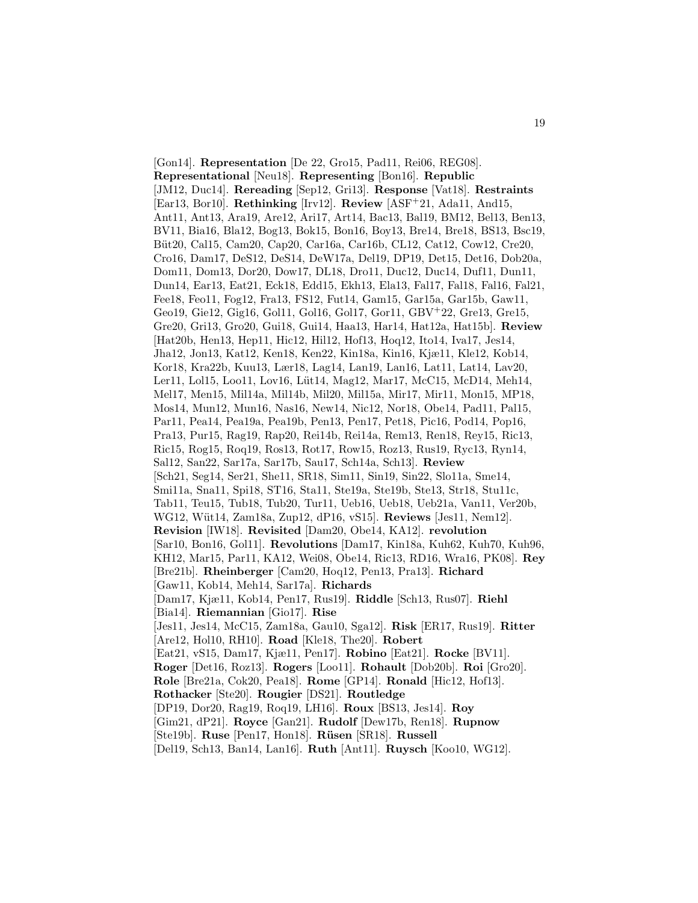[Gon14]. **Representation** [De 22, Gro15, Pad11, Rei06, REG08]. **Representational** [Neu18]. **Representing** [Bon16]. **Republic** [JM12, Duc14]. **Rereading** [Sep12, Gri13]. **Response** [Vat18]. **Restraints** [Ear13, Bor10]. **Rethinking** [Irv12]. **Review** [ASF$^+$21, Ada11, And15, Ant11, Ant13, Ara19, Are12, Ari17, Art14, Bac13, Bal19, BM12, Bel13, Ben13, BV11, Bia16, Bla12, Bog13, Bok15, Bon16, Boy13, Bre14, Bre18, BS13, Bsc19, Büt20, Cal15, Cam20, Cap20, Car16a, Car16b, CL12, Cat12, Cow12, Cre20, Cro16, Dam17, DeS12, DeS14, DeW17a, Del19, DP19, Det15, Det16, Dob20a, Dom11, Dom13, Dor20, Dow17, DL18, Dro11, Duc12, Duc14, Duf11, Dun11, Dun14, Ear13, Eat21, Eck18, Edd15, Ekh13, Ela13, Fal17, Fal18, Fal16, Fal21, Fee18, Feo11, Fog12, Fra13, FS12, Fut14, Gam15, Gar15a, Gar15b, Gaw11, Geo19, Gie12, Gig16, Gol11, Gol16, Gol17, Gor11, GBV$^+$22, Gre13, Gre15, Gre20, Gri13, Gro20, Gui18, Gui14, Haa13, Har14, Hat12a, Hat15b]. **Review** [Hat20b, Hen13, Hep11, Hic12, Hil12, Hof13, Hoq12, Ito14, Iva17, Jes14, Jha12, Jon13, Kat12, Ken18, Ken22, Kin18a, Kin16, Kjæ11, Kle12, Kob14, Kor18, Kra22b, Kuu13, Lær18, Lag14, Lan19, Lan16, Lat11, Lat14, Lav20, Ler11, Lol15, Loo11, Lov16, Lüt14, Mag12, Mar17, McC15, McD14, Meh14, Mel17, Men15, Mil14a, Mil14b, Mil20, Mil15a, Mir17, Mir11, Mon15, MP18, Mos14, Mun12, Mun16, Nas16, New14, Nic12, Nor18, Obe14, Pad11, Pal15, Par11, Pea14, Pea19a, Pea19b, Pen13, Pen17, Pet18, Pic16, Pod14, Pop16, Pra13, Pur15, Rag19, Rap20, Rei14b, Rei14a, Rem13, Ren18, Rey15, Ric13, Ric15, Rog15, Roq19, Ros13, Rot17, Row15, Roz13, Rus19, Ryc13, Ryn14, Sal12, San22, Sar17a, Sar17b, Sau17, Sch14a, Sch13]. **Review** [Sch21, Seg14, Ser21, She11, SR18, Sim11, Sin19, Sin22, Slo11a, Sme14, Smi11a, Sna11, Spi18, ST16, Sta11, Ste19a, Ste19b, Ste13, Str18, Stu11c, Tab11, Teu15, Tub18, Tub20, Tur11, Ueb16, Ueb18, Ueb21a, Van11, Ver20b, WG12, Wüt14, Zam18a, Zup12, dP16, vS15]. **Reviews** [Jes11, Nem12]. **Revision** [IW18]. **Revisited** [Dam20, Obe14, KA12]. **revolution** [Sar10, Bon16, Gol11]. **Revolutions** [Dam17, Kin18a, Kuh62, Kuh70, Kuh96, KH12, Mar15, Par11, KA12, Wei08, Obe14, Ric13, RD16, Wra16, PK08]. **Rey** [Bre21b]. **Rheinberger** [Cam20, Hoq12, Pen13, Pra13]. **Richard** [Gaw11, Kob14, Meh14, Sar17a]. **Richards** [Dam17, Kjæ11, Kob14, Pen17, Rus19]. **Riddle** [Sch13, Rus07]. **Riehl** [Bia14]. **Riemannian** [Gio17]. **Rise** [Jes11, Jes14, McC15, Zam18a, Gau10, Sga12]. **Risk** [ER17, Rus19]. **Ritter** [Are12, Hol10, RH10]. **Road** [Kle18, The20]. **Robert** [Eat21, vS15, Dam17, Kjæ11, Pen17]. **Robino** [Eat21]. **Rocke** [BV11]. **Roger** [Det16, Roz13]. **Rogers** [Loo11]. **Rohault** [Dob20b]. **Roi** [Gro20]. **Role** [Bre21a, Cok20, Pea18]. **Rome** [GP14]. **Ronald** [Hic12, Hof13]. **Rothacker** [Ste20]. **Rougier** [DS21]. **Routledge** [DP19, Dor20, Rag19, Roq19, LH16]. **Roux** [BS13, Jes14]. **Roy** [Gim21, dP21]. **Royce** [Gan21]. **Rudolf** [Dew17b, Ren18]. **Rupnow** [Ste19b]. **Ruse** [Pen17, Hon18]. **Rüsen** [SR18]. **Russell** [Del19, Sch13, Ban14, Lan16]. **Ruth** [Ant11]. **Ruysch** [Koo10, WG12].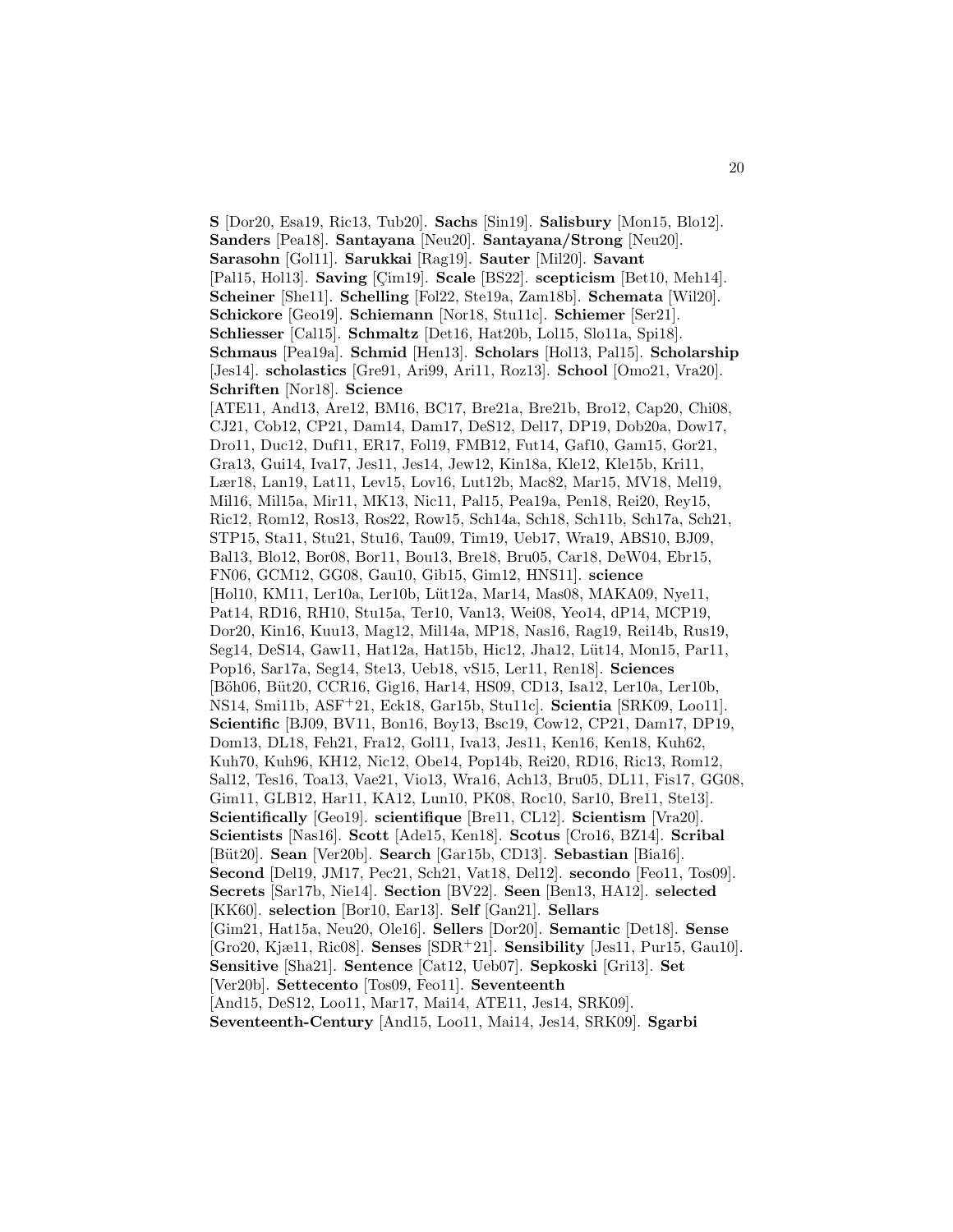**S** [Dor20, Esa19, Ric13, Tub20]. **Sachs** [Sin19]. **Salisbury** [Mon15, Blo12]. **Sanders** [Pea18]. **Santayana** [Neu20]. **Santayana/Strong** [Neu20]. **Sarasohn** [Gol11]. **Sarukkai** [Rag19]. **Sauter** [Mil20]. **Savant** [Pal15, Hol13]. **Saving** [Çim19]. **Scale** [BS22]. **scepticism** [Bet10, Meh14]. **Scheiner** [She11]. **Schelling** [Fol22, Ste19a, Zam18b]. **Schemata** [Wil20]. **Schickore** [Geo19]. **Schiemann** [Nor18, Stu11c]. **Schiemer** [Ser21]. **Schliesser** [Cal15]. **Schmaltz** [Det16, Hat20b, Lol15, Slo11a, Spi18]. **Schmaus** [Pea19a]. **Schmid** [Hen13]. **Scholars** [Hol13, Pal15]. **Scholarship** [Jes14]. **scholastics** [Gre91, Ari99, Ari11, Roz13]. **School** [Omo21, Vra20]. **Schriften** [Nor18]. **Science** [ATE11, And13, Are12, BM16, BC17, Bre21a, Bre21b, Bro12, Cap20, Chi08, CJ21, Cob12, CP21, Dam14, Dam17, DeS12, Del17, DP19, Dob20a, Dow17, Dro11, Duc12, Duf11, ER17, Fol19, FMB12, Fut14, Gaf10, Gam15, Gor21, Gra13, Gui14, Iva17, Jes11, Jes14, Jew12, Kin18a, Kle12, Kle15b, Kri11, Lær18, Lan19, Lat11, Lev15, Lov16, Lut12b, Mac82, Mar15, MV18, Mel19, Mil16, Mil15a, Mir11, MK13, Nic11, Pal15, Pea19a, Pen18, Rei20, Rey15, Ric12, Rom12, Ros13, Ros22, Row15, Sch14a, Sch18, Sch11b, Sch17a, Sch21, STP15, Sta11, Stu21, Stu16, Tau09, Tim19, Ueb17, Wra19, ABS10, BJ09, Bal13, Blo12, Bor08, Bor11, Bou13, Bre18, Bru05, Car18, DeW04, Ebr15, FN06, GCM12, GG08, Gau10, Gib15, Gim12, HNS11]. **science** [Hol10, KM11, Ler10a, Ler10b, Lüt12a, Mar14, Mas08, MAKA09, Nye11, Pat14, RD16, RH10, Stu15a, Ter10, Van13, Wei08, Yeo14, dP14, MCP19, Dor20, Kin16, Kuu13, Mag12, Mil14a, MP18, Nas16, Rag19, Rei14b, Rus19, Seg14, DeS14, Gaw11, Hat12a, Hat15b, Hic12, Jha12, Lüt14, Mon15, Par11, Pop16, Sar17a, Seg14, Ste13, Ueb18, vS15, Ler11, Ren18]. **Sciences** [Böh06, Büt20, CCR16, Gig16, Har14, HS09, CD13, Isa12, Ler10a, Ler10b, NS14, Smi11b, ASF+21, Eck18, Gar15b, Stu11c]. **Scientia** [SRK09, Loo11]. **Scientific** [BJ09, BV11, Bon16, Boy13, Bsc19, Cow12, CP21, Dam17, DP19, Dom13, DL18, Feh21, Fra12, Gol11, Iva13, Jes11, Ken16, Ken18, Kuh62, Kuh70, Kuh96, KH12, Nic12, Obe14, Pop14b, Rei20, RD16, Ric13, Rom12, Sal12, Tes16, Toa13, Vae21, Vio13, Wra16, Ach13, Bru05, DL11, Fis17, GG08, Gim11, GLB12, Har11, KA12, Lun10, PK08, Roc10, Sar10, Bre11, Ste13]. **Scientifically** [Geo19]. **scientifique** [Bre11, CL12]. **Scientism** [Vra20]. **Scientists** [Nas16]. **Scott** [Ade15, Ken18]. **Scotus** [Cro16, BZ14]. **Scribal** [Büt20]. **Sean** [Ver20b]. **Search** [Gar15b, CD13]. **Sebastian** [Bia16]. **Second** [Del19, JM17, Pec21, Sch21, Vat18, Del12]. **secondo** [Feo11, Tos09]. **Secrets** [Sar17b, Nie14]. **Section** [BV22]. **Seen** [Ben13, HA12]. **selected** [KK60]. **selection** [Bor10, Ear13]. **Self** [Gan21]. **Sellars** [Gim21, Hat15a, Neu20, Ole16]. **Sellers** [Dor20]. **Semantic** [Det18]. **Sense** [Gro20, Kjæ11, Ric08]. **Senses** [SDR+21]. **Sensibility** [Jes11, Pur15, Gau10]. **Sensitive** [Sha21]. **Sentence** [Cat12, Ueb07]. **Sepkoski** [Gri13]. **Set** [Ver20b]. **Settecento** [Tos09, Feo11]. **Seventeenth** [And15, DeS12, Loo11, Mar17, Mai14, ATE11, Jes14, SRK09]. **Seventeenth-Century** [And15, Loo11, Mai14, Jes14, SRK09]. **Sgarbi**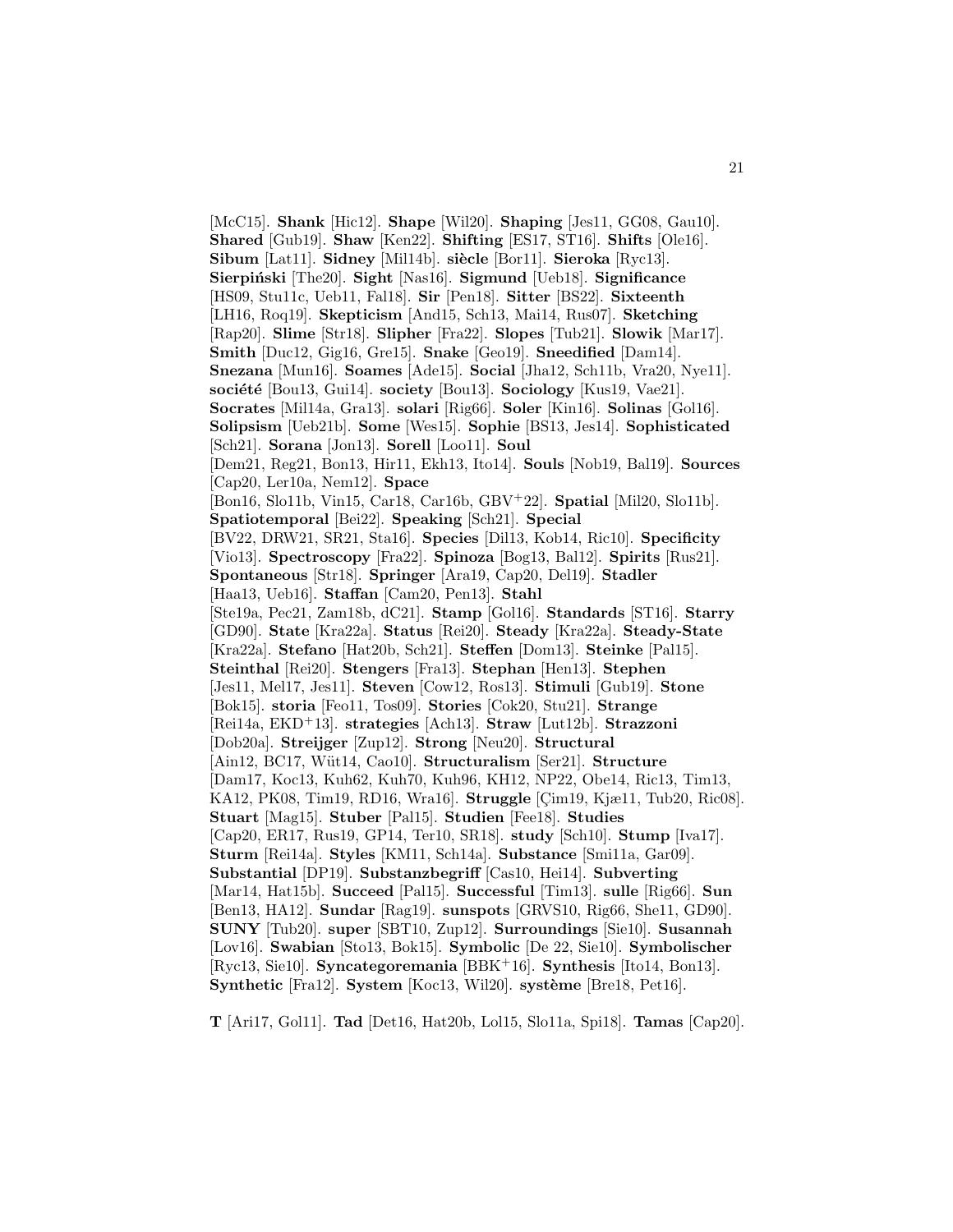[McC15]. **Shank** [Hic12]. **Shape** [Wil20]. **Shaping** [Jes11, GG08, Gau10]. **Shared** [Gub19]. **Shaw** [Ken22]. **Shifting** [ES17, ST16]. **Shifts** [Ole16]. **Sibum** [Lat11]. **Sidney** [Mil14b]. **siècle** [Bor11]. **Sieroka** [Ryc13]. **Sierpiński** [The20]. **Sight** [Nas16]. **Sigmund** [Ueb18]. **Significance** [HS09, Stu11c, Ueb11, Fal18]. **Sir** [Pen18]. **Sitter** [BS22]. **Sixteenth** [LH16, Roq19]. **Skepticism** [And15, Sch13, Mai14, Rus07]. **Sketching** [Rap20]. **Slime** [Str18]. **Slipher** [Fra22]. **Slopes** [Tub21]. **Slowik** [Mar17]. **Smith** [Duc12, Gig16, Gre15]. **Snake** [Geo19]. **Sneedified** [Dam14]. **Snezana** [Mun16]. **Soames** [Ade15]. **Social** [Jha12, Sch11b, Vra20, Nye11]. **société** [Bou13, Gui14]. **society** [Bou13]. **Sociology** [Kus19, Vae21]. **Socrates** [Mil14a, Gra13]. **solari** [Rig66]. **Soler** [Kin16]. **Solinas** [Gol16]. **Solipsism** [Ueb21b]. **Some** [Wes15]. **Sophie** [BS13, Jes14]. **Sophisticated** [Sch21]. **Sorana** [Jon13]. **Sorell** [Loo11]. **Soul** [Dem21, Reg21, Bon13, Hir11, Ekh13, Ito14]. **Souls** [Nob19, Bal19]. **Sources** [Cap20, Ler10a, Nem12]. **Space** [Bon16, Slo11b, Vin15, Car18, Car16b, GBV+22]. **Spatial** [Mil20, Slo11b]. **Spatiotemporal** [Bei22]. **Speaking** [Sch21]. **Special** [BV22, DRW21, SR21, Sta16]. **Species** [Dil13, Kob14, Ric10]. **Specificity** [Vio13]. **Spectroscopy** [Fra22]. **Spinoza** [Bog13, Bal12]. **Spirits** [Rus21]. **Spontaneous** [Str18]. **Springer** [Ara19, Cap20, Del19]. **Stadler** [Haa13, Ueb16]. **Staffan** [Cam20, Pen13]. **Stahl** [Ste19a, Pec21, Zam18b, dC21]. **Stamp** [Gol16]. **Standards** [ST16]. **Starry** [GD90]. **State** [Kra22a]. **Status** [Rei20]. **Steady** [Kra22a]. **Steady-State** [Kra22a]. **Stefano** [Hat20b, Sch21]. **Steffen** [Dom13]. **Steinke** [Pal15]. **Steinthal** [Rei20]. **Stengers** [Fra13]. **Stephan** [Hen13]. **Stephen** [Jes11, Mel17, Jes11]. **Steven** [Cow12, Ros13]. **Stimuli** [Gub19]. **Stone** [Bok15]. **storia** [Feo11, Tos09]. **Stories** [Cok20, Stu21]. **Strange** [Rei14a, EKD+13]. **strategies** [Ach13]. **Straw** [Lut12b]. **Strazzoni** [Dob20a]. **Streijger** [Zup12]. **Strong** [Neu20]. **Structural** [Ain12, BC17, Wüt14, Cao10]. **Structuralism** [Ser21]. **Structure** [Dam17, Koc13, Kuh62, Kuh70, Kuh96, KH12, NP22, Obe14, Ric13, Tim13, KA12, PK08, Tim19, RD16, Wra16]. **Struggle** [Çim19, Kjæ11, Tub20, Ric08]. **Stuart** [Mag15]. **Stuber** [Pal15]. **Studien** [Fee18]. **Studies** [Cap20, ER17, Rus19, GP14, Ter10, SR18]. **study** [Sch10]. **Stump** [Iva17]. **Sturm** [Rei14a]. **Styles** [KM11, Sch14a]. **Substance** [Smi11a, Gar09]. **Substantial** [DP19]. **Substanzbegriff** [Cas10, Hei14]. **Subverting** [Mar14, Hat15b]. **Succeed** [Pal15]. **Successful** [Tim13]. **sulle** [Rig66]. **Sun** [Ben13, HA12]. **Sundar** [Rag19]. **sunspots** [GRVS10, Rig66, She11, GD90]. **SUNY** [Tub20]. **super** [SBT10, Zup12]. **Surroundings** [Sie10]. **Susannah** [Lov16]. **Swabian** [Sto13, Bok15]. **Symbolic** [De 22, Sie10]. **Symbolischer** [Ryc13, Sie10]. **Syncategoremania** [BBK+16]. **Synthesis** [Ito14, Bon13]. **Synthetic** [Fra12]. **System** [Koc13, Wil20]. **système** [Bre18, Pet16].

**T** [Ari17, Gol11]. **Tad** [Det16, Hat20b, Lol15, Slo11a, Spi18]. **Tamas** [Cap20].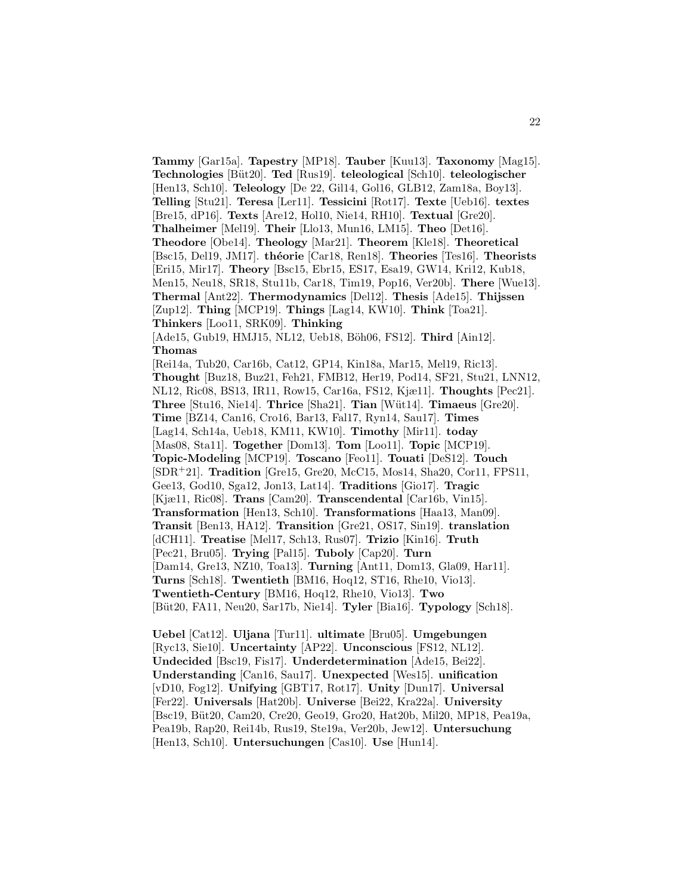**Tammy** [Gar15a]. **Tapestry** [MP18]. **Tauber** [Kuu13]. **Taxonomy** [Mag15]. **Technologies** [Büt20]. **Ted** [Rus19]. **teleological** [Sch10]. **teleologischer** [Hen13, Sch10]. **Teleology** [De 22, Gil14, Gol16, GLB12, Zam18a, Boy13]. **Telling** [Stu21]. **Teresa** [Ler11]. **Tessicini** [Rot17]. **Texte** [Ueb16]. **textes** [Bre15, dP16]. **Texts** [Are12, Hol10, Nie14, RH10]. **Textual** [Gre20]. **Thalheimer** [Mel19]. **Their** [Llo13, Mun16, LM15]. **Theo** [Det16]. **Theodore** [Obe14]. **Theology** [Mar21]. **Theorem** [Kle18]. **Theoretical** [Bsc15, Del19, JM17]. **théorie** [Car18, Ren18]. **Theories** [Tes16]. **Theorists** [Eri15, Mir17]. **Theory** [Bsc15, Ebr15, ES17, Esa19, GW14, Kri12, Kub18, Men15, Neu18, SR18, Stu11b, Car18, Tim19, Pop16, Ver20b]. **There** [Wue13]. **Thermal** [Ant22]. **Thermodynamics** [Del12]. **Thesis** [Ade15]. **Thijssen** [Zup12]. **Thing** [MCP19]. **Things** [Lag14, KW10]. **Think** [Toa21]. **Thinkers** [Loo11, SRK09]. **Thinking** [Ade15, Gub19, HMJ15, NL12, Ueb18, Böh06, FS12]. **Third** [Ain12]. **Thomas** [Rei14a, Tub20, Car16b, Cat12, GP14, Kin18a, Mar15, Mel19, Ric13]. **Thought** [Buz18, Buz21, Feh21, FMB12, Her19, Pod14, SF21, Stu21, LNN12, NL12, Ric08, BS13, IR11, Row15, Car16a, FS12, Kjæ11]. **Thoughts** [Pec21]. **Three** [Stu16, Nie14]. **Thrice** [Sha21]. **Tian** [Wüt14]. **Timaeus** [Gre20]. **Time** [BZ14, Can16, Cro16, Bar13, Fal17, Ryn14, Sau17]. **Times** [Lag14, Sch14a, Ueb18, KM11, KW10]. **Timothy** [Mir11]. **today** [Mas08, Sta11]. **Together** [Dom13]. **Tom** [Loo11]. **Topic** [MCP19]. **Topic-Modeling** [MCP19]. **Toscano** [Feo11]. **Touati** [DeS12]. **Touch** [SDR+21]. **Tradition** [Gre15, Gre20, McC15, Mos14, Sha20, Cor11, FPS11, Gee13, God10, Sga12, Jon13, Lat14]. **Traditions** [Gio17]. **Tragic** [Kjæ11, Ric08]. **Trans** [Cam20]. **Transcendental** [Car16b, Vin15]. **Transformation** [Hen13, Sch10]. **Transformations** [Haa13, Man09]. **Transit** [Ben13, HA12]. **Transition** [Gre21, OS17, Sin19]. **translation** [dCH11]. **Treatise** [Mel17, Sch13, Rus07]. **Trizio** [Kin16]. **Truth** [Pec21, Bru05]. **Trying** [Pal15]. **Tuboly** [Cap20]. **Turn** [Dam14, Gre13, NZ10, Toa13]. **Turning** [Ant11, Dom13, Gla09, Har11]. **Turns** [Sch18]. **Twentieth** [BM16, Hoq12, ST16, Rhe10, Vio13]. **Twentieth-Century** [BM16, Hoq12, Rhe10, Vio13]. **Two** [Büt20, FA11, Neu20, Sar17b, Nie14]. **Tyler** [Bia16]. **Typology** [Sch18].

**Uebel** [Cat12]. **Uljana** [Tur11]. **ultimate** [Bru05]. **Umgebungen** [Ryc13, Sie10]. **Uncertainty** [AP22]. **Unconscious** [FS12, NL12]. **Undecided** [Bsc19, Fis17]. **Underdetermination** [Ade15, Bei22]. **Understanding** [Can16, Sau17]. **Unexpected** [Wes15]. **unification** [vD10, Fog12]. **Unifying** [GBT17, Rot17]. **Unity** [Dun17]. **Universal** [Fer22]. **Universals** [Hat20b]. **Universe** [Bei22, Kra22a]. **University** [Bsc19, Büt20, Cam20, Cre20, Geo19, Gro20, Hat20b, Mil20, MP18, Pea19a, Pea19b, Rap20, Rei14b, Rus19, Ste19a, Ver20b, Jew12]. **Untersuchung** [Hen13, Sch10]. **Untersuchungen** [Cas10]. **Use** [Hun14].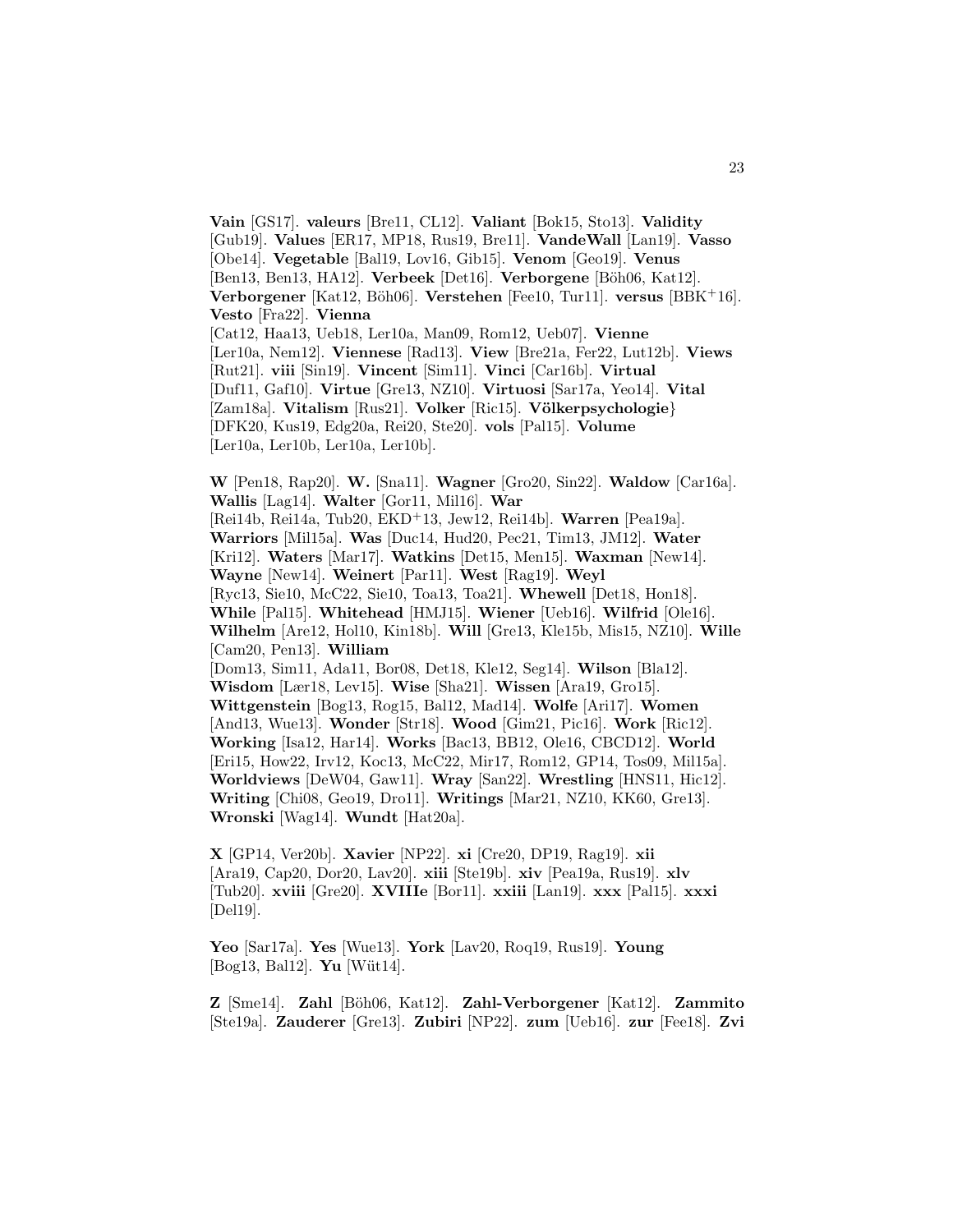**Vain** [GS17]. **valeurs** [Bre11, CL12]. **Valiant** [Bok15, Sto13]. **Validity** [Gub19]. **Values** [ER17, MP18, Rus19, Bre11]. **VandeWall** [Lan19]. **Vasso** [Obe14]. **Vegetable** [Bal19, Lov16, Gib15]. **Venom** [Geo19]. **Venus** [Ben13, Ben13, HA12]. **Verbeek** [Det16]. **Verborgene** [Böh06, Kat12]. **Verborgener** [Kat12, Böh06]. **Verstehen** [Fee10, Tur11]. **versus** [BBK+16]. **Vesto** [Fra22]. **Vienna** [Cat12, Haa13, Ueb18, Ler10a, Man09, Rom12, Ueb07]. **Vienne** [Ler10a, Nem12]. **Viennese** [Rad13]. **View** [Bre21a, Fer22, Lut12b]. **Views** [Rut21]. **viii** [Sin19]. **Vincent** [Sim11]. **Vinci** [Car16b]. **Virtual** [Duf11, Gaf10]. **Virtue** [Gre13, NZ10]. **Virtuosi** [Sar17a, Yeo14]. **Vital** [Zam18a]. **Vitalism** [Rus21]. **Volker** [Ric15]. **Völkerpsychologie}** [DFK20, Kus19, Edg20a, Rei20, Ste20]. **vols** [Pal15]. **Volume** [Ler10a, Ler10b, Ler10a, Ler10b].

**W** [Pen18, Rap20]. **W.** [Sna11]. **Wagner** [Gro20, Sin22]. **Waldow** [Car16a]. **Wallis** [Lag14]. **Walter** [Gor11, Mil16]. **War** [Rei14b, Rei14a, Tub20, EKD+13, Jew12, Rei14b]. **Warren** [Pea19a]. **Warriors** [Mil15a]. **Was** [Duc14, Hud20, Pec21, Tim13, JM12]. **Water** [Kri12]. **Waters** [Mar17]. **Watkins** [Det15, Men15]. **Waxman** [New14]. **Wayne** [New14]. **Weinert** [Par11]. **West** [Rag19]. **Weyl** [Ryc13, Sie10, McC22, Sie10, Toa13, Toa21]. **Whewell** [Det18, Hon18]. **While** [Pal15]. **Whitehead** [HMJ15]. **Wiener** [Ueb16]. **Wilfrid** [Ole16]. **Wilhelm** [Are12, Hol10, Kin18b]. **Will** [Gre13, Kle15b, Mis15, NZ10]. **Wille** [Cam20, Pen13]. **William** [Dom13, Sim11, Ada11, Bor08, Det18, Kle12, Seg14]. **Wilson** [Bla12]. **Wisdom** [Lær18, Lev15]. **Wise** [Sha21]. **Wissen** [Ara19, Gro15]. **Wittgenstein** [Bog13, Rog15, Bal12, Mad14]. **Wolfe** [Ari17]. **Women** [And13, Wue13]. **Wonder** [Str18]. **Wood** [Gim21, Pic16]. **Work** [Ric12]. **Working** [Isa12, Har14]. **Works** [Bac13, BB12, Ole16, CBCD12]. **World** [Eri15, How22, Irv12, Koc13, McC22, Mir17, Rom12, GP14, Tos09, Mil15a]. **Worldviews** [DeW04, Gaw11]. **Wray** [San22]. **Wrestling** [HNS11, Hic12]. **Writing** [Chi08, Geo19, Dro11]. **Writings** [Mar21, NZ10, KK60, Gre13]. **Wronski** [Wag14]. **Wundt** [Hat20a].

**X** [GP14, Ver20b]. **Xavier** [NP22]. **xi** [Cre20, DP19, Rag19]. **xii** [Ara19, Cap20, Dor20, Lav20]. **xiii** [Ste19b]. **xiv** [Pea19a, Rus19]. **xlv** [Tub20]. **xviii** [Gre20]. **XVIIIe** [Bor11]. **xxiii** [Lan19]. **xxx** [Pal15]. **xxxi** [Del19].

**Yeo** [Sar17a]. **Yes** [Wue13]. **York** [Lav20, Roq19, Rus19]. **Young** [Bog13, Bal12]. **Yu** [Wüt14].

**Z** [Sme14]. **Zahl** [Böh06, Kat12]. **Zahl-Verborgener** [Kat12]. **Zammito** [Ste19a]. **Zauderer** [Gre13]. **Zubiri** [NP22]. **zum** [Ueb16]. **zur** [Fee18]. **Zvi**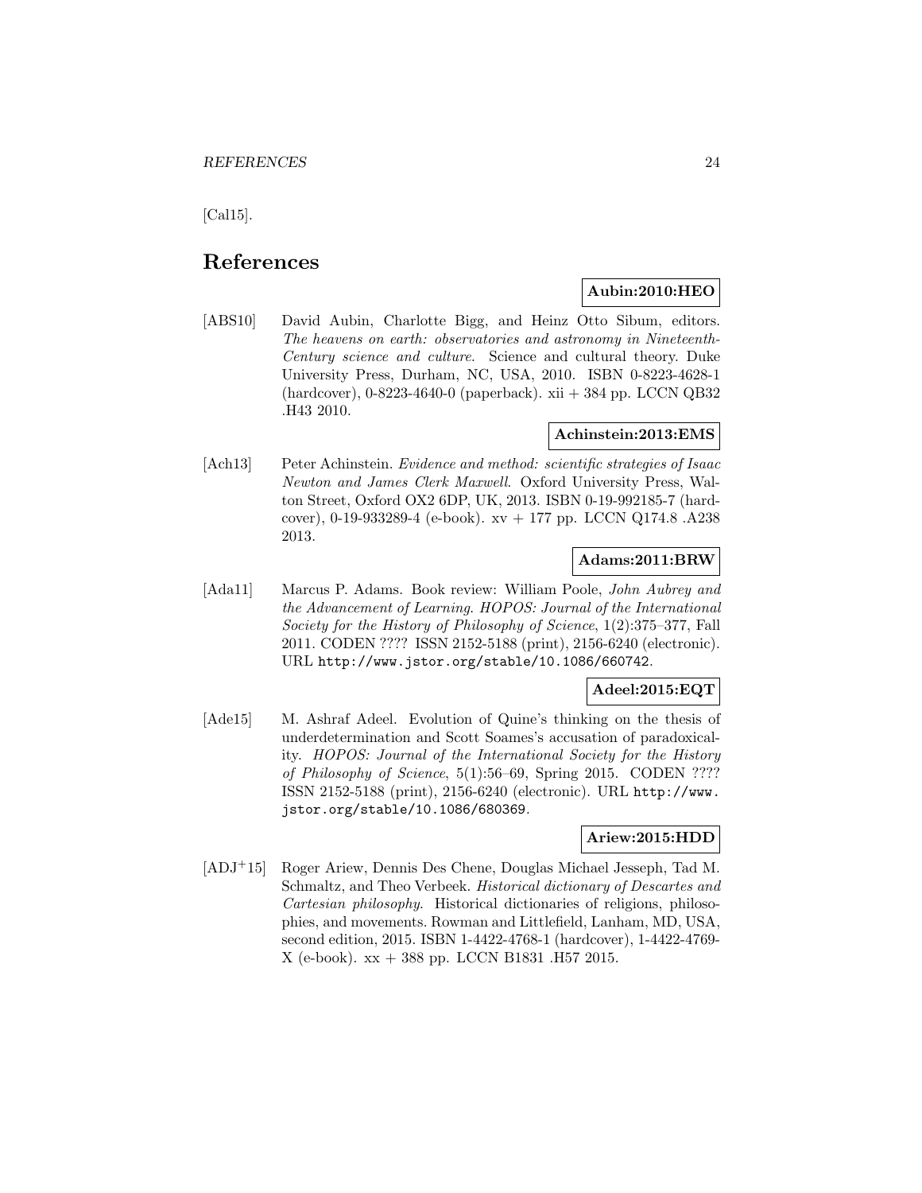[Cal15].

# References

**Aubin:2010:HEO**

[ABS10] David Aubin, Charlotte Bigg, and Heinz Otto Sibum, editors. *The heavens on earth: observatories and astronomy in Nineteenth-Century science and culture*. Science and cultural theory. Duke University Press, Durham, NC, USA, 2010. ISBN 0-8223-4628-1 (hardcover), 0-8223-4640-0 (paperback). xii + 384 pp. LCCN QB32 .H43 2010.

**Achinstein:2013:EMS**

[Ach13] Peter Achinstein. *Evidence and method: scientific strategies of Isaac Newton and James Clerk Maxwell*. Oxford University Press, Walton Street, Oxford OX2 6DP, UK, 2013. ISBN 0-19-992185-7 (hardcover), 0-19-933289-4 (e-book). xv + 177 pp. LCCN Q174.8 .A238 2013.

**Adams:2011:BRW**

[Ada11] Marcus P. Adams. Book review: William Poole, *John Aubrey and the Advancement of Learning*. *HOPOS: Journal of the International Society for the History of Philosophy of Science*, 1(2):375–377, Fall 2011. CODEN ???? ISSN 2152-5188 (print), 2156-6240 (electronic). URL `http://www.jstor.org/stable/10.1086/660742`.

**Adeel:2015:EQT**

[Ade15] M. Ashraf Adeel. Evolution of Quine's thinking on the thesis of underdetermination and Scott Soames's accusation of paradoxicality. *HOPOS: Journal of the International Society for the History of Philosophy of Science*, 5(1):56–69, Spring 2015. CODEN ???? ISSN 2152-5188 (print), 2156-6240 (electronic). URL `http://www.jstor.org/stable/10.1086/680369`.

**Ariew:2015:HDD**

[ADJ+15] Roger Ariew, Dennis Des Chene, Douglas Michael Jesseph, Tad M. Schmaltz, and Theo Verbeek. *Historical dictionary of Descartes and Cartesian philosophy*. Historical dictionaries of religions, philosophies, and movements. Rowman and Littlefield, Lanham, MD, USA, second edition, 2015. ISBN 1-4422-4768-1 (hardcover), 1-4422-4769-X (e-book). xx + 388 pp. LCCN B1831 .H57 2015.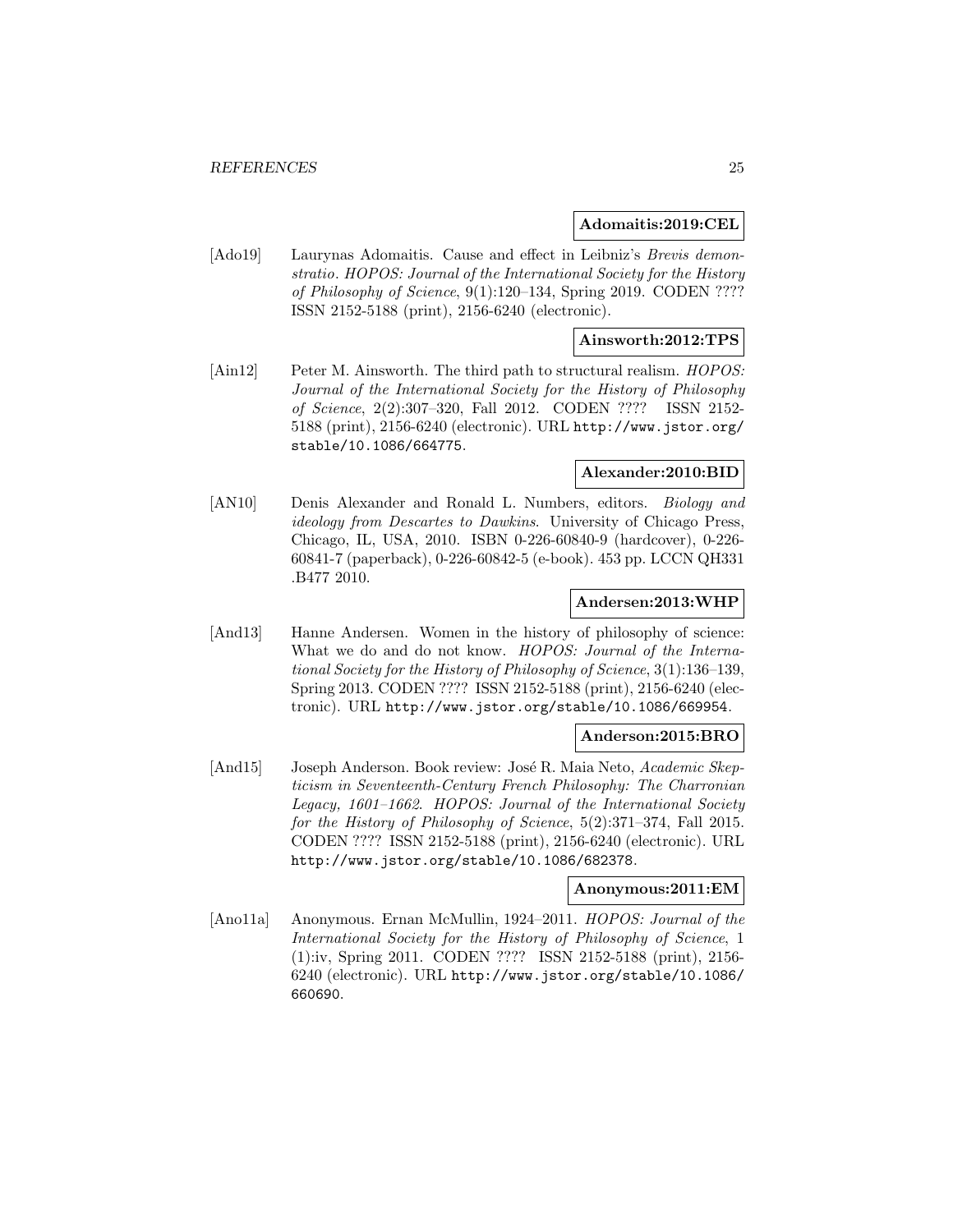**Adomaitis:2019:CEL**

[Ado19] Laurynas Adomaitis. Cause and effect in Leibniz's *Brevis demonstratio*. *HOPOS: Journal of the International Society for the History of Philosophy of Science*, 9(1):120–134, Spring 2019. CODEN ???? ISSN 2152-5188 (print), 2156-6240 (electronic).

**Ainsworth:2012:TPS**

[Ain12] Peter M. Ainsworth. The third path to structural realism. *HOPOS: Journal of the International Society for the History of Philosophy of Science*, 2(2):307–320, Fall 2012. CODEN ???? ISSN 2152-5188 (print), 2156-6240 (electronic). URL http://www.jstor.org/stable/10.1086/664775.

**Alexander:2010:BID**

[AN10] Denis Alexander and Ronald L. Numbers, editors. *Biology and ideology from Descartes to Dawkins*. University of Chicago Press, Chicago, IL, USA, 2010. ISBN 0-226-60840-9 (hardcover), 0-226-60841-7 (paperback), 0-226-60842-5 (e-book). 453 pp. LCCN QH331 .B477 2010.

**Andersen:2013:WHP**

[And13] Hanne Andersen. Women in the history of philosophy of science: What we do and do not know. *HOPOS: Journal of the International Society for the History of Philosophy of Science*, 3(1):136–139, Spring 2013. CODEN ???? ISSN 2152-5188 (print), 2156-6240 (electronic). URL http://www.jstor.org/stable/10.1086/669954.

**Anderson:2015:BRO**

[And15] Joseph Anderson. Book review: José R. Maia Neto, *Academic Skepticism in Seventeenth-Century French Philosophy: The Charronian Legacy, 1601–1662*. *HOPOS: Journal of the International Society for the History of Philosophy of Science*, 5(2):371–374, Fall 2015. CODEN ???? ISSN 2152-5188 (print), 2156-6240 (electronic). URL http://www.jstor.org/stable/10.1086/682378.

**Anonymous:2011:EM**

[Ano11a] Anonymous. Ernan McMullin, 1924–2011. *HOPOS: Journal of the International Society for the History of Philosophy of Science*, 1 (1):iv, Spring 2011. CODEN ???? ISSN 2152-5188 (print), 2156-6240 (electronic). URL http://www.jstor.org/stable/10.1086/660690.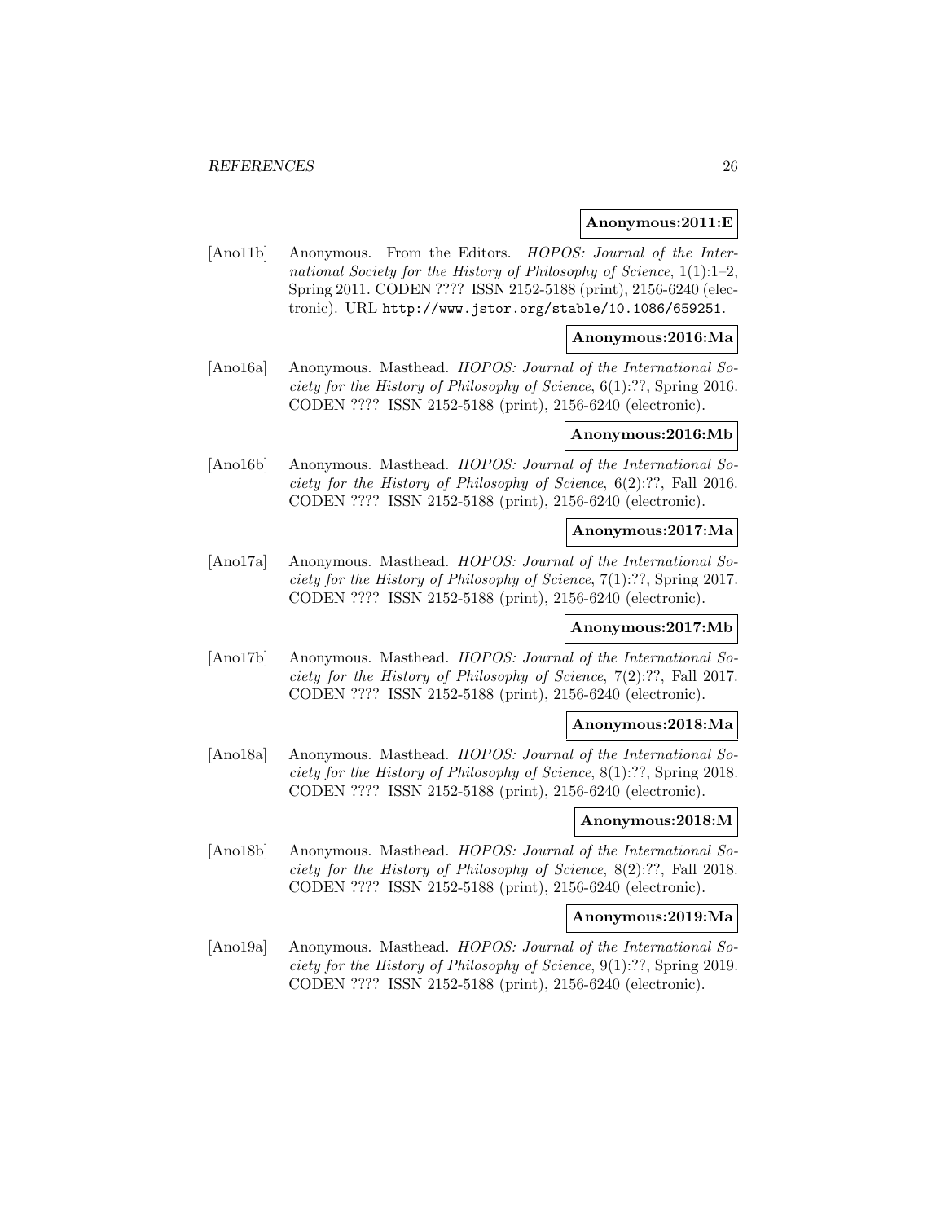**Anonymous:2011:E**

[Ano11b] Anonymous. From the Editors. *HOPOS: Journal of the International Society for the History of Philosophy of Science*, 1(1):1–2, Spring 2011. CODEN ???? ISSN 2152-5188 (print), 2156-6240 (electronic). URL http://www.jstor.org/stable/10.1086/659251.

**Anonymous:2016:Ma**

[Ano16a] Anonymous. Masthead. *HOPOS: Journal of the International Society for the History of Philosophy of Science*, 6(1):??, Spring 2016. CODEN ???? ISSN 2152-5188 (print), 2156-6240 (electronic).

**Anonymous:2016:Mb**

[Ano16b] Anonymous. Masthead. *HOPOS: Journal of the International Society for the History of Philosophy of Science*, 6(2):??, Fall 2016. CODEN ???? ISSN 2152-5188 (print), 2156-6240 (electronic).

**Anonymous:2017:Ma**

[Ano17a] Anonymous. Masthead. *HOPOS: Journal of the International Society for the History of Philosophy of Science*, 7(1):??, Spring 2017. CODEN ???? ISSN 2152-5188 (print), 2156-6240 (electronic).

**Anonymous:2017:Mb**

[Ano17b] Anonymous. Masthead. *HOPOS: Journal of the International Society for the History of Philosophy of Science*, 7(2):??, Fall 2017. CODEN ???? ISSN 2152-5188 (print), 2156-6240 (electronic).

**Anonymous:2018:Ma**

[Ano18a] Anonymous. Masthead. *HOPOS: Journal of the International Society for the History of Philosophy of Science*, 8(1):??, Spring 2018. CODEN ???? ISSN 2152-5188 (print), 2156-6240 (electronic).

**Anonymous:2018:M**

[Ano18b] Anonymous. Masthead. *HOPOS: Journal of the International Society for the History of Philosophy of Science*, 8(2):??, Fall 2018. CODEN ???? ISSN 2152-5188 (print), 2156-6240 (electronic).

**Anonymous:2019:Ma**

[Ano19a] Anonymous. Masthead. *HOPOS: Journal of the International Society for the History of Philosophy of Science*, 9(1):??, Spring 2019. CODEN ???? ISSN 2152-5188 (print), 2156-6240 (electronic).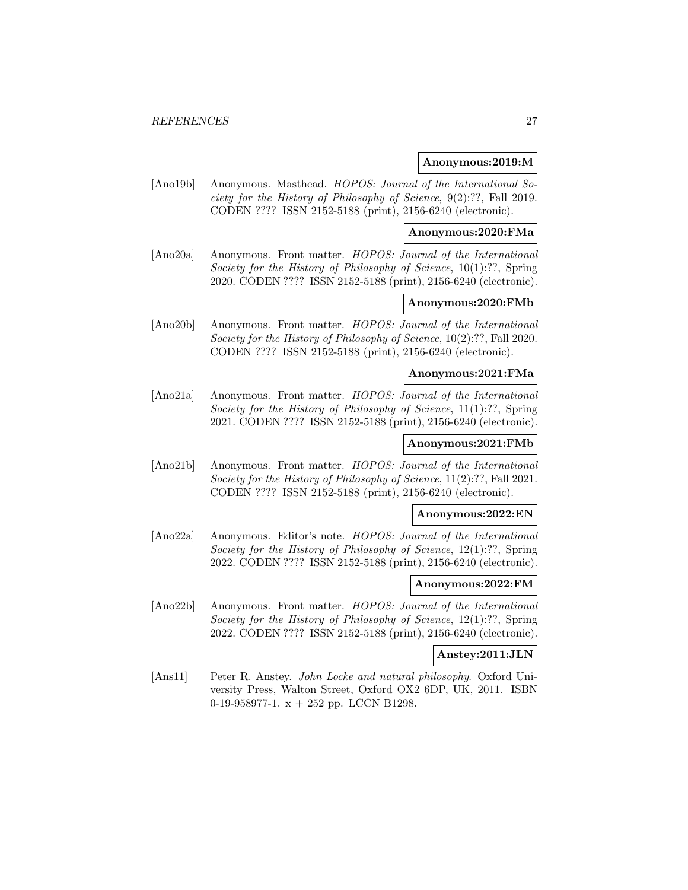**Anonymous:2019:M**

[Ano19b] Anonymous. Masthead. *HOPOS: Journal of the International Society for the History of Philosophy of Science*, 9(2):??, Fall 2019. CODEN ???? ISSN 2152-5188 (print), 2156-6240 (electronic).

**Anonymous:2020:FMa**

[Ano20a] Anonymous. Front matter. *HOPOS: Journal of the International Society for the History of Philosophy of Science*, 10(1):??, Spring 2020. CODEN ???? ISSN 2152-5188 (print), 2156-6240 (electronic).

**Anonymous:2020:FMb**

[Ano20b] Anonymous. Front matter. *HOPOS: Journal of the International Society for the History of Philosophy of Science*, 10(2):??, Fall 2020. CODEN ???? ISSN 2152-5188 (print), 2156-6240 (electronic).

**Anonymous:2021:FMa**

[Ano21a] Anonymous. Front matter. *HOPOS: Journal of the International Society for the History of Philosophy of Science*, 11(1):??, Spring 2021. CODEN ???? ISSN 2152-5188 (print), 2156-6240 (electronic).

**Anonymous:2021:FMb**

[Ano21b] Anonymous. Front matter. *HOPOS: Journal of the International Society for the History of Philosophy of Science*, 11(2):??, Fall 2021. CODEN ???? ISSN 2152-5188 (print), 2156-6240 (electronic).

**Anonymous:2022:EN**

[Ano22a] Anonymous. Editor's note. *HOPOS: Journal of the International Society for the History of Philosophy of Science*, 12(1):??, Spring 2022. CODEN ???? ISSN 2152-5188 (print), 2156-6240 (electronic).

**Anonymous:2022:FM**

[Ano22b] Anonymous. Front matter. *HOPOS: Journal of the International Society for the History of Philosophy of Science*, 12(1):??, Spring 2022. CODEN ???? ISSN 2152-5188 (print), 2156-6240 (electronic).

**Anstey:2011:JLN**

[Ans11] Peter R. Anstey. *John Locke and natural philosophy*. Oxford University Press, Walton Street, Oxford OX2 6DP, UK, 2011. ISBN 0-19-958977-1. x + 252 pp. LCCN B1298.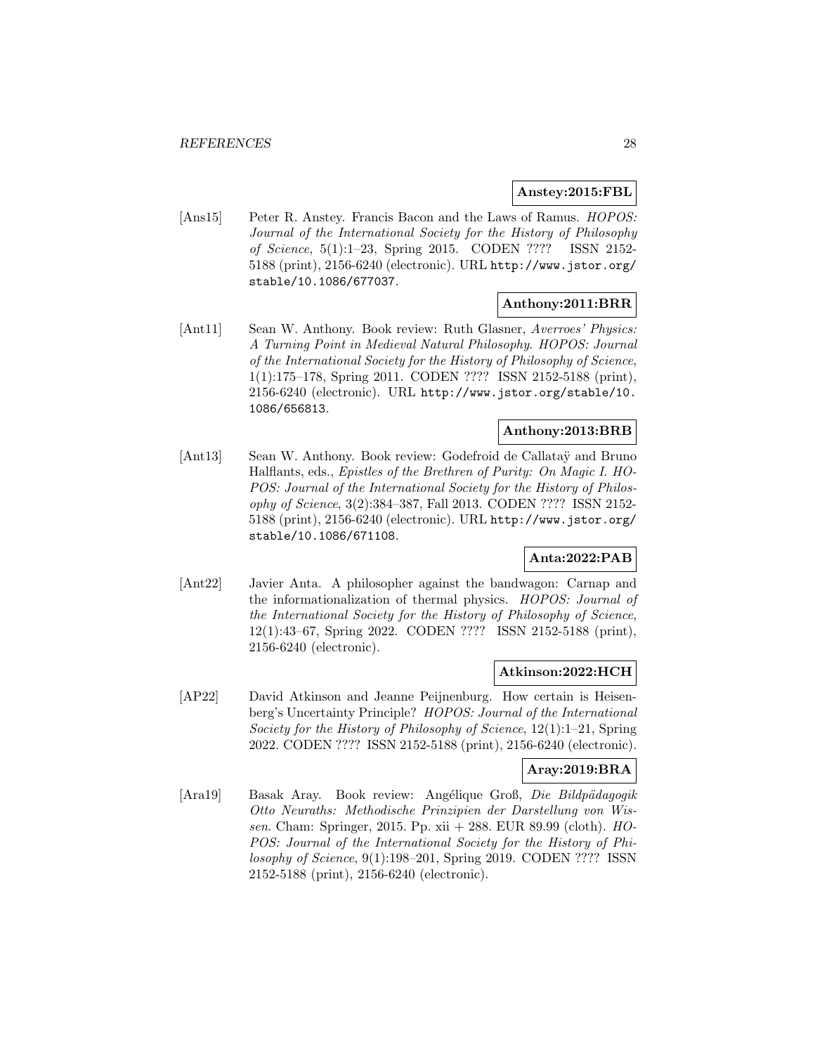**Anstey:2015:FBL**

[Ans15] Peter R. Anstey. Francis Bacon and the Laws of Ramus. *HOPOS: Journal of the International Society for the History of Philosophy of Science*, 5(1):1–23, Spring 2015. CODEN ???? ISSN 2152-5188 (print), 2156-6240 (electronic). URL http://www.jstor.org/stable/10.1086/677037.

**Anthony:2011:BRR**

[Ant11] Sean W. Anthony. Book review: Ruth Glasner, *Averroes' Physics: A Turning Point in Medieval Natural Philosophy*. *HOPOS: Journal of the International Society for the History of Philosophy of Science*, 1(1):175–178, Spring 2011. CODEN ???? ISSN 2152-5188 (print), 2156-6240 (electronic). URL http://www.jstor.org/stable/10.1086/656813.

**Anthony:2013:BRB**

[Ant13] Sean W. Anthony. Book review: Godefroid de Callataÿ and Bruno Halflants, eds., *Epistles of the Brethren of Purity: On Magic I*. *HOPOS: Journal of the International Society for the History of Philosophy of Science*, 3(2):384–387, Fall 2013. CODEN ???? ISSN 2152-5188 (print), 2156-6240 (electronic). URL http://www.jstor.org/stable/10.1086/671108.

**Anta:2022:PAB**

[Ant22] Javier Anta. A philosopher against the bandwagon: Carnap and the informationalization of thermal physics. *HOPOS: Journal of the International Society for the History of Philosophy of Science*, 12(1):43–67, Spring 2022. CODEN ???? ISSN 2152-5188 (print), 2156-6240 (electronic).

**Atkinson:2022:HCH**

[AP22] David Atkinson and Jeanne Peijnenburg. How certain is Heisenberg's Uncertainty Principle? *HOPOS: Journal of the International Society for the History of Philosophy of Science*, 12(1):1–21, Spring 2022. CODEN ???? ISSN 2152-5188 (print), 2156-6240 (electronic).

**Aray:2019:BRA**

[Ara19] Basak Aray. Book review: Angélique Groß, *Die Bildpädagogik Otto Neuraths: Methodische Prinzipien der Darstellung von Wissen*. Cham: Springer, 2015. Pp. xii + 288. EUR 89.99 (cloth). *HOPOS: Journal of the International Society for the History of Philosophy of Science*, 9(1):198–201, Spring 2019. CODEN ???? ISSN 2152-5188 (print), 2156-6240 (electronic).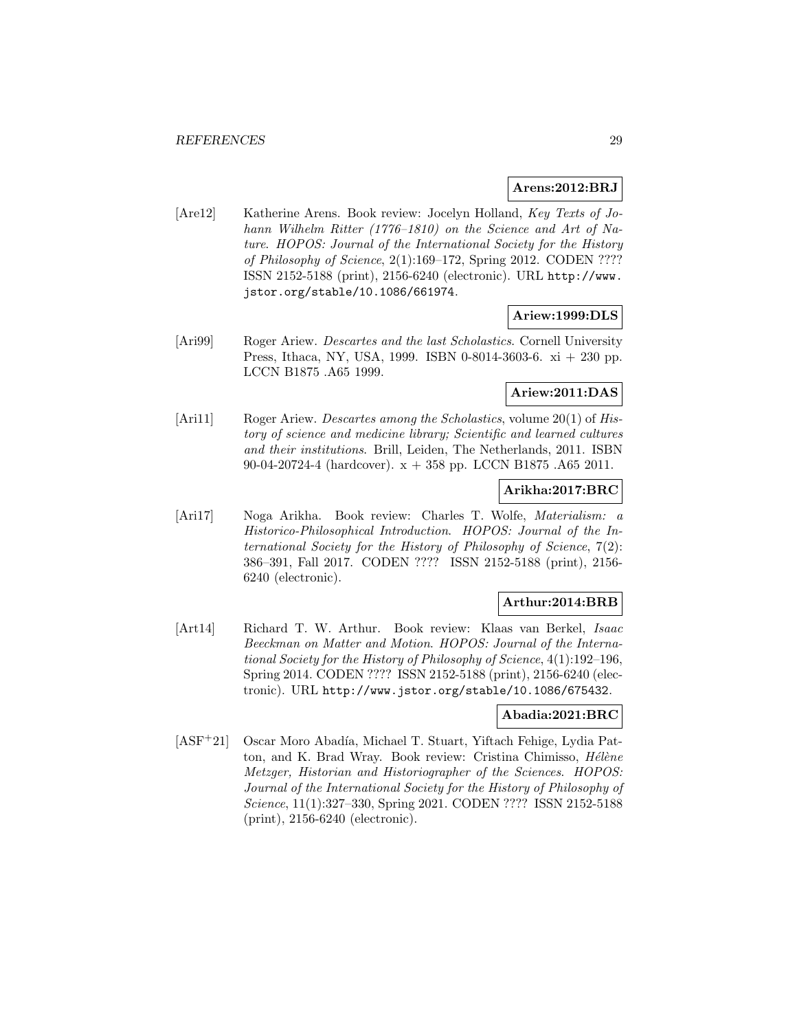**Arens:2012:BRJ**

[Are12] Katherine Arens. Book review: Jocelyn Holland, *Key Texts of Johann Wilhelm Ritter (1776–1810) on the Science and Art of Nature*. *HOPOS: Journal of the International Society for the History of Philosophy of Science*, 2(1):169–172, Spring 2012. CODEN ???? ISSN 2152-5188 (print), 2156-6240 (electronic). URL http://www.jstor.org/stable/10.1086/661974.

**Ariew:1999:DLS**

[Ari99] Roger Ariew. *Descartes and the last Scholastics*. Cornell University Press, Ithaca, NY, USA, 1999. ISBN 0-8014-3603-6. xi + 230 pp. LCCN B1875 .A65 1999.

**Ariew:2011:DAS**

[Ari11] Roger Ariew. *Descartes among the Scholastics*, volume 20(1) of *History of science and medicine library; Scientific and learned cultures and their institutions*. Brill, Leiden, The Netherlands, 2011. ISBN 90-04-20724-4 (hardcover). x + 358 pp. LCCN B1875 .A65 2011.

**Arikha:2017:BRC**

[Ari17] Noga Arikha. Book review: Charles T. Wolfe, *Materialism: a Historico-Philosophical Introduction*. *HOPOS: Journal of the International Society for the History of Philosophy of Science*, 7(2): 386–391, Fall 2017. CODEN ???? ISSN 2152-5188 (print), 2156-6240 (electronic).

**Arthur:2014:BRB**

[Art14] Richard T. W. Arthur. Book review: Klaas van Berkel, *Isaac Beeckman on Matter and Motion*. *HOPOS: Journal of the International Society for the History of Philosophy of Science*, 4(1):192–196, Spring 2014. CODEN ???? ISSN 2152-5188 (print), 2156-6240 (electronic). URL http://www.jstor.org/stable/10.1086/675432.

**Abadia:2021:BRC**

[ASF+21] Oscar Moro Abadía, Michael T. Stuart, Yiftach Fehige, Lydia Patton, and K. Brad Wray. Book review: Cristina Chimisso, *Hélène Metzger, Historian and Historiographer of the Sciences*. *HOPOS: Journal of the International Society for the History of Philosophy of Science*, 11(1):327–330, Spring 2021. CODEN ???? ISSN 2152-5188 (print), 2156-6240 (electronic).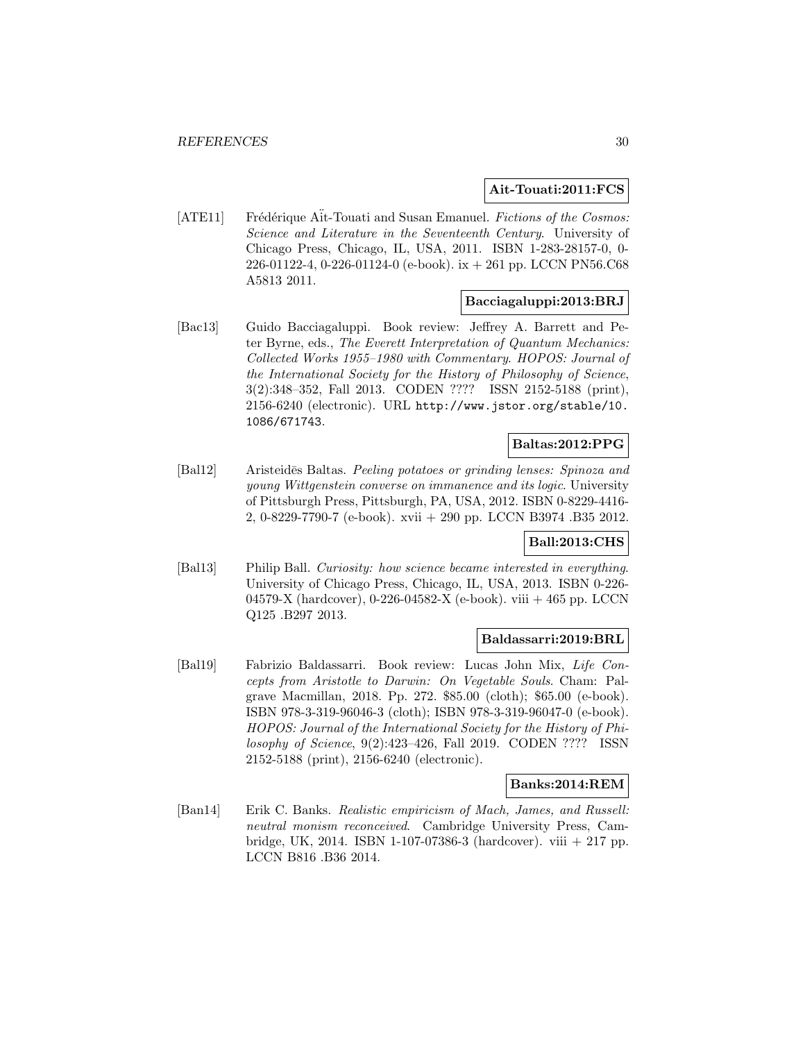**Ait-Touati:2011:FCS**

[ATE11] Frédérique Aït-Touati and Susan Emanuel. *Fictions of the Cosmos: Science and Literature in the Seventeenth Century*. University of Chicago Press, Chicago, IL, USA, 2011. ISBN 1-283-28157-0, 0-226-01122-4, 0-226-01124-0 (e-book). ix + 261 pp. LCCN PN56.C68 A5813 2011.

**Bacciagaluppi:2013:BRJ**

[Bac13] Guido Bacciagaluppi. Book review: Jeffrey A. Barrett and Peter Byrne, eds., *The Everett Interpretation of Quantum Mechanics: Collected Works 1955–1980 with Commentary*. *HOPOS: Journal of the International Society for the History of Philosophy of Science*, 3(2):348–352, Fall 2013. CODEN ???? ISSN 2152-5188 (print), 2156-6240 (electronic). URL http://www.jstor.org/stable/10.1086/671743.

**Baltas:2012:PPG**

[Bal12] Aristeidēs Baltas. *Peeling potatoes or grinding lenses: Spinoza and young Wittgenstein converse on immanence and its logic*. University of Pittsburgh Press, Pittsburgh, PA, USA, 2012. ISBN 0-8229-4416-2, 0-8229-7790-7 (e-book). xvii + 290 pp. LCCN B3974 .B35 2012.

**Ball:2013:CHS**

[Bal13] Philip Ball. *Curiosity: how science became interested in everything*. University of Chicago Press, Chicago, IL, USA, 2013. ISBN 0-226-04579-X (hardcover), 0-226-04582-X (e-book). viii + 465 pp. LCCN Q125 .B297 2013.

**Baldassarri:2019:BRL**

[Bal19] Fabrizio Baldassarri. Book review: Lucas John Mix, *Life Concepts from Aristotle to Darwin: On Vegetable Souls*. Cham: Palgrave Macmillan, 2018. Pp. 272. $85.00 (cloth); $65.00 (e-book). ISBN 978-3-319-96046-3 (cloth); ISBN 978-3-319-96047-0 (e-book). *HOPOS: Journal of the International Society for the History of Philosophy of Science*, 9(2):423–426, Fall 2019. CODEN ???? ISSN 2152-5188 (print), 2156-6240 (electronic).

**Banks:2014:REM**

[Ban14] Erik C. Banks. *Realistic empiricism of Mach, James, and Russell: neutral monism reconceived*. Cambridge University Press, Cambridge, UK, 2014. ISBN 1-107-07386-3 (hardcover). viii + 217 pp. LCCN B816 .B36 2014.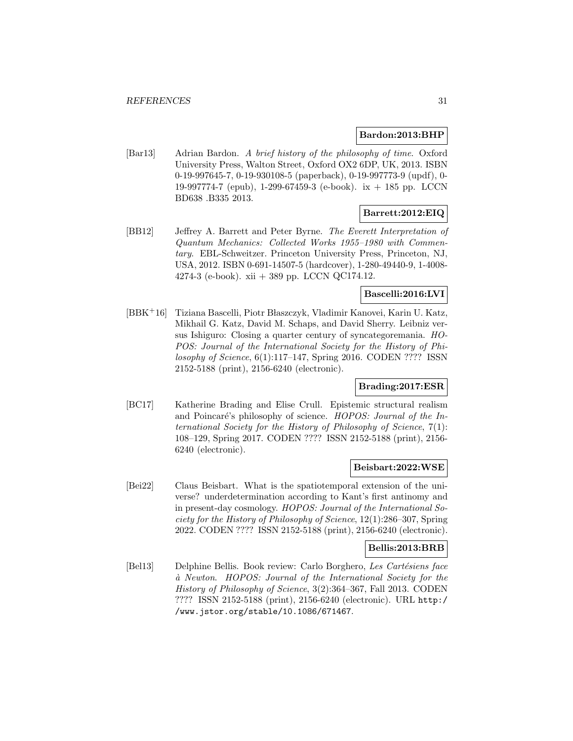**Bardon:2013:BHP**

[Bar13] Adrian Bardon. *A brief history of the philosophy of time*. Oxford University Press, Walton Street, Oxford OX2 6DP, UK, 2013. ISBN 0-19-997645-7, 0-19-930108-5 (paperback), 0-19-997773-9 (updf), 0-19-997774-7 (epub), 1-299-67459-3 (e-book). ix + 185 pp. LCCN BD638 .B335 2013.

**Barrett:2012:EIQ**

[BB12] Jeffrey A. Barrett and Peter Byrne. *The Everett Interpretation of Quantum Mechanics: Collected Works 1955–1980 with Commentary*. EBL-Schweitzer. Princeton University Press, Princeton, NJ, USA, 2012. ISBN 0-691-14507-5 (hardcover), 1-280-49440-9, 1-4008-4274-3 (e-book). xii + 389 pp. LCCN QC174.12.

**Bascelli:2016:LVI**

[BBK+16] Tiziana Bascelli, Piotr Błaszczyk, Vladimir Kanovei, Karin U. Katz, Mikhail G. Katz, David M. Schaps, and David Sherry. Leibniz versus Ishiguro: Closing a quarter century of syncategoremania. *HOPOS: Journal of the International Society for the History of Philosophy of Science*, 6(1):117–147, Spring 2016. CODEN ???? ISSN 2152-5188 (print), 2156-6240 (electronic).

**Brading:2017:ESR**

[BC17] Katherine Brading and Elise Crull. Epistemic structural realism and Poincaré's philosophy of science. *HOPOS: Journal of the International Society for the History of Philosophy of Science*, 7(1): 108–129, Spring 2017. CODEN ???? ISSN 2152-5188 (print), 2156-6240 (electronic).

**Beisbart:2022:WSE**

[Bei22] Claus Beisbart. What is the spatiotemporal extension of the universe? underdetermination according to Kant's first antinomy and in present-day cosmology. *HOPOS: Journal of the International Society for the History of Philosophy of Science*, 12(1):286–307, Spring 2022. CODEN ???? ISSN 2152-5188 (print), 2156-6240 (electronic).

**Bellis:2013:BRB**

[Bel13] Delphine Bellis. Book review: Carlo Borghero, *Les Cartésiens face à Newton*. *HOPOS: Journal of the International Society for the History of Philosophy of Science*, 3(2):364–367, Fall 2013. CODEN ???? ISSN 2152-5188 (print), 2156-6240 (electronic). URL `http://www.jstor.org/stable/10.1086/671467`.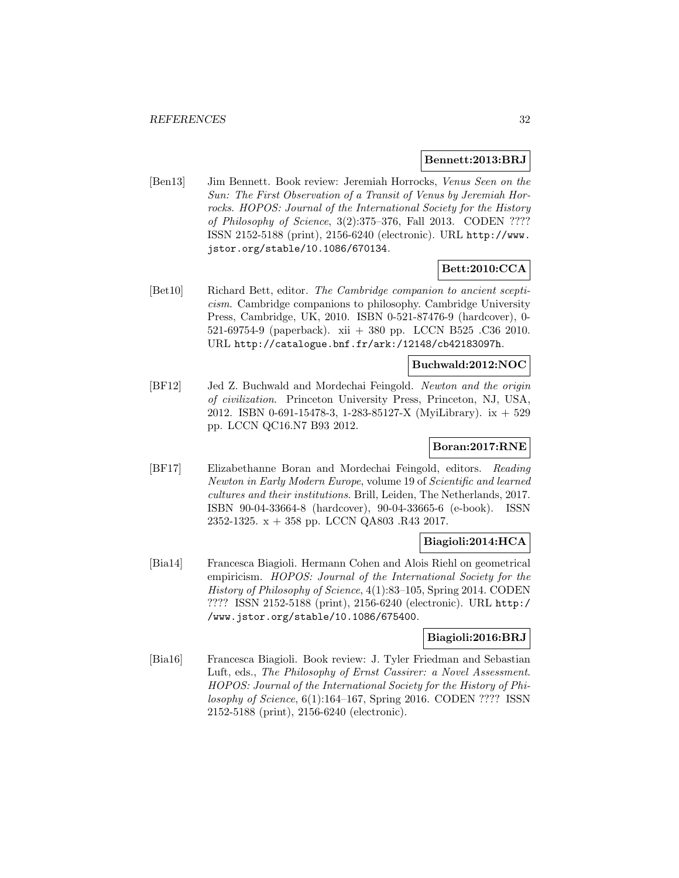**Bennett:2013:BRJ**

[Ben13] Jim Bennett. Book review: Jeremiah Horrocks, *Venus Seen on the Sun: The First Observation of a Transit of Venus by Jeremiah Horrocks*. *HOPOS: Journal of the International Society for the History of Philosophy of Science*, 3(2):375–376, Fall 2013. CODEN ???? ISSN 2152-5188 (print), 2156-6240 (electronic). URL http://www.jstor.org/stable/10.1086/670134.

**Bett:2010:CCA**

[Bet10] Richard Bett, editor. *The Cambridge companion to ancient scepticism*. Cambridge companions to philosophy. Cambridge University Press, Cambridge, UK, 2010. ISBN 0-521-87476-9 (hardcover), 0-521-69754-9 (paperback). xii + 380 pp. LCCN B525 .C36 2010. URL http://catalogue.bnf.fr/ark:/12148/cb42183097h.

**Buchwald:2012:NOC**

[BF12] Jed Z. Buchwald and Mordechai Feingold. *Newton and the origin of civilization*. Princeton University Press, Princeton, NJ, USA, 2012. ISBN 0-691-15478-3, 1-283-85127-X (MyiLibrary). ix + 529 pp. LCCN QC16.N7 B93 2012.

**Boran:2017:RNE**

[BF17] Elizabethanne Boran and Mordechai Feingold, editors. *Reading Newton in Early Modern Europe*, volume 19 of *Scientific and learned cultures and their institutions*. Brill, Leiden, The Netherlands, 2017. ISBN 90-04-33664-8 (hardcover), 90-04-33665-6 (e-book). ISSN 2352-1325. x + 358 pp. LCCN QA803 .R43 2017.

**Biagioli:2014:HCA**

[Bia14] Francesca Biagioli. Hermann Cohen and Alois Riehl on geometrical empiricism. *HOPOS: Journal of the International Society for the History of Philosophy of Science*, 4(1):83–105, Spring 2014. CODEN ???? ISSN 2152-5188 (print), 2156-6240 (electronic). URL http://www.jstor.org/stable/10.1086/675400.

**Biagioli:2016:BRJ**

[Bia16] Francesca Biagioli. Book review: J. Tyler Friedman and Sebastian Luft, eds., *The Philosophy of Ernst Cassirer: a Novel Assessment*. *HOPOS: Journal of the International Society for the History of Philosophy of Science*, 6(1):164–167, Spring 2016. CODEN ???? ISSN 2152-5188 (print), 2156-6240 (electronic).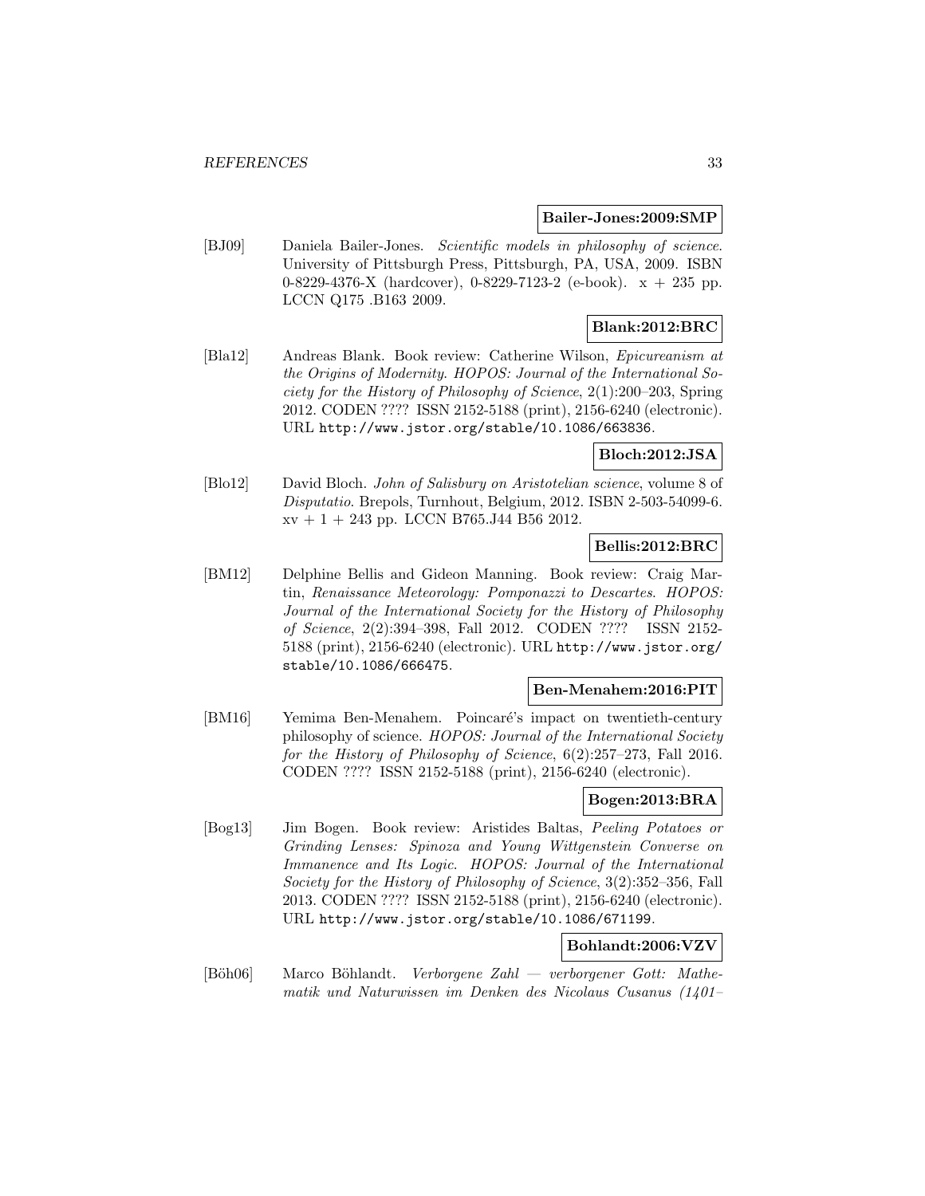**Bailer-Jones:2009:SMP**

[BJ09] Daniela Bailer-Jones. *Scientific models in philosophy of science*. University of Pittsburgh Press, Pittsburgh, PA, USA, 2009. ISBN 0-8229-4376-X (hardcover), 0-8229-7123-2 (e-book). x + 235 pp. LCCN Q175 .B163 2009.

**Blank:2012:BRC**

[Bla12] Andreas Blank. Book review: Catherine Wilson, *Epicureanism at the Origins of Modernity*. *HOPOS: Journal of the International Society for the History of Philosophy of Science*, 2(1):200–203, Spring 2012. CODEN ???? ISSN 2152-5188 (print), 2156-6240 (electronic). URL http://www.jstor.org/stable/10.1086/663836.

**Bloch:2012:JSA**

[Blo12] David Bloch. *John of Salisbury on Aristotelian science*, volume 8 of *Disputatio*. Brepols, Turnhout, Belgium, 2012. ISBN 2-503-54099-6. xv + 1 + 243 pp. LCCN B765.J44 B56 2012.

**Bellis:2012:BRC**

[BM12] Delphine Bellis and Gideon Manning. Book review: Craig Martin, *Renaissance Meteorology: Pomponazzi to Descartes*. *HOPOS: Journal of the International Society for the History of Philosophy of Science*, 2(2):394–398, Fall 2012. CODEN ???? ISSN 2152-5188 (print), 2156-6240 (electronic). URL http://www.jstor.org/stable/10.1086/666475.

**Ben-Menahem:2016:PIT**

[BM16] Yemima Ben-Menahem. Poincaré's impact on twentieth-century philosophy of science. *HOPOS: Journal of the International Society for the History of Philosophy of Science*, 6(2):257–273, Fall 2016. CODEN ???? ISSN 2152-5188 (print), 2156-6240 (electronic).

**Bogen:2013:BRA**

[Bog13] Jim Bogen. Book review: Aristides Baltas, *Peeling Potatoes or Grinding Lenses: Spinoza and Young Wittgenstein Converse on Immanence and Its Logic*. *HOPOS: Journal of the International Society for the History of Philosophy of Science*, 3(2):352–356, Fall 2013. CODEN ???? ISSN 2152-5188 (print), 2156-6240 (electronic). URL http://www.jstor.org/stable/10.1086/671199.

**Bohlandt:2006:VZV**

[Böh06] Marco Böhlandt. *Verborgene Zahl — verborgener Gott: Mathematik und Naturwissen im Denken des Nicolaus Cusanus (1401–*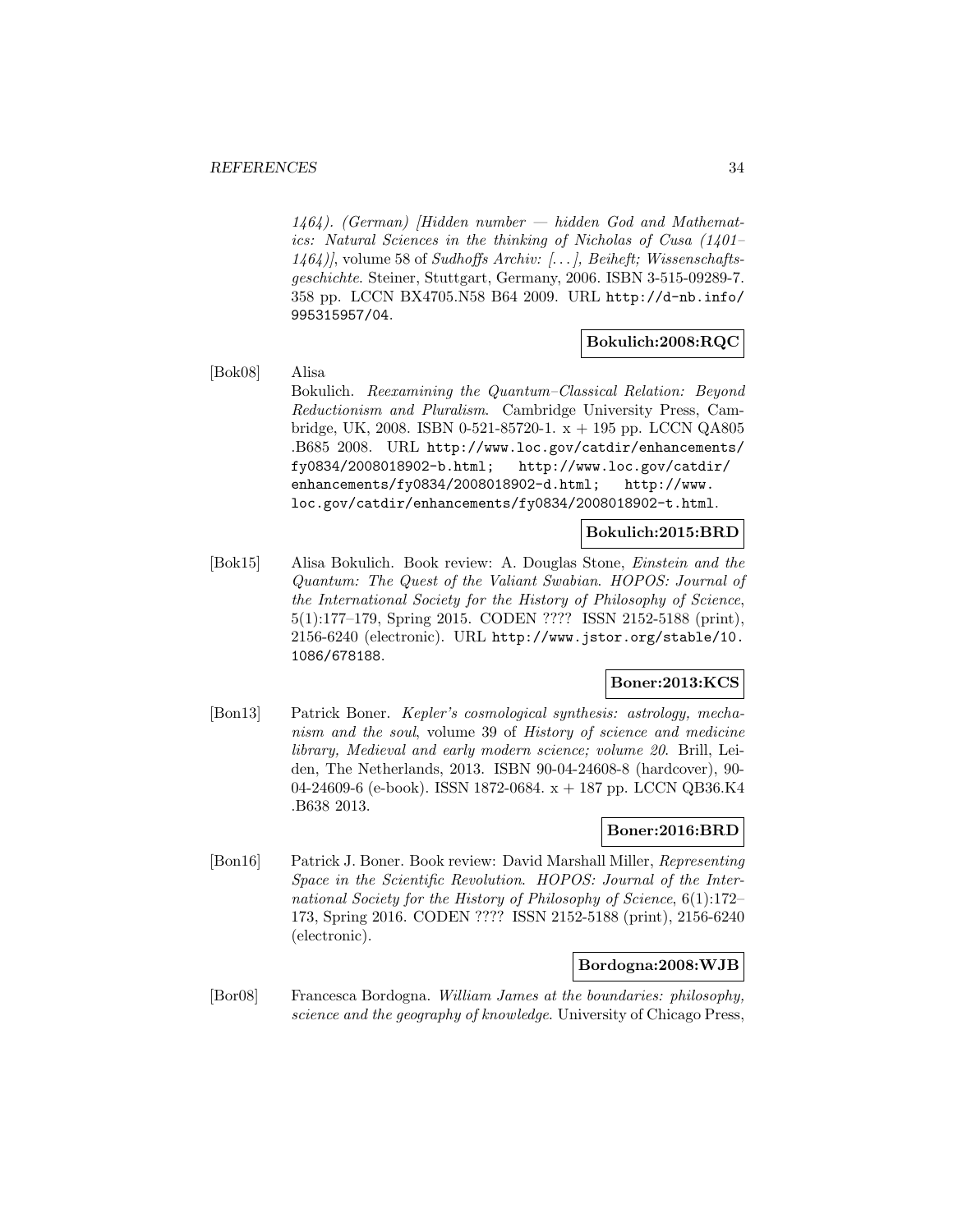*1464)*. (German) [*Hidden number — hidden God and Mathematics: Natural Sciences in the thinking of Nicholas of Cusa (1401–1464)*], volume 58 of *Sudhoffs Archiv: [...], Beiheft; Wissenschaftsgeschichte*. Steiner, Stuttgart, Germany, 2006. ISBN 3-515-09289-7. 358 pp. LCCN BX4705.N58 B64 2009. URL http://d-nb.info/995315957/04.

**Bokulich:2008:RQC**

[Bok08] Alisa Bokulich. *Reexamining the Quantum–Classical Relation: Beyond Reductionism and Pluralism*. Cambridge University Press, Cambridge, UK, 2008. ISBN 0-521-85720-1. x + 195 pp. LCCN QA805 .B685 2008. URL http://www.loc.gov/catdir/enhancements/fy0834/2008018902-b.html; http://www.loc.gov/catdir/enhancements/fy0834/2008018902-d.html; http://www.loc.gov/catdir/enhancements/fy0834/2008018902-t.html.

**Bokulich:2015:BRD**

[Bok15] Alisa Bokulich. Book review: A. Douglas Stone, *Einstein and the Quantum: The Quest of the Valiant Swabian*. *HOPOS: Journal of the International Society for the History of Philosophy of Science*, 5(1):177–179, Spring 2015. CODEN ???? ISSN 2152-5188 (print), 2156-6240 (electronic). URL http://www.jstor.org/stable/10.1086/678188.

**Boner:2013:KCS**

[Bon13] Patrick Boner. *Kepler's cosmological synthesis: astrology, mechanism and the soul*, volume 39 of *History of science and medicine library, Medieval and early modern science; volume 20*. Brill, Leiden, The Netherlands, 2013. ISBN 90-04-24608-8 (hardcover), 90-04-24609-6 (e-book). ISSN 1872-0684. x + 187 pp. LCCN QB36.K4 .B638 2013.

**Boner:2016:BRD**

[Bon16] Patrick J. Boner. Book review: David Marshall Miller, *Representing Space in the Scientific Revolution*. *HOPOS: Journal of the International Society for the History of Philosophy of Science*, 6(1):172–173, Spring 2016. CODEN ???? ISSN 2152-5188 (print), 2156-6240 (electronic).

**Bordogna:2008:WJB**

[Bor08] Francesca Bordogna. *William James at the boundaries: philosophy, science and the geography of knowledge*. University of Chicago Press,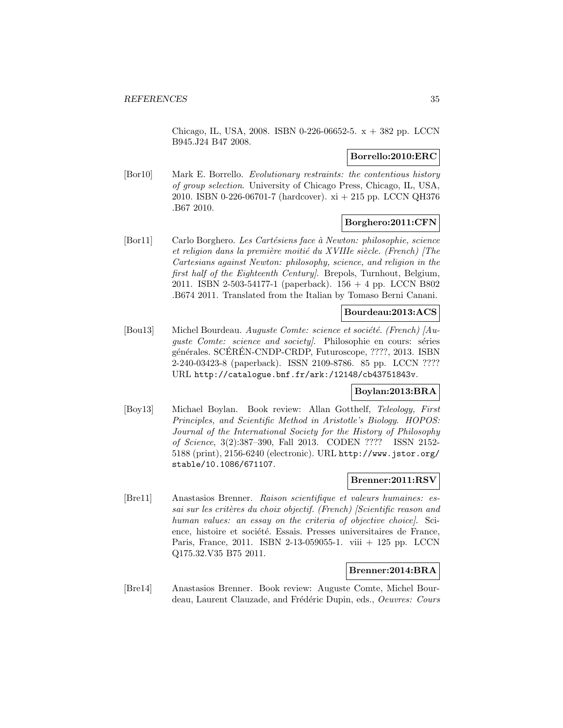Chicago, IL, USA, 2008. ISBN 0-226-06652-5. x + 382 pp. LCCN B945.J24 B47 2008.

**Borrello:2010:ERC**

[Bor10] Mark E. Borrello. *Evolutionary restraints: the contentious history of group selection*. University of Chicago Press, Chicago, IL, USA, 2010. ISBN 0-226-06701-7 (hardcover). xi + 215 pp. LCCN QH376 .B67 2010.

**Borghero:2011:CFN**

[Bor11] Carlo Borghero. *Les Cartésiens face à Newton: philosophie, science et religion dans la première moitié du XVIIIe siècle. (French) [The Cartesians against Newton: philosophy, science, and religion in the first half of the Eighteenth Century]*. Brepols, Turnhout, Belgium, 2011. ISBN 2-503-54177-1 (paperback). 156 + 4 pp. LCCN B802 .B674 2011. Translated from the Italian by Tomaso Berni Canani.

**Bourdeau:2013:ACS**

[Bou13] Michel Bourdeau. *Auguste Comte: science et société. (French) [Auguste Comte: science and society]*. Philosophie en cours: séries générales. SCÉRÉN-CNDP-CRDP, Futuroscope, ????, 2013. ISBN 2-240-03423-8 (paperback). ISSN 2109-8786. 85 pp. LCCN ???? URL http://catalogue.bnf.fr/ark:/12148/cb43751843v.

**Boylan:2013:BRA**

[Boy13] Michael Boylan. Book review: Allan Gotthelf, *Teleology, First Principles, and Scientific Method in Aristotle's Biology*. *HOPOS: Journal of the International Society for the History of Philosophy of Science*, 3(2):387–390, Fall 2013. CODEN ???? ISSN 2152-5188 (print), 2156-6240 (electronic). URL http://www.jstor.org/stable/10.1086/671107.

**Brenner:2011:RSV**

[Bre11] Anastasios Brenner. *Raison scientifique et valeurs humaines: essai sur les critères du choix objectif. (French) [Scientific reason and human values: an essay on the criteria of objective choice]*. Science, histoire et société. Essais. Presses universitaires de France, Paris, France, 2011. ISBN 2-13-059055-1. viii + 125 pp. LCCN Q175.32.V35 B75 2011.

**Brenner:2014:BRA**

[Bre14] Anastasios Brenner. Book review: Auguste Comte, Michel Bourdeau, Laurent Clauzade, and Frédéric Dupin, eds., *Oeuvres: Cours*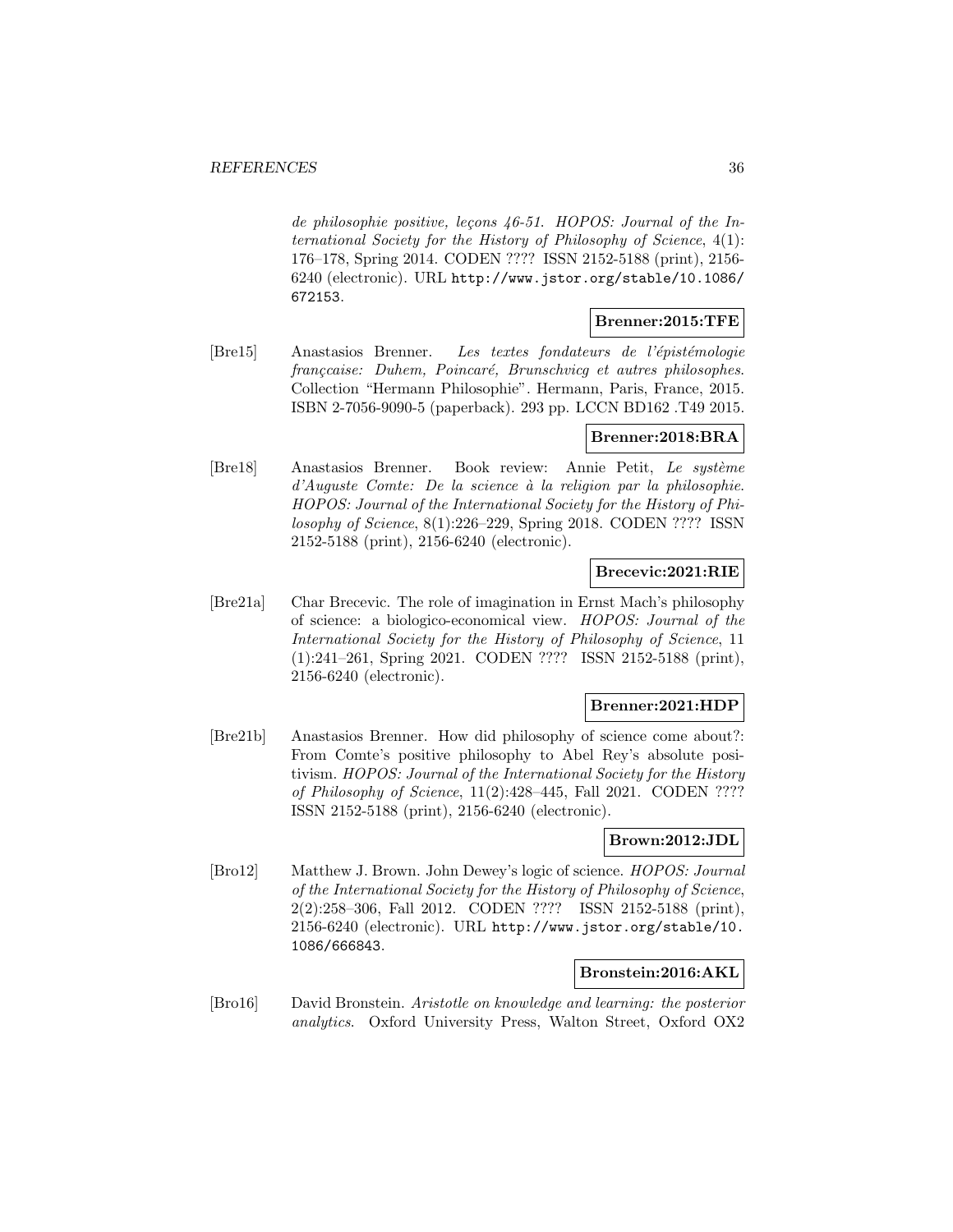*de philosophie positive, leçons 46-51*. *HOPOS: Journal of the International Society for the History of Philosophy of Science*, 4(1): 176–178, Spring 2014. CODEN ???? ISSN 2152-5188 (print), 2156-6240 (electronic). URL http://www.jstor.org/stable/10.1086/672153.

**Brenner:2015:TFE**

[Bre15] Anastasios Brenner. *Les textes fondateurs de l'épistémologie françcaise: Duhem, Poincaré, Brunschvicg et autres philosophes*. Collection "Hermann Philosophie". Hermann, Paris, France, 2015. ISBN 2-7056-9090-5 (paperback). 293 pp. LCCN BD162 .T49 2015.

**Brenner:2018:BRA**

[Bre18] Anastasios Brenner. Book review: Annie Petit, *Le système d'Auguste Comte: De la science à la religion par la philosophie*. *HOPOS: Journal of the International Society for the History of Philosophy of Science*, 8(1):226–229, Spring 2018. CODEN ???? ISSN 2152-5188 (print), 2156-6240 (electronic).

**Brecevic:2021:RIE**

[Bre21a] Char Brecevic. The role of imagination in Ernst Mach's philosophy of science: a biologico-economical view. *HOPOS: Journal of the International Society for the History of Philosophy of Science*, 11 (1):241–261, Spring 2021. CODEN ???? ISSN 2152-5188 (print), 2156-6240 (electronic).

**Brenner:2021:HDP**

[Bre21b] Anastasios Brenner. How did philosophy of science come about?: From Comte's positive philosophy to Abel Rey's absolute positivism. *HOPOS: Journal of the International Society for the History of Philosophy of Science*, 11(2):428–445, Fall 2021. CODEN ???? ISSN 2152-5188 (print), 2156-6240 (electronic).

**Brown:2012:JDL**

[Bro12] Matthew J. Brown. John Dewey's logic of science. *HOPOS: Journal of the International Society for the History of Philosophy of Science*, 2(2):258–306, Fall 2012. CODEN ???? ISSN 2152-5188 (print), 2156-6240 (electronic). URL http://www.jstor.org/stable/10.1086/666843.

**Bronstein:2016:AKL**

[Bro16] David Bronstein. *Aristotle on knowledge and learning: the posterior analytics*. Oxford University Press, Walton Street, Oxford OX2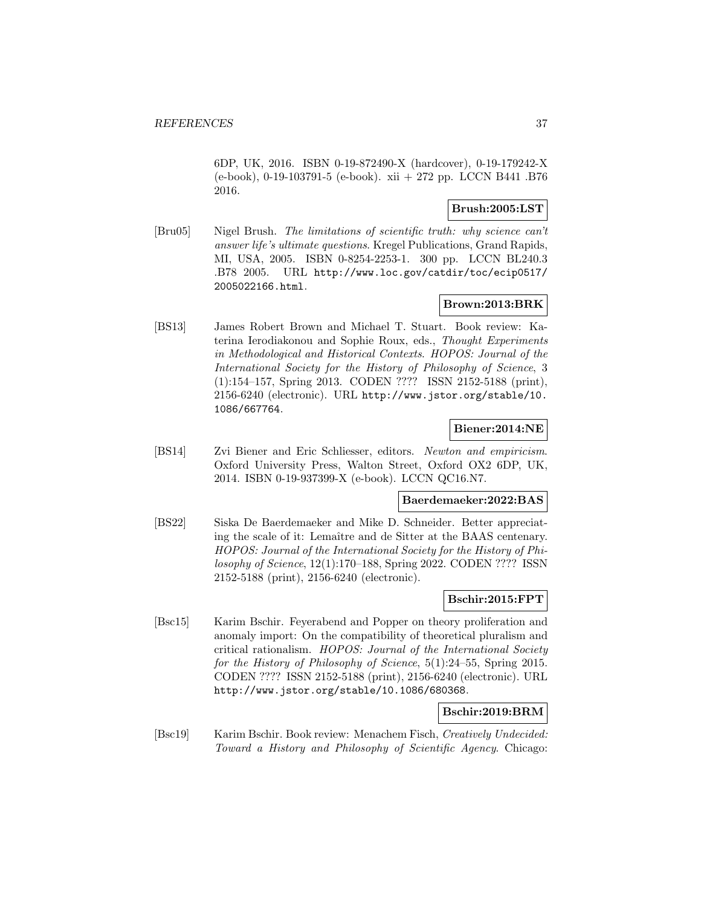6DP, UK, 2016. ISBN 0-19-872490-X (hardcover), 0-19-179242-X (e-book), 0-19-103791-5 (e-book). xii + 272 pp. LCCN B441 .B76 2016.

**Brush:2005:LST**

[Bru05] Nigel Brush. *The limitations of scientific truth: why science can't answer life's ultimate questions*. Kregel Publications, Grand Rapids, MI, USA, 2005. ISBN 0-8254-2253-1. 300 pp. LCCN BL240.3 .B78 2005. URL http://www.loc.gov/catdir/toc/ecip0517/2005022166.html.

**Brown:2013:BRK**

[BS13] James Robert Brown and Michael T. Stuart. Book review: Katerina Ierodiakonou and Sophie Roux, eds., *Thought Experiments in Methodological and Historical Contexts*. *HOPOS: Journal of the International Society for the History of Philosophy of Science*, 3 (1):154–157, Spring 2013. CODEN ???? ISSN 2152-5188 (print), 2156-6240 (electronic). URL http://www.jstor.org/stable/10.1086/667764.

**Biener:2014:NE**

[BS14] Zvi Biener and Eric Schliesser, editors. *Newton and empiricism*. Oxford University Press, Walton Street, Oxford OX2 6DP, UK, 2014. ISBN 0-19-937399-X (e-book). LCCN QC16.N7.

**Baerdemaeker:2022:BAS**

[BS22] Siska De Baerdemaeker and Mike D. Schneider. Better appreciating the scale of it: Lemaître and de Sitter at the BAAS centenary. *HOPOS: Journal of the International Society for the History of Philosophy of Science*, 12(1):170–188, Spring 2022. CODEN ???? ISSN 2152-5188 (print), 2156-6240 (electronic).

**Bschir:2015:FPT**

[Bsc15] Karim Bschir. Feyerabend and Popper on theory proliferation and anomaly import: On the compatibility of theoretical pluralism and critical rationalism. *HOPOS: Journal of the International Society for the History of Philosophy of Science*, 5(1):24–55, Spring 2015. CODEN ???? ISSN 2152-5188 (print), 2156-6240 (electronic). URL http://www.jstor.org/stable/10.1086/680368.

**Bschir:2019:BRM**

[Bsc19] Karim Bschir. Book review: Menachem Fisch, *Creatively Undecided: Toward a History and Philosophy of Scientific Agency*. Chicago: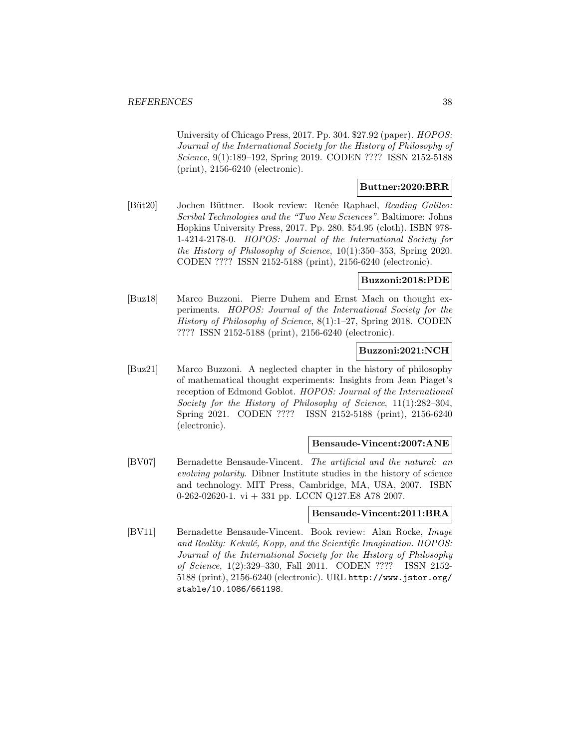University of Chicago Press, 2017. Pp. 304. $27.92 (paper). *HOPOS: Journal of the International Society for the History of Philosophy of Science*, 9(1):189–192, Spring 2019. CODEN ???? ISSN 2152-5188 (print), 2156-6240 (electronic).

**Buttner:2020:BRR**

[Büt20] Jochen Büttner. Book review: Renée Raphael, *Reading Galileo: Scribal Technologies and the "Two New Sciences"*. Baltimore: Johns Hopkins University Press, 2017. Pp. 280. $54.95 (cloth). ISBN 978-1-4214-2178-0. *HOPOS: Journal of the International Society for the History of Philosophy of Science*, 10(1):350–353, Spring 2020. CODEN ???? ISSN 2152-5188 (print), 2156-6240 (electronic).

**Buzzoni:2018:PDE**

[Buz18] Marco Buzzoni. Pierre Duhem and Ernst Mach on thought experiments. *HOPOS: Journal of the International Society for the History of Philosophy of Science*, 8(1):1–27, Spring 2018. CODEN ???? ISSN 2152-5188 (print), 2156-6240 (electronic).

**Buzzoni:2021:NCH**

[Buz21] Marco Buzzoni. A neglected chapter in the history of philosophy of mathematical thought experiments: Insights from Jean Piaget's reception of Edmond Goblot. *HOPOS: Journal of the International Society for the History of Philosophy of Science*, 11(1):282–304, Spring 2021. CODEN ???? ISSN 2152-5188 (print), 2156-6240 (electronic).

**Bensaude-Vincent:2007:ANE**

[BV07] Bernadette Bensaude-Vincent. *The artificial and the natural: an evolving polarity*. Dibner Institute studies in the history of science and technology. MIT Press, Cambridge, MA, USA, 2007. ISBN 0-262-02620-1. vi + 331 pp. LCCN Q127.E8 A78 2007.

**Bensaude-Vincent:2011:BRA**

[BV11] Bernadette Bensaude-Vincent. Book review: Alan Rocke, *Image and Reality: Kekulé, Kopp, and the Scientific Imagination*. *HOPOS: Journal of the International Society for the History of Philosophy of Science*, 1(2):329–330, Fall 2011. CODEN ???? ISSN 2152-5188 (print), 2156-6240 (electronic). URL http://www.jstor.org/stable/10.1086/661198.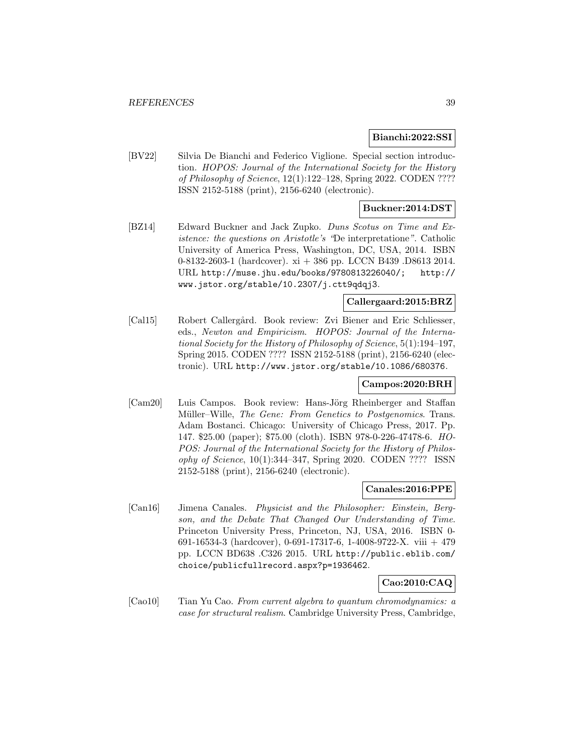**Bianchi:2022:SSI**

[BV22] Silvia De Bianchi and Federico Viglione. Special section introduction. *HOPOS: Journal of the International Society for the History of Philosophy of Science*, 12(1):122–128, Spring 2022. CODEN ???? ISSN 2152-5188 (print), 2156-6240 (electronic).

**Buckner:2014:DST**

[BZ14] Edward Buckner and Jack Zupko. *Duns Scotus on Time and Existence: the questions on Aristotle's "De interpretatione"*. Catholic University of America Press, Washington, DC, USA, 2014. ISBN 0-8132-2603-1 (hardcover). xi + 386 pp. LCCN B439 .D8613 2014. URL http://muse.jhu.edu/books/9780813226040/; http://www.jstor.org/stable/10.2307/j.ctt9qdqj3.

**Callergaard:2015:BRZ**

[Cal15] Robert Callergård. Book review: Zvi Biener and Eric Schliesser, eds., *Newton and Empiricism*. *HOPOS: Journal of the International Society for the History of Philosophy of Science*, 5(1):194–197, Spring 2015. CODEN ???? ISSN 2152-5188 (print), 2156-6240 (electronic). URL http://www.jstor.org/stable/10.1086/680376.

**Campos:2020:BRH**

[Cam20] Luis Campos. Book review: Hans-Jörg Rheinberger and Staffan Müller–Wille, *The Gene: From Genetics to Postgenomics*. Trans. Adam Bostanci. Chicago: University of Chicago Press, 2017. Pp. 147. $25.00 (paper); $75.00 (cloth). ISBN 978-0-226-47478-6. *HOPOS: Journal of the International Society for the History of Philosophy of Science*, 10(1):344–347, Spring 2020. CODEN ???? ISSN 2152-5188 (print), 2156-6240 (electronic).

**Canales:2016:PPE**

[Can16] Jimena Canales. *Physicist and the Philosopher: Einstein, Bergson, and the Debate That Changed Our Understanding of Time*. Princeton University Press, Princeton, NJ, USA, 2016. ISBN 0-691-16534-3 (hardcover), 0-691-17317-6, 1-4008-9722-X. viii + 479 pp. LCCN BD638 .C326 2015. URL http://public.eblib.com/choice/publicfullrecord.aspx?p=1936462.

**Cao:2010:CAQ**

[Cao10] Tian Yu Cao. *From current algebra to quantum chromodynamics: a case for structural realism*. Cambridge University Press, Cambridge,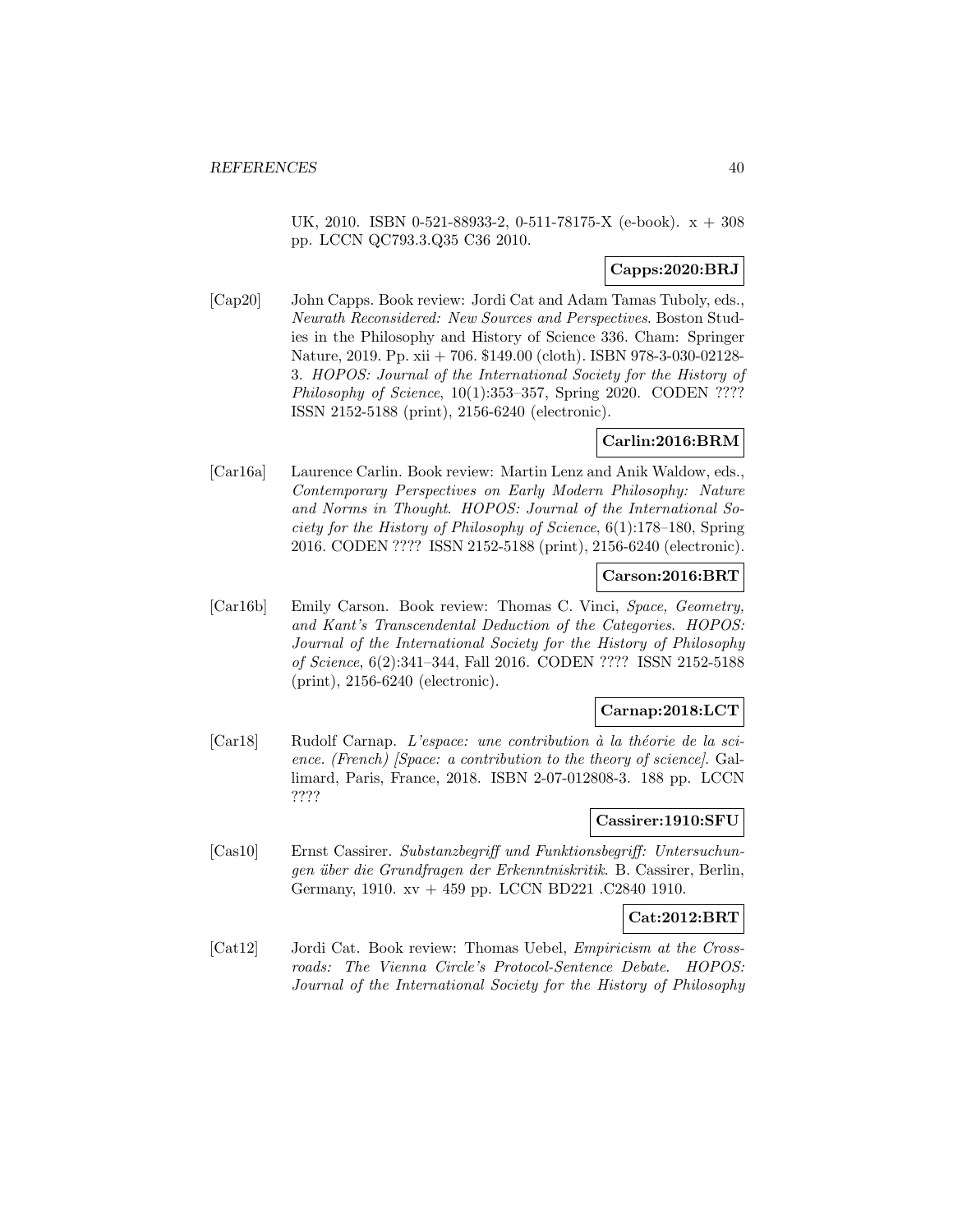UK, 2010. ISBN 0-521-88933-2, 0-511-78175-X (e-book). x + 308 pp. LCCN QC793.3.Q35 C36 2010.

**Capps:2020:BRJ**

[Cap20] John Capps. Book review: Jordi Cat and Adam Tamas Tuboly, eds., *Neurath Reconsidered: New Sources and Perspectives*. Boston Studies in the Philosophy and History of Science 336. Cham: Springer Nature, 2019. Pp. xii + 706. $149.00 (cloth). ISBN 978-3-030-02128-3. *HOPOS: Journal of the International Society for the History of Philosophy of Science*, 10(1):353–357, Spring 2020. CODEN ???? ISSN 2152-5188 (print), 2156-6240 (electronic).

**Carlin:2016:BRM**

[Car16a] Laurence Carlin. Book review: Martin Lenz and Anik Waldow, eds., *Contemporary Perspectives on Early Modern Philosophy: Nature and Norms in Thought*. *HOPOS: Journal of the International Society for the History of Philosophy of Science*, 6(1):178–180, Spring 2016. CODEN ???? ISSN 2152-5188 (print), 2156-6240 (electronic).

**Carson:2016:BRT**

[Car16b] Emily Carson. Book review: Thomas C. Vinci, *Space, Geometry, and Kant's Transcendental Deduction of the Categories*. *HOPOS: Journal of the International Society for the History of Philosophy of Science*, 6(2):341–344, Fall 2016. CODEN ???? ISSN 2152-5188 (print), 2156-6240 (electronic).

**Carnap:2018:LCT**

[Car18] Rudolf Carnap. *L'espace: une contribution à la théorie de la science. (French) [Space: a contribution to the theory of science]*. Gallimard, Paris, France, 2018. ISBN 2-07-012808-3. 188 pp. LCCN ????

**Cassirer:1910:SFU**

[Cas10] Ernst Cassirer. *Substanzbegriff und Funktionsbegriff: Untersuchungen über die Grundfragen der Erkenntniskritik*. B. Cassirer, Berlin, Germany, 1910. xv + 459 pp. LCCN BD221 .C2840 1910.

**Cat:2012:BRT**

[Cat12] Jordi Cat. Book review: Thomas Uebel, *Empiricism at the Crossroads: The Vienna Circle's Protocol-Sentence Debate*. *HOPOS: Journal of the International Society for the History of Philosophy*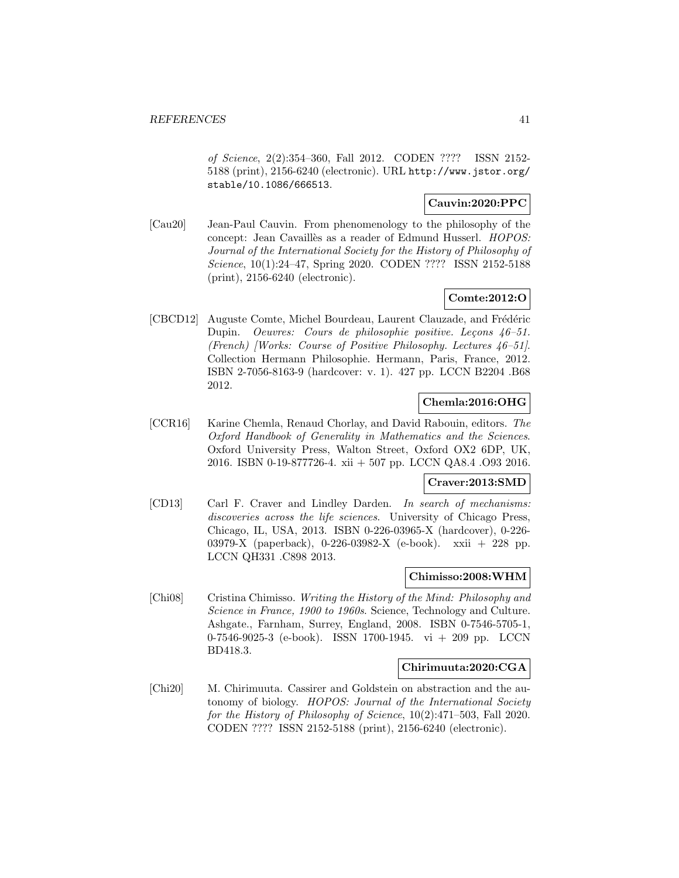*of Science*, 2(2):354–360, Fall 2012. CODEN ???? ISSN 2152-5188 (print), 2156-6240 (electronic). URL http://www.jstor.org/stable/10.1086/666513.

**Cauvin:2020:PPC**

[Cau20] Jean-Paul Cauvin. From phenomenology to the philosophy of the concept: Jean Cavaillès as a reader of Edmund Husserl. *HOPOS: Journal of the International Society for the History of Philosophy of Science*, 10(1):24–47, Spring 2020. CODEN ???? ISSN 2152-5188 (print), 2156-6240 (electronic).

**Comte:2012:O**

[CBCD12] Auguste Comte, Michel Bourdeau, Laurent Clauzade, and Frédéric Dupin. *Oeuvres: Cours de philosophie positive. Leçons 46–51. (French) [Works: Course of Positive Philosophy. Lectures 46–51]*. Collection Hermann Philosophie. Hermann, Paris, France, 2012. ISBN 2-7056-8163-9 (hardcover: v. 1). 427 pp. LCCN B2204 .B68 2012.

**Chemla:2016:OHG**

[CCR16] Karine Chemla, Renaud Chorlay, and David Rabouin, editors. *The Oxford Handbook of Generality in Mathematics and the Sciences*. Oxford University Press, Walton Street, Oxford OX2 6DP, UK, 2016. ISBN 0-19-877726-4. xii + 507 pp. LCCN QA8.4 .O93 2016.

**Craver:2013:SMD**

[CD13] Carl F. Craver and Lindley Darden. *In search of mechanisms: discoveries across the life sciences*. University of Chicago Press, Chicago, IL, USA, 2013. ISBN 0-226-03965-X (hardcover), 0-226-03979-X (paperback), 0-226-03982-X (e-book). xxii + 228 pp. LCCN QH331 .C898 2013.

**Chimisso:2008:WHM**

[Chi08] Cristina Chimisso. *Writing the History of the Mind: Philosophy and Science in France, 1900 to 1960s*. Science, Technology and Culture. Ashgate., Farnham, Surrey, England, 2008. ISBN 0-7546-5705-1, 0-7546-9025-3 (e-book). ISSN 1700-1945. vi + 209 pp. LCCN BD418.3.

**Chirimuuta:2020:CGA**

[Chi20] M. Chirimuuta. Cassirer and Goldstein on abstraction and the autonomy of biology. *HOPOS: Journal of the International Society for the History of Philosophy of Science*, 10(2):471–503, Fall 2020. CODEN ???? ISSN 2152-5188 (print), 2156-6240 (electronic).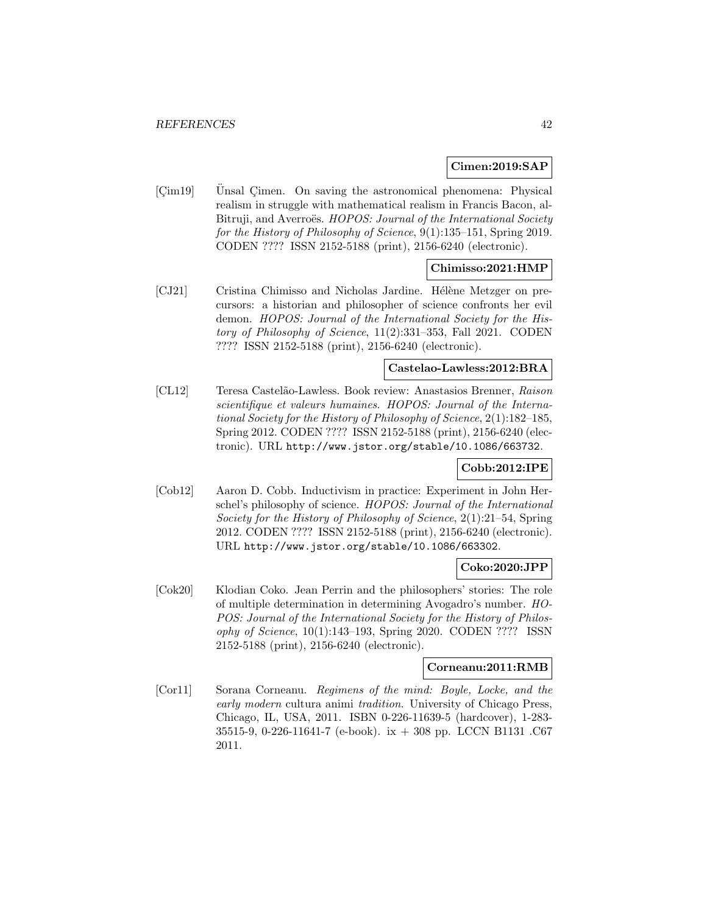**Cimen:2019:SAP**

[Çim19] Ünsal Çimen. On saving the astronomical phenomena: Physical realism in struggle with mathematical realism in Francis Bacon, al-Bitruji, and Averroës. *HOPOS: Journal of the International Society for the History of Philosophy of Science*, 9(1):135–151, Spring 2019. CODEN ???? ISSN 2152-5188 (print), 2156-6240 (electronic).

**Chimisso:2021:HMP**

[CJ21] Cristina Chimisso and Nicholas Jardine. Hélène Metzger on precursors: a historian and philosopher of science confronts her evil demon. *HOPOS: Journal of the International Society for the History of Philosophy of Science*, 11(2):331–353, Fall 2021. CODEN ???? ISSN 2152-5188 (print), 2156-6240 (electronic).

**Castelao-Lawless:2012:BRA**

[CL12] Teresa Castelão-Lawless. Book review: Anastasios Brenner, *Raison scientifique et valeurs humaines*. *HOPOS: Journal of the International Society for the History of Philosophy of Science*, 2(1):182–185, Spring 2012. CODEN ???? ISSN 2152-5188 (print), 2156-6240 (electronic). URL `http://www.jstor.org/stable/10.1086/663732`.

**Cobb:2012:IPE**

[Cob12] Aaron D. Cobb. Inductivism in practice: Experiment in John Herschel's philosophy of science. *HOPOS: Journal of the International Society for the History of Philosophy of Science*, 2(1):21–54, Spring 2012. CODEN ???? ISSN 2152-5188 (print), 2156-6240 (electronic). URL `http://www.jstor.org/stable/10.1086/663302`.

**Coko:2020:JPP**

[Cok20] Klodian Coko. Jean Perrin and the philosophers' stories: The role of multiple determination in determining Avogadro's number. *HOPOS: Journal of the International Society for the History of Philosophy of Science*, 10(1):143–193, Spring 2020. CODEN ???? ISSN 2152-5188 (print), 2156-6240 (electronic).

**Corneanu:2011:RMB**

[Cor11] Sorana Corneanu. *Regimens of the mind: Boyle, Locke, and the early modern* cultura animi *tradition*. University of Chicago Press, Chicago, IL, USA, 2011. ISBN 0-226-11639-5 (hardcover), 1-283-35515-9, 0-226-11641-7 (e-book). ix + 308 pp. LCCN B1131 .C67 2011.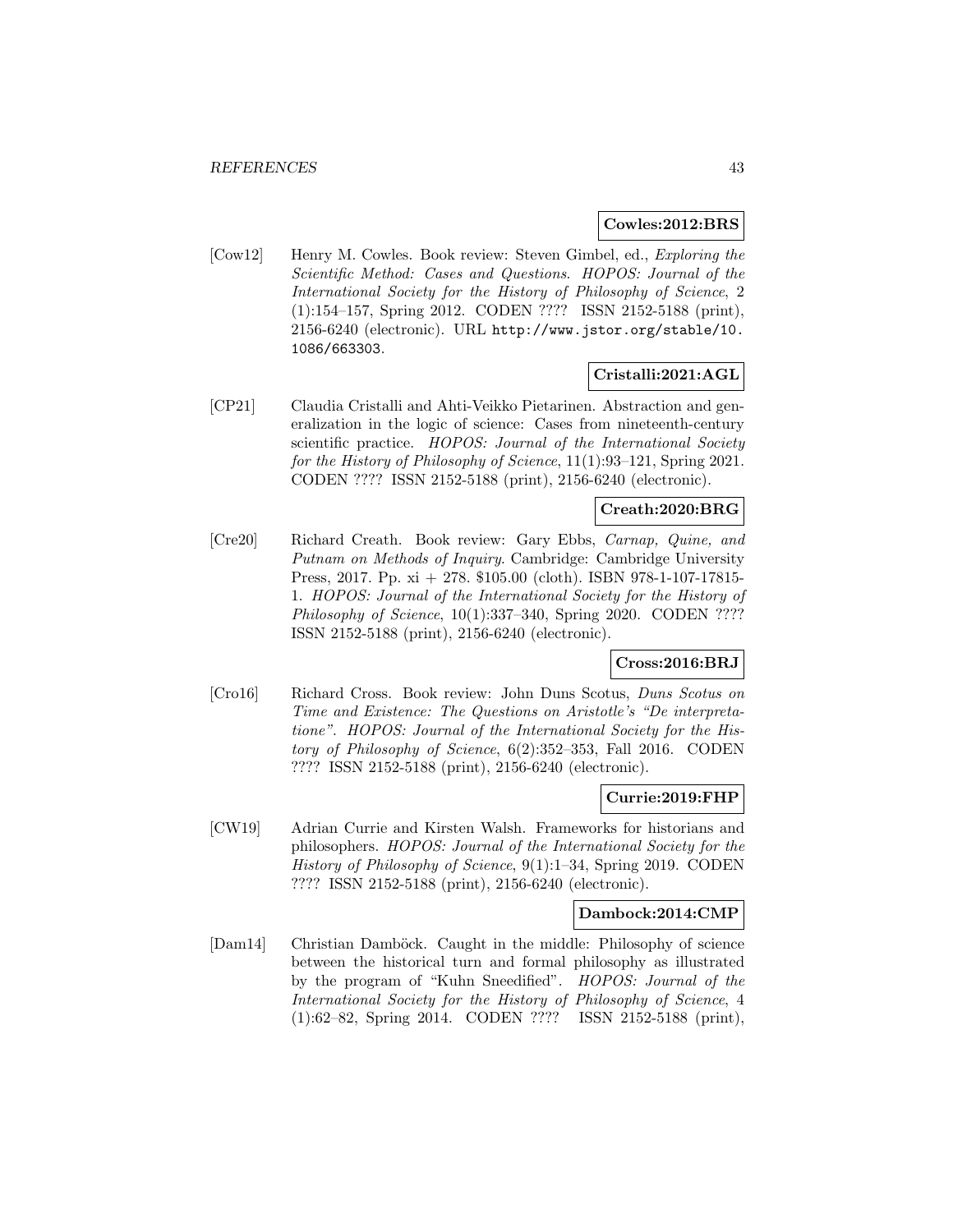**Cowles:2012:BRS**

[Cow12] Henry M. Cowles. Book review: Steven Gimbel, ed., *Exploring the Scientific Method: Cases and Questions*. *HOPOS: Journal of the International Society for the History of Philosophy of Science*, 2 (1):154–157, Spring 2012. CODEN ???? ISSN 2152-5188 (print), 2156-6240 (electronic). URL http://www.jstor.org/stable/10.1086/663303.

**Cristalli:2021:AGL**

[CP21] Claudia Cristalli and Ahti-Veikko Pietarinen. Abstraction and generalization in the logic of science: Cases from nineteenth-century scientific practice. *HOPOS: Journal of the International Society for the History of Philosophy of Science*, 11(1):93–121, Spring 2021. CODEN ???? ISSN 2152-5188 (print), 2156-6240 (electronic).

**Creath:2020:BRG**

[Cre20] Richard Creath. Book review: Gary Ebbs, *Carnap, Quine, and Putnam on Methods of Inquiry*. Cambridge: Cambridge University Press, 2017. Pp. xi + 278. $105.00 (cloth). ISBN 978-1-107-17815-1. *HOPOS: Journal of the International Society for the History of Philosophy of Science*, 10(1):337–340, Spring 2020. CODEN ???? ISSN 2152-5188 (print), 2156-6240 (electronic).

**Cross:2016:BRJ**

[Cro16] Richard Cross. Book review: John Duns Scotus, *Duns Scotus on Time and Existence: The Questions on Aristotle's "De interpretatione"*. *HOPOS: Journal of the International Society for the History of Philosophy of Science*, 6(2):352–353, Fall 2016. CODEN ???? ISSN 2152-5188 (print), 2156-6240 (electronic).

**Currie:2019:FHP**

[CW19] Adrian Currie and Kirsten Walsh. Frameworks for historians and philosophers. *HOPOS: Journal of the International Society for the History of Philosophy of Science*, 9(1):1–34, Spring 2019. CODEN ???? ISSN 2152-5188 (print), 2156-6240 (electronic).

**Dambock:2014:CMP**

[Dam14] Christian Damböck. Caught in the middle: Philosophy of science between the historical turn and formal philosophy as illustrated by the program of "Kuhn Sneedified". *HOPOS: Journal of the International Society for the History of Philosophy of Science*, 4 (1):62–82, Spring 2014. CODEN ???? ISSN 2152-5188 (print),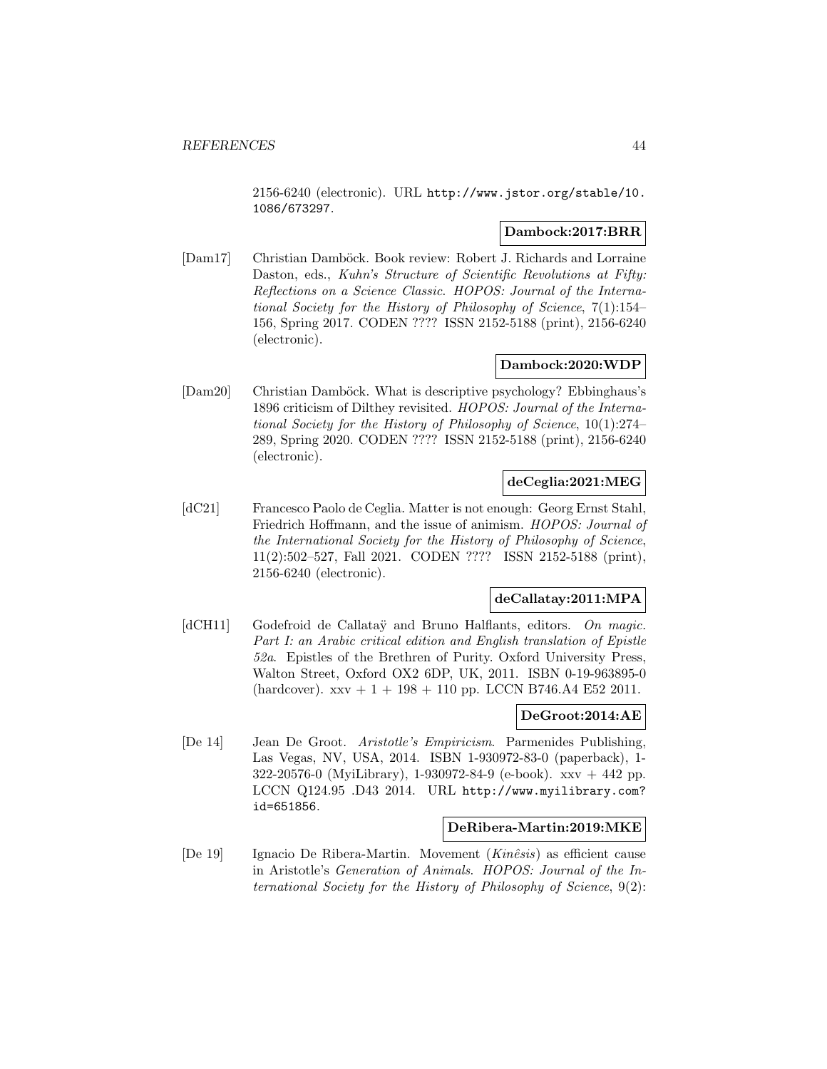2156-6240 (electronic). URL http://www.jstor.org/stable/10.1086/673297.

**Dambock:2017:BRR**

[Dam17] Christian Damböck. Book review: Robert J. Richards and Lorraine Daston, eds., *Kuhn's Structure of Scientific Revolutions at Fifty: Reflections on a Science Classic*. *HOPOS: Journal of the International Society for the History of Philosophy of Science*, 7(1):154–156, Spring 2017. CODEN ???? ISSN 2152-5188 (print), 2156-6240 (electronic).

**Dambock:2020:WDP**

[Dam20] Christian Damböck. What is descriptive psychology? Ebbinghaus's 1896 criticism of Dilthey revisited. *HOPOS: Journal of the International Society for the History of Philosophy of Science*, 10(1):274–289, Spring 2020. CODEN ???? ISSN 2152-5188 (print), 2156-6240 (electronic).

**deCeglia:2021:MEG**

[dC21] Francesco Paolo de Ceglia. Matter is not enough: Georg Ernst Stahl, Friedrich Hoffmann, and the issue of animism. *HOPOS: Journal of the International Society for the History of Philosophy of Science*, 11(2):502–527, Fall 2021. CODEN ???? ISSN 2152-5188 (print), 2156-6240 (electronic).

**deCallatay:2011:MPA**

[dCH11] Godefroid de Callataÿ and Bruno Halflants, editors. *On magic. Part I: an Arabic critical edition and English translation of Epistle 52a*. Epistles of the Brethren of Purity. Oxford University Press, Walton Street, Oxford OX2 6DP, UK, 2011. ISBN 0-19-963895-0 (hardcover). xxv + 1 + 198 + 110 pp. LCCN B746.A4 E52 2011.

**DeGroot:2014:AE**

[De 14] Jean De Groot. *Aristotle's Empiricism*. Parmenides Publishing, Las Vegas, NV, USA, 2014. ISBN 1-930972-83-0 (paperback), 1-322-20576-0 (MyiLibrary), 1-930972-84-9 (e-book). xxv + 442 pp. LCCN Q124.95 .D43 2014. URL http://www.myilibrary.com?id=651856.

**DeRibera-Martin:2019:MKE**

[De 19] Ignacio De Ribera-Martin. Movement (*Kinêsis*) as efficient cause in Aristotle's *Generation of Animals*. *HOPOS: Journal of the International Society for the History of Philosophy of Science*, 9(2):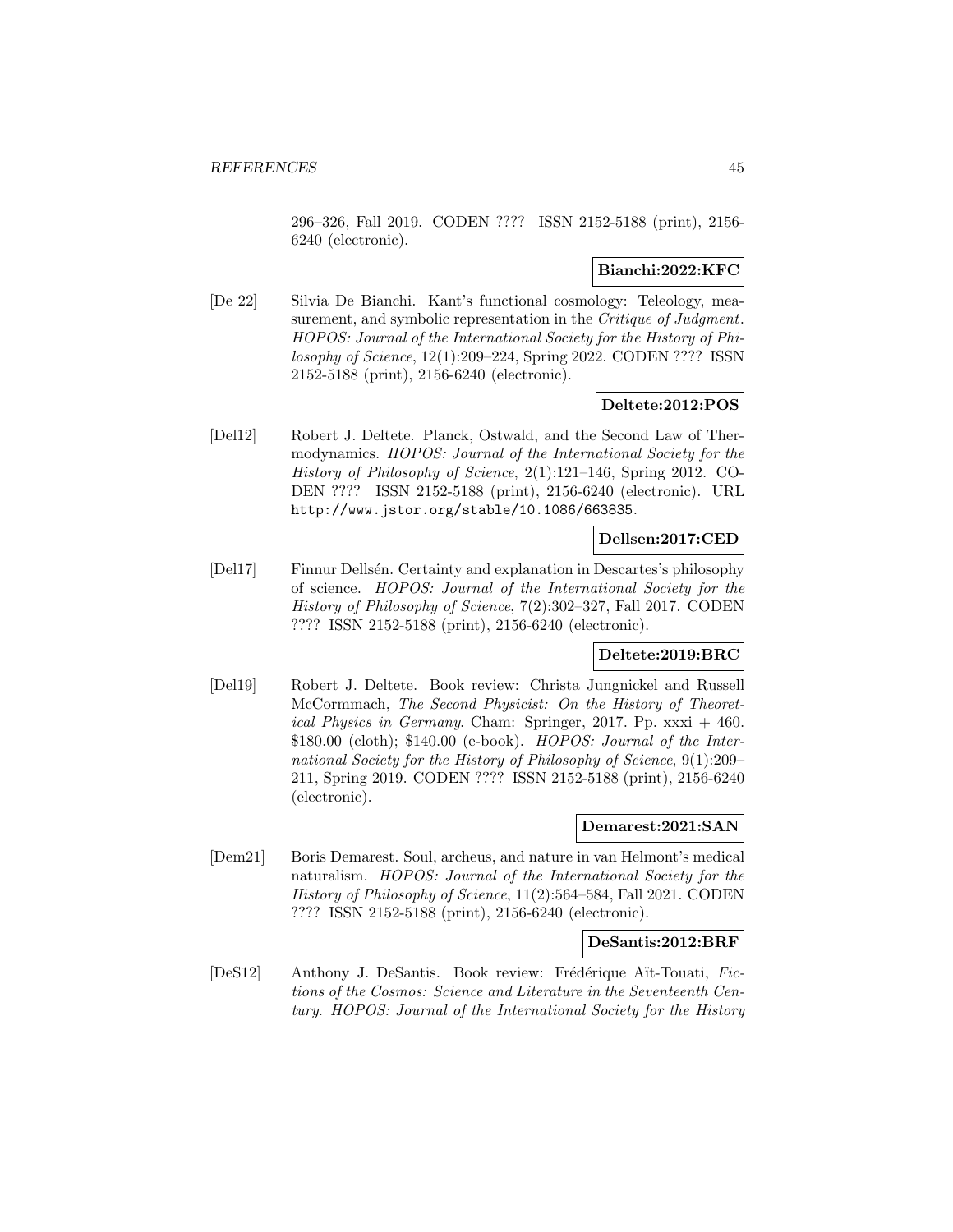296–326, Fall 2019. CODEN ???? ISSN 2152-5188 (print), 2156-6240 (electronic).

**Bianchi:2022:KFC**

[De 22] Silvia De Bianchi. Kant's functional cosmology: Teleology, measurement, and symbolic representation in the *Critique of Judgment*. *HOPOS: Journal of the International Society for the History of Philosophy of Science*, 12(1):209–224, Spring 2022. CODEN ???? ISSN 2152-5188 (print), 2156-6240 (electronic).

**Deltete:2012:POS**

[Del12] Robert J. Deltete. Planck, Ostwald, and the Second Law of Thermodynamics. *HOPOS: Journal of the International Society for the History of Philosophy of Science*, 2(1):121–146, Spring 2012. CODEN ???? ISSN 2152-5188 (print), 2156-6240 (electronic). URL http://www.jstor.org/stable/10.1086/663835.

**Dellsen:2017:CED**

[Del17] Finnur Dellsén. Certainty and explanation in Descartes's philosophy of science. *HOPOS: Journal of the International Society for the History of Philosophy of Science*, 7(2):302–327, Fall 2017. CODEN ???? ISSN 2152-5188 (print), 2156-6240 (electronic).

**Deltete:2019:BRC**

[Del19] Robert J. Deltete. Book review: Christa Jungnickel and Russell McCormmach, *The Second Physicist: On the History of Theoretical Physics in Germany*. Cham: Springer, 2017. Pp. xxxi + 460. $180.00 (cloth); $140.00 (e-book). *HOPOS: Journal of the International Society for the History of Philosophy of Science*, 9(1):209–211, Spring 2019. CODEN ???? ISSN 2152-5188 (print), 2156-6240 (electronic).

**Demarest:2021:SAN**

[Dem21] Boris Demarest. Soul, archeus, and nature in van Helmont's medical naturalism. *HOPOS: Journal of the International Society for the History of Philosophy of Science*, 11(2):564–584, Fall 2021. CODEN ???? ISSN 2152-5188 (print), 2156-6240 (electronic).

**DeSantis:2012:BRF**

[DeS12] Anthony J. DeSantis. Book review: Frédérique Aït-Touati, *Fictions of the Cosmos: Science and Literature in the Seventeenth Century*. *HOPOS: Journal of the International Society for the History*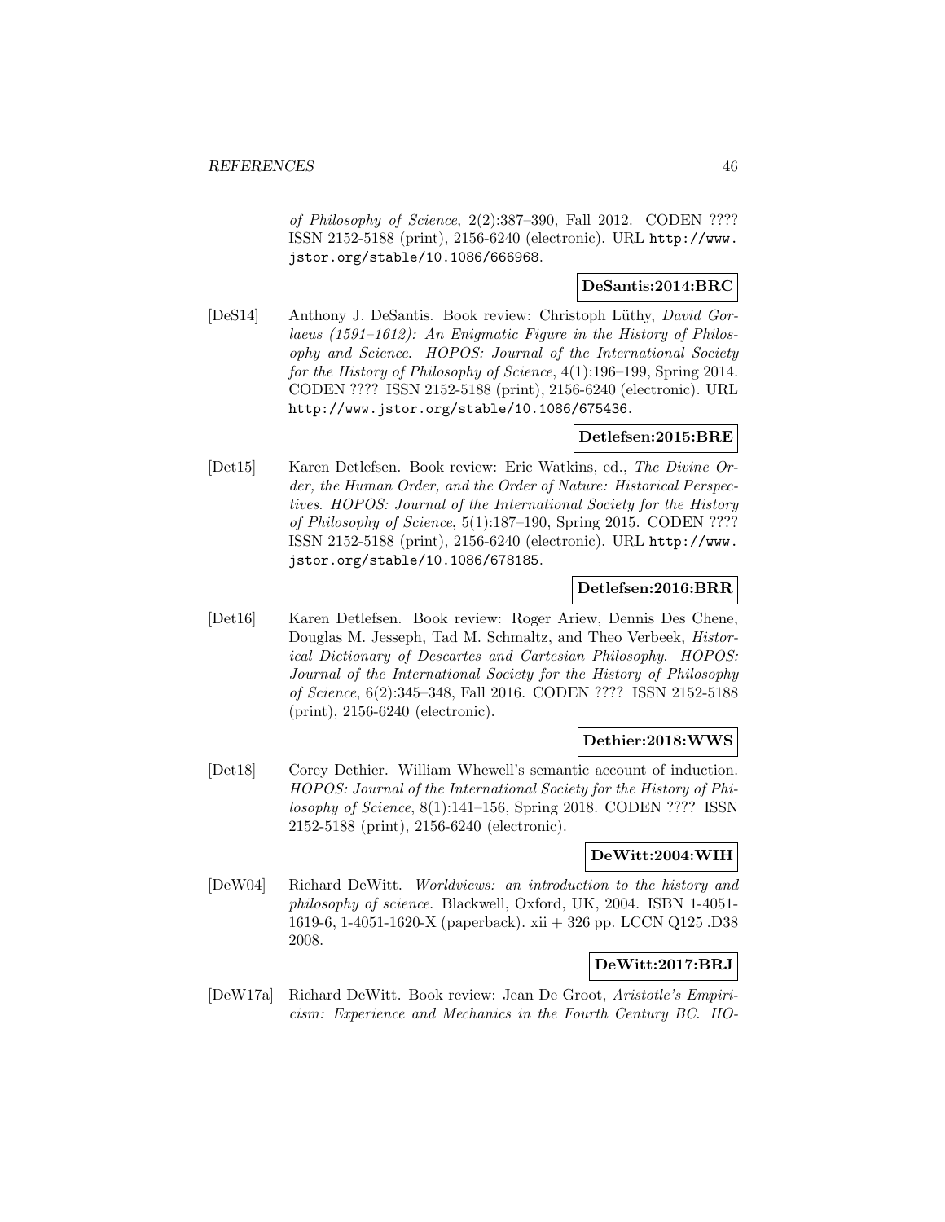*of Philosophy of Science*, 2(2):387–390, Fall 2012. CODEN ???? ISSN 2152-5188 (print), 2156-6240 (electronic). URL http://www.jstor.org/stable/10.1086/666968.

**DeSantis:2014:BRC**

[DeS14] Anthony J. DeSantis. Book review: Christoph Lüthy, *David Gorlaeus (1591–1612): An Enigmatic Figure in the History of Philosophy and Science*. *HOPOS: Journal of the International Society for the History of Philosophy of Science*, 4(1):196–199, Spring 2014. CODEN ???? ISSN 2152-5188 (print), 2156-6240 (electronic). URL http://www.jstor.org/stable/10.1086/675436.

**Detlefsen:2015:BRE**

[Det15] Karen Detlefsen. Book review: Eric Watkins, ed., *The Divine Order, the Human Order, and the Order of Nature: Historical Perspectives*. *HOPOS: Journal of the International Society for the History of Philosophy of Science*, 5(1):187–190, Spring 2015. CODEN ???? ISSN 2152-5188 (print), 2156-6240 (electronic). URL http://www.jstor.org/stable/10.1086/678185.

**Detlefsen:2016:BRR**

[Det16] Karen Detlefsen. Book review: Roger Ariew, Dennis Des Chene, Douglas M. Jesseph, Tad M. Schmaltz, and Theo Verbeek, *Historical Dictionary of Descartes and Cartesian Philosophy*. *HOPOS: Journal of the International Society for the History of Philosophy of Science*, 6(2):345–348, Fall 2016. CODEN ???? ISSN 2152-5188 (print), 2156-6240 (electronic).

**Dethier:2018:WWS**

[Det18] Corey Dethier. William Whewell's semantic account of induction. *HOPOS: Journal of the International Society for the History of Philosophy of Science*, 8(1):141–156, Spring 2018. CODEN ???? ISSN 2152-5188 (print), 2156-6240 (electronic).

**DeWitt:2004:WIH**

[DeW04] Richard DeWitt. *Worldviews: an introduction to the history and philosophy of science*. Blackwell, Oxford, UK, 2004. ISBN 1-4051-1619-6, 1-4051-1620-X (paperback). xii + 326 pp. LCCN Q125 .D38 2008.

**DeWitt:2017:BRJ**

[DeW17a] Richard DeWitt. Book review: Jean De Groot, *Aristotle's Empiricism: Experience and Mechanics in the Fourth Century BC*. *HO-*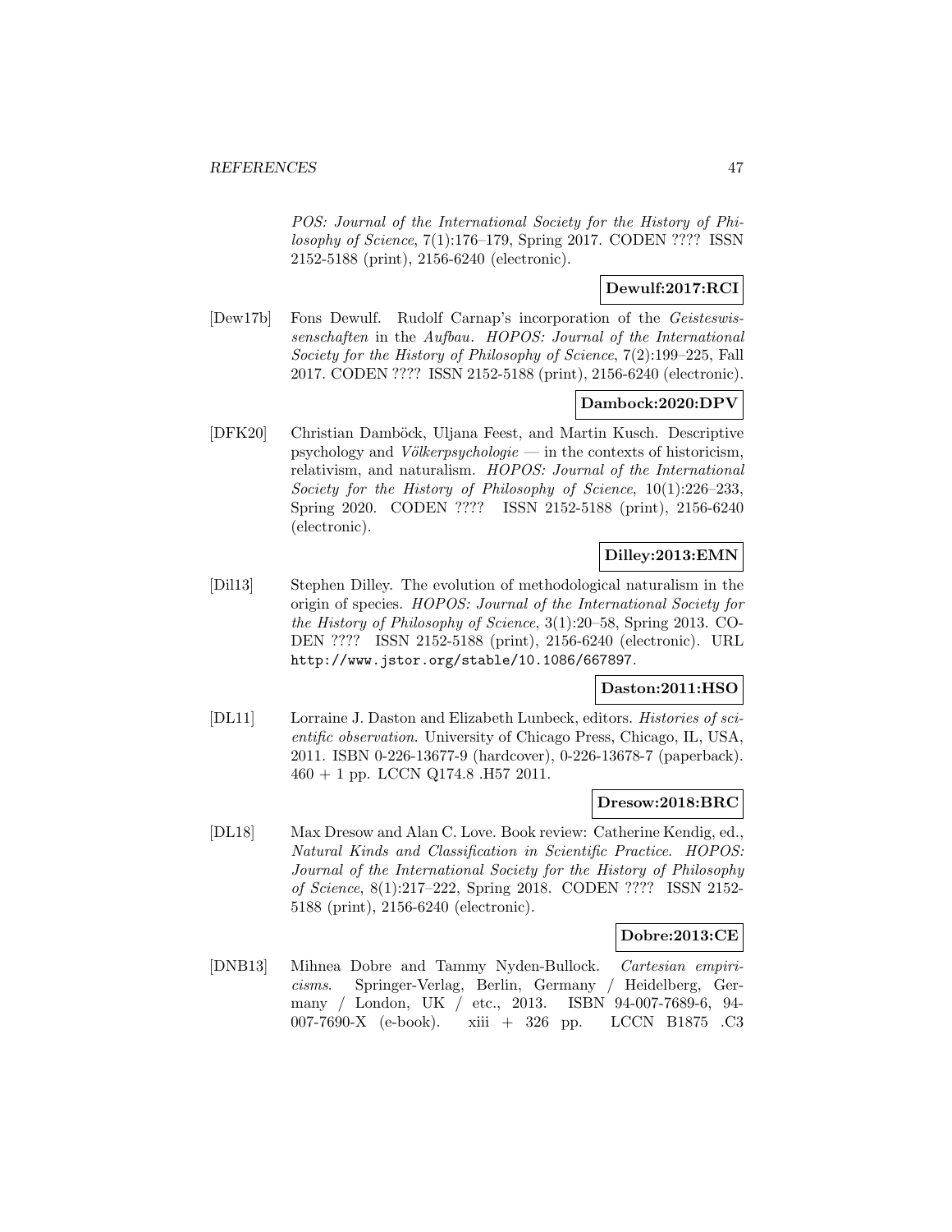*POS: Journal of the International Society for the History of Philosophy of Science*, 7(1):176–179, Spring 2017. CODEN ???? ISSN 2152-5188 (print), 2156-6240 (electronic).

**Dewulf:2017:RCI**

[Dew17b] Fons Dewulf. Rudolf Carnap's incorporation of the *Geisteswissenschaften* in the *Aufbau*. *HOPOS: Journal of the International Society for the History of Philosophy of Science*, 7(2):199–225, Fall 2017. CODEN ???? ISSN 2152-5188 (print), 2156-6240 (electronic).

**Dambock:2020:DPV**

[DFK20] Christian Damböck, Uljana Feest, and Martin Kusch. Descriptive psychology and *Völkerpsychologie* — in the contexts of historicism, relativism, and naturalism. *HOPOS: Journal of the International Society for the History of Philosophy of Science*, 10(1):226–233, Spring 2020. CODEN ???? ISSN 2152-5188 (print), 2156-6240 (electronic).

**Dilley:2013:EMN**

[Dil13] Stephen Dilley. The evolution of methodological naturalism in the origin of species. *HOPOS: Journal of the International Society for the History of Philosophy of Science*, 3(1):20–58, Spring 2013. CODEN ???? ISSN 2152-5188 (print), 2156-6240 (electronic). URL http://www.jstor.org/stable/10.1086/667897.

**Daston:2011:HSO**

[DL11] Lorraine J. Daston and Elizabeth Lunbeck, editors. *Histories of scientific observation*. University of Chicago Press, Chicago, IL, USA, 2011. ISBN 0-226-13677-9 (hardcover), 0-226-13678-7 (paperback). 460 + 1 pp. LCCN Q174.8 .H57 2011.

**Dresow:2018:BRC**

[DL18] Max Dresow and Alan C. Love. Book review: Catherine Kendig, ed., *Natural Kinds and Classification in Scientific Practice*. *HOPOS: Journal of the International Society for the History of Philosophy of Science*, 8(1):217–222, Spring 2018. CODEN ???? ISSN 2152-5188 (print), 2156-6240 (electronic).

**Dobre:2013:CE**

[DNB13] Mihnea Dobre and Tammy Nyden-Bullock. *Cartesian empiricisms*. Springer-Verlag, Berlin, Germany / Heidelberg, Germany / London, UK / etc., 2013. ISBN 94-007-7689-6, 94-007-7690-X (e-book). xiii + 326 pp. LCCN B1875 .C3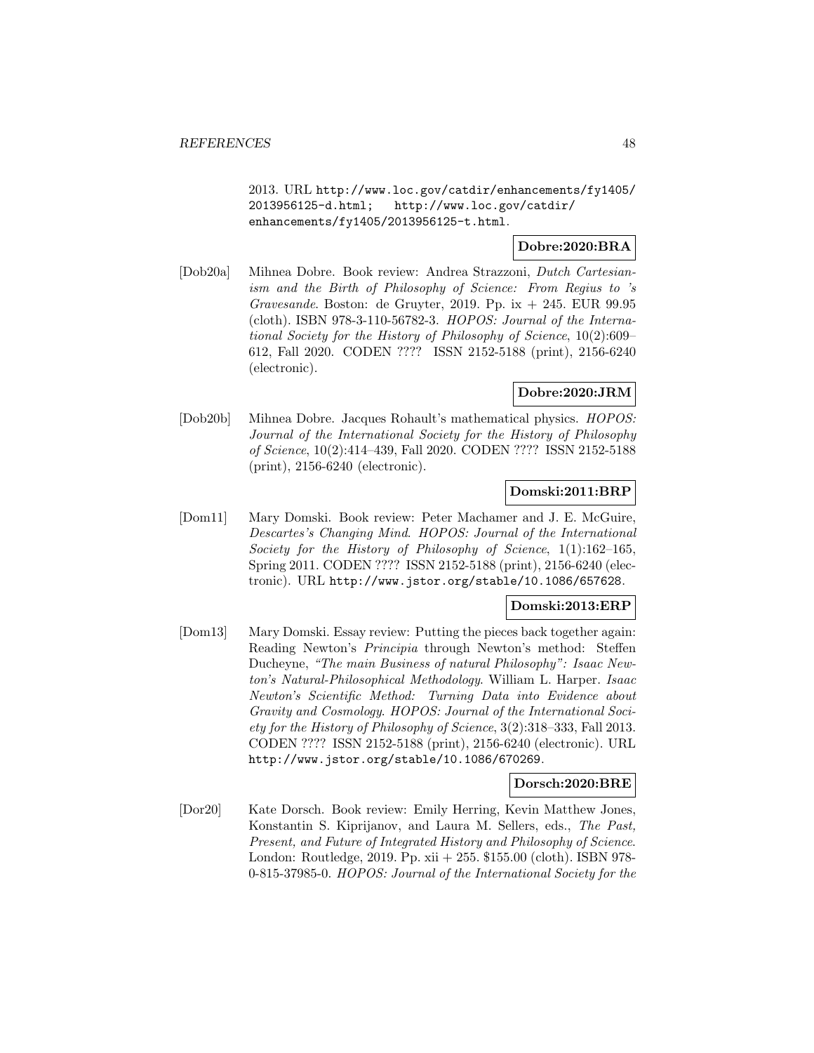2013. URL http://www.loc.gov/catdir/enhancements/fy1405/2013956125-d.html; http://www.loc.gov/catdir/enhancements/fy1405/2013956125-t.html.

**Dobre:2020:BRA**

[Dob20a] Mihnea Dobre. Book review: Andrea Strazzoni, *Dutch Cartesianism and the Birth of Philosophy of Science: From Regius to 's Gravesande*. Boston: de Gruyter, 2019. Pp. ix + 245. EUR 99.95 (cloth). ISBN 978-3-110-56782-3. *HOPOS: Journal of the International Society for the History of Philosophy of Science*, 10(2):609–612, Fall 2020. CODEN ???? ISSN 2152-5188 (print), 2156-6240 (electronic).

**Dobre:2020:JRM**

[Dob20b] Mihnea Dobre. Jacques Rohault's mathematical physics. *HOPOS: Journal of the International Society for the History of Philosophy of Science*, 10(2):414–439, Fall 2020. CODEN ???? ISSN 2152-5188 (print), 2156-6240 (electronic).

**Domski:2011:BRP**

[Dom11] Mary Domski. Book review: Peter Machamer and J. E. McGuire, *Descartes's Changing Mind*. *HOPOS: Journal of the International Society for the History of Philosophy of Science*, 1(1):162–165, Spring 2011. CODEN ???? ISSN 2152-5188 (print), 2156-6240 (electronic). URL http://www.jstor.org/stable/10.1086/657628.

**Domski:2013:ERP**

[Dom13] Mary Domski. Essay review: Putting the pieces back together again: Reading Newton's *Principia* through Newton's method: Steffen Ducheyne, *"The main Business of natural Philosophy": Isaac Newton's Natural-Philosophical Methodology*. William L. Harper. *Isaac Newton's Scientific Method: Turning Data into Evidence about Gravity and Cosmology*. *HOPOS: Journal of the International Society for the History of Philosophy of Science*, 3(2):318–333, Fall 2013. CODEN ???? ISSN 2152-5188 (print), 2156-6240 (electronic). URL http://www.jstor.org/stable/10.1086/670269.

**Dorsch:2020:BRE**

[Dor20] Kate Dorsch. Book review: Emily Herring, Kevin Matthew Jones, Konstantin S. Kiprijanov, and Laura M. Sellers, eds., *The Past, Present, and Future of Integrated History and Philosophy of Science*. London: Routledge, 2019. Pp. xii + 255. $155.00 (cloth). ISBN 978-0-815-37985-0. *HOPOS: Journal of the International Society for the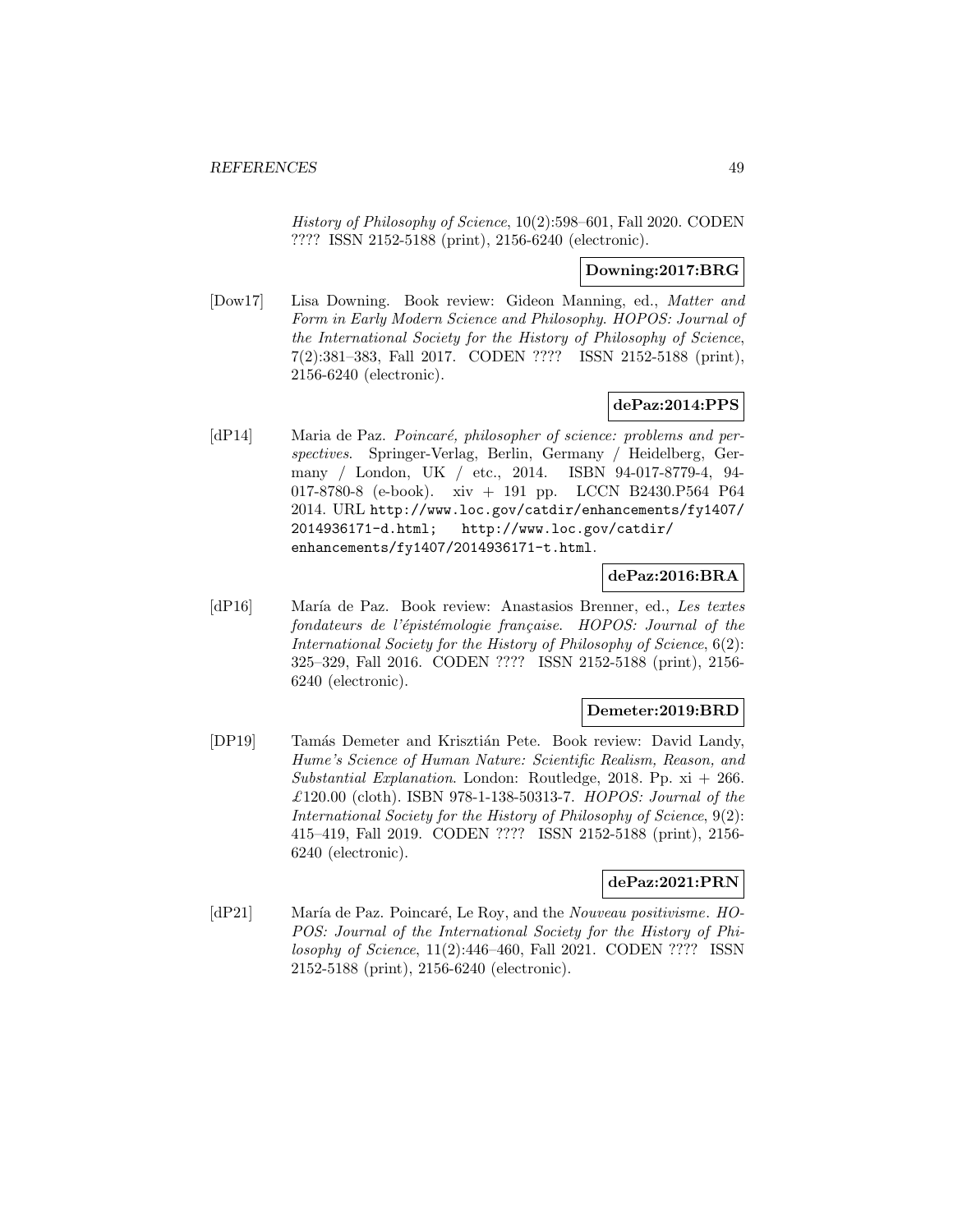*History of Philosophy of Science*, 10(2):598–601, Fall 2020. CODEN ???? ISSN 2152-5188 (print), 2156-6240 (electronic).

**Downing:2017:BRG**

[Dow17] Lisa Downing. Book review: Gideon Manning, ed., *Matter and Form in Early Modern Science and Philosophy*. *HOPOS: Journal of the International Society for the History of Philosophy of Science*, 7(2):381–383, Fall 2017. CODEN ???? ISSN 2152-5188 (print), 2156-6240 (electronic).

**dePaz:2014:PPS**

[dP14] Maria de Paz. *Poincaré, philosopher of science: problems and perspectives*. Springer-Verlag, Berlin, Germany / Heidelberg, Germany / London, UK / etc., 2014. ISBN 94-017-8779-4, 94-017-8780-8 (e-book). xiv + 191 pp. LCCN B2430.P564 P64 2014. URL `http://www.loc.gov/catdir/enhancements/fy1407/2014936171-d.html; http://www.loc.gov/catdir/enhancements/fy1407/2014936171-t.html`.

**dePaz:2016:BRA**

[dP16] María de Paz. Book review: Anastasios Brenner, ed., *Les textes fondateurs de l'épistémologie française*. *HOPOS: Journal of the International Society for the History of Philosophy of Science*, 6(2): 325–329, Fall 2016. CODEN ???? ISSN 2152-5188 (print), 2156-6240 (electronic).

**Demeter:2019:BRD**

[DP19] Tamás Demeter and Krisztián Pete. Book review: David Landy, *Hume's Science of Human Nature: Scientific Realism, Reason, and Substantial Explanation*. London: Routledge, 2018. Pp. xi + 266. £120.00 (cloth). ISBN 978-1-138-50313-7. *HOPOS: Journal of the International Society for the History of Philosophy of Science*, 9(2): 415–419, Fall 2019. CODEN ???? ISSN 2152-5188 (print), 2156-6240 (electronic).

**dePaz:2021:PRN**

[dP21] María de Paz. Poincaré, Le Roy, and the *Nouveau positivisme*. *HOPOS: Journal of the International Society for the History of Philosophy of Science*, 11(2):446–460, Fall 2021. CODEN ???? ISSN 2152-5188 (print), 2156-6240 (electronic).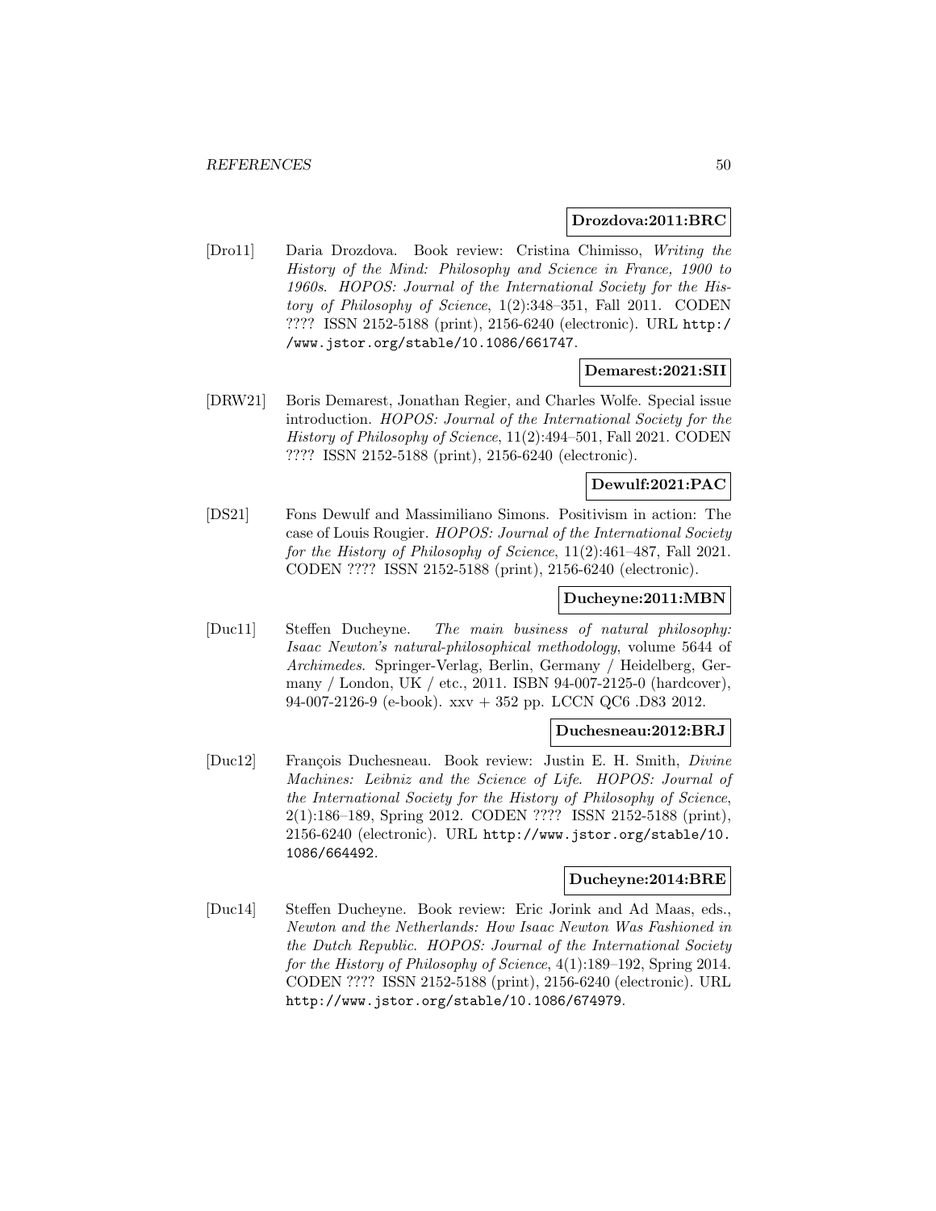**Drozdova:2011:BRC**

[Dro11] Daria Drozdova. Book review: Cristina Chimisso, *Writing the History of the Mind: Philosophy and Science in France, 1900 to 1960s*. *HOPOS: Journal of the International Society for the History of Philosophy of Science*, 1(2):348–351, Fall 2011. CODEN ???? ISSN 2152-5188 (print), 2156-6240 (electronic). URL http://www.jstor.org/stable/10.1086/661747.

**Demarest:2021:SII**

[DRW21] Boris Demarest, Jonathan Regier, and Charles Wolfe. Special issue introduction. *HOPOS: Journal of the International Society for the History of Philosophy of Science*, 11(2):494–501, Fall 2021. CODEN ???? ISSN 2152-5188 (print), 2156-6240 (electronic).

**Dewulf:2021:PAC**

[DS21] Fons Dewulf and Massimiliano Simons. Positivism in action: The case of Louis Rougier. *HOPOS: Journal of the International Society for the History of Philosophy of Science*, 11(2):461–487, Fall 2021. CODEN ???? ISSN 2152-5188 (print), 2156-6240 (electronic).

**Ducheyne:2011:MBN**

[Duc11] Steffen Ducheyne. *The main business of natural philosophy: Isaac Newton's natural-philosophical methodology*, volume 5644 of *Archimedes*. Springer-Verlag, Berlin, Germany / Heidelberg, Germany / London, UK / etc., 2011. ISBN 94-007-2125-0 (hardcover), 94-007-2126-9 (e-book). xxv + 352 pp. LCCN QC6 .D83 2012.

**Duchesneau:2012:BRJ**

[Duc12] François Duchesneau. Book review: Justin E. H. Smith, *Divine Machines: Leibniz and the Science of Life*. *HOPOS: Journal of the International Society for the History of Philosophy of Science*, 2(1):186–189, Spring 2012. CODEN ???? ISSN 2152-5188 (print), 2156-6240 (electronic). URL http://www.jstor.org/stable/10.1086/664492.

**Ducheyne:2014:BRE**

[Duc14] Steffen Ducheyne. Book review: Eric Jorink and Ad Maas, eds., *Newton and the Netherlands: How Isaac Newton Was Fashioned in the Dutch Republic*. *HOPOS: Journal of the International Society for the History of Philosophy of Science*, 4(1):189–192, Spring 2014. CODEN ???? ISSN 2152-5188 (print), 2156-6240 (electronic). URL http://www.jstor.org/stable/10.1086/674979.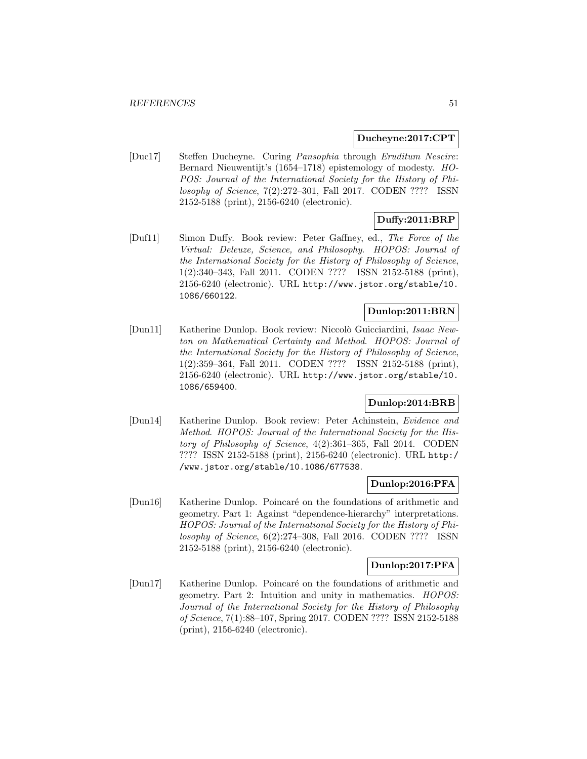**Ducheyne:2017:CPT**

[Duc17] Steffen Ducheyne. Curing *Pansophia* through *Eruditum Nescire*: Bernard Nieuwentijt's (1654–1718) epistemology of modesty. *HOPOS: Journal of the International Society for the History of Philosophy of Science*, 7(2):272–301, Fall 2017. CODEN ???? ISSN 2152-5188 (print), 2156-6240 (electronic).

**Duffy:2011:BRP**

[Duf11] Simon Duffy. Book review: Peter Gaffney, ed., *The Force of the Virtual: Deleuze, Science, and Philosophy*. *HOPOS: Journal of the International Society for the History of Philosophy of Science*, 1(2):340–343, Fall 2011. CODEN ???? ISSN 2152-5188 (print), 2156-6240 (electronic). URL http://www.jstor.org/stable/10.1086/660122.

**Dunlop:2011:BRN**

[Dun11] Katherine Dunlop. Book review: Niccolò Guicciardini, *Isaac Newton on Mathematical Certainty and Method*. *HOPOS: Journal of the International Society for the History of Philosophy of Science*, 1(2):359–364, Fall 2011. CODEN ???? ISSN 2152-5188 (print), 2156-6240 (electronic). URL http://www.jstor.org/stable/10.1086/659400.

**Dunlop:2014:BRB**

[Dun14] Katherine Dunlop. Book review: Peter Achinstein, *Evidence and Method*. *HOPOS: Journal of the International Society for the History of Philosophy of Science*, 4(2):361–365, Fall 2014. CODEN ???? ISSN 2152-5188 (print), 2156-6240 (electronic). URL http://www.jstor.org/stable/10.1086/677538.

**Dunlop:2016:PFA**

[Dun16] Katherine Dunlop. Poincaré on the foundations of arithmetic and geometry. Part 1: Against "dependence-hierarchy" interpretations. *HOPOS: Journal of the International Society for the History of Philosophy of Science*, 6(2):274–308, Fall 2016. CODEN ???? ISSN 2152-5188 (print), 2156-6240 (electronic).

**Dunlop:2017:PFA**

[Dun17] Katherine Dunlop. Poincaré on the foundations of arithmetic and geometry. Part 2: Intuition and unity in mathematics. *HOPOS: Journal of the International Society for the History of Philosophy of Science*, 7(1):88–107, Spring 2017. CODEN ???? ISSN 2152-5188 (print), 2156-6240 (electronic).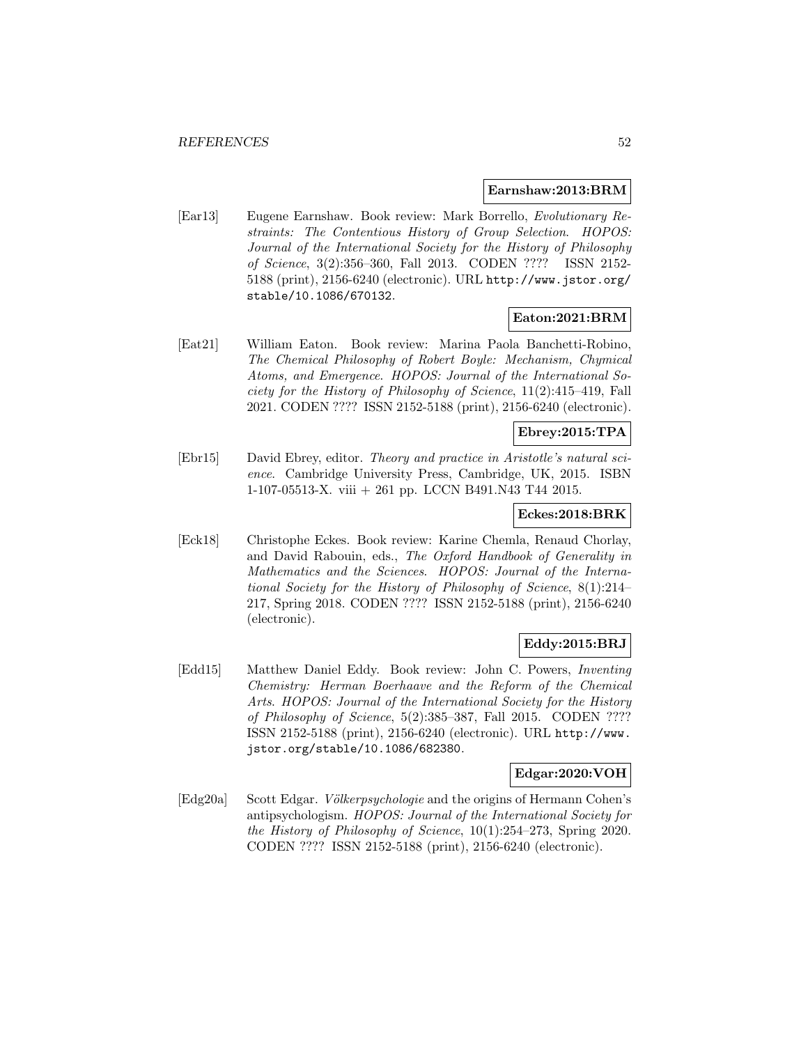**Earnshaw:2013:BRM**

[Ear13] Eugene Earnshaw. Book review: Mark Borrello, *Evolutionary Restraints: The Contentious History of Group Selection*. *HOPOS: Journal of the International Society for the History of Philosophy of Science*, 3(2):356–360, Fall 2013. CODEN ???? ISSN 2152-5188 (print), 2156-6240 (electronic). URL http://www.jstor.org/stable/10.1086/670132.

**Eaton:2021:BRM**

[Eat21] William Eaton. Book review: Marina Paola Banchetti-Robino, *The Chemical Philosophy of Robert Boyle: Mechanism, Chymical Atoms, and Emergence*. *HOPOS: Journal of the International Society for the History of Philosophy of Science*, 11(2):415–419, Fall 2021. CODEN ???? ISSN 2152-5188 (print), 2156-6240 (electronic).

**Ebrey:2015:TPA**

[Ebr15] David Ebrey, editor. *Theory and practice in Aristotle's natural science*. Cambridge University Press, Cambridge, UK, 2015. ISBN 1-107-05513-X. viii + 261 pp. LCCN B491.N43 T44 2015.

**Eckes:2018:BRK**

[Eck18] Christophe Eckes. Book review: Karine Chemla, Renaud Chorlay, and David Rabouin, eds., *The Oxford Handbook of Generality in Mathematics and the Sciences*. *HOPOS: Journal of the International Society for the History of Philosophy of Science*, 8(1):214–217, Spring 2018. CODEN ???? ISSN 2152-5188 (print), 2156-6240 (electronic).

**Eddy:2015:BRJ**

[Edd15] Matthew Daniel Eddy. Book review: John C. Powers, *Inventing Chemistry: Herman Boerhaave and the Reform of the Chemical Arts*. *HOPOS: Journal of the International Society for the History of Philosophy of Science*, 5(2):385–387, Fall 2015. CODEN ???? ISSN 2152-5188 (print), 2156-6240 (electronic). URL http://www.jstor.org/stable/10.1086/682380.

**Edgar:2020:VOH**

[Edg20a] Scott Edgar. *Völkerpsychologie* and the origins of Hermann Cohen's antipsychologism. *HOPOS: Journal of the International Society for the History of Philosophy of Science*, 10(1):254–273, Spring 2020. CODEN ???? ISSN 2152-5188 (print), 2156-6240 (electronic).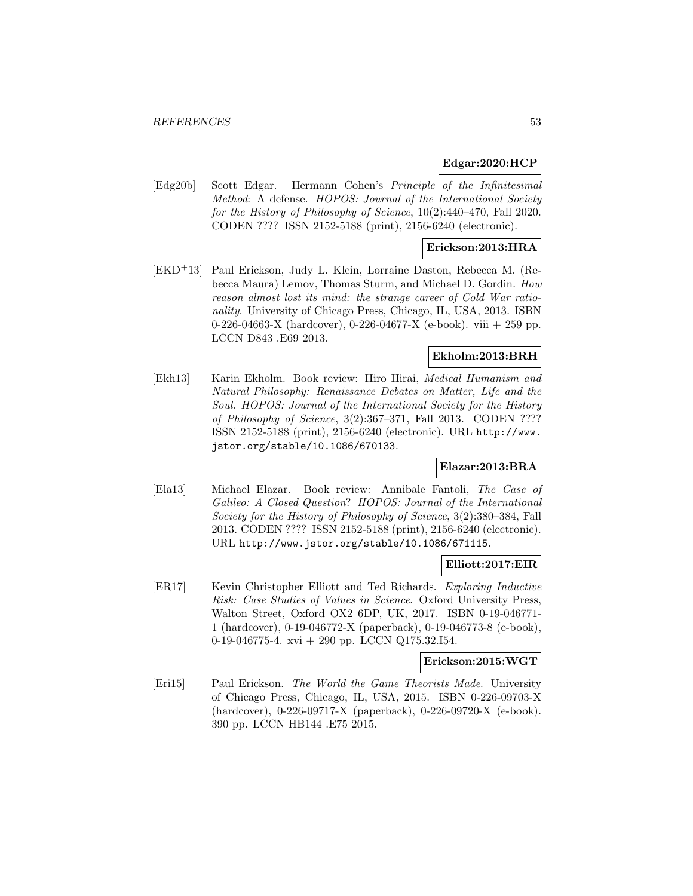**Edgar:2020:HCP**

[Edg20b] Scott Edgar. Hermann Cohen's *Principle of the Infinitesimal Method*: A defense. *HOPOS: Journal of the International Society for the History of Philosophy of Science*, 10(2):440–470, Fall 2020. CODEN ???? ISSN 2152-5188 (print), 2156-6240 (electronic).

**Erickson:2013:HRA**

[EKD+13] Paul Erickson, Judy L. Klein, Lorraine Daston, Rebecca M. (Rebecca Maura) Lemov, Thomas Sturm, and Michael D. Gordin. *How reason almost lost its mind: the strange career of Cold War rationality*. University of Chicago Press, Chicago, IL, USA, 2013. ISBN 0-226-04663-X (hardcover), 0-226-04677-X (e-book). viii + 259 pp. LCCN D843 .E69 2013.

**Ekholm:2013:BRH**

[Ekh13] Karin Ekholm. Book review: Hiro Hirai, *Medical Humanism and Natural Philosophy: Renaissance Debates on Matter, Life and the Soul*. *HOPOS: Journal of the International Society for the History of Philosophy of Science*, 3(2):367–371, Fall 2013. CODEN ???? ISSN 2152-5188 (print), 2156-6240 (electronic). URL http://www.jstor.org/stable/10.1086/670133.

**Elazar:2013:BRA**

[Ela13] Michael Elazar. Book review: Annibale Fantoli, *The Case of Galileo: A Closed Question*? *HOPOS: Journal of the International Society for the History of Philosophy of Science*, 3(2):380–384, Fall 2013. CODEN ???? ISSN 2152-5188 (print), 2156-6240 (electronic). URL http://www.jstor.org/stable/10.1086/671115.

**Elliott:2017:EIR**

[ER17] Kevin Christopher Elliott and Ted Richards. *Exploring Inductive Risk: Case Studies of Values in Science*. Oxford University Press, Walton Street, Oxford OX2 6DP, UK, 2017. ISBN 0-19-046771-1 (hardcover), 0-19-046772-X (paperback), 0-19-046773-8 (e-book), 0-19-046775-4. xvi + 290 pp. LCCN Q175.32.I54.

**Erickson:2015:WGT**

[Eri15] Paul Erickson. *The World the Game Theorists Made*. University of Chicago Press, Chicago, IL, USA, 2015. ISBN 0-226-09703-X (hardcover), 0-226-09717-X (paperback), 0-226-09720-X (e-book). 390 pp. LCCN HB144 .E75 2015.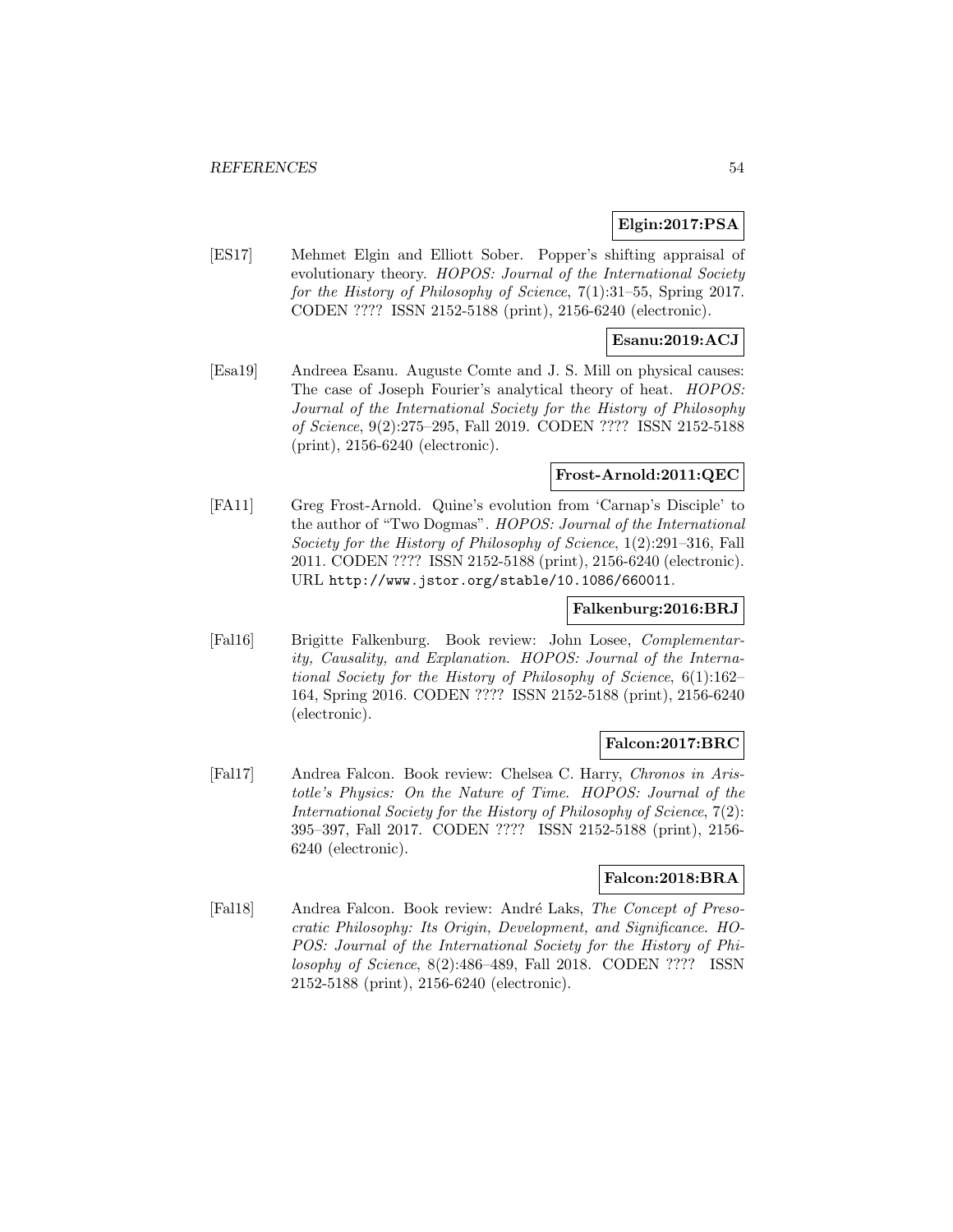**Elgin:2017:PSA**

[ES17] Mehmet Elgin and Elliott Sober. Popper's shifting appraisal of evolutionary theory. *HOPOS: Journal of the International Society for the History of Philosophy of Science*, 7(1):31–55, Spring 2017. CODEN ???? ISSN 2152-5188 (print), 2156-6240 (electronic).

**Esanu:2019:ACJ**

[Esa19] Andreea Esanu. Auguste Comte and J. S. Mill on physical causes: The case of Joseph Fourier's analytical theory of heat. *HOPOS: Journal of the International Society for the History of Philosophy of Science*, 9(2):275–295, Fall 2019. CODEN ???? ISSN 2152-5188 (print), 2156-6240 (electronic).

**Frost-Arnold:2011:QEC**

[FA11] Greg Frost-Arnold. Quine's evolution from 'Carnap's Disciple' to the author of "Two Dogmas". *HOPOS: Journal of the International Society for the History of Philosophy of Science*, 1(2):291–316, Fall 2011. CODEN ???? ISSN 2152-5188 (print), 2156-6240 (electronic). URL `http://www.jstor.org/stable/10.1086/660011`.

**Falkenburg:2016:BRJ**

[Fal16] Brigitte Falkenburg. Book review: John Losee, *Complementarity, Causality, and Explanation*. *HOPOS: Journal of the International Society for the History of Philosophy of Science*, 6(1):162–164, Spring 2016. CODEN ???? ISSN 2152-5188 (print), 2156-6240 (electronic).

**Falcon:2017:BRC**

[Fal17] Andrea Falcon. Book review: Chelsea C. Harry, *Chronos in Aristotle's Physics: On the Nature of Time*. *HOPOS: Journal of the International Society for the History of Philosophy of Science*, 7(2): 395–397, Fall 2017. CODEN ???? ISSN 2152-5188 (print), 2156-6240 (electronic).

**Falcon:2018:BRA**

[Fal18] Andrea Falcon. Book review: André Laks, *The Concept of Presocratic Philosophy: Its Origin, Development, and Significance*. *HOPOS: Journal of the International Society for the History of Philosophy of Science*, 8(2):486–489, Fall 2018. CODEN ???? ISSN 2152-5188 (print), 2156-6240 (electronic).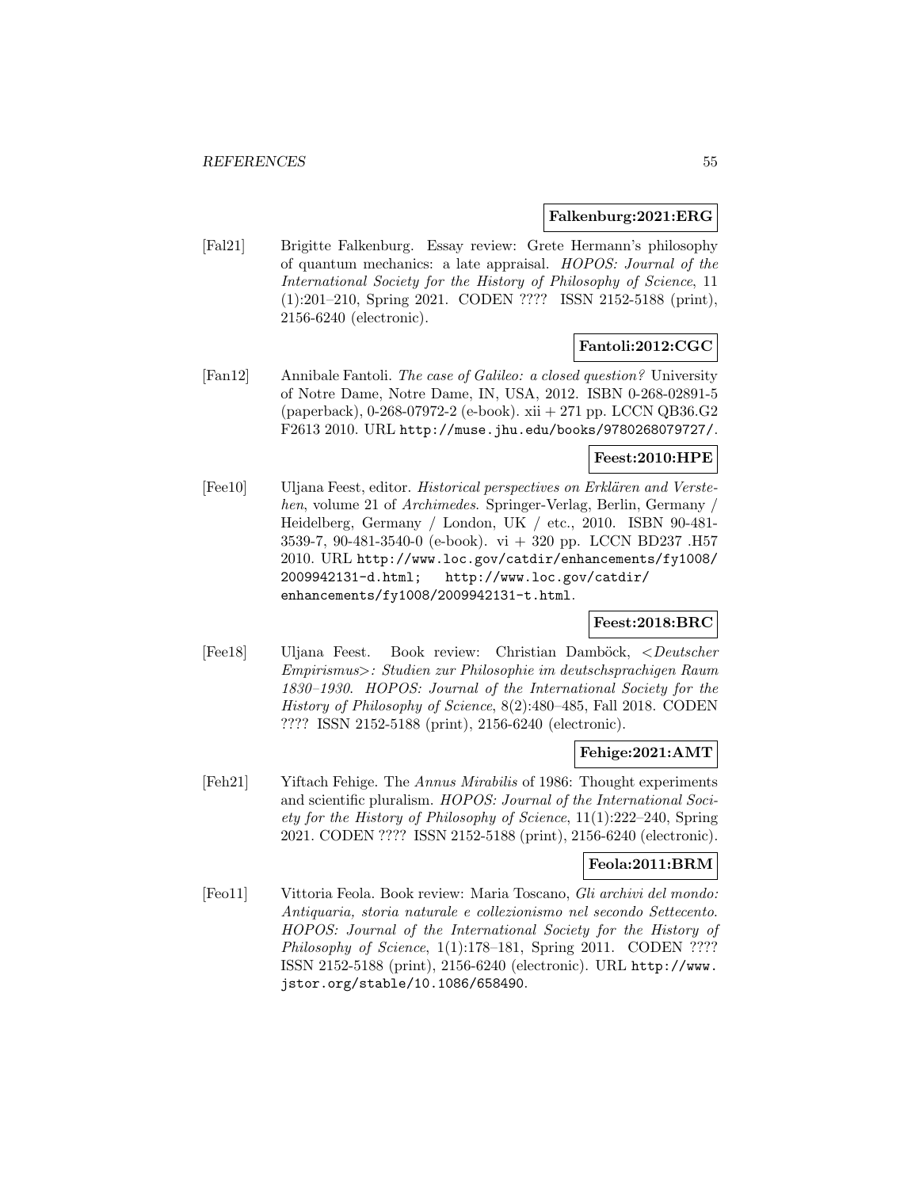**Falkenburg:2021:ERG**

[Fal21] Brigitte Falkenburg. Essay review: Grete Hermann's philosophy of quantum mechanics: a late appraisal. *HOPOS: Journal of the International Society for the History of Philosophy of Science*, 11 (1):201–210, Spring 2021. CODEN ???? ISSN 2152-5188 (print), 2156-6240 (electronic).

**Fantoli:2012:CGC**

[Fan12] Annibale Fantoli. *The case of Galileo: a closed question?* University of Notre Dame, Notre Dame, IN, USA, 2012. ISBN 0-268-02891-5 (paperback), 0-268-07972-2 (e-book). xii + 271 pp. LCCN QB36.G2 F2613 2010. URL http://muse.jhu.edu/books/9780268079727/.

**Feest:2010:HPE**

[Fee10] Uljana Feest, editor. *Historical perspectives on Erklären and Verstehen*, volume 21 of *Archimedes*. Springer-Verlag, Berlin, Germany / Heidelberg, Germany / London, UK / etc., 2010. ISBN 90-481-3539-7, 90-481-3540-0 (e-book). vi + 320 pp. LCCN BD237 .H57 2010. URL http://www.loc.gov/catdir/enhancements/fy1008/2009942131-d.html; http://www.loc.gov/catdir/enhancements/fy1008/2009942131-t.html.

**Feest:2018:BRC**

[Fee18] Uljana Feest. Book review: Christian Damböck, *<Deutscher Empirismus>: Studien zur Philosophie im deutschsprachigen Raum 1830–1930*. *HOPOS: Journal of the International Society for the History of Philosophy of Science*, 8(2):480–485, Fall 2018. CODEN ???? ISSN 2152-5188 (print), 2156-6240 (electronic).

**Fehige:2021:AMT**

[Feh21] Yiftach Fehige. The *Annus Mirabilis* of 1986: Thought experiments and scientific pluralism. *HOPOS: Journal of the International Society for the History of Philosophy of Science*, 11(1):222–240, Spring 2021. CODEN ???? ISSN 2152-5188 (print), 2156-6240 (electronic).

**Feola:2011:BRM**

[Feo11] Vittoria Feola. Book review: Maria Toscano, *Gli archivi del mondo: Antiquaria, storia naturale e collezionismo nel secondo Settecento*. *HOPOS: Journal of the International Society for the History of Philosophy of Science*, 1(1):178–181, Spring 2011. CODEN ???? ISSN 2152-5188 (print), 2156-6240 (electronic). URL http://www.jstor.org/stable/10.1086/658490.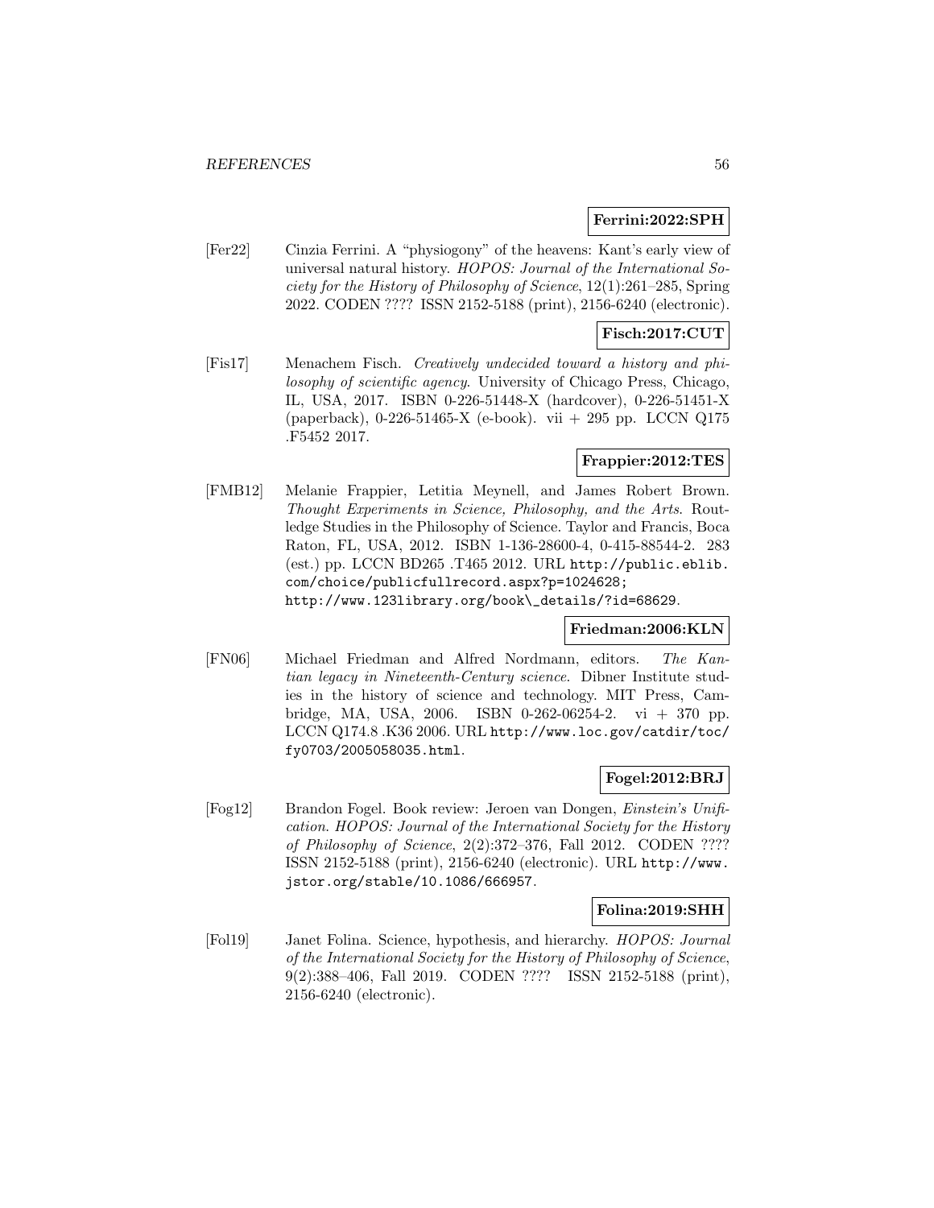**Ferrini:2022:SPH**

[Fer22] Cinzia Ferrini. A "physiogony" of the heavens: Kant's early view of universal natural history. *HOPOS: Journal of the International Society for the History of Philosophy of Science*, 12(1):261–285, Spring 2022. CODEN ???? ISSN 2152-5188 (print), 2156-6240 (electronic).

**Fisch:2017:CUT**

[Fis17] Menachem Fisch. *Creatively undecided toward a history and philosophy of scientific agency*. University of Chicago Press, Chicago, IL, USA, 2017. ISBN 0-226-51448-X (hardcover), 0-226-51451-X (paperback), 0-226-51465-X (e-book). vii + 295 pp. LCCN Q175 .F5452 2017.

**Frappier:2012:TES**

[FMB12] Melanie Frappier, Letitia Meynell, and James Robert Brown. *Thought Experiments in Science, Philosophy, and the Arts*. Routledge Studies in the Philosophy of Science. Taylor and Francis, Boca Raton, FL, USA, 2012. ISBN 1-136-28600-4, 0-415-88544-2. 283 (est.) pp. LCCN BD265 .T465 2012. URL http://public.eblib.com/choice/publicfullrecord.aspx?p=1024628; http://www.123library.org/book\_details/?id=68629.

**Friedman:2006:KLN**

[FN06] Michael Friedman and Alfred Nordmann, editors. *The Kantian legacy in Nineteenth-Century science*. Dibner Institute studies in the history of science and technology. MIT Press, Cambridge, MA, USA, 2006. ISBN 0-262-06254-2. vi + 370 pp. LCCN Q174.8 .K36 2006. URL http://www.loc.gov/catdir/toc/fy0703/2005058035.html.

**Fogel:2012:BRJ**

[Fog12] Brandon Fogel. Book review: Jeroen van Dongen, *Einstein's Unification*. *HOPOS: Journal of the International Society for the History of Philosophy of Science*, 2(2):372–376, Fall 2012. CODEN ???? ISSN 2152-5188 (print), 2156-6240 (electronic). URL http://www.jstor.org/stable/10.1086/666957.

**Folina:2019:SHH**

[Fol19] Janet Folina. Science, hypothesis, and hierarchy. *HOPOS: Journal of the International Society for the History of Philosophy of Science*, 9(2):388–406, Fall 2019. CODEN ???? ISSN 2152-5188 (print), 2156-6240 (electronic).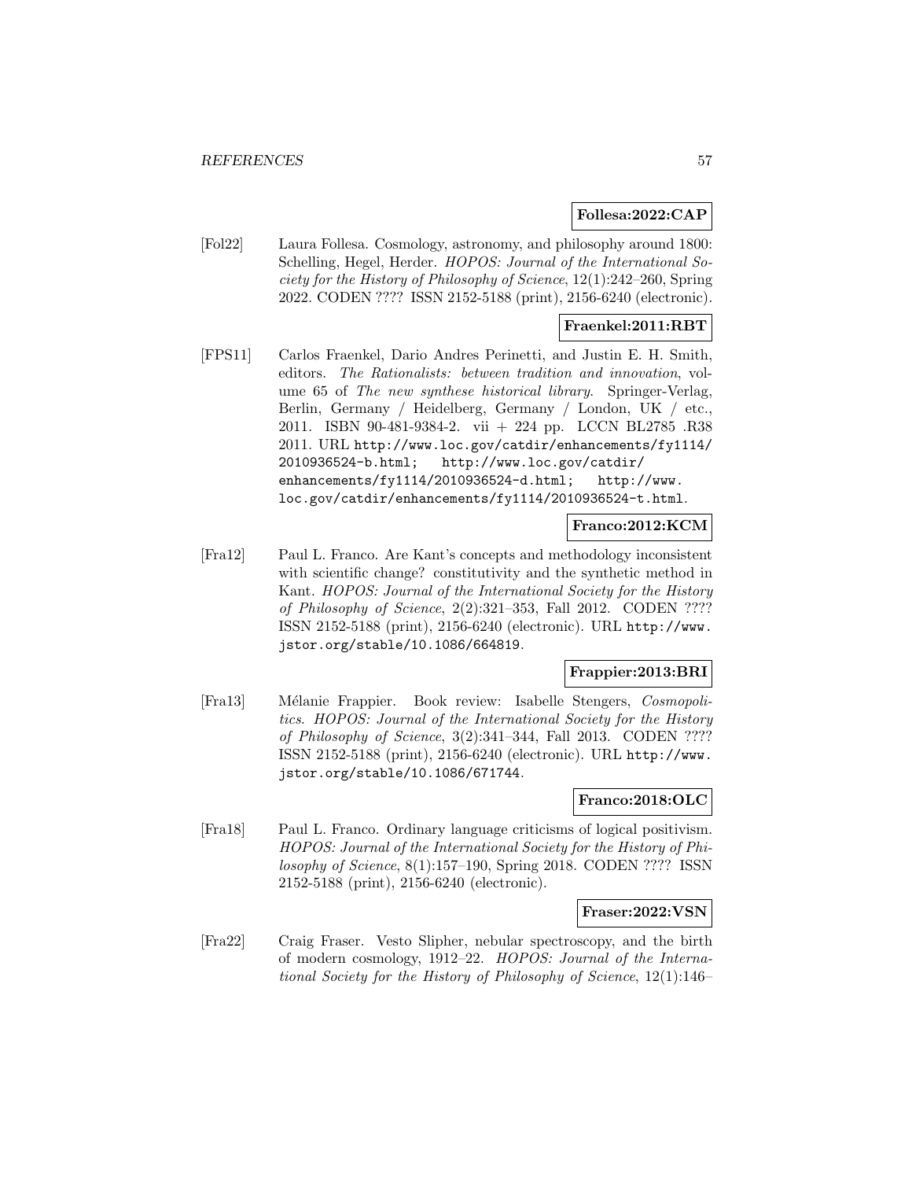**Follesa:2022:CAP**

[Fol22] Laura Follesa. Cosmology, astronomy, and philosophy around 1800: Schelling, Hegel, Herder. *HOPOS: Journal of the International Society for the History of Philosophy of Science*, 12(1):242–260, Spring 2022. CODEN ???? ISSN 2152-5188 (print), 2156-6240 (electronic).

**Fraenkel:2011:RBT**

[FPS11] Carlos Fraenkel, Dario Andres Perinetti, and Justin E. H. Smith, editors. *The Rationalists: between tradition and innovation*, volume 65 of *The new synthese historical library*. Springer-Verlag, Berlin, Germany / Heidelberg, Germany / London, UK / etc., 2011. ISBN 90-481-9384-2. vii + 224 pp. LCCN BL2785 .R38 2011. URL http://www.loc.gov/catdir/enhancements/fy1114/2010936524-b.html; http://www.loc.gov/catdir/enhancements/fy1114/2010936524-d.html; http://www.loc.gov/catdir/enhancements/fy1114/2010936524-t.html.

**Franco:2012:KCM**

[Fra12] Paul L. Franco. Are Kant's concepts and methodology inconsistent with scientific change? constitutivity and the synthetic method in Kant. *HOPOS: Journal of the International Society for the History of Philosophy of Science*, 2(2):321–353, Fall 2012. CODEN ???? ISSN 2152-5188 (print), 2156-6240 (electronic). URL http://www.jstor.org/stable/10.1086/664819.

**Frappier:2013:BRI**

[Fra13] Mélanie Frappier. Book review: Isabelle Stengers, *Cosmopolitics*. *HOPOS: Journal of the International Society for the History of Philosophy of Science*, 3(2):341–344, Fall 2013. CODEN ???? ISSN 2152-5188 (print), 2156-6240 (electronic). URL http://www.jstor.org/stable/10.1086/671744.

**Franco:2018:OLC**

[Fra18] Paul L. Franco. Ordinary language criticisms of logical positivism. *HOPOS: Journal of the International Society for the History of Philosophy of Science*, 8(1):157–190, Spring 2018. CODEN ???? ISSN 2152-5188 (print), 2156-6240 (electronic).

**Fraser:2022:VSN**

[Fra22] Craig Fraser. Vesto Slipher, nebular spectroscopy, and the birth of modern cosmology, 1912–22. *HOPOS: Journal of the International Society for the History of Philosophy of Science*, 12(1):146–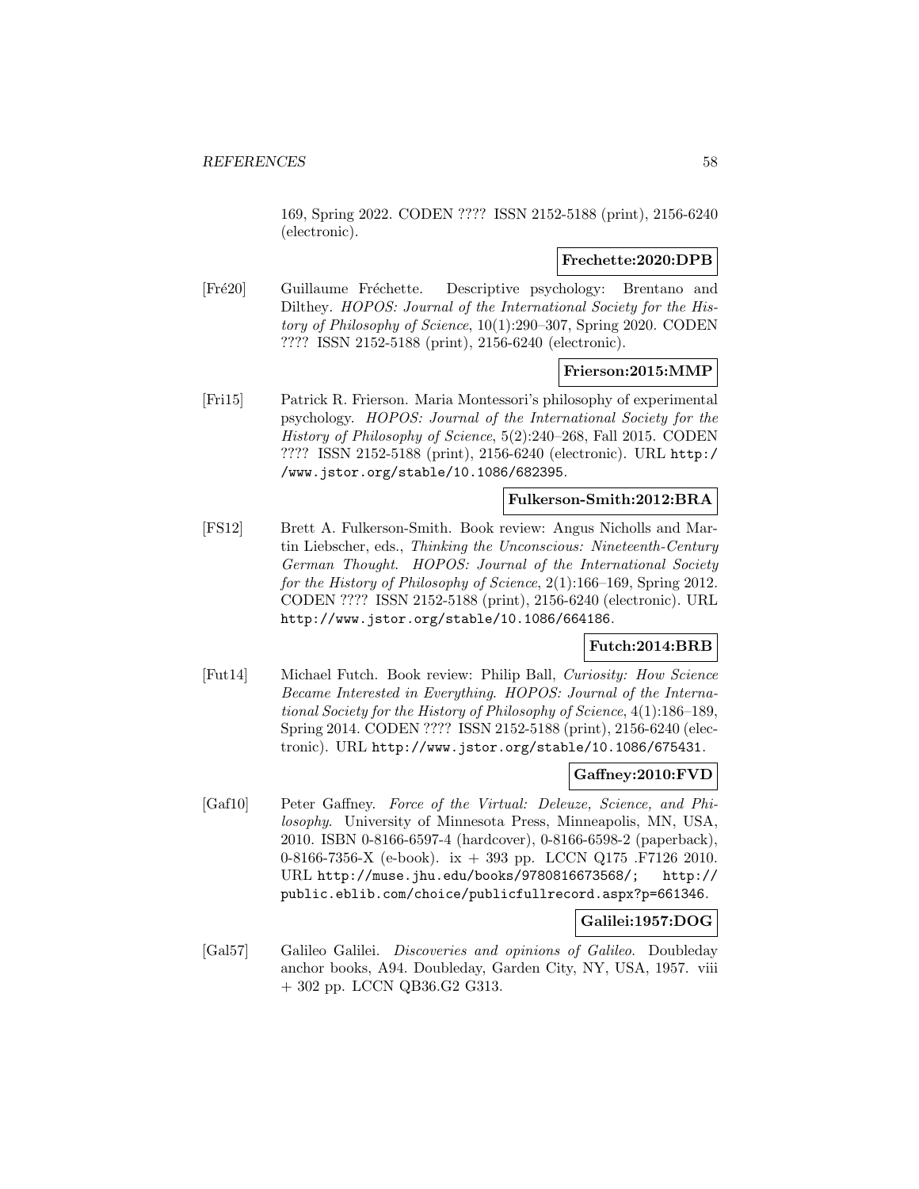169, Spring 2022. CODEN ???? ISSN 2152-5188 (print), 2156-6240 (electronic).

**Frechette:2020:DPB**

[Fré20] Guillaume Fréchette. Descriptive psychology: Brentano and Dilthey. *HOPOS: Journal of the International Society for the History of Philosophy of Science*, 10(1):290–307, Spring 2020. CODEN ???? ISSN 2152-5188 (print), 2156-6240 (electronic).

**Frierson:2015:MMP**

[Fri15] Patrick R. Frierson. Maria Montessori's philosophy of experimental psychology. *HOPOS: Journal of the International Society for the History of Philosophy of Science*, 5(2):240–268, Fall 2015. CODEN ???? ISSN 2152-5188 (print), 2156-6240 (electronic). URL http://www.jstor.org/stable/10.1086/682395.

**Fulkerson-Smith:2012:BRA**

[FS12] Brett A. Fulkerson-Smith. Book review: Angus Nicholls and Martin Liebscher, eds., *Thinking the Unconscious: Nineteenth-Century German Thought*. *HOPOS: Journal of the International Society for the History of Philosophy of Science*, 2(1):166–169, Spring 2012. CODEN ???? ISSN 2152-5188 (print), 2156-6240 (electronic). URL http://www.jstor.org/stable/10.1086/664186.

**Futch:2014:BRB**

[Fut14] Michael Futch. Book review: Philip Ball, *Curiosity: How Science Became Interested in Everything*. *HOPOS: Journal of the International Society for the History of Philosophy of Science*, 4(1):186–189, Spring 2014. CODEN ???? ISSN 2152-5188 (print), 2156-6240 (electronic). URL http://www.jstor.org/stable/10.1086/675431.

**Gaffney:2010:FVD**

[Gaf10] Peter Gaffney. *Force of the Virtual: Deleuze, Science, and Philosophy*. University of Minnesota Press, Minneapolis, MN, USA, 2010. ISBN 0-8166-6597-4 (hardcover), 0-8166-6598-2 (paperback), 0-8166-7356-X (e-book). ix + 393 pp. LCCN Q175 .F7126 2010. URL http://muse.jhu.edu/books/9780816673568/; http://public.eblib.com/choice/publicfullrecord.aspx?p=661346.

**Galilei:1957:DOG**

[Gal57] Galileo Galilei. *Discoveries and opinions of Galileo*. Doubleday anchor books, A94. Doubleday, Garden City, NY, USA, 1957. viii + 302 pp. LCCN QB36.G2 G313.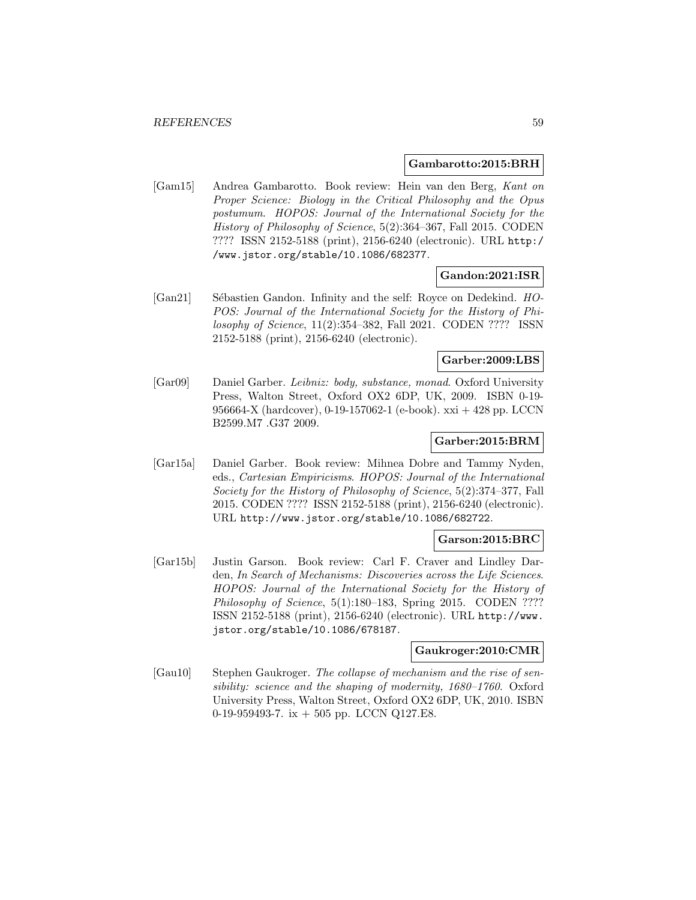**Gambarotto:2015:BRH**

[Gam15] Andrea Gambarotto. Book review: Hein van den Berg, *Kant on Proper Science: Biology in the Critical Philosophy and the Opus postumum*. *HOPOS: Journal of the International Society for the History of Philosophy of Science*, 5(2):364–367, Fall 2015. CODEN ???? ISSN 2152-5188 (print), 2156-6240 (electronic). URL http://www.jstor.org/stable/10.1086/682377.

**Gandon:2021:ISR**

[Gan21] Sébastien Gandon. Infinity and the self: Royce on Dedekind. *HOPOS: Journal of the International Society for the History of Philosophy of Science*, 11(2):354–382, Fall 2021. CODEN ???? ISSN 2152-5188 (print), 2156-6240 (electronic).

**Garber:2009:LBS**

[Gar09] Daniel Garber. *Leibniz: body, substance, monad*. Oxford University Press, Walton Street, Oxford OX2 6DP, UK, 2009. ISBN 0-19-956664-X (hardcover), 0-19-157062-1 (e-book). xxi + 428 pp. LCCN B2599.M7 .G37 2009.

**Garber:2015:BRM**

[Gar15a] Daniel Garber. Book review: Mihnea Dobre and Tammy Nyden, eds., *Cartesian Empiricisms*. *HOPOS: Journal of the International Society for the History of Philosophy of Science*, 5(2):374–377, Fall 2015. CODEN ???? ISSN 2152-5188 (print), 2156-6240 (electronic). URL http://www.jstor.org/stable/10.1086/682722.

**Garson:2015:BRC**

[Gar15b] Justin Garson. Book review: Carl F. Craver and Lindley Darden, *In Search of Mechanisms: Discoveries across the Life Sciences*. *HOPOS: Journal of the International Society for the History of Philosophy of Science*, 5(1):180–183, Spring 2015. CODEN ???? ISSN 2152-5188 (print), 2156-6240 (electronic). URL http://www.jstor.org/stable/10.1086/678187.

**Gaukroger:2010:CMR**

[Gau10] Stephen Gaukroger. *The collapse of mechanism and the rise of sensibility: science and the shaping of modernity, 1680–1760*. Oxford University Press, Walton Street, Oxford OX2 6DP, UK, 2010. ISBN 0-19-959493-7. ix + 505 pp. LCCN Q127.E8.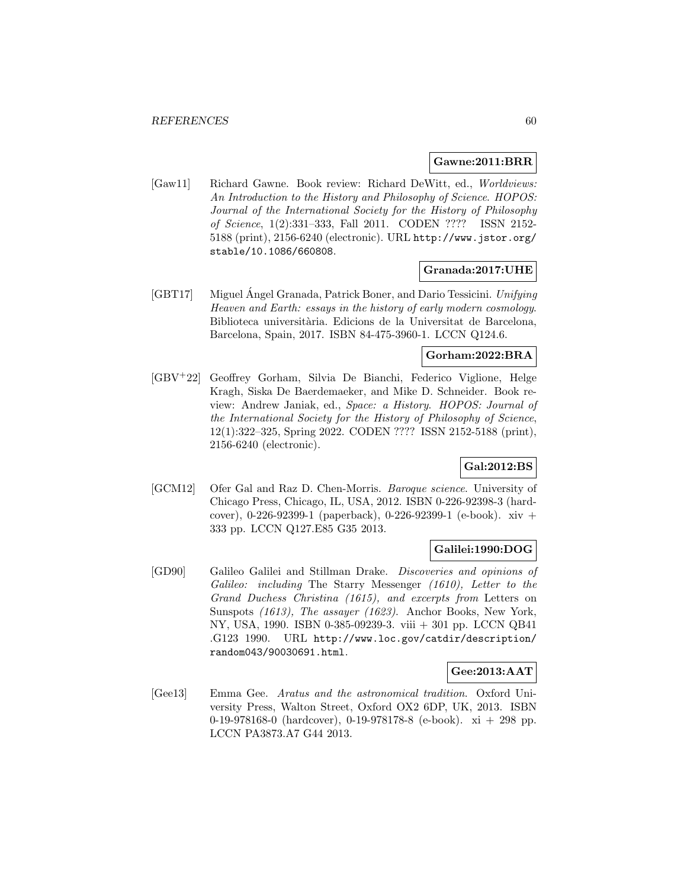**Gawne:2011:BRR**

[Gaw11] Richard Gawne. Book review: Richard DeWitt, ed., *Worldviews: An Introduction to the History and Philosophy of Science*. *HOPOS: Journal of the International Society for the History of Philosophy of Science*, 1(2):331–333, Fall 2011. CODEN ???? ISSN 2152-5188 (print), 2156-6240 (electronic). URL http://www.jstor.org/stable/10.1086/660808.

**Granada:2017:UHE**

[GBT17] Miguel Ángel Granada, Patrick Boner, and Dario Tessicini. *Unifying Heaven and Earth: essays in the history of early modern cosmology*. Biblioteca universitària. Edicions de la Universitat de Barcelona, Barcelona, Spain, 2017. ISBN 84-475-3960-1. LCCN Q124.6.

**Gorham:2022:BRA**

[GBV+22] Geoffrey Gorham, Silvia De Bianchi, Federico Viglione, Helge Kragh, Siska De Baerdemaeker, and Mike D. Schneider. Book review: Andrew Janiak, ed., *Space: a History*. *HOPOS: Journal of the International Society for the History of Philosophy of Science*, 12(1):322–325, Spring 2022. CODEN ???? ISSN 2152-5188 (print), 2156-6240 (electronic).

**Gal:2012:BS**

[GCM12] Ofer Gal and Raz D. Chen-Morris. *Baroque science*. University of Chicago Press, Chicago, IL, USA, 2012. ISBN 0-226-92398-3 (hardcover), 0-226-92399-1 (paperback), 0-226-92399-1 (e-book). xiv + 333 pp. LCCN Q127.E85 G35 2013.

**Galilei:1990:DOG**

[GD90] Galileo Galilei and Stillman Drake. *Discoveries and opinions of Galileo: including* The Starry Messenger *(1610), Letter to the Grand Duchess Christina (1615), and excerpts from* Letters on Sunspots *(1613), The assayer (1623)*. Anchor Books, New York, NY, USA, 1990. ISBN 0-385-09239-3. viii + 301 pp. LCCN QB41 .G123 1990. URL http://www.loc.gov/catdir/description/random043/90030691.html.

**Gee:2013:AAT**

[Gee13] Emma Gee. *Aratus and the astronomical tradition*. Oxford University Press, Walton Street, Oxford OX2 6DP, UK, 2013. ISBN 0-19-978168-0 (hardcover), 0-19-978178-8 (e-book). xi + 298 pp. LCCN PA3873.A7 G44 2013.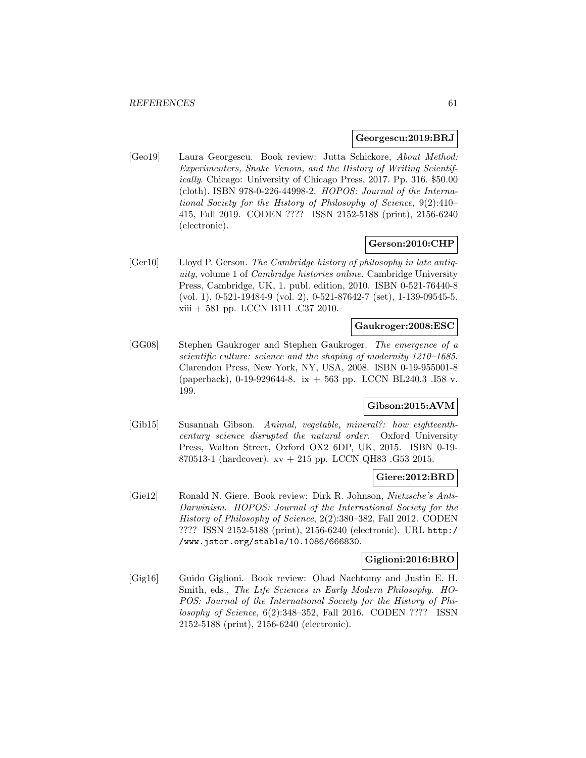**Georgescu:2019:BRJ**

[Geo19] Laura Georgescu. Book review: Jutta Schickore, *About Method: Experimenters, Snake Venom, and the History of Writing Scientifically*. Chicago: University of Chicago Press, 2017. Pp. 316. $50.00 (cloth). ISBN 978-0-226-44998-2. *HOPOS: Journal of the International Society for the History of Philosophy of Science*, 9(2):410–415, Fall 2019. CODEN ???? ISSN 2152-5188 (print), 2156-6240 (electronic).

**Gerson:2010:CHP**

[Ger10] Lloyd P. Gerson. *The Cambridge history of philosophy in late antiquity*, volume 1 of *Cambridge histories online*. Cambridge University Press, Cambridge, UK, 1. publ. edition, 2010. ISBN 0-521-76440-8 (vol. 1), 0-521-19484-9 (vol. 2), 0-521-87642-7 (set), 1-139-09545-5. xiii + 581 pp. LCCN B111 .C37 2010.

**Gaukroger:2008:ESC**

[GG08] Stephen Gaukroger and Stephen Gaukroger. *The emergence of a scientific culture: science and the shaping of modernity 1210–1685*. Clarendon Press, New York, NY, USA, 2008. ISBN 0-19-955001-8 (paperback), 0-19-929644-8. ix + 563 pp. LCCN BL240.3 .I58 v. 199.

**Gibson:2015:AVM**

[Gib15] Susannah Gibson. *Animal, vegetable, mineral?: how eighteenth-century science disrupted the natural order*. Oxford University Press, Walton Street, Oxford OX2 6DP, UK, 2015. ISBN 0-19-870513-1 (hardcover). xv + 215 pp. LCCN QH83 .G53 2015.

**Giere:2012:BRD**

[Gie12] Ronald N. Giere. Book review: Dirk R. Johnson, *Nietzsche's Anti-Darwinism*. *HOPOS: Journal of the International Society for the History of Philosophy of Science*, 2(2):380–382, Fall 2012. CODEN ???? ISSN 2152-5188 (print), 2156-6240 (electronic). URL http://www.jstor.org/stable/10.1086/666830.

**Giglioni:2016:BRO**

[Gig16] Guido Giglioni. Book review: Ohad Nachtomy and Justin E. H. Smith, eds., *The Life Sciences in Early Modern Philosophy*. *HOPOS: Journal of the International Society for the History of Philosophy of Science*, 6(2):348–352, Fall 2016. CODEN ???? ISSN 2152-5188 (print), 2156-6240 (electronic).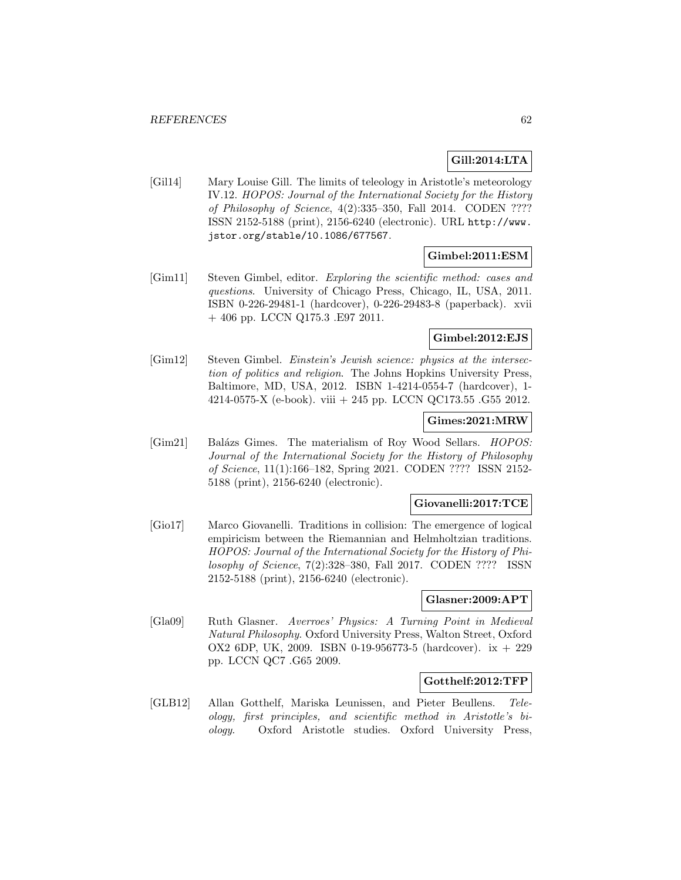**Gill:2014:LTA**

[Gil14] Mary Louise Gill. The limits of teleology in Aristotle's meteorology IV.12. *HOPOS: Journal of the International Society for the History of Philosophy of Science*, 4(2):335–350, Fall 2014. CODEN ???? ISSN 2152-5188 (print), 2156-6240 (electronic). URL http://www.jstor.org/stable/10.1086/677567.

**Gimbel:2011:ESM**

[Gim11] Steven Gimbel, editor. *Exploring the scientific method: cases and questions*. University of Chicago Press, Chicago, IL, USA, 2011. ISBN 0-226-29481-1 (hardcover), 0-226-29483-8 (paperback). xvii + 406 pp. LCCN Q175.3 .E97 2011.

**Gimbel:2012:EJS**

[Gim12] Steven Gimbel. *Einstein's Jewish science: physics at the intersection of politics and religion*. The Johns Hopkins University Press, Baltimore, MD, USA, 2012. ISBN 1-4214-0554-7 (hardcover), 1-4214-0575-X (e-book). viii + 245 pp. LCCN QC173.55 .G55 2012.

**Gimes:2021:MRW**

[Gim21] Balázs Gimes. The materialism of Roy Wood Sellars. *HOPOS: Journal of the International Society for the History of Philosophy of Science*, 11(1):166–182, Spring 2021. CODEN ???? ISSN 2152-5188 (print), 2156-6240 (electronic).

**Giovanelli:2017:TCE**

[Gio17] Marco Giovanelli. Traditions in collision: The emergence of logical empiricism between the Riemannian and Helmholtzian traditions. *HOPOS: Journal of the International Society for the History of Philosophy of Science*, 7(2):328–380, Fall 2017. CODEN ???? ISSN 2152-5188 (print), 2156-6240 (electronic).

**Glasner:2009:APT**

[Gla09] Ruth Glasner. *Averroes' Physics: A Turning Point in Medieval Natural Philosophy*. Oxford University Press, Walton Street, Oxford OX2 6DP, UK, 2009. ISBN 0-19-956773-5 (hardcover). ix + 229 pp. LCCN QC7 .G65 2009.

**Gotthelf:2012:TFP**

[GLB12] Allan Gotthelf, Mariska Leunissen, and Pieter Beullens. *Teleology, first principles, and scientific method in Aristotle's biology*. Oxford Aristotle studies. Oxford University Press,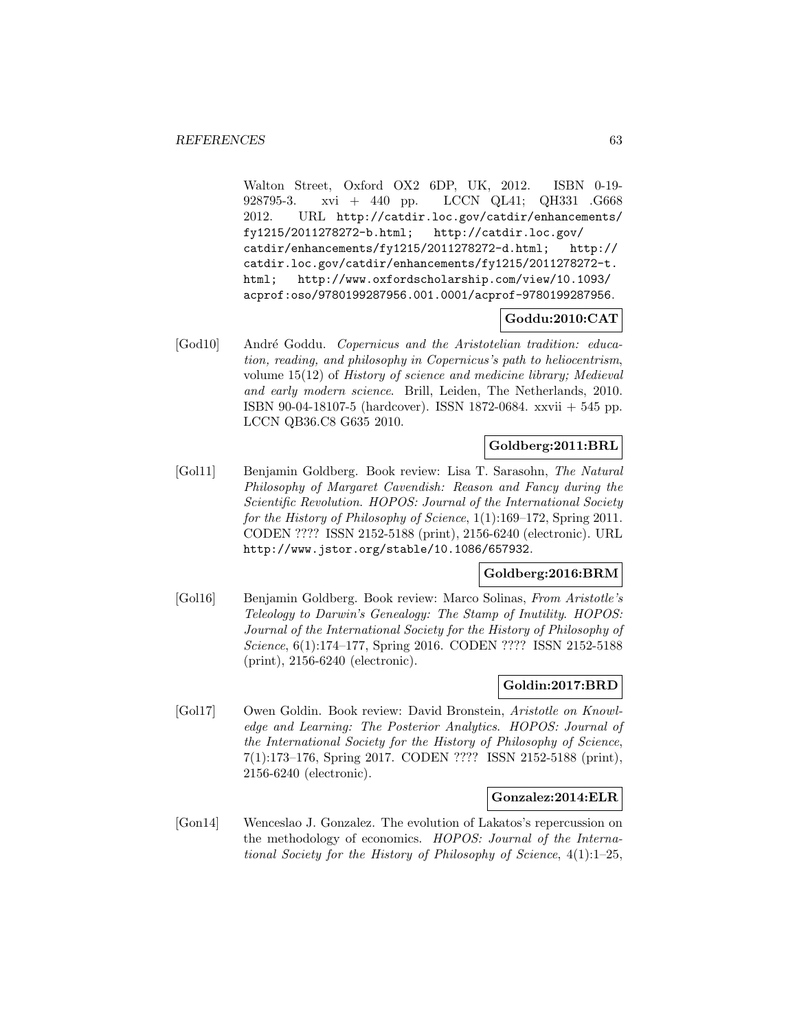Walton Street, Oxford OX2 6DP, UK, 2012. ISBN 0-19-928795-3. xvi + 440 pp. LCCN QL41; QH331 .G668 2012. URL http://catdir.loc.gov/catdir/enhancements/fy1215/2011278272-b.html; http://catdir.loc.gov/catdir/enhancements/fy1215/2011278272-d.html; http://catdir.loc.gov/catdir/enhancements/fy1215/2011278272-t.html; http://www.oxfordscholarship.com/view/10.1093/acprof:oso/9780199287956.001.0001/acprof-9780199287956.

**Goddu:2010:CAT**

[God10] André Goddu. *Copernicus and the Aristotelian tradition: education, reading, and philosophy in Copernicus's path to heliocentrism*, volume 15(12) of *History of science and medicine library; Medieval and early modern science*. Brill, Leiden, The Netherlands, 2010. ISBN 90-04-18107-5 (hardcover). ISSN 1872-0684. xxvii + 545 pp. LCCN QB36.C8 G635 2010.

**Goldberg:2011:BRL**

[Gol11] Benjamin Goldberg. Book review: Lisa T. Sarasohn, *The Natural Philosophy of Margaret Cavendish: Reason and Fancy during the Scientific Revolution*. *HOPOS: Journal of the International Society for the History of Philosophy of Science*, 1(1):169–172, Spring 2011. CODEN ???? ISSN 2152-5188 (print), 2156-6240 (electronic). URL http://www.jstor.org/stable/10.1086/657932.

**Goldberg:2016:BRM**

[Gol16] Benjamin Goldberg. Book review: Marco Solinas, *From Aristotle's Teleology to Darwin's Genealogy: The Stamp of Inutility*. *HOPOS: Journal of the International Society for the History of Philosophy of Science*, 6(1):174–177, Spring 2016. CODEN ???? ISSN 2152-5188 (print), 2156-6240 (electronic).

**Goldin:2017:BRD**

[Gol17] Owen Goldin. Book review: David Bronstein, *Aristotle on Knowledge and Learning: The Posterior Analytics*. *HOPOS: Journal of the International Society for the History of Philosophy of Science*, 7(1):173–176, Spring 2017. CODEN ???? ISSN 2152-5188 (print), 2156-6240 (electronic).

**Gonzalez:2014:ELR**

[Gon14] Wenceslao J. Gonzalez. The evolution of Lakatos's repercussion on the methodology of economics. *HOPOS: Journal of the International Society for the History of Philosophy of Science*, 4(1):1–25,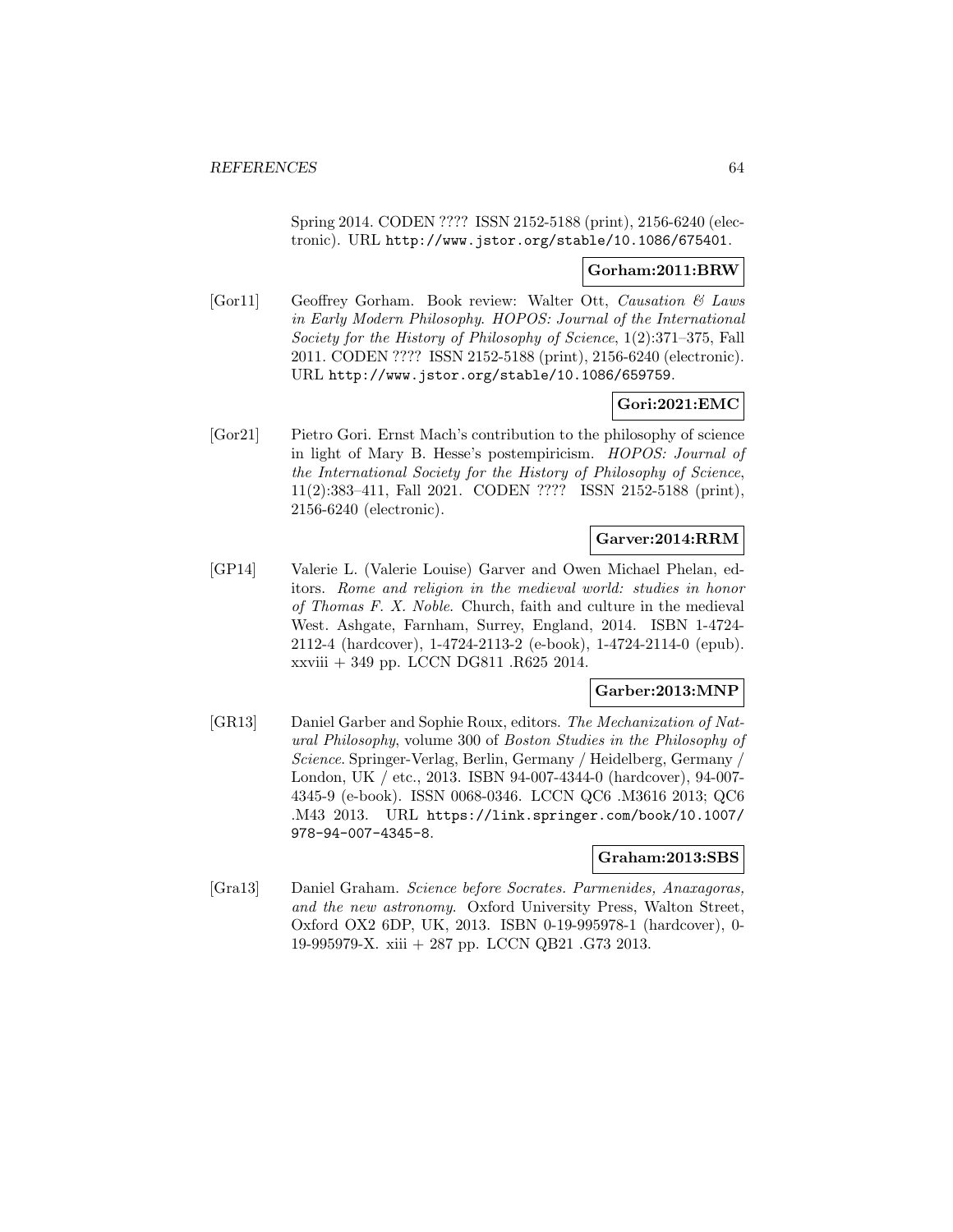Spring 2014. CODEN ???? ISSN 2152-5188 (print), 2156-6240 (electronic). URL http://www.jstor.org/stable/10.1086/675401.

**Gorham:2011:BRW**

[Gor11] Geoffrey Gorham. Book review: Walter Ott, *Causation & Laws in Early Modern Philosophy*. *HOPOS: Journal of the International Society for the History of Philosophy of Science*, 1(2):371–375, Fall 2011. CODEN ???? ISSN 2152-5188 (print), 2156-6240 (electronic). URL http://www.jstor.org/stable/10.1086/659759.

**Gori:2021:EMC**

[Gor21] Pietro Gori. Ernst Mach's contribution to the philosophy of science in light of Mary B. Hesse's postempiricism. *HOPOS: Journal of the International Society for the History of Philosophy of Science*, 11(2):383–411, Fall 2021. CODEN ???? ISSN 2152-5188 (print), 2156-6240 (electronic).

**Garver:2014:RRM**

[GP14] Valerie L. (Valerie Louise) Garver and Owen Michael Phelan, editors. *Rome and religion in the medieval world: studies in honor of Thomas F. X. Noble*. Church, faith and culture in the medieval West. Ashgate, Farnham, Surrey, England, 2014. ISBN 1-4724-2112-4 (hardcover), 1-4724-2113-2 (e-book), 1-4724-2114-0 (epub). xxviii + 349 pp. LCCN DG811 .R625 2014.

**Garber:2013:MNP**

[GR13] Daniel Garber and Sophie Roux, editors. *The Mechanization of Natural Philosophy*, volume 300 of *Boston Studies in the Philosophy of Science*. Springer-Verlag, Berlin, Germany / Heidelberg, Germany / London, UK / etc., 2013. ISBN 94-007-4344-0 (hardcover), 94-007-4345-9 (e-book). ISSN 0068-0346. LCCN QC6 .M3616 2013; QC6 .M43 2013. URL https://link.springer.com/book/10.1007/978-94-007-4345-8.

**Graham:2013:SBS**

[Gra13] Daniel Graham. *Science before Socrates. Parmenides, Anaxagoras, and the new astronomy*. Oxford University Press, Walton Street, Oxford OX2 6DP, UK, 2013. ISBN 0-19-995978-1 (hardcover), 0-19-995979-X. xiii + 287 pp. LCCN QB21 .G73 2013.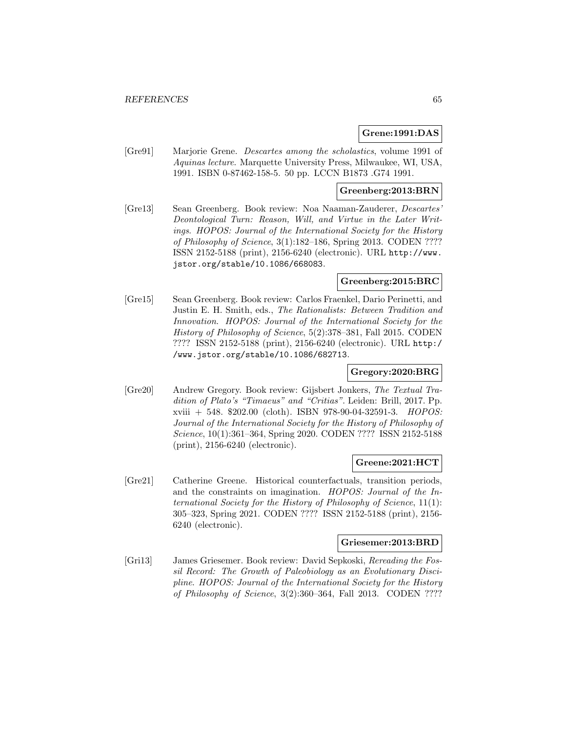**Grene:1991:DAS**

[Gre91] Marjorie Grene. *Descartes among the scholastics*, volume 1991 of *Aquinas lecture*. Marquette University Press, Milwaukee, WI, USA, 1991. ISBN 0-87462-158-5. 50 pp. LCCN B1873 .G74 1991.

**Greenberg:2013:BRN**

[Gre13] Sean Greenberg. Book review: Noa Naaman-Zauderer, *Descartes' Deontological Turn: Reason, Will, and Virtue in the Later Writings*. *HOPOS: Journal of the International Society for the History of Philosophy of Science*, 3(1):182–186, Spring 2013. CODEN ???? ISSN 2152-5188 (print), 2156-6240 (electronic). URL http://www.jstor.org/stable/10.1086/668083.

**Greenberg:2015:BRC**

[Gre15] Sean Greenberg. Book review: Carlos Fraenkel, Dario Perinetti, and Justin E. H. Smith, eds., *The Rationalists: Between Tradition and Innovation*. *HOPOS: Journal of the International Society for the History of Philosophy of Science*, 5(2):378–381, Fall 2015. CODEN ???? ISSN 2152-5188 (print), 2156-6240 (electronic). URL http://www.jstor.org/stable/10.1086/682713.

**Gregory:2020:BRG**

[Gre20] Andrew Gregory. Book review: Gijsbert Jonkers, *The Textual Tradition of Plato's "Timaeus" and "Critias"*. Leiden: Brill, 2017. Pp. xviii + 548. $202.00 (cloth). ISBN 978-90-04-32591-3. *HOPOS: Journal of the International Society for the History of Philosophy of Science*, 10(1):361–364, Spring 2020. CODEN ???? ISSN 2152-5188 (print), 2156-6240 (electronic).

**Greene:2021:HCT**

[Gre21] Catherine Greene. Historical counterfactuals, transition periods, and the constraints on imagination. *HOPOS: Journal of the International Society for the History of Philosophy of Science*, 11(1): 305–323, Spring 2021. CODEN ???? ISSN 2152-5188 (print), 2156-6240 (electronic).

**Griesemer:2013:BRD**

[Gri13] James Griesemer. Book review: David Sepkoski, *Rereading the Fossil Record: The Growth of Paleobiology as an Evolutionary Discipline*. *HOPOS: Journal of the International Society for the History of Philosophy of Science*, 3(2):360–364, Fall 2013. CODEN ????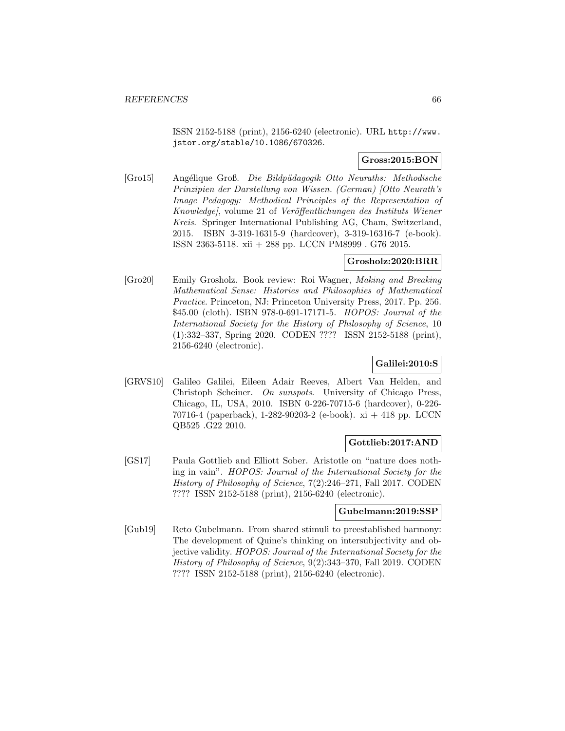ISSN 2152-5188 (print), 2156-6240 (electronic). URL http://www.jstor.org/stable/10.1086/670326.

**Gross:2015:BON**

[Gro15] Angélique Groß. *Die Bildpädagogik Otto Neuraths: Methodische Prinzipien der Darstellung von Wissen. (German) [Otto Neurath's Image Pedagogy: Methodical Principles of the Representation of Knowledge]*, volume 21 of *Veröffentlichungen des Instituts Wiener Kreis*. Springer International Publishing AG, Cham, Switzerland, 2015. ISBN 3-319-16315-9 (hardcover), 3-319-16316-7 (e-book). ISSN 2363-5118. xii + 288 pp. LCCN PM8999 . G76 2015.

**Grosholz:2020:BRR**

[Gro20] Emily Grosholz. Book review: Roi Wagner, *Making and Breaking Mathematical Sense: Histories and Philosophies of Mathematical Practice*. Princeton, NJ: Princeton University Press, 2017. Pp. 256. \$45.00 (cloth). ISBN 978-0-691-17171-5. *HOPOS: Journal of the International Society for the History of Philosophy of Science*, 10 (1):332–337, Spring 2020. CODEN ???? ISSN 2152-5188 (print), 2156-6240 (electronic).

**Galilei:2010:S**

[GRVS10] Galileo Galilei, Eileen Adair Reeves, Albert Van Helden, and Christoph Scheiner. *On sunspots*. University of Chicago Press, Chicago, IL, USA, 2010. ISBN 0-226-70715-6 (hardcover), 0-226-70716-4 (paperback), 1-282-90203-2 (e-book). xi + 418 pp. LCCN QB525 .G22 2010.

**Gottlieb:2017:AND**

[GS17] Paula Gottlieb and Elliott Sober. Aristotle on "nature does nothing in vain". *HOPOS: Journal of the International Society for the History of Philosophy of Science*, 7(2):246–271, Fall 2017. CODEN ???? ISSN 2152-5188 (print), 2156-6240 (electronic).

**Gubelmann:2019:SSP**

[Gub19] Reto Gubelmann. From shared stimuli to preestablished harmony: The development of Quine's thinking on intersubjectivity and objective validity. *HOPOS: Journal of the International Society for the History of Philosophy of Science*, 9(2):343–370, Fall 2019. CODEN ???? ISSN 2152-5188 (print), 2156-6240 (electronic).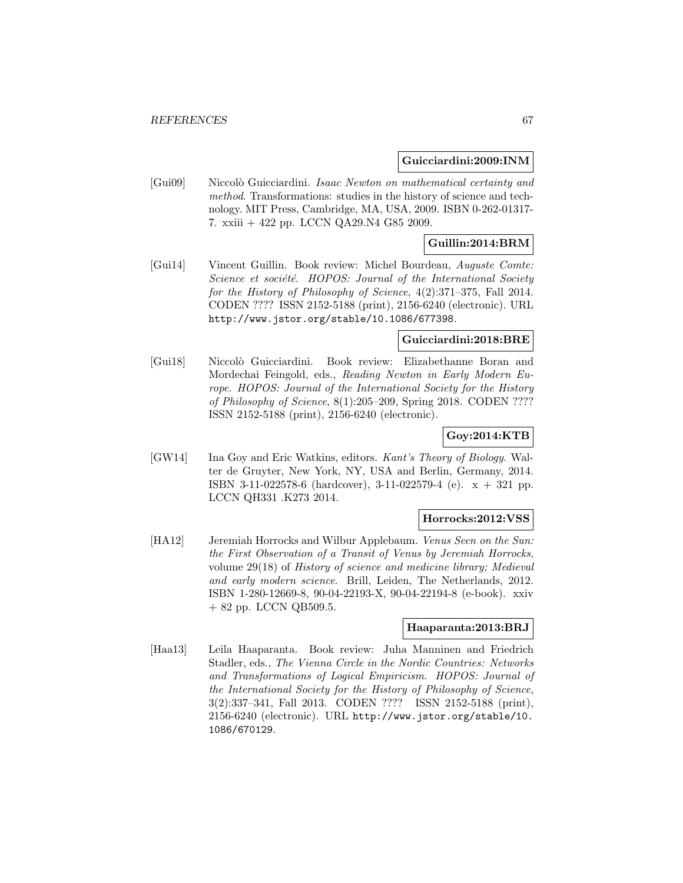**Guicciardini:2009:INM**

[Gui09] Niccolò Guicciardini. *Isaac Newton on mathematical certainty and method*. Transformations: studies in the history of science and technology. MIT Press, Cambridge, MA, USA, 2009. ISBN 0-262-01317-7. xxiii + 422 pp. LCCN QA29.N4 G85 2009.

**Guillin:2014:BRM**

[Gui14] Vincent Guillin. Book review: Michel Bourdeau, *Auguste Comte: Science et société*. *HOPOS: Journal of the International Society for the History of Philosophy of Science*, 4(2):371–375, Fall 2014. CODEN ???? ISSN 2152-5188 (print), 2156-6240 (electronic). URL `http://www.jstor.org/stable/10.1086/677398`.

**Guicciardini:2018:BRE**

[Gui18] Niccolò Guicciardini. Book review: Elizabethanne Boran and Mordechai Feingold, eds., *Reading Newton in Early Modern Europe*. *HOPOS: Journal of the International Society for the History of Philosophy of Science*, 8(1):205–209, Spring 2018. CODEN ???? ISSN 2152-5188 (print), 2156-6240 (electronic).

**Goy:2014:KTB**

[GW14] Ina Goy and Eric Watkins, editors. *Kant's Theory of Biology*. Walter de Gruyter, New York, NY, USA and Berlin, Germany, 2014. ISBN 3-11-022578-6 (hardcover), 3-11-022579-4 (e). x + 321 pp. LCCN QH331 .K273 2014.

**Horrocks:2012:VSS**

[HA12] Jeremiah Horrocks and Wilbur Applebaum. *Venus Seen on the Sun: the First Observation of a Transit of Venus by Jeremiah Horrocks*, volume 29(18) of *History of science and medicine library; Medieval and early modern science*. Brill, Leiden, The Netherlands, 2012. ISBN 1-280-12669-8, 90-04-22193-X, 90-04-22194-8 (e-book). xxiv + 82 pp. LCCN QB509.5.

**Haaparanta:2013:BRJ**

[Haa13] Leila Haaparanta. Book review: Juha Manninen and Friedrich Stadler, eds., *The Vienna Circle in the Nordic Countries: Networks and Transformations of Logical Empiricism*. *HOPOS: Journal of the International Society for the History of Philosophy of Science*, 3(2):337–341, Fall 2013. CODEN ???? ISSN 2152-5188 (print), 2156-6240 (electronic). URL `http://www.jstor.org/stable/10.1086/670129`.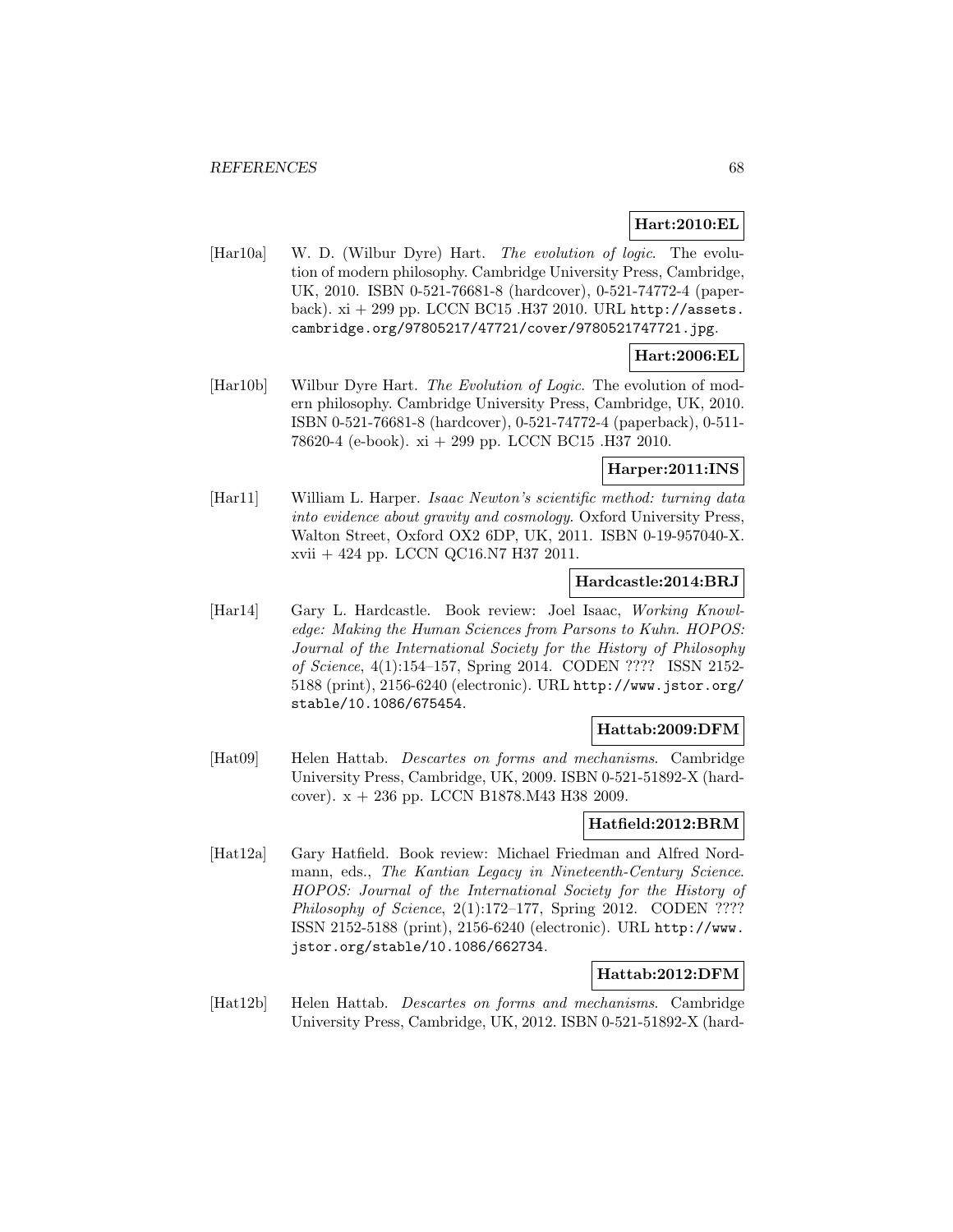**Hart:2010:EL**

[Har10a] W. D. (Wilbur Dyre) Hart. *The evolution of logic*. The evolution of modern philosophy. Cambridge University Press, Cambridge, UK, 2010. ISBN 0-521-76681-8 (hardcover), 0-521-74772-4 (paperback). xi + 299 pp. LCCN BC15 .H37 2010. URL http://assets.cambridge.org/97805217/47721/cover/9780521747721.jpg.

**Hart:2006:EL**

[Har10b] Wilbur Dyre Hart. *The Evolution of Logic*. The evolution of modern philosophy. Cambridge University Press, Cambridge, UK, 2010. ISBN 0-521-76681-8 (hardcover), 0-521-74772-4 (paperback), 0-511-78620-4 (e-book). xi + 299 pp. LCCN BC15 .H37 2010.

**Harper:2011:INS**

[Har11] William L. Harper. *Isaac Newton's scientific method: turning data into evidence about gravity and cosmology*. Oxford University Press, Walton Street, Oxford OX2 6DP, UK, 2011. ISBN 0-19-957040-X. xvii + 424 pp. LCCN QC16.N7 H37 2011.

**Hardcastle:2014:BRJ**

[Har14] Gary L. Hardcastle. Book review: Joel Isaac, *Working Knowledge: Making the Human Sciences from Parsons to Kuhn*. *HOPOS: Journal of the International Society for the History of Philosophy of Science*, 4(1):154–157, Spring 2014. CODEN ???? ISSN 2152-5188 (print), 2156-6240 (electronic). URL http://www.jstor.org/stable/10.1086/675454.

**Hattab:2009:DFM**

[Hat09] Helen Hattab. *Descartes on forms and mechanisms*. Cambridge University Press, Cambridge, UK, 2009. ISBN 0-521-51892-X (hardcover). x + 236 pp. LCCN B1878.M43 H38 2009.

**Hatfield:2012:BRM**

[Hat12a] Gary Hatfield. Book review: Michael Friedman and Alfred Nordmann, eds., *The Kantian Legacy in Nineteenth-Century Science*. *HOPOS: Journal of the International Society for the History of Philosophy of Science*, 2(1):172–177, Spring 2012. CODEN ???? ISSN 2152-5188 (print), 2156-6240 (electronic). URL http://www.jstor.org/stable/10.1086/662734.

**Hattab:2012:DFM**

[Hat12b] Helen Hattab. *Descartes on forms and mechanisms*. Cambridge University Press, Cambridge, UK, 2012. ISBN 0-521-51892-X (hard-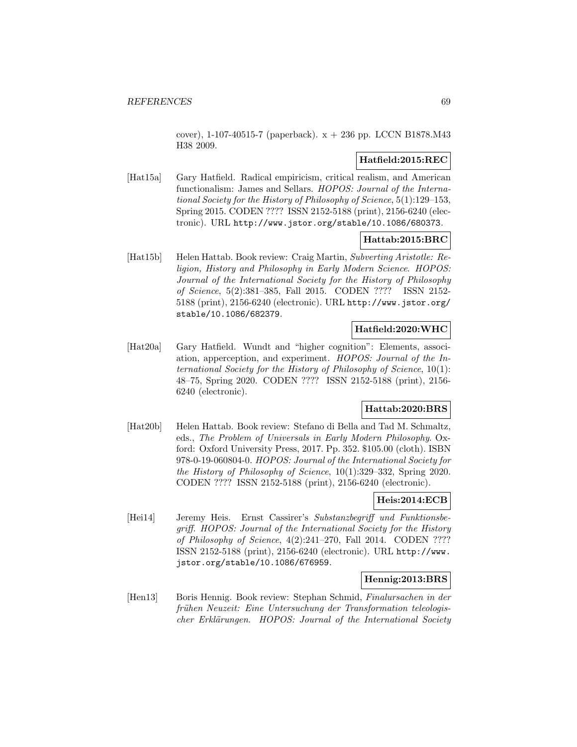cover), 1-107-40515-7 (paperback). x + 236 pp. LCCN B1878.M43 H38 2009.

**Hatfield:2015:REC**

[Hat15a] Gary Hatfield. Radical empiricism, critical realism, and American functionalism: James and Sellars. *HOPOS: Journal of the International Society for the History of Philosophy of Science*, 5(1):129–153, Spring 2015. CODEN ???? ISSN 2152-5188 (print), 2156-6240 (electronic). URL http://www.jstor.org/stable/10.1086/680373.

**Hattab:2015:BRC**

[Hat15b] Helen Hattab. Book review: Craig Martin, *Subverting Aristotle: Religion, History and Philosophy in Early Modern Science*. *HOPOS: Journal of the International Society for the History of Philosophy of Science*, 5(2):381–385, Fall 2015. CODEN ???? ISSN 2152-5188 (print), 2156-6240 (electronic). URL http://www.jstor.org/stable/10.1086/682379.

**Hatfield:2020:WHC**

[Hat20a] Gary Hatfield. Wundt and "higher cognition": Elements, association, apperception, and experiment. *HOPOS: Journal of the International Society for the History of Philosophy of Science*, 10(1):48–75, Spring 2020. CODEN ???? ISSN 2152-5188 (print), 2156-6240 (electronic).

**Hattab:2020:BRS**

[Hat20b] Helen Hattab. Book review: Stefano di Bella and Tad M. Schmaltz, eds., *The Problem of Universals in Early Modern Philosophy*. Oxford: Oxford University Press, 2017. Pp. 352. $105.00 (cloth). ISBN 978-0-19-060804-0. *HOPOS: Journal of the International Society for the History of Philosophy of Science*, 10(1):329–332, Spring 2020. CODEN ???? ISSN 2152-5188 (print), 2156-6240 (electronic).

**Heis:2014:ECB**

[Hei14] Jeremy Heis. Ernst Cassirer's *Substanzbegriff und Funktionsbegriff*. *HOPOS: Journal of the International Society for the History of Philosophy of Science*, 4(2):241–270, Fall 2014. CODEN ???? ISSN 2152-5188 (print), 2156-6240 (electronic). URL http://www.jstor.org/stable/10.1086/676959.

**Hennig:2013:BRS**

[Hen13] Boris Hennig. Book review: Stephan Schmid, *Finalursachen in der frühen Neuzeit: Eine Untersuchung der Transformation teleologischer Erklärungen*. *HOPOS: Journal of the International Society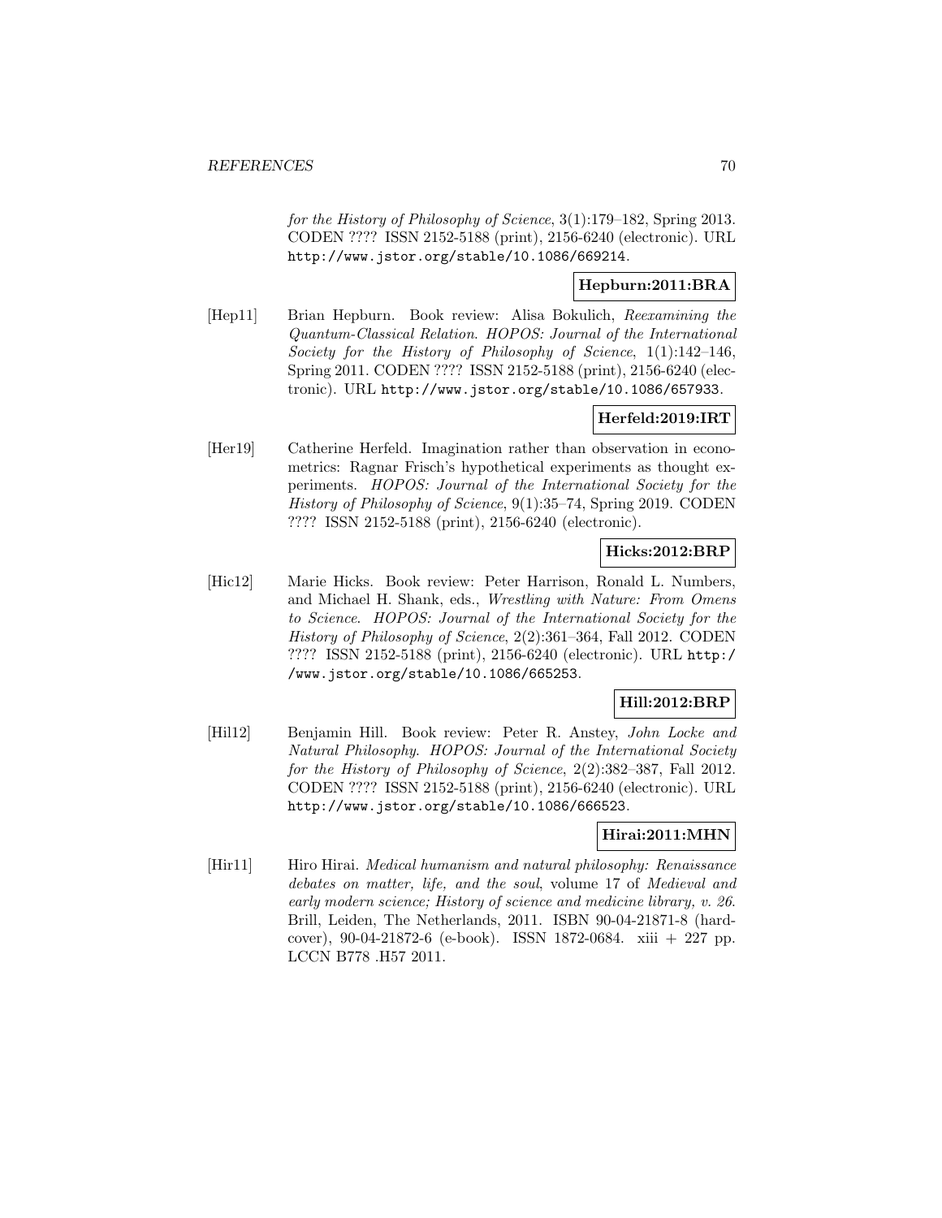*for the History of Philosophy of Science*, 3(1):179–182, Spring 2013. CODEN ???? ISSN 2152-5188 (print), 2156-6240 (electronic). URL http://www.jstor.org/stable/10.1086/669214.

**Hepburn:2011:BRA**

[Hep11] Brian Hepburn. Book review: Alisa Bokulich, *Reexamining the Quantum-Classical Relation*. *HOPOS: Journal of the International Society for the History of Philosophy of Science*, 1(1):142–146, Spring 2011. CODEN ???? ISSN 2152-5188 (print), 2156-6240 (electronic). URL http://www.jstor.org/stable/10.1086/657933.

**Herfeld:2019:IRT**

[Her19] Catherine Herfeld. Imagination rather than observation in econometrics: Ragnar Frisch's hypothetical experiments as thought experiments. *HOPOS: Journal of the International Society for the History of Philosophy of Science*, 9(1):35–74, Spring 2019. CODEN ???? ISSN 2152-5188 (print), 2156-6240 (electronic).

**Hicks:2012:BRP**

[Hic12] Marie Hicks. Book review: Peter Harrison, Ronald L. Numbers, and Michael H. Shank, eds., *Wrestling with Nature: From Omens to Science*. *HOPOS: Journal of the International Society for the History of Philosophy of Science*, 2(2):361–364, Fall 2012. CODEN ???? ISSN 2152-5188 (print), 2156-6240 (electronic). URL http://www.jstor.org/stable/10.1086/665253.

**Hill:2012:BRP**

[Hil12] Benjamin Hill. Book review: Peter R. Anstey, *John Locke and Natural Philosophy*. *HOPOS: Journal of the International Society for the History of Philosophy of Science*, 2(2):382–387, Fall 2012. CODEN ???? ISSN 2152-5188 (print), 2156-6240 (electronic). URL http://www.jstor.org/stable/10.1086/666523.

**Hirai:2011:MHN**

[Hir11] Hiro Hirai. *Medical humanism and natural philosophy: Renaissance debates on matter, life, and the soul*, volume 17 of *Medieval and early modern science; History of science and medicine library, v. 26*. Brill, Leiden, The Netherlands, 2011. ISBN 90-04-21871-8 (hardcover), 90-04-21872-6 (e-book). ISSN 1872-0684. xiii + 227 pp. LCCN B778 .H57 2011.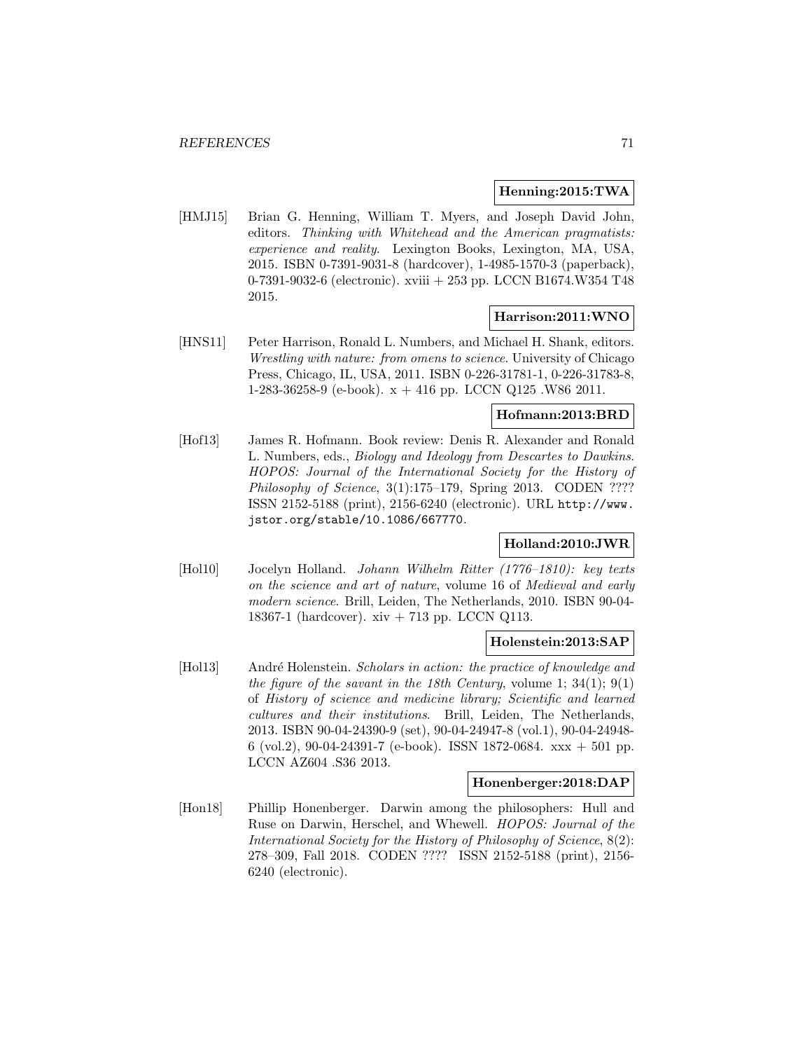**Henning:2015:TWA**

[HMJ15] Brian G. Henning, William T. Myers, and Joseph David John, editors. *Thinking with Whitehead and the American pragmatists: experience and reality*. Lexington Books, Lexington, MA, USA, 2015. ISBN 0-7391-9031-8 (hardcover), 1-4985-1570-3 (paperback), 0-7391-9032-6 (electronic). xviii + 253 pp. LCCN B1674.W354 T48 2015.

**Harrison:2011:WNO**

[HNS11] Peter Harrison, Ronald L. Numbers, and Michael H. Shank, editors. *Wrestling with nature: from omens to science*. University of Chicago Press, Chicago, IL, USA, 2011. ISBN 0-226-31781-1, 0-226-31783-8, 1-283-36258-9 (e-book). x + 416 pp. LCCN Q125 .W86 2011.

**Hofmann:2013:BRD**

[Hof13] James R. Hofmann. Book review: Denis R. Alexander and Ronald L. Numbers, eds., *Biology and Ideology from Descartes to Dawkins*. *HOPOS: Journal of the International Society for the History of Philosophy of Science*, 3(1):175–179, Spring 2013. CODEN ???? ISSN 2152-5188 (print), 2156-6240 (electronic). URL http://www.jstor.org/stable/10.1086/667770.

**Holland:2010:JWR**

[Hol10] Jocelyn Holland. *Johann Wilhelm Ritter (1776–1810): key texts on the science and art of nature*, volume 16 of *Medieval and early modern science*. Brill, Leiden, The Netherlands, 2010. ISBN 90-04-18367-1 (hardcover). xiv + 713 pp. LCCN Q113.

**Holenstein:2013:SAP**

[Hol13] André Holenstein. *Scholars in action: the practice of knowledge and the figure of the savant in the 18th Century*, volume 1; 34(1); 9(1) of *History of science and medicine library; Scientific and learned cultures and their institutions*. Brill, Leiden, The Netherlands, 2013. ISBN 90-04-24390-9 (set), 90-04-24947-8 (vol.1), 90-04-24948-6 (vol.2), 90-04-24391-7 (e-book). ISSN 1872-0684. xxx + 501 pp. LCCN AZ604 .S36 2013.

**Honenberger:2018:DAP**

[Hon18] Phillip Honenberger. Darwin among the philosophers: Hull and Ruse on Darwin, Herschel, and Whewell. *HOPOS: Journal of the International Society for the History of Philosophy of Science*, 8(2): 278–309, Fall 2018. CODEN ???? ISSN 2152-5188 (print), 2156-6240 (electronic).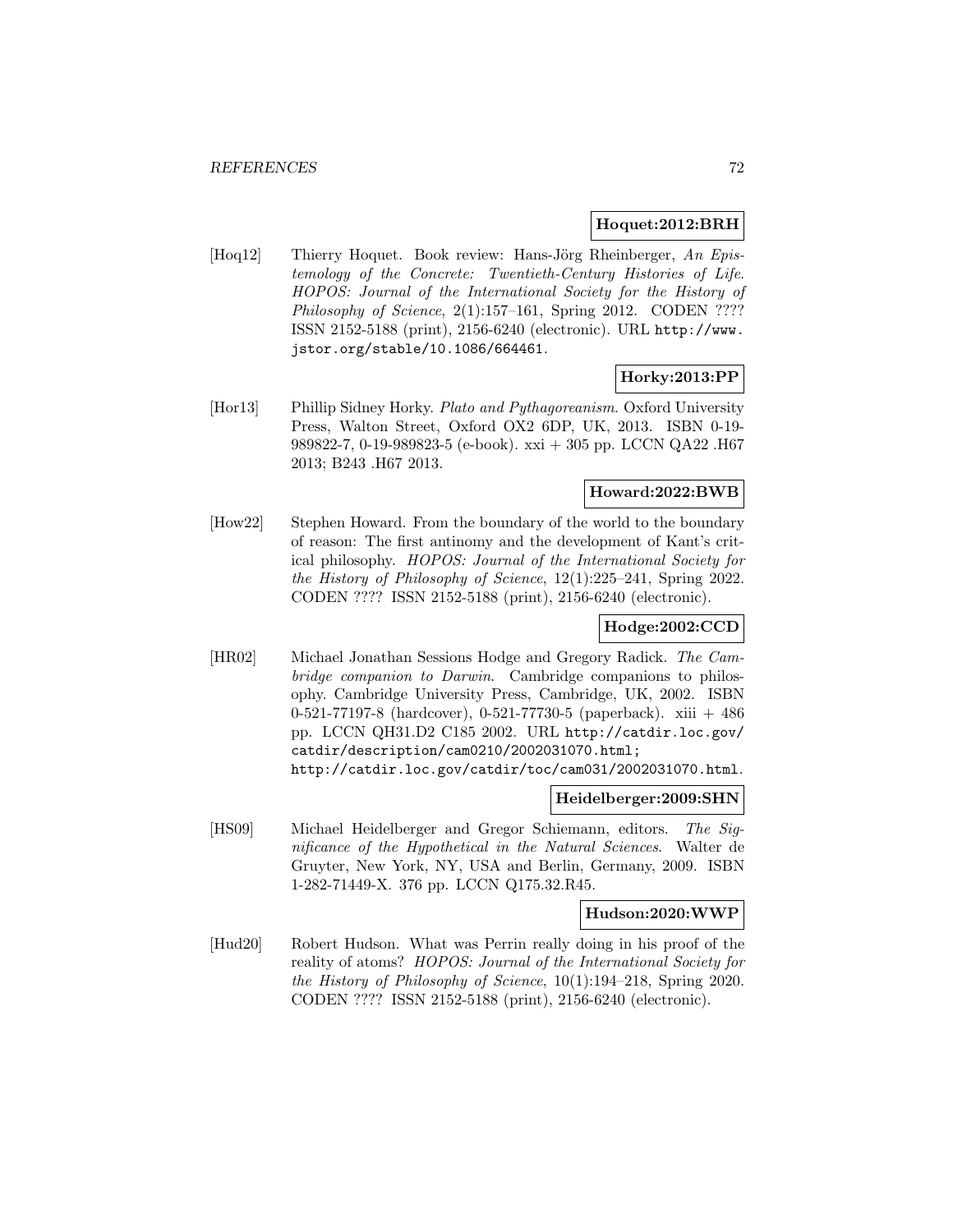**Hoquet:2012:BRH**

[Hoq12] Thierry Hoquet. Book review: Hans-Jörg Rheinberger, *An Epistemology of the Concrete: Twentieth-Century Histories of Life*. *HOPOS: Journal of the International Society for the History of Philosophy of Science*, 2(1):157–161, Spring 2012. CODEN ???? ISSN 2152-5188 (print), 2156-6240 (electronic). URL http://www.jstor.org/stable/10.1086/664461.

**Horky:2013:PP**

[Hor13] Phillip Sidney Horky. *Plato and Pythagoreanism*. Oxford University Press, Walton Street, Oxford OX2 6DP, UK, 2013. ISBN 0-19-989822-7, 0-19-989823-5 (e-book). xxi + 305 pp. LCCN QA22 .H67 2013; B243 .H67 2013.

**Howard:2022:BWB**

[How22] Stephen Howard. From the boundary of the world to the boundary of reason: The first antinomy and the development of Kant's critical philosophy. *HOPOS: Journal of the International Society for the History of Philosophy of Science*, 12(1):225–241, Spring 2022. CODEN ???? ISSN 2152-5188 (print), 2156-6240 (electronic).

**Hodge:2002:CCD**

[HR02] Michael Jonathan Sessions Hodge and Gregory Radick. *The Cambridge companion to Darwin*. Cambridge companions to philosophy. Cambridge University Press, Cambridge, UK, 2002. ISBN 0-521-77197-8 (hardcover), 0-521-77730-5 (paperback). xiii + 486 pp. LCCN QH31.D2 C185 2002. URL http://catdir.loc.gov/catdir/description/cam0210/2002031070.html; http://catdir.loc.gov/catdir/toc/cam031/2002031070.html.

**Heidelberger:2009:SHN**

[HS09] Michael Heidelberger and Gregor Schiemann, editors. *The Significance of the Hypothetical in the Natural Sciences*. Walter de Gruyter, New York, NY, USA and Berlin, Germany, 2009. ISBN 1-282-71449-X. 376 pp. LCCN Q175.32.R45.

**Hudson:2020:WWP**

[Hud20] Robert Hudson. What was Perrin really doing in his proof of the reality of atoms? *HOPOS: Journal of the International Society for the History of Philosophy of Science*, 10(1):194–218, Spring 2020. CODEN ???? ISSN 2152-5188 (print), 2156-6240 (electronic).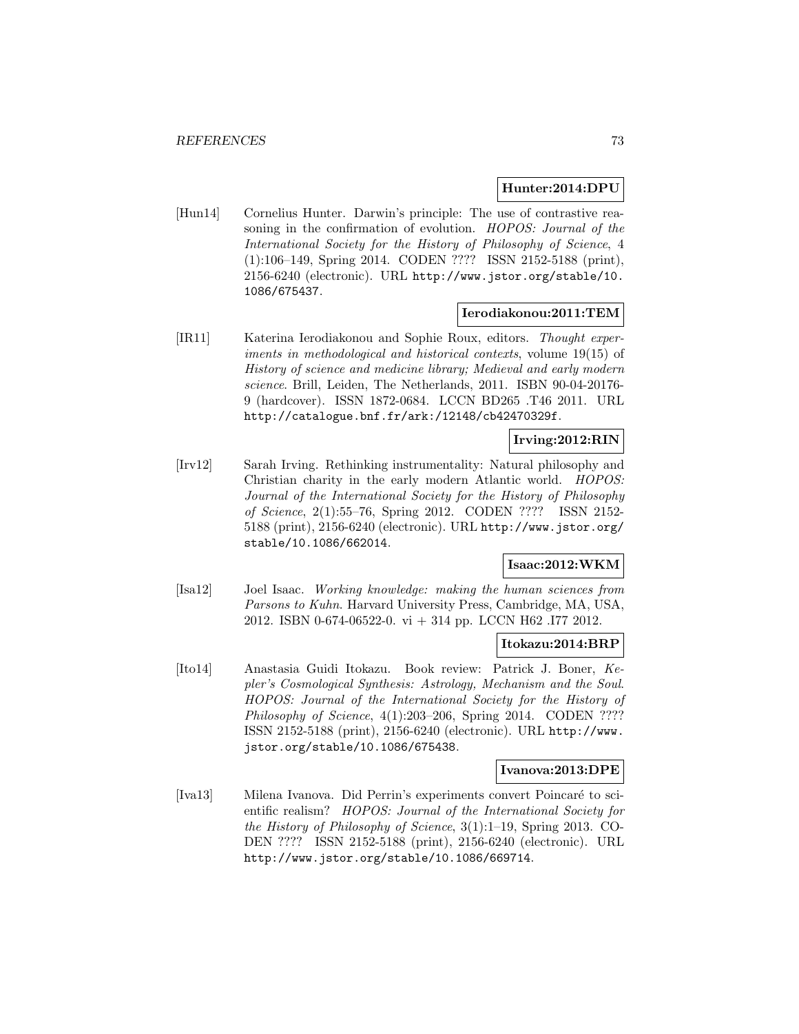**Hunter:2014:DPU**

[Hun14] Cornelius Hunter. Darwin's principle: The use of contrastive reasoning in the confirmation of evolution. *HOPOS: Journal of the International Society for the History of Philosophy of Science*, 4 (1):106–149, Spring 2014. CODEN ???? ISSN 2152-5188 (print), 2156-6240 (electronic). URL http://www.jstor.org/stable/10.1086/675437.

**Ierodiakonou:2011:TEM**

[IR11] Katerina Ierodiakonou and Sophie Roux, editors. *Thought experiments in methodological and historical contexts*, volume 19(15) of *History of science and medicine library; Medieval and early modern science*. Brill, Leiden, The Netherlands, 2011. ISBN 90-04-20176-9 (hardcover). ISSN 1872-0684. LCCN BD265 .T46 2011. URL http://catalogue.bnf.fr/ark:/12148/cb42470329f.

**Irving:2012:RIN**

[Irv12] Sarah Irving. Rethinking instrumentality: Natural philosophy and Christian charity in the early modern Atlantic world. *HOPOS: Journal of the International Society for the History of Philosophy of Science*, 2(1):55–76, Spring 2012. CODEN ???? ISSN 2152-5188 (print), 2156-6240 (electronic). URL http://www.jstor.org/stable/10.1086/662014.

**Isaac:2012:WKM**

[Isa12] Joel Isaac. *Working knowledge: making the human sciences from Parsons to Kuhn*. Harvard University Press, Cambridge, MA, USA, 2012. ISBN 0-674-06522-0. vi + 314 pp. LCCN H62 .I77 2012.

**Itokazu:2014:BRP**

[Ito14] Anastasia Guidi Itokazu. Book review: Patrick J. Boner, *Kepler's Cosmological Synthesis: Astrology, Mechanism and the Soul*. *HOPOS: Journal of the International Society for the History of Philosophy of Science*, 4(1):203–206, Spring 2014. CODEN ???? ISSN 2152-5188 (print), 2156-6240 (electronic). URL http://www.jstor.org/stable/10.1086/675438.

**Ivanova:2013:DPE**

[Iva13] Milena Ivanova. Did Perrin's experiments convert Poincaré to scientific realism? *HOPOS: Journal of the International Society for the History of Philosophy of Science*, 3(1):1–19, Spring 2013. CODEN ???? ISSN 2152-5188 (print), 2156-6240 (electronic). URL http://www.jstor.org/stable/10.1086/669714.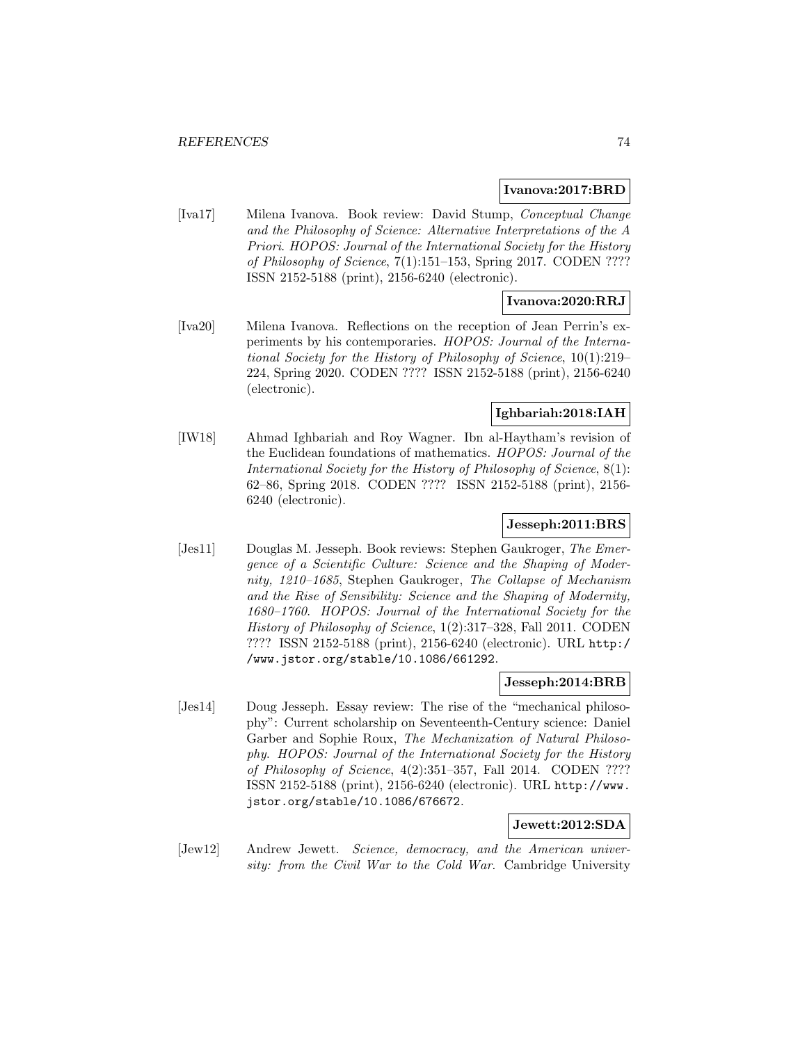**Ivanova:2017:BRD**

[Iva17] Milena Ivanova. Book review: David Stump, *Conceptual Change and the Philosophy of Science: Alternative Interpretations of the A Priori*. *HOPOS: Journal of the International Society for the History of Philosophy of Science*, 7(1):151–153, Spring 2017. CODEN ???? ISSN 2152-5188 (print), 2156-6240 (electronic).

**Ivanova:2020:RRJ**

[Iva20] Milena Ivanova. Reflections on the reception of Jean Perrin's experiments by his contemporaries. *HOPOS: Journal of the International Society for the History of Philosophy of Science*, 10(1):219–224, Spring 2020. CODEN ???? ISSN 2152-5188 (print), 2156-6240 (electronic).

**Ighbariah:2018:IAH**

[IW18] Ahmad Ighbariah and Roy Wagner. Ibn al-Haytham's revision of the Euclidean foundations of mathematics. *HOPOS: Journal of the International Society for the History of Philosophy of Science*, 8(1): 62–86, Spring 2018. CODEN ???? ISSN 2152-5188 (print), 2156-6240 (electronic).

**Jesseph:2011:BRS**

[Jes11] Douglas M. Jesseph. Book reviews: Stephen Gaukroger, *The Emergence of a Scientific Culture: Science and the Shaping of Modernity, 1210–1685*, Stephen Gaukroger, *The Collapse of Mechanism and the Rise of Sensibility: Science and the Shaping of Modernity, 1680–1760*. *HOPOS: Journal of the International Society for the History of Philosophy of Science*, 1(2):317–328, Fall 2011. CODEN ???? ISSN 2152-5188 (print), 2156-6240 (electronic). URL `http://www.jstor.org/stable/10.1086/661292`.

**Jesseph:2014:BRB**

[Jes14] Doug Jesseph. Essay review: The rise of the "mechanical philosophy": Current scholarship on Seventeenth-Century science: Daniel Garber and Sophie Roux, *The Mechanization of Natural Philosophy*. *HOPOS: Journal of the International Society for the History of Philosophy of Science*, 4(2):351–357, Fall 2014. CODEN ???? ISSN 2152-5188 (print), 2156-6240 (electronic). URL `http://www.jstor.org/stable/10.1086/676672`.

**Jewett:2012:SDA**

[Jew12] Andrew Jewett. *Science, democracy, and the American university: from the Civil War to the Cold War*. Cambridge University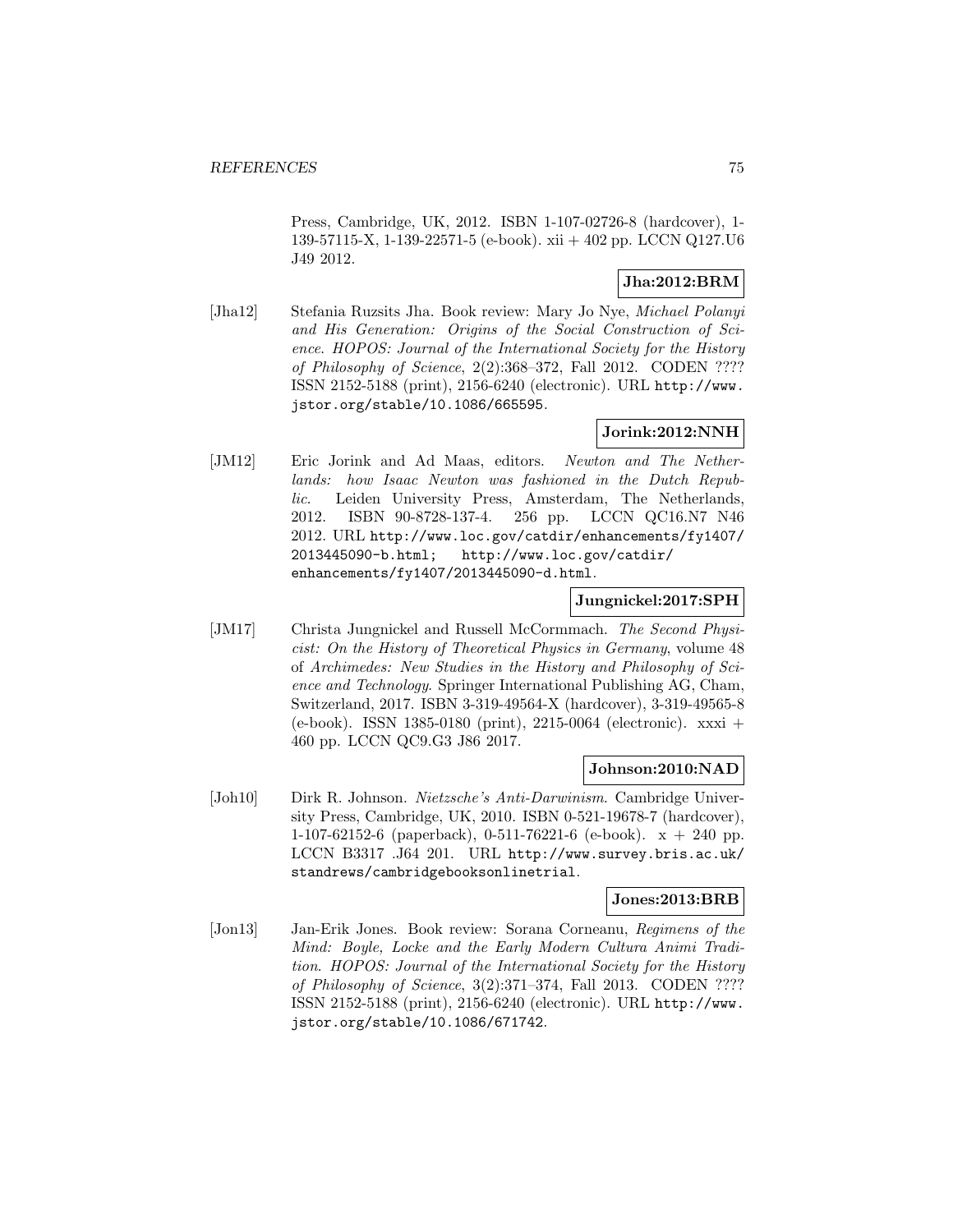Press, Cambridge, UK, 2012. ISBN 1-107-02726-8 (hardcover), 1-139-57115-X, 1-139-22571-5 (e-book). xii + 402 pp. LCCN Q127.U6 J49 2012.

**Jha:2012:BRM**

[Jha12] Stefania Ruzsits Jha. Book review: Mary Jo Nye, *Michael Polanyi and His Generation: Origins of the Social Construction of Science*. *HOPOS: Journal of the International Society for the History of Philosophy of Science*, 2(2):368–372, Fall 2012. CODEN ???? ISSN 2152-5188 (print), 2156-6240 (electronic). URL http://www.jstor.org/stable/10.1086/665595.

**Jorink:2012:NNH**

[JM12] Eric Jorink and Ad Maas, editors. *Newton and The Netherlands: how Isaac Newton was fashioned in the Dutch Republic*. Leiden University Press, Amsterdam, The Netherlands, 2012. ISBN 90-8728-137-4. 256 pp. LCCN QC16.N7 N46 2012. URL http://www.loc.gov/catdir/enhancements/fy1407/2013445090-b.html; http://www.loc.gov/catdir/enhancements/fy1407/2013445090-d.html.

**Jungnickel:2017:SPH**

[JM17] Christa Jungnickel and Russell McCormmach. *The Second Physicist: On the History of Theoretical Physics in Germany*, volume 48 of *Archimedes: New Studies in the History and Philosophy of Science and Technology*. Springer International Publishing AG, Cham, Switzerland, 2017. ISBN 3-319-49564-X (hardcover), 3-319-49565-8 (e-book). ISSN 1385-0180 (print), 2215-0064 (electronic). xxxi + 460 pp. LCCN QC9.G3 J86 2017.

**Johnson:2010:NAD**

[Joh10] Dirk R. Johnson. *Nietzsche's Anti-Darwinism*. Cambridge University Press, Cambridge, UK, 2010. ISBN 0-521-19678-7 (hardcover), 1-107-62152-6 (paperback), 0-511-76221-6 (e-book). x + 240 pp. LCCN B3317 .J64 201. URL http://www.survey.bris.ac.uk/standrews/cambridgebooksonlinetrial.

**Jones:2013:BRB**

[Jon13] Jan-Erik Jones. Book review: Sorana Corneanu, *Regimens of the Mind: Boyle, Locke and the Early Modern Cultura Animi Tradition*. *HOPOS: Journal of the International Society for the History of Philosophy of Science*, 3(2):371–374, Fall 2013. CODEN ???? ISSN 2152-5188 (print), 2156-6240 (electronic). URL http://www.jstor.org/stable/10.1086/671742.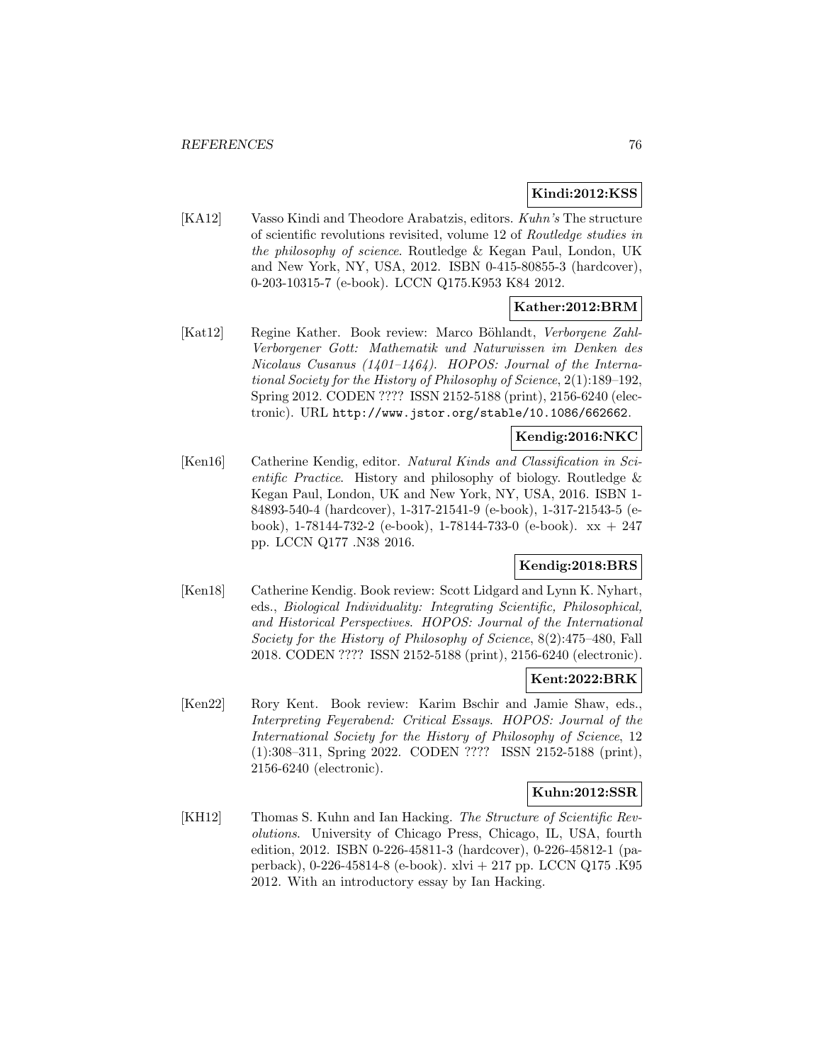**Kindi:2012:KSS**

[KA12] Vasso Kindi and Theodore Arabatzis, editors. *Kuhn's* The structure of scientific revolutions revisited, volume 12 of *Routledge studies in the philosophy of science*. Routledge & Kegan Paul, London, UK and New York, NY, USA, 2012. ISBN 0-415-80855-3 (hardcover), 0-203-10315-7 (e-book). LCCN Q175.K953 K84 2012.

**Kather:2012:BRM**

[Kat12] Regine Kather. Book review: Marco Böhlandt, *Verborgene Zahl-Verborgener Gott: Mathematik und Naturwissen im Denken des Nicolaus Cusanus (1401–1464)*. *HOPOS: Journal of the International Society for the History of Philosophy of Science*, 2(1):189–192, Spring 2012. CODEN ???? ISSN 2152-5188 (print), 2156-6240 (electronic). URL http://www.jstor.org/stable/10.1086/662662.

**Kendig:2016:NKC**

[Ken16] Catherine Kendig, editor. *Natural Kinds and Classification in Scientific Practice*. History and philosophy of biology. Routledge & Kegan Paul, London, UK and New York, NY, USA, 2016. ISBN 1-84893-540-4 (hardcover), 1-317-21541-9 (e-book), 1-317-21543-5 (e-book), 1-78144-732-2 (e-book), 1-78144-733-0 (e-book). xx + 247 pp. LCCN Q177 .N38 2016.

**Kendig:2018:BRS**

[Ken18] Catherine Kendig. Book review: Scott Lidgard and Lynn K. Nyhart, eds., *Biological Individuality: Integrating Scientific, Philosophical, and Historical Perspectives*. *HOPOS: Journal of the International Society for the History of Philosophy of Science*, 8(2):475–480, Fall 2018. CODEN ???? ISSN 2152-5188 (print), 2156-6240 (electronic).

**Kent:2022:BRK**

[Ken22] Rory Kent. Book review: Karim Bschir and Jamie Shaw, eds., *Interpreting Feyerabend: Critical Essays*. *HOPOS: Journal of the International Society for the History of Philosophy of Science*, 12 (1):308–311, Spring 2022. CODEN ???? ISSN 2152-5188 (print), 2156-6240 (electronic).

**Kuhn:2012:SSR**

[KH12] Thomas S. Kuhn and Ian Hacking. *The Structure of Scientific Revolutions*. University of Chicago Press, Chicago, IL, USA, fourth edition, 2012. ISBN 0-226-45811-3 (hardcover), 0-226-45812-1 (paperback), 0-226-45814-8 (e-book). xlvi + 217 pp. LCCN Q175 .K95 2012. With an introductory essay by Ian Hacking.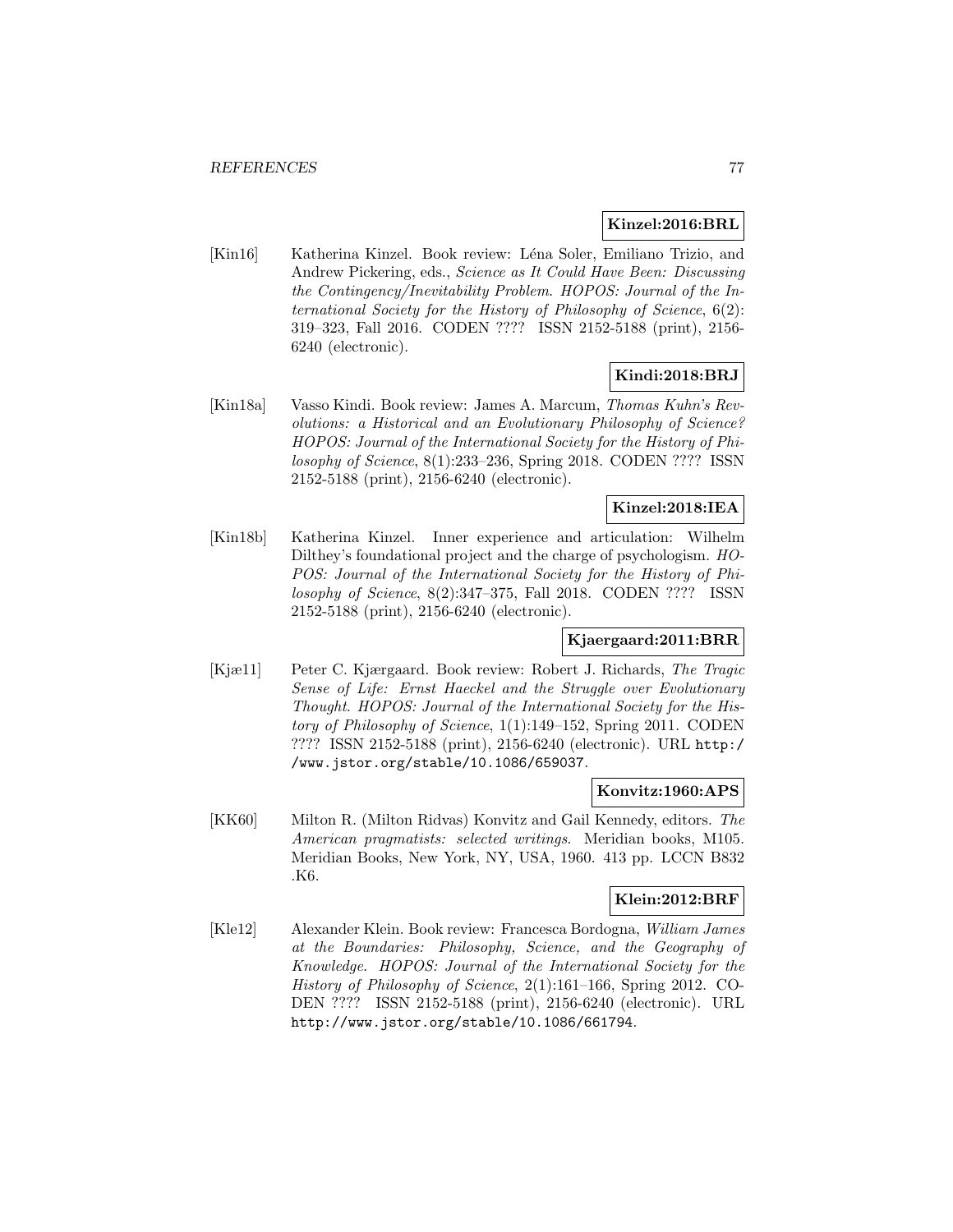**Kinzel:2016:BRL**

[Kin16] Katherina Kinzel. Book review: Léna Soler, Emiliano Trizio, and Andrew Pickering, eds., *Science as It Could Have Been: Discussing the Contingency/Inevitability Problem*. *HOPOS: Journal of the International Society for the History of Philosophy of Science*, 6(2): 319–323, Fall 2016. CODEN ???? ISSN 2152-5188 (print), 2156-6240 (electronic).

**Kindi:2018:BRJ**

[Kin18a] Vasso Kindi. Book review: James A. Marcum, *Thomas Kuhn's Revolutions: a Historical and an Evolutionary Philosophy of Science?* *HOPOS: Journal of the International Society for the History of Philosophy of Science*, 8(1):233–236, Spring 2018. CODEN ???? ISSN 2152-5188 (print), 2156-6240 (electronic).

**Kinzel:2018:IEA**

[Kin18b] Katherina Kinzel. Inner experience and articulation: Wilhelm Dilthey's foundational project and the charge of psychologism. *HOPOS: Journal of the International Society for the History of Philosophy of Science*, 8(2):347–375, Fall 2018. CODEN ???? ISSN 2152-5188 (print), 2156-6240 (electronic).

**Kjaergaard:2011:BRR**

[Kjæ11] Peter C. Kjærgaard. Book review: Robert J. Richards, *The Tragic Sense of Life: Ernst Haeckel and the Struggle over Evolutionary Thought*. *HOPOS: Journal of the International Society for the History of Philosophy of Science*, 1(1):149–152, Spring 2011. CODEN ???? ISSN 2152-5188 (print), 2156-6240 (electronic). URL http://www.jstor.org/stable/10.1086/659037.

**Konvitz:1960:APS**

[KK60] Milton R. (Milton Ridvas) Konvitz and Gail Kennedy, editors. *The American pragmatists: selected writings*. Meridian books, M105. Meridian Books, New York, NY, USA, 1960. 413 pp. LCCN B832 .K6.

**Klein:2012:BRF**

[Kle12] Alexander Klein. Book review: Francesca Bordogna, *William James at the Boundaries: Philosophy, Science, and the Geography of Knowledge*. *HOPOS: Journal of the International Society for the History of Philosophy of Science*, 2(1):161–166, Spring 2012. CODEN ???? ISSN 2152-5188 (print), 2156-6240 (electronic). URL http://www.jstor.org/stable/10.1086/661794.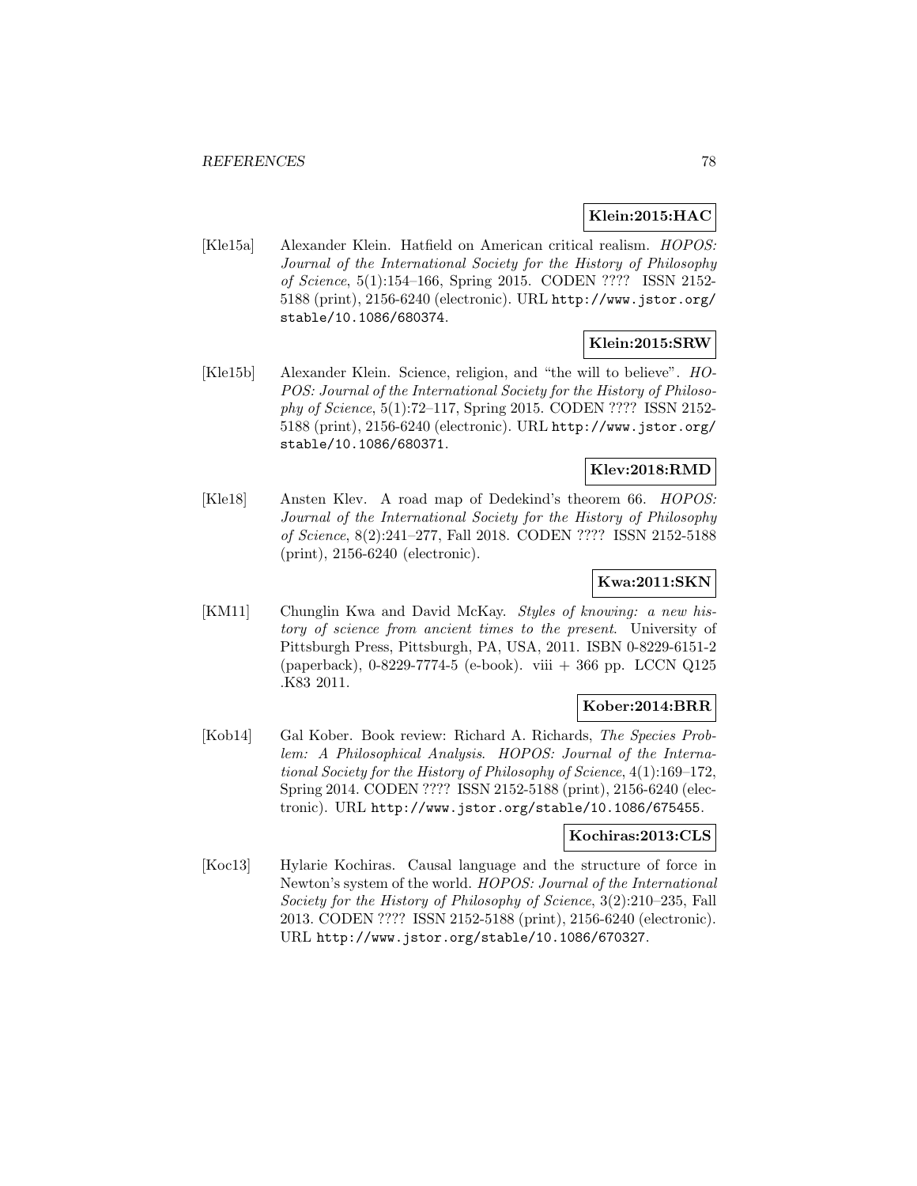**Klein:2015:HAC**

[Kle15a] Alexander Klein. Hatfield on American critical realism. *HOPOS: Journal of the International Society for the History of Philosophy of Science*, 5(1):154–166, Spring 2015. CODEN ???? ISSN 2152-5188 (print), 2156-6240 (electronic). URL http://www.jstor.org/stable/10.1086/680374.

**Klein:2015:SRW**

[Kle15b] Alexander Klein. Science, religion, and "the will to believe". *HOPOS: Journal of the International Society for the History of Philosophy of Science*, 5(1):72–117, Spring 2015. CODEN ???? ISSN 2152-5188 (print), 2156-6240 (electronic). URL http://www.jstor.org/stable/10.1086/680371.

**Klev:2018:RMD**

[Kle18] Ansten Klev. A road map of Dedekind's theorem 66. *HOPOS: Journal of the International Society for the History of Philosophy of Science*, 8(2):241–277, Fall 2018. CODEN ???? ISSN 2152-5188 (print), 2156-6240 (electronic).

**Kwa:2011:SKN**

[KM11] Chunglin Kwa and David McKay. *Styles of knowing: a new history of science from ancient times to the present*. University of Pittsburgh Press, Pittsburgh, PA, USA, 2011. ISBN 0-8229-6151-2 (paperback), 0-8229-7774-5 (e-book). viii + 366 pp. LCCN Q125 .K83 2011.

**Kober:2014:BRR**

[Kob14] Gal Kober. Book review: Richard A. Richards, *The Species Problem: A Philosophical Analysis*. *HOPOS: Journal of the International Society for the History of Philosophy of Science*, 4(1):169–172, Spring 2014. CODEN ???? ISSN 2152-5188 (print), 2156-6240 (electronic). URL http://www.jstor.org/stable/10.1086/675455.

**Kochiras:2013:CLS**

[Koc13] Hylarie Kochiras. Causal language and the structure of force in Newton's system of the world. *HOPOS: Journal of the International Society for the History of Philosophy of Science*, 3(2):210–235, Fall 2013. CODEN ???? ISSN 2152-5188 (print), 2156-6240 (electronic). URL http://www.jstor.org/stable/10.1086/670327.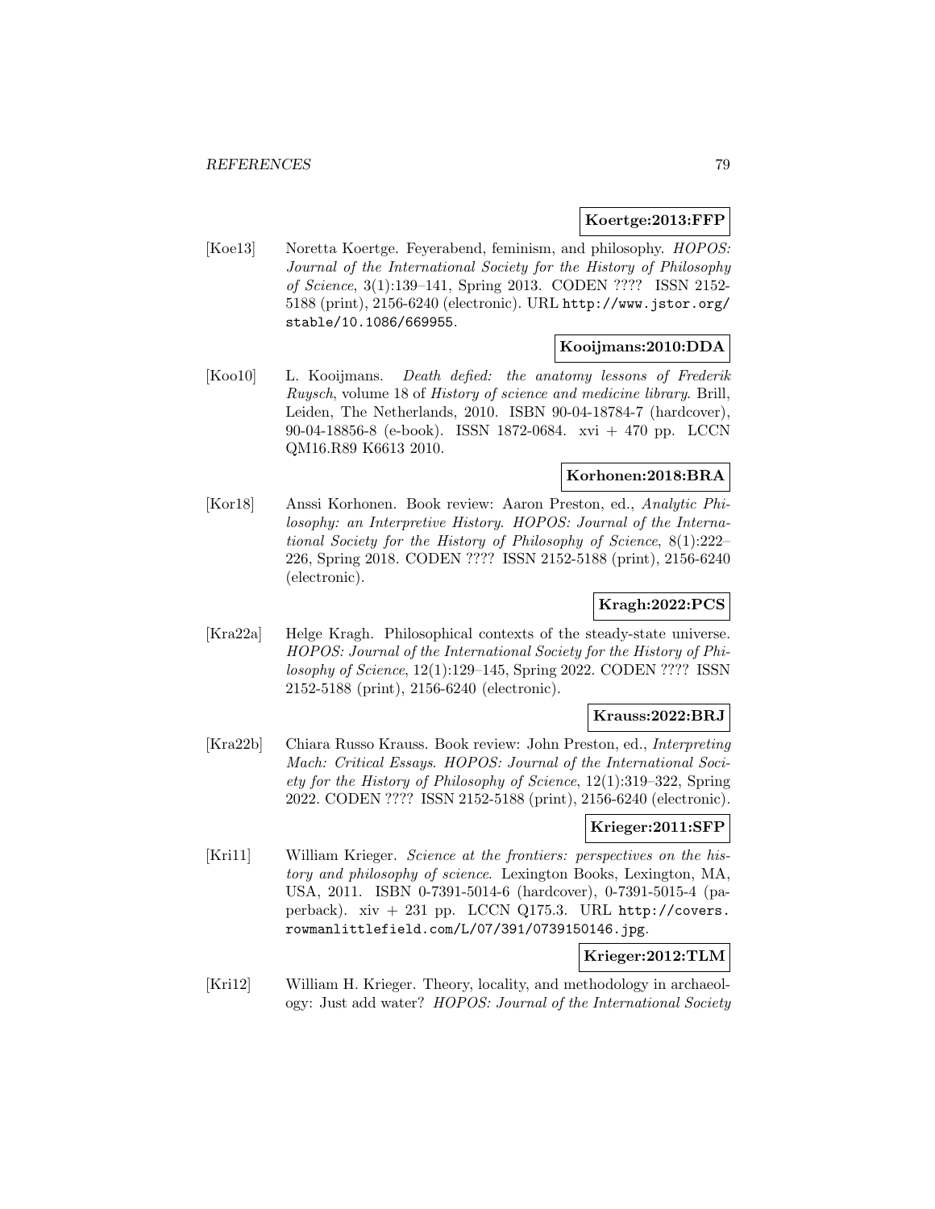**Koertge:2013:FFP**

[Koe13] Noretta Koertge. Feyerabend, feminism, and philosophy. *HOPOS: Journal of the International Society for the History of Philosophy of Science*, 3(1):139–141, Spring 2013. CODEN ???? ISSN 2152-5188 (print), 2156-6240 (electronic). URL `http://www.jstor.org/stable/10.1086/669955`.

**Kooijmans:2010:DDA**

[Koo10] L. Kooijmans. *Death defied: the anatomy lessons of Frederik Ruysch*, volume 18 of *History of science and medicine library*. Brill, Leiden, The Netherlands, 2010. ISBN 90-04-18784-7 (hardcover), 90-04-18856-8 (e-book). ISSN 1872-0684. xvi + 470 pp. LCCN QM16.R89 K6613 2010.

**Korhonen:2018:BRA**

[Kor18] Anssi Korhonen. Book review: Aaron Preston, ed., *Analytic Philosophy: an Interpretive History*. *HOPOS: Journal of the International Society for the History of Philosophy of Science*, 8(1):222–226, Spring 2018. CODEN ???? ISSN 2152-5188 (print), 2156-6240 (electronic).

**Kragh:2022:PCS**

[Kra22a] Helge Kragh. Philosophical contexts of the steady-state universe. *HOPOS: Journal of the International Society for the History of Philosophy of Science*, 12(1):129–145, Spring 2022. CODEN ???? ISSN 2152-5188 (print), 2156-6240 (electronic).

**Krauss:2022:BRJ**

[Kra22b] Chiara Russo Krauss. Book review: John Preston, ed., *Interpreting Mach: Critical Essays*. *HOPOS: Journal of the International Society for the History of Philosophy of Science*, 12(1):319–322, Spring 2022. CODEN ???? ISSN 2152-5188 (print), 2156-6240 (electronic).

**Krieger:2011:SFP**

[Kri11] William Krieger. *Science at the frontiers: perspectives on the history and philosophy of science*. Lexington Books, Lexington, MA, USA, 2011. ISBN 0-7391-5014-6 (hardcover), 0-7391-5015-4 (paperback). xiv + 231 pp. LCCN Q175.3. URL `http://covers.rowmanlittlefield.com/L/07/391/0739150146.jpg`.

**Krieger:2012:TLM**

[Kri12] William H. Krieger. Theory, locality, and methodology in archaeology: Just add water? *HOPOS: Journal of the International Society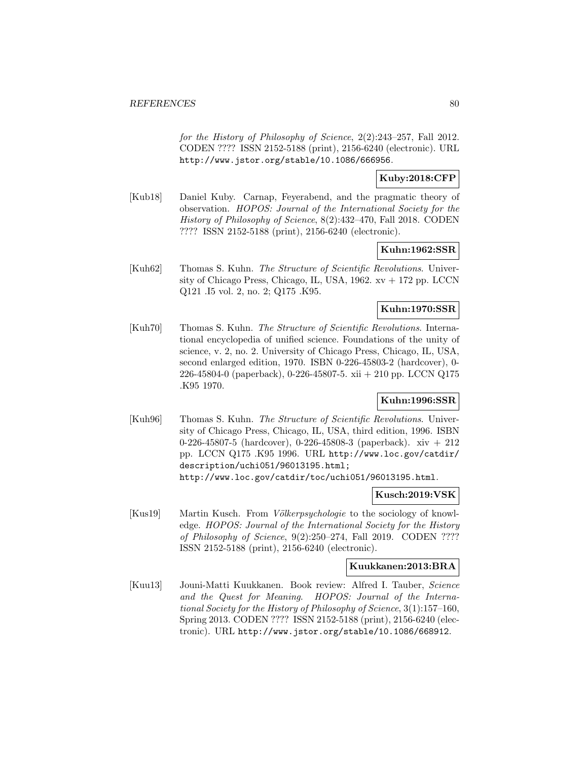*for the History of Philosophy of Science*, 2(2):243–257, Fall 2012. CODEN ???? ISSN 2152-5188 (print), 2156-6240 (electronic). URL http://www.jstor.org/stable/10.1086/666956.

**Kuby:2018:CFP**

[Kub18] Daniel Kuby. Carnap, Feyerabend, and the pragmatic theory of observation. *HOPOS: Journal of the International Society for the History of Philosophy of Science*, 8(2):432–470, Fall 2018. CODEN ???? ISSN 2152-5188 (print), 2156-6240 (electronic).

**Kuhn:1962:SSR**

[Kuh62] Thomas S. Kuhn. *The Structure of Scientific Revolutions*. University of Chicago Press, Chicago, IL, USA, 1962. xv + 172 pp. LCCN Q121 .I5 vol. 2, no. 2; Q175 .K95.

**Kuhn:1970:SSR**

[Kuh70] Thomas S. Kuhn. *The Structure of Scientific Revolutions*. International encyclopedia of unified science. Foundations of the unity of science, v. 2, no. 2. University of Chicago Press, Chicago, IL, USA, second enlarged edition, 1970. ISBN 0-226-45803-2 (hardcover), 0-226-45804-0 (paperback), 0-226-45807-5. xii + 210 pp. LCCN Q175 .K95 1970.

**Kuhn:1996:SSR**

[Kuh96] Thomas S. Kuhn. *The Structure of Scientific Revolutions*. University of Chicago Press, Chicago, IL, USA, third edition, 1996. ISBN 0-226-45807-5 (hardcover), 0-226-45808-3 (paperback). xiv + 212 pp. LCCN Q175 .K95 1996. URL http://www.loc.gov/catdir/description/uchi051/96013195.html; http://www.loc.gov/catdir/toc/uchi051/96013195.html.

**Kusch:2019:VSK**

[Kus19] Martin Kusch. From *Völkerpsychologie* to the sociology of knowledge. *HOPOS: Journal of the International Society for the History of Philosophy of Science*, 9(2):250–274, Fall 2019. CODEN ???? ISSN 2152-5188 (print), 2156-6240 (electronic).

**Kuukkanen:2013:BRA**

[Kuu13] Jouni-Matti Kuukkanen. Book review: Alfred I. Tauber, *Science and the Quest for Meaning*. *HOPOS: Journal of the International Society for the History of Philosophy of Science*, 3(1):157–160, Spring 2013. CODEN ???? ISSN 2152-5188 (print), 2156-6240 (electronic). URL http://www.jstor.org/stable/10.1086/668912.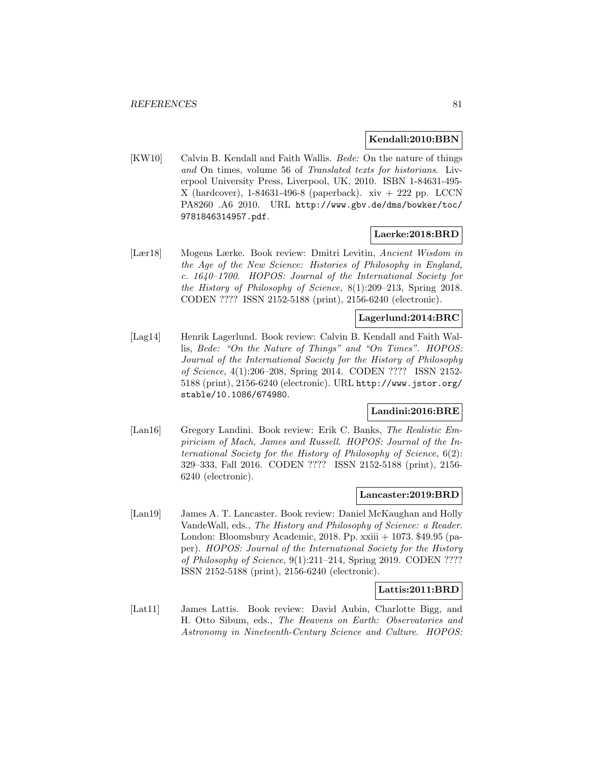**Kendall:2010:BBN**

[KW10] Calvin B. Kendall and Faith Wallis. *Bede:* On the nature of things *and* On times, volume 56 of *Translated texts for historians*. Liverpool University Press, Liverpool, UK, 2010. ISBN 1-84631-495-X (hardcover), 1-84631-496-8 (paperback). xiv + 222 pp. LCCN PA8260 .A6 2010. URL http://www.gbv.de/dms/bowker/toc/9781846314957.pdf.

**Laerke:2018:BRD**

[Lær18] Mogens Lærke. Book review: Dmitri Levitin, *Ancient Wisdom in the Age of the New Science: Histories of Philosophy in England, c. 1640–1700*. *HOPOS: Journal of the International Society for the History of Philosophy of Science*, 8(1):209–213, Spring 2018. CODEN ???? ISSN 2152-5188 (print), 2156-6240 (electronic).

**Lagerlund:2014:BRC**

[Lag14] Henrik Lagerlund. Book review: Calvin B. Kendall and Faith Wallis, *Bede: "On the Nature of Things" and "On Times"*. *HOPOS: Journal of the International Society for the History of Philosophy of Science*, 4(1):206–208, Spring 2014. CODEN ???? ISSN 2152-5188 (print), 2156-6240 (electronic). URL http://www.jstor.org/stable/10.1086/674980.

**Landini:2016:BRE**

[Lan16] Gregory Landini. Book review: Erik C. Banks, *The Realistic Empiricism of Mach, James and Russell*. *HOPOS: Journal of the International Society for the History of Philosophy of Science*, 6(2): 329–333, Fall 2016. CODEN ???? ISSN 2152-5188 (print), 2156-6240 (electronic).

**Lancaster:2019:BRD**

[Lan19] James A. T. Lancaster. Book review: Daniel McKaughan and Holly VandeWall, eds., *The History and Philosophy of Science: a Reader*. London: Bloomsbury Academic, 2018. Pp. xxiii + 1073. $49.95 (paper). *HOPOS: Journal of the International Society for the History of Philosophy of Science*, 9(1):211–214, Spring 2019. CODEN ???? ISSN 2152-5188 (print), 2156-6240 (electronic).

**Lattis:2011:BRD**

[Lat11] James Lattis. Book review: David Aubin, Charlotte Bigg, and H. Otto Sibum, eds., *The Heavens on Earth: Observatories and Astronomy in Nineteenth-Century Science and Culture*. *HOPOS:*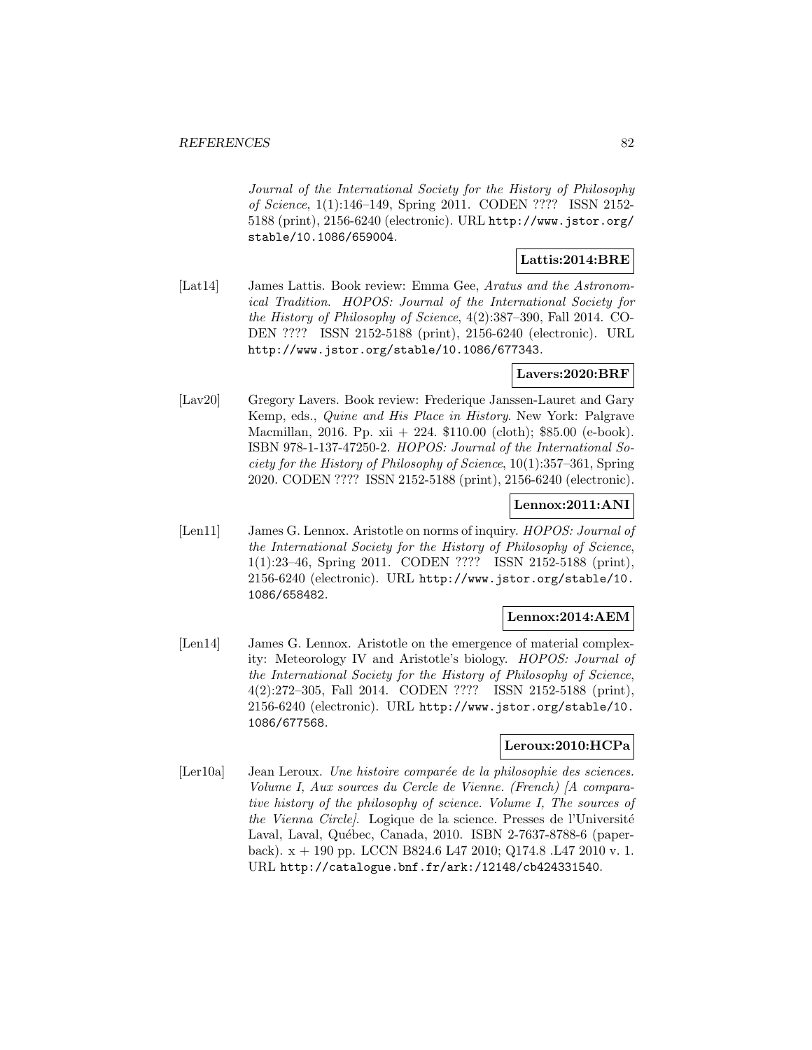*Journal of the International Society for the History of Philosophy of Science*, 1(1):146–149, Spring 2011. CODEN ???? ISSN 2152-5188 (print), 2156-6240 (electronic). URL http://www.jstor.org/stable/10.1086/659004.

**Lattis:2014:BRE**

[Lat14] James Lattis. Book review: Emma Gee, *Aratus and the Astronomical Tradition*. *HOPOS: Journal of the International Society for the History of Philosophy of Science*, 4(2):387–390, Fall 2014. CODEN ???? ISSN 2152-5188 (print), 2156-6240 (electronic). URL http://www.jstor.org/stable/10.1086/677343.

**Lavers:2020:BRF**

[Lav20] Gregory Lavers. Book review: Frederique Janssen-Lauret and Gary Kemp, eds., *Quine and His Place in History*. New York: Palgrave Macmillan, 2016. Pp. xii + 224. $110.00 (cloth); $85.00 (e-book). ISBN 978-1-137-47250-2. *HOPOS: Journal of the International Society for the History of Philosophy of Science*, 10(1):357–361, Spring 2020. CODEN ???? ISSN 2152-5188 (print), 2156-6240 (electronic).

**Lennox:2011:ANI**

[Len11] James G. Lennox. Aristotle on norms of inquiry. *HOPOS: Journal of the International Society for the History of Philosophy of Science*, 1(1):23–46, Spring 2011. CODEN ???? ISSN 2152-5188 (print), 2156-6240 (electronic). URL http://www.jstor.org/stable/10.1086/658482.

**Lennox:2014:AEM**

[Len14] James G. Lennox. Aristotle on the emergence of material complexity: Meteorology IV and Aristotle's biology. *HOPOS: Journal of the International Society for the History of Philosophy of Science*, 4(2):272–305, Fall 2014. CODEN ???? ISSN 2152-5188 (print), 2156-6240 (electronic). URL http://www.jstor.org/stable/10.1086/677568.

**Leroux:2010:HCPa**

[Ler10a] Jean Leroux. *Une histoire comparée de la philosophie des sciences. Volume I, Aux sources du Cercle de Vienne. (French) [A comparative history of the philosophy of science. Volume I, The sources of the Vienna Circle]*. Logique de la science. Presses de l'Université Laval, Laval, Québec, Canada, 2010. ISBN 2-7637-8788-6 (paperback). x + 190 pp. LCCN B824.6 L47 2010; Q174.8 .L47 2010 v. 1. URL http://catalogue.bnf.fr/ark:/12148/cb424331540.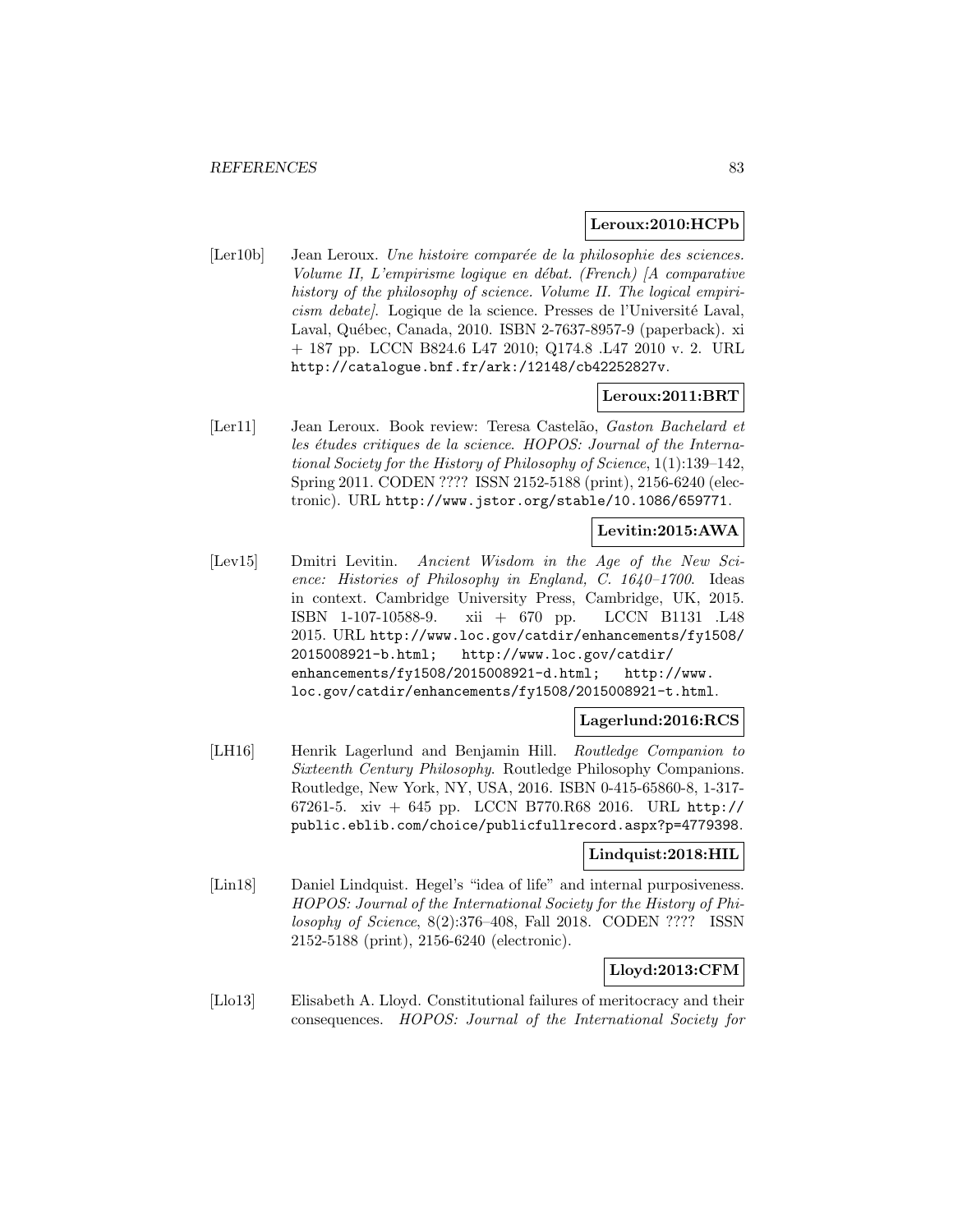**Leroux:2010:HCPb**

[Ler10b] Jean Leroux. *Une histoire comparée de la philosophie des sciences. Volume II, L'empirisme logique en débat. (French) [A comparative history of the philosophy of science. Volume II. The logical empiricism debate]*. Logique de la science. Presses de l'Université Laval, Laval, Québec, Canada, 2010. ISBN 2-7637-8957-9 (paperback). xi + 187 pp. LCCN B824.6 L47 2010; Q174.8 .L47 2010 v. 2. URL http://catalogue.bnf.fr/ark:/12148/cb42252827v.

**Leroux:2011:BRT**

[Ler11] Jean Leroux. Book review: Teresa Castelão, *Gaston Bachelard et les études critiques de la science*. *HOPOS: Journal of the International Society for the History of Philosophy of Science*, 1(1):139–142, Spring 2011. CODEN ???? ISSN 2152-5188 (print), 2156-6240 (electronic). URL http://www.jstor.org/stable/10.1086/659771.

**Levitin:2015:AWA**

[Lev15] Dmitri Levitin. *Ancient Wisdom in the Age of the New Science: Histories of Philosophy in England, C. 1640–1700*. Ideas in context. Cambridge University Press, Cambridge, UK, 2015. ISBN 1-107-10588-9. xii + 670 pp. LCCN B1131 .L48 2015. URL http://www.loc.gov/catdir/enhancements/fy1508/2015008921-b.html; http://www.loc.gov/catdir/enhancements/fy1508/2015008921-d.html; http://www.loc.gov/catdir/enhancements/fy1508/2015008921-t.html.

**Lagerlund:2016:RCS**

[LH16] Henrik Lagerlund and Benjamin Hill. *Routledge Companion to Sixteenth Century Philosophy*. Routledge Philosophy Companions. Routledge, New York, NY, USA, 2016. ISBN 0-415-65860-8, 1-317-67261-5. xiv + 645 pp. LCCN B770.R68 2016. URL http://public.eblib.com/choice/publicfullrecord.aspx?p=4779398.

**Lindquist:2018:HIL**

[Lin18] Daniel Lindquist. Hegel's "idea of life" and internal purposiveness. *HOPOS: Journal of the International Society for the History of Philosophy of Science*, 8(2):376–408, Fall 2018. CODEN ???? ISSN 2152-5188 (print), 2156-6240 (electronic).

**Lloyd:2013:CFM**

[Llo13] Elisabeth A. Lloyd. Constitutional failures of meritocracy and their consequences. *HOPOS: Journal of the International Society for*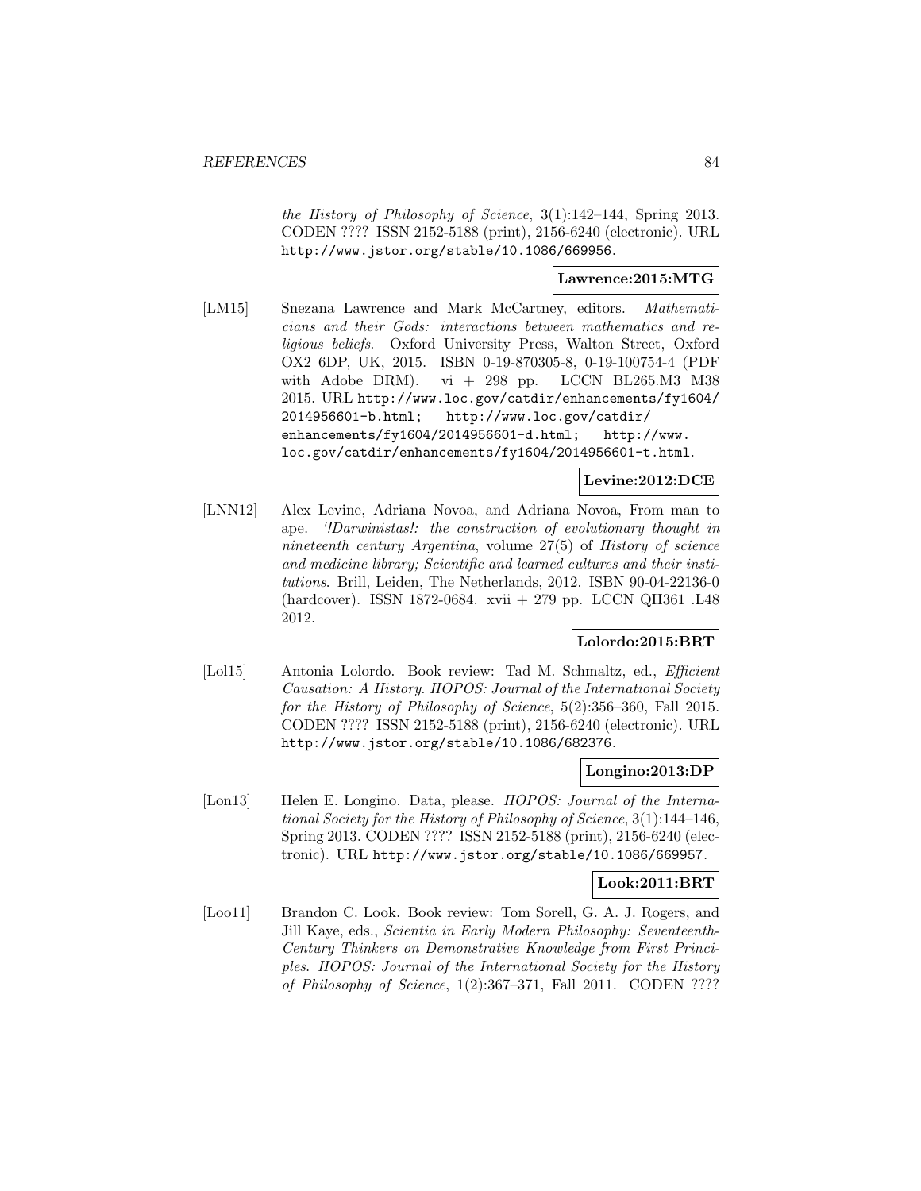*the History of Philosophy of Science*, 3(1):142–144, Spring 2013. CODEN ???? ISSN 2152-5188 (print), 2156-6240 (electronic). URL http://www.jstor.org/stable/10.1086/669956.

**Lawrence:2015:MTG**

[LM15] Snezana Lawrence and Mark McCartney, editors. *Mathematicians and their Gods: interactions between mathematics and religious beliefs*. Oxford University Press, Walton Street, Oxford OX2 6DP, UK, 2015. ISBN 0-19-870305-8, 0-19-100754-4 (PDF with Adobe DRM). vi + 298 pp. LCCN BL265.M3 M38 2015. URL http://www.loc.gov/catdir/enhancements/fy1604/2014956601-b.html; http://www.loc.gov/catdir/enhancements/fy1604/2014956601-d.html; http://www.loc.gov/catdir/enhancements/fy1604/2014956601-t.html.

**Levine:2012:DCE**

[LNN12] Alex Levine, Adriana Novoa, and Adriana Novoa, From man to ape. *'!Darwinistas!: the construction of evolutionary thought in nineteenth century Argentina*, volume 27(5) of *History of science and medicine library; Scientific and learned cultures and their institutions*. Brill, Leiden, The Netherlands, 2012. ISBN 90-04-22136-0 (hardcover). ISSN 1872-0684. xvii + 279 pp. LCCN QH361 .L48 2012.

**Lolordo:2015:BRT**

[Lol15] Antonia Lolordo. Book review: Tad M. Schmaltz, ed., *Efficient Causation: A History*. *HOPOS: Journal of the International Society for the History of Philosophy of Science*, 5(2):356–360, Fall 2015. CODEN ???? ISSN 2152-5188 (print), 2156-6240 (electronic). URL http://www.jstor.org/stable/10.1086/682376.

**Longino:2013:DP**

[Lon13] Helen E. Longino. Data, please. *HOPOS: Journal of the International Society for the History of Philosophy of Science*, 3(1):144–146, Spring 2013. CODEN ???? ISSN 2152-5188 (print), 2156-6240 (electronic). URL http://www.jstor.org/stable/10.1086/669957.

**Look:2011:BRT**

[Loo11] Brandon C. Look. Book review: Tom Sorell, G. A. J. Rogers, and Jill Kaye, eds., *Scientia in Early Modern Philosophy: Seventeenth-Century Thinkers on Demonstrative Knowledge from First Principles*. *HOPOS: Journal of the International Society for the History of Philosophy of Science*, 1(2):367–371, Fall 2011. CODEN ????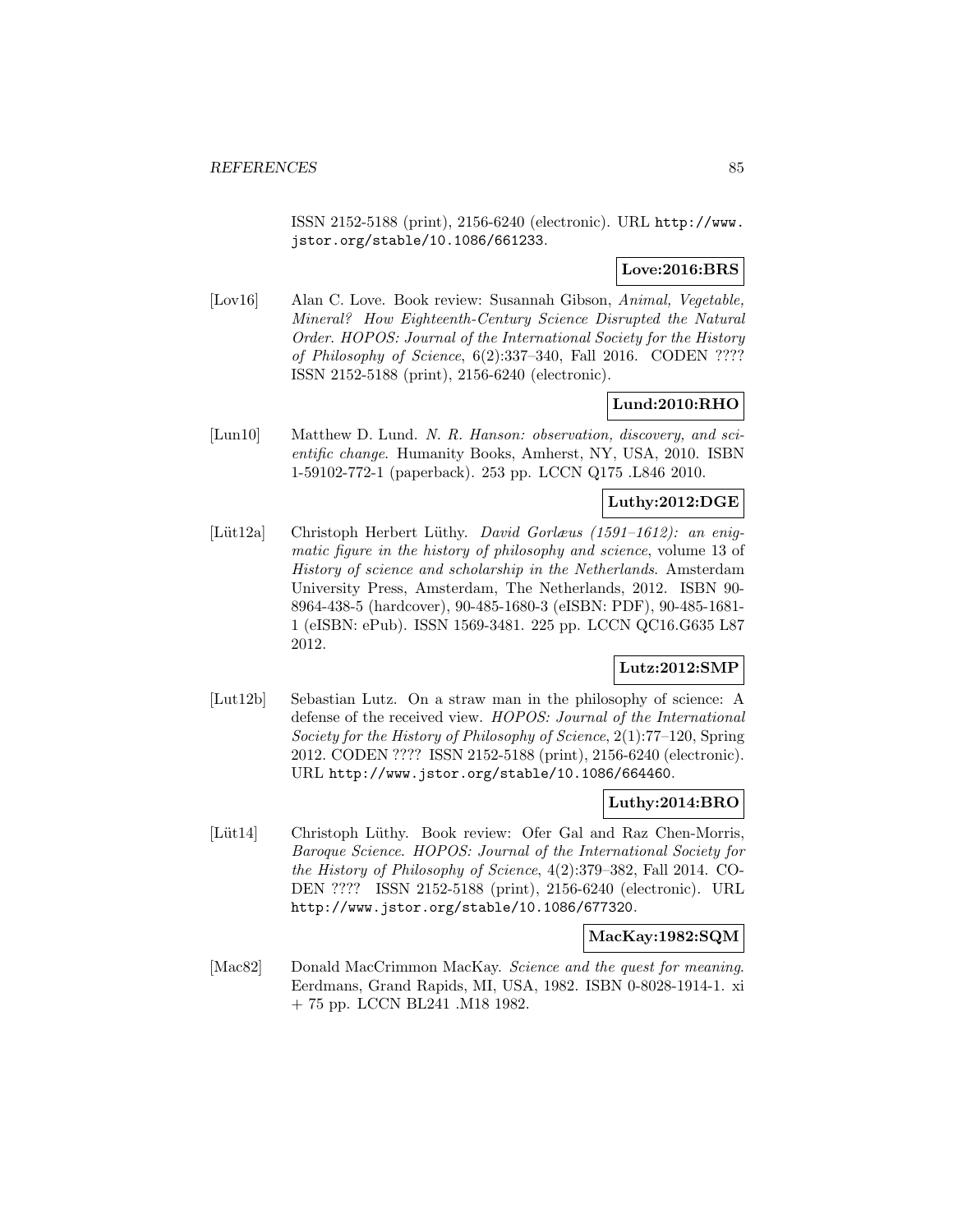ISSN 2152-5188 (print), 2156-6240 (electronic). URL http://www.jstor.org/stable/10.1086/661233.

**Love:2016:BRS**

[Lov16] Alan C. Love. Book review: Susannah Gibson, *Animal, Vegetable, Mineral? How Eighteenth-Century Science Disrupted the Natural Order*. *HOPOS: Journal of the International Society for the History of Philosophy of Science*, 6(2):337–340, Fall 2016. CODEN ???? ISSN 2152-5188 (print), 2156-6240 (electronic).

**Lund:2010:RHO**

[Lun10] Matthew D. Lund. *N. R. Hanson: observation, discovery, and scientific change*. Humanity Books, Amherst, NY, USA, 2010. ISBN 1-59102-772-1 (paperback). 253 pp. LCCN Q175 .L846 2010.

**Luthy:2012:DGE**

[Lüt12a] Christoph Herbert Lüthy. *David Gorlæus (1591–1612): an enigmatic figure in the history of philosophy and science*, volume 13 of *History of science and scholarship in the Netherlands*. Amsterdam University Press, Amsterdam, The Netherlands, 2012. ISBN 90-8964-438-5 (hardcover), 90-485-1680-3 (eISBN: PDF), 90-485-1681-1 (eISBN: ePub). ISSN 1569-3481. 225 pp. LCCN QC16.G635 L87 2012.

**Lutz:2012:SMP**

[Lut12b] Sebastian Lutz. On a straw man in the philosophy of science: A defense of the received view. *HOPOS: Journal of the International Society for the History of Philosophy of Science*, 2(1):77–120, Spring 2012. CODEN ???? ISSN 2152-5188 (print), 2156-6240 (electronic). URL http://www.jstor.org/stable/10.1086/664460.

**Luthy:2014:BRO**

[Lüt14] Christoph Lüthy. Book review: Ofer Gal and Raz Chen-Morris, *Baroque Science*. *HOPOS: Journal of the International Society for the History of Philosophy of Science*, 4(2):379–382, Fall 2014. CODEN ???? ISSN 2152-5188 (print), 2156-6240 (electronic). URL http://www.jstor.org/stable/10.1086/677320.

**MacKay:1982:SQM**

[Mac82] Donald MacCrimmon MacKay. *Science and the quest for meaning*. Eerdmans, Grand Rapids, MI, USA, 1982. ISBN 0-8028-1914-1. xi + 75 pp. LCCN BL241 .M18 1982.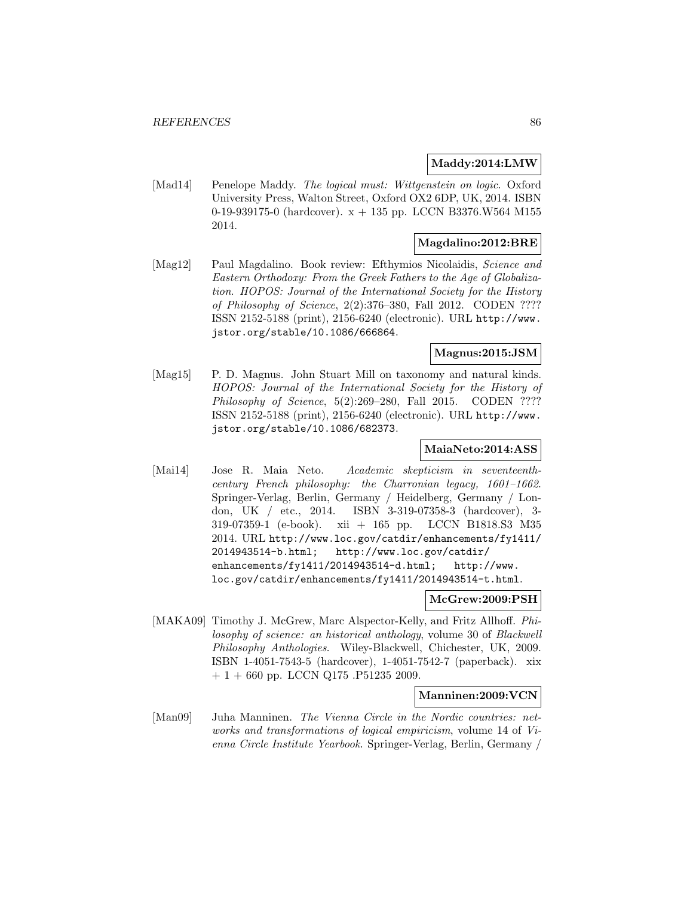**Maddy:2014:LMW**

[Mad14] Penelope Maddy. *The logical must: Wittgenstein on logic*. Oxford University Press, Walton Street, Oxford OX2 6DP, UK, 2014. ISBN 0-19-939175-0 (hardcover). x + 135 pp. LCCN B3376.W564 M155 2014.

**Magdalino:2012:BRE**

[Mag12] Paul Magdalino. Book review: Efthymios Nicolaidis, *Science and Eastern Orthodoxy: From the Greek Fathers to the Age of Globalization*. *HOPOS: Journal of the International Society for the History of Philosophy of Science*, 2(2):376–380, Fall 2012. CODEN ???? ISSN 2152-5188 (print), 2156-6240 (electronic). URL http://www.jstor.org/stable/10.1086/666864.

**Magnus:2015:JSM**

[Mag15] P. D. Magnus. John Stuart Mill on taxonomy and natural kinds. *HOPOS: Journal of the International Society for the History of Philosophy of Science*, 5(2):269–280, Fall 2015. CODEN ???? ISSN 2152-5188 (print), 2156-6240 (electronic). URL http://www.jstor.org/stable/10.1086/682373.

**MaiaNeto:2014:ASS**

[Mai14] Jose R. Maia Neto. *Academic skepticism in seventeenth-century French philosophy: the Charronian legacy, 1601–1662*. Springer-Verlag, Berlin, Germany / Heidelberg, Germany / London, UK / etc., 2014. ISBN 3-319-07358-3 (hardcover), 3-319-07359-1 (e-book). xii + 165 pp. LCCN B1818.S3 M35 2014. URL http://www.loc.gov/catdir/enhancements/fy1411/2014943514-b.html; http://www.loc.gov/catdir/enhancements/fy1411/2014943514-d.html; http://www.loc.gov/catdir/enhancements/fy1411/2014943514-t.html.

**McGrew:2009:PSH**

[MAKA09] Timothy J. McGrew, Marc Alspector-Kelly, and Fritz Allhoff. *Philosophy of science: an historical anthology*, volume 30 of *Blackwell Philosophy Anthologies*. Wiley-Blackwell, Chichester, UK, 2009. ISBN 1-4051-7543-5 (hardcover), 1-4051-7542-7 (paperback). xix + 1 + 660 pp. LCCN Q175 .P51235 2009.

**Manninen:2009:VCN**

[Man09] Juha Manninen. *The Vienna Circle in the Nordic countries: networks and transformations of logical empiricism*, volume 14 of *Vienna Circle Institute Yearbook*. Springer-Verlag, Berlin, Germany /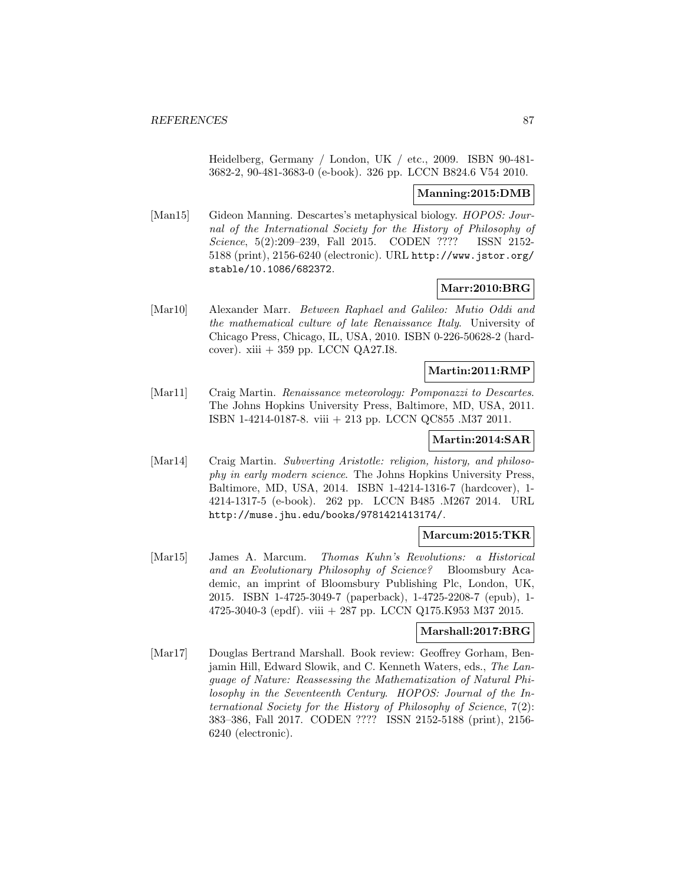Heidelberg, Germany / London, UK / etc., 2009. ISBN 90-481-3682-2, 90-481-3683-0 (e-book). 326 pp. LCCN B824.6 V54 2010.

**Manning:2015:DMB**

[Man15] Gideon Manning. Descartes's metaphysical biology. *HOPOS: Journal of the International Society for the History of Philosophy of Science*, 5(2):209–239, Fall 2015. CODEN ???? ISSN 2152-5188 (print), 2156-6240 (electronic). URL http://www.jstor.org/stable/10.1086/682372.

**Marr:2010:BRG**

[Mar10] Alexander Marr. *Between Raphael and Galileo: Mutio Oddi and the mathematical culture of late Renaissance Italy*. University of Chicago Press, Chicago, IL, USA, 2010. ISBN 0-226-50628-2 (hardcover). xiii + 359 pp. LCCN QA27.I8.

**Martin:2011:RMP**

[Mar11] Craig Martin. *Renaissance meteorology: Pomponazzi to Descartes*. The Johns Hopkins University Press, Baltimore, MD, USA, 2011. ISBN 1-4214-0187-8. viii + 213 pp. LCCN QC855 .M37 2011.

**Martin:2014:SAR**

[Mar14] Craig Martin. *Subverting Aristotle: religion, history, and philosophy in early modern science*. The Johns Hopkins University Press, Baltimore, MD, USA, 2014. ISBN 1-4214-1316-7 (hardcover), 1-4214-1317-5 (e-book). 262 pp. LCCN B485 .M267 2014. URL http://muse.jhu.edu/books/9781421413174/.

**Marcum:2015:TKR**

[Mar15] James A. Marcum. *Thomas Kuhn's Revolutions: a Historical and an Evolutionary Philosophy of Science?* Bloomsbury Academic, an imprint of Bloomsbury Publishing Plc, London, UK, 2015. ISBN 1-4725-3049-7 (paperback), 1-4725-2208-7 (epub), 1-4725-3040-3 (epdf). viii + 287 pp. LCCN Q175.K953 M37 2015.

**Marshall:2017:BRG**

[Mar17] Douglas Bertrand Marshall. Book review: Geoffrey Gorham, Benjamin Hill, Edward Slowik, and C. Kenneth Waters, eds., *The Language of Nature: Reassessing the Mathematization of Natural Philosophy in the Seventeenth Century*. *HOPOS: Journal of the International Society for the History of Philosophy of Science*, 7(2): 383–386, Fall 2017. CODEN ???? ISSN 2152-5188 (print), 2156-6240 (electronic).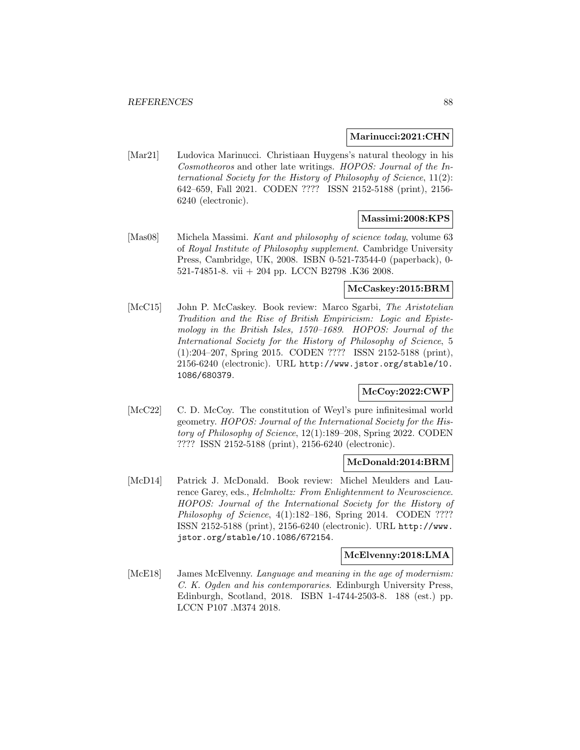**Marinucci:2021:CHN**

[Mar21] Ludovica Marinucci. Christiaan Huygens's natural theology in his *Cosmotheoros* and other late writings. *HOPOS: Journal of the International Society for the History of Philosophy of Science*, 11(2): 642–659, Fall 2021. CODEN ???? ISSN 2152-5188 (print), 2156-6240 (electronic).

**Massimi:2008:KPS**

[Mas08] Michela Massimi. *Kant and philosophy of science today*, volume 63 of *Royal Institute of Philosophy supplement*. Cambridge University Press, Cambridge, UK, 2008. ISBN 0-521-73544-0 (paperback), 0-521-74851-8. vii + 204 pp. LCCN B2798 .K36 2008.

**McCaskey:2015:BRM**

[McC15] John P. McCaskey. Book review: Marco Sgarbi, *The Aristotelian Tradition and the Rise of British Empiricism: Logic and Epistemology in the British Isles, 1570–1689*. *HOPOS: Journal of the International Society for the History of Philosophy of Science*, 5 (1):204–207, Spring 2015. CODEN ???? ISSN 2152-5188 (print), 2156-6240 (electronic). URL http://www.jstor.org/stable/10.1086/680379.

**McCoy:2022:CWP**

[McC22] C. D. McCoy. The constitution of Weyl's pure infinitesimal world geometry. *HOPOS: Journal of the International Society for the History of Philosophy of Science*, 12(1):189–208, Spring 2022. CODEN ???? ISSN 2152-5188 (print), 2156-6240 (electronic).

**McDonald:2014:BRM**

[McD14] Patrick J. McDonald. Book review: Michel Meulders and Laurence Garey, eds., *Helmholtz: From Enlightenment to Neuroscience*. *HOPOS: Journal of the International Society for the History of Philosophy of Science*, 4(1):182–186, Spring 2014. CODEN ???? ISSN 2152-5188 (print), 2156-6240 (electronic). URL http://www.jstor.org/stable/10.1086/672154.

**McElvenny:2018:LMA**

[McE18] James McElvenny. *Language and meaning in the age of modernism: C. K. Ogden and his contemporaries*. Edinburgh University Press, Edinburgh, Scotland, 2018. ISBN 1-4744-2503-8. 188 (est.) pp. LCCN P107 .M374 2018.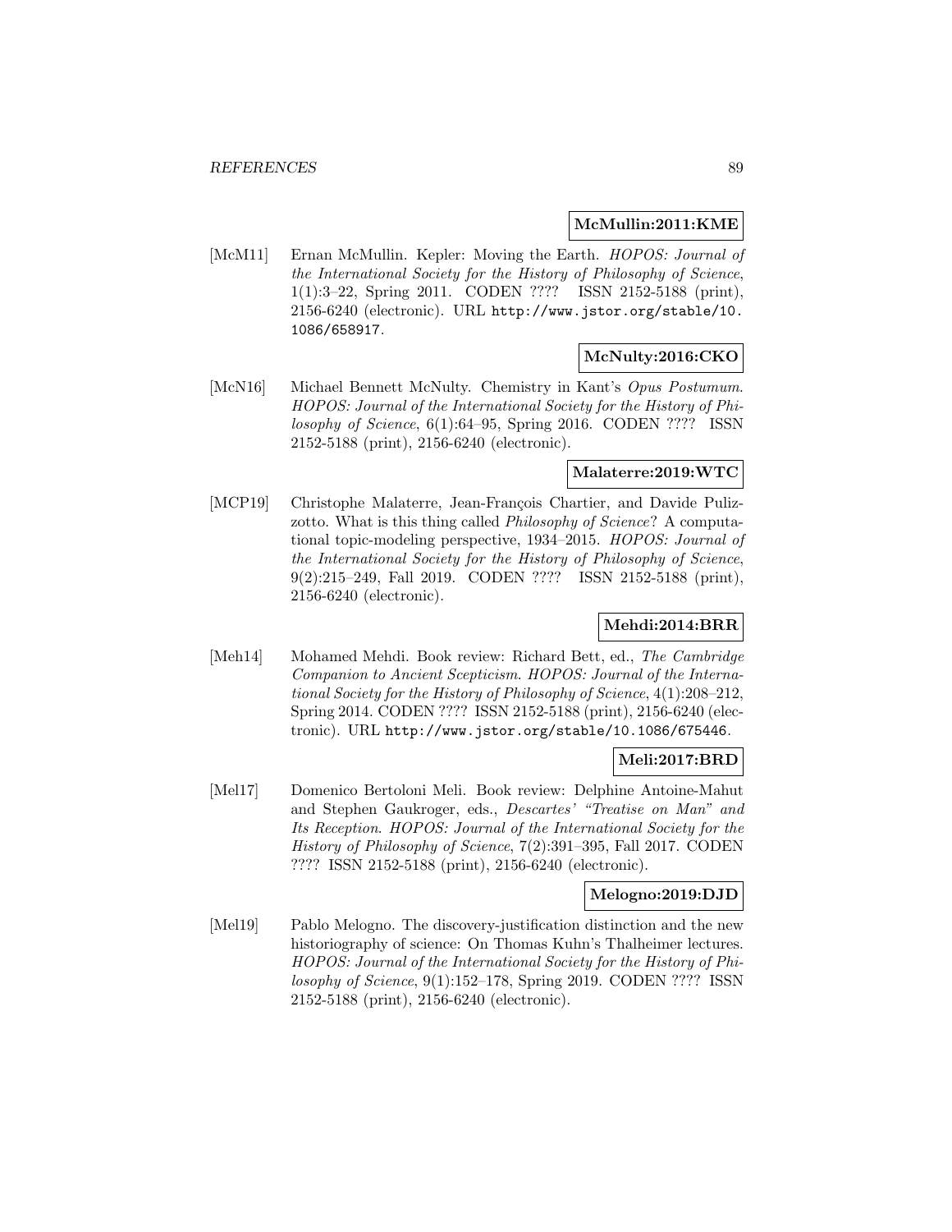**McMullin:2011:KME**

[McM11] Ernan McMullin. Kepler: Moving the Earth. *HOPOS: Journal of the International Society for the History of Philosophy of Science*, 1(1):3–22, Spring 2011. CODEN ???? ISSN 2152-5188 (print), 2156-6240 (electronic). URL http://www.jstor.org/stable/10.1086/658917.

**McNulty:2016:CKO**

[McN16] Michael Bennett McNulty. Chemistry in Kant's *Opus Postumum*. *HOPOS: Journal of the International Society for the History of Philosophy of Science*, 6(1):64–95, Spring 2016. CODEN ???? ISSN 2152-5188 (print), 2156-6240 (electronic).

**Malaterre:2019:WTC**

[MCP19] Christophe Malaterre, Jean-François Chartier, and Davide Pulizzotto. What is this thing called *Philosophy of Science*? A computational topic-modeling perspective, 1934–2015. *HOPOS: Journal of the International Society for the History of Philosophy of Science*, 9(2):215–249, Fall 2019. CODEN ???? ISSN 2152-5188 (print), 2156-6240 (electronic).

**Mehdi:2014:BRR**

[Meh14] Mohamed Mehdi. Book review: Richard Bett, ed., *The Cambridge Companion to Ancient Scepticism*. *HOPOS: Journal of the International Society for the History of Philosophy of Science*, 4(1):208–212, Spring 2014. CODEN ???? ISSN 2152-5188 (print), 2156-6240 (electronic). URL http://www.jstor.org/stable/10.1086/675446.

**Meli:2017:BRD**

[Mel17] Domenico Bertoloni Meli. Book review: Delphine Antoine-Mahut and Stephen Gaukroger, eds., *Descartes' "Treatise on Man" and Its Reception*. *HOPOS: Journal of the International Society for the History of Philosophy of Science*, 7(2):391–395, Fall 2017. CODEN ???? ISSN 2152-5188 (print), 2156-6240 (electronic).

**Melogno:2019:DJD**

[Mel19] Pablo Melogno. The discovery-justification distinction and the new historiography of science: On Thomas Kuhn's Thalheimer lectures. *HOPOS: Journal of the International Society for the History of Philosophy of Science*, 9(1):152–178, Spring 2019. CODEN ???? ISSN 2152-5188 (print), 2156-6240 (electronic).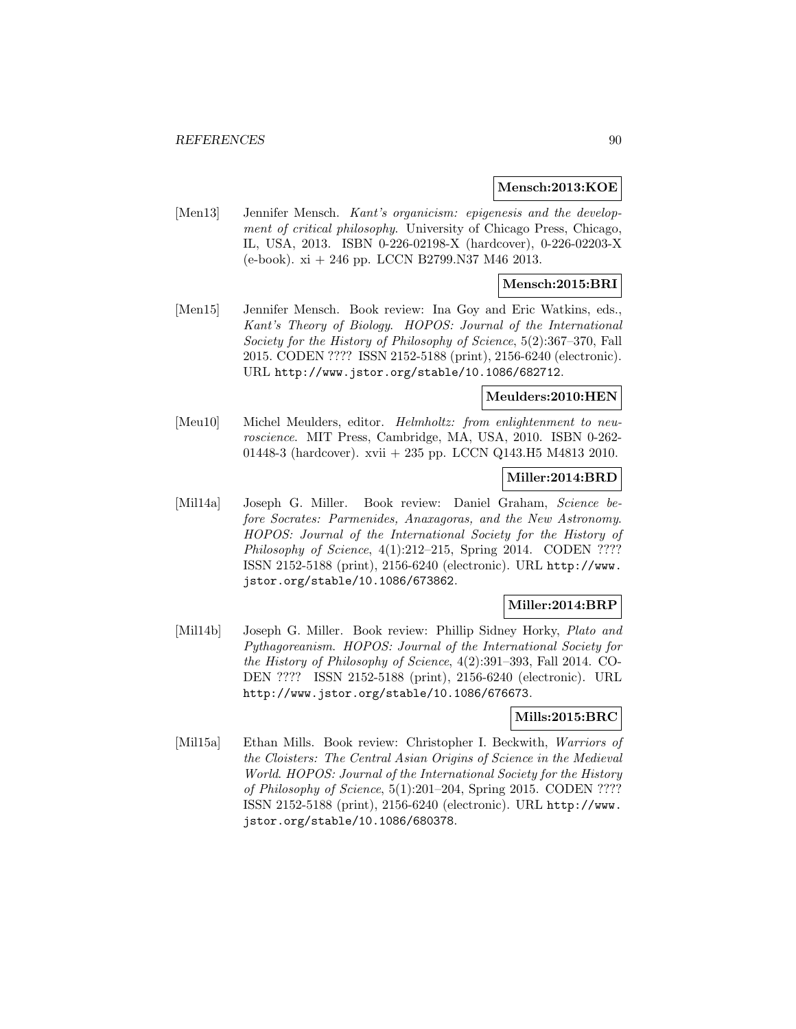**Mensch:2013:KOE**

[Men13] Jennifer Mensch. *Kant's organicism: epigenesis and the development of critical philosophy*. University of Chicago Press, Chicago, IL, USA, 2013. ISBN 0-226-02198-X (hardcover), 0-226-02203-X (e-book). xi + 246 pp. LCCN B2799.N37 M46 2013.

**Mensch:2015:BRI**

[Men15] Jennifer Mensch. Book review: Ina Goy and Eric Watkins, eds., *Kant's Theory of Biology*. *HOPOS: Journal of the International Society for the History of Philosophy of Science*, 5(2):367–370, Fall 2015. CODEN ???? ISSN 2152-5188 (print), 2156-6240 (electronic). URL http://www.jstor.org/stable/10.1086/682712.

**Meulders:2010:HEN**

[Meu10] Michel Meulders, editor. *Helmholtz: from enlightenment to neuroscience*. MIT Press, Cambridge, MA, USA, 2010. ISBN 0-262-01448-3 (hardcover). xvii + 235 pp. LCCN Q143.H5 M4813 2010.

**Miller:2014:BRD**

[Mil14a] Joseph G. Miller. Book review: Daniel Graham, *Science before Socrates: Parmenides, Anaxagoras, and the New Astronomy*. *HOPOS: Journal of the International Society for the History of Philosophy of Science*, 4(1):212–215, Spring 2014. CODEN ???? ISSN 2152-5188 (print), 2156-6240 (electronic). URL http://www.jstor.org/stable/10.1086/673862.

**Miller:2014:BRP**

[Mil14b] Joseph G. Miller. Book review: Phillip Sidney Horky, *Plato and Pythagoreanism*. *HOPOS: Journal of the International Society for the History of Philosophy of Science*, 4(2):391–393, Fall 2014. CODEN ???? ISSN 2152-5188 (print), 2156-6240 (electronic). URL http://www.jstor.org/stable/10.1086/676673.

**Mills:2015:BRC**

[Mil15a] Ethan Mills. Book review: Christopher I. Beckwith, *Warriors of the Cloisters: The Central Asian Origins of Science in the Medieval World*. *HOPOS: Journal of the International Society for the History of Philosophy of Science*, 5(1):201–204, Spring 2015. CODEN ???? ISSN 2152-5188 (print), 2156-6240 (electronic). URL http://www.jstor.org/stable/10.1086/680378.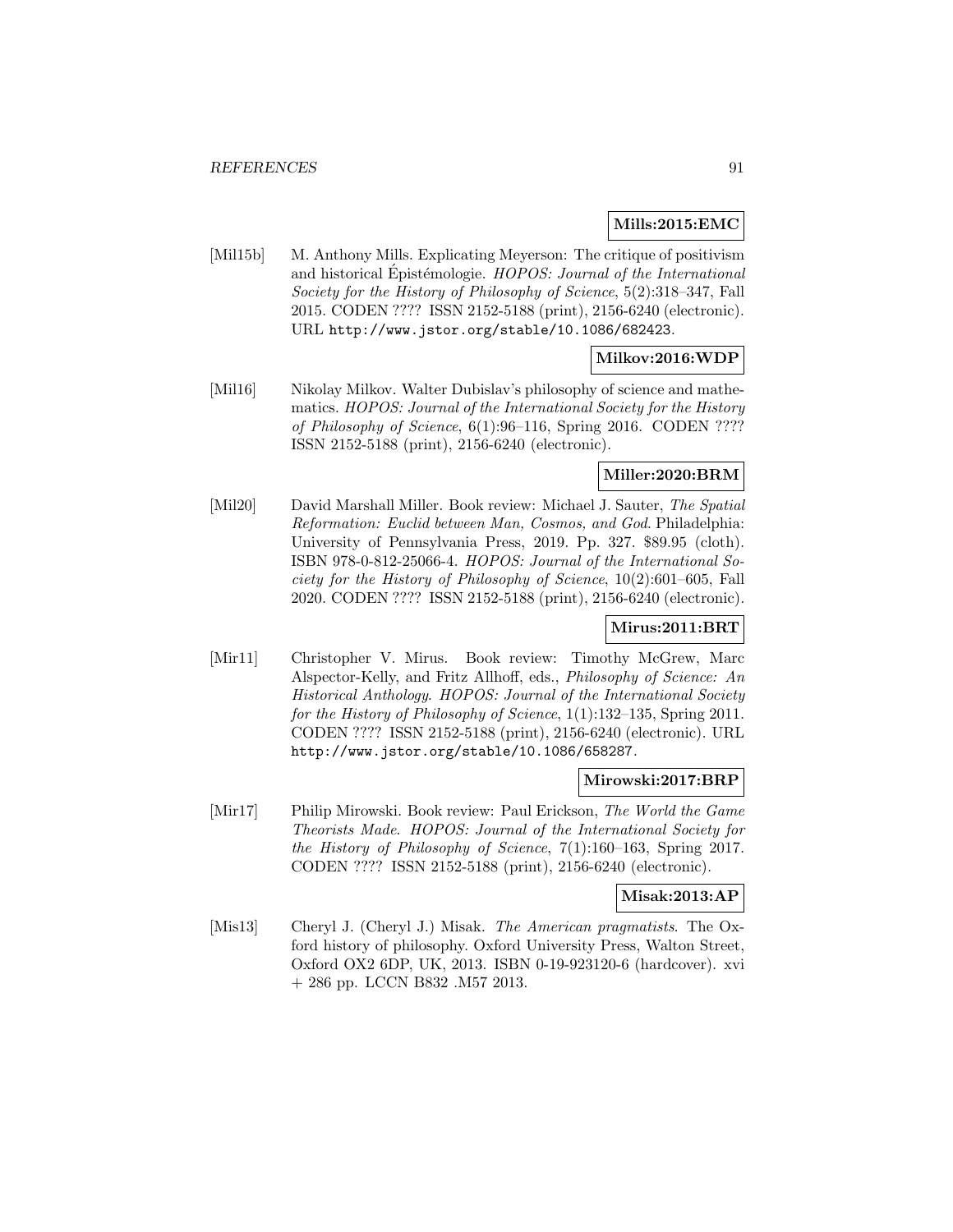**Mills:2015:EMC**

[Mil15b] M. Anthony Mills. Explicating Meyerson: The critique of positivism and historical Épistémologie. *HOPOS: Journal of the International Society for the History of Philosophy of Science*, 5(2):318–347, Fall 2015. CODEN ???? ISSN 2152-5188 (print), 2156-6240 (electronic). URL `http://www.jstor.org/stable/10.1086/682423`.

**Milkov:2016:WDP**

[Mil16] Nikolay Milkov. Walter Dubislav's philosophy of science and mathematics. *HOPOS: Journal of the International Society for the History of Philosophy of Science*, 6(1):96–116, Spring 2016. CODEN ???? ISSN 2152-5188 (print), 2156-6240 (electronic).

**Miller:2020:BRM**

[Mil20] David Marshall Miller. Book review: Michael J. Sauter, *The Spatial Reformation: Euclid between Man, Cosmos, and God*. Philadelphia: University of Pennsylvania Press, 2019. Pp. 327. $89.95 (cloth). ISBN 978-0-812-25066-4. *HOPOS: Journal of the International Society for the History of Philosophy of Science*, 10(2):601–605, Fall 2020. CODEN ???? ISSN 2152-5188 (print), 2156-6240 (electronic).

**Mirus:2011:BRT**

[Mir11] Christopher V. Mirus. Book review: Timothy McGrew, Marc Alspector-Kelly, and Fritz Allhoff, eds., *Philosophy of Science: An Historical Anthology*. *HOPOS: Journal of the International Society for the History of Philosophy of Science*, 1(1):132–135, Spring 2011. CODEN ???? ISSN 2152-5188 (print), 2156-6240 (electronic). URL `http://www.jstor.org/stable/10.1086/658287`.

**Mirowski:2017:BRP**

[Mir17] Philip Mirowski. Book review: Paul Erickson, *The World the Game Theorists Made*. *HOPOS: Journal of the International Society for the History of Philosophy of Science*, 7(1):160–163, Spring 2017. CODEN ???? ISSN 2152-5188 (print), 2156-6240 (electronic).

**Misak:2013:AP**

[Mis13] Cheryl J. (Cheryl J.) Misak. *The American pragmatists*. The Oxford history of philosophy. Oxford University Press, Walton Street, Oxford OX2 6DP, UK, 2013. ISBN 0-19-923120-6 (hardcover). xvi + 286 pp. LCCN B832 .M57 2013.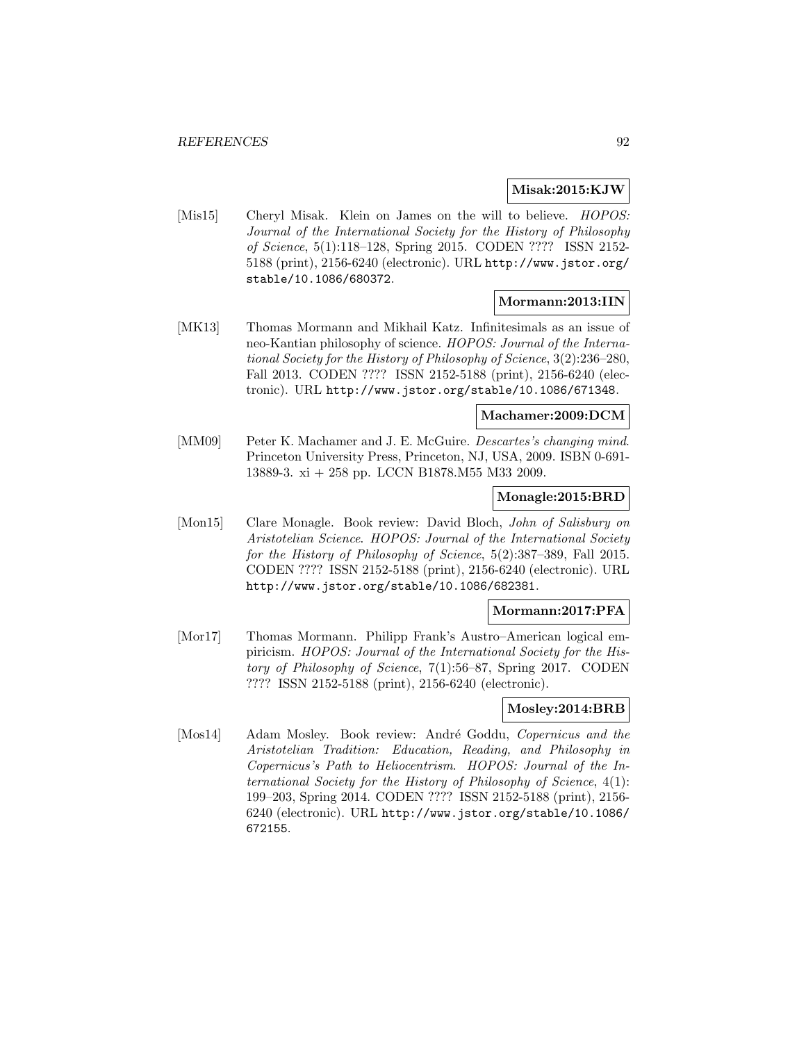**Misak:2015:KJW**

[Mis15] Cheryl Misak. Klein on James on the will to believe. *HOPOS: Journal of the International Society for the History of Philosophy of Science*, 5(1):118–128, Spring 2015. CODEN ???? ISSN 2152-5188 (print), 2156-6240 (electronic). URL http://www.jstor.org/stable/10.1086/680372.

**Mormann:2013:IIN**

[MK13] Thomas Mormann and Mikhail Katz. Infinitesimals as an issue of neo-Kantian philosophy of science. *HOPOS: Journal of the International Society for the History of Philosophy of Science*, 3(2):236–280, Fall 2013. CODEN ???? ISSN 2152-5188 (print), 2156-6240 (electronic). URL http://www.jstor.org/stable/10.1086/671348.

**Machamer:2009:DCM**

[MM09] Peter K. Machamer and J. E. McGuire. *Descartes's changing mind*. Princeton University Press, Princeton, NJ, USA, 2009. ISBN 0-691-13889-3. xi + 258 pp. LCCN B1878.M55 M33 2009.

**Monagle:2015:BRD**

[Mon15] Clare Monagle. Book review: David Bloch, *John of Salisbury on Aristotelian Science*. *HOPOS: Journal of the International Society for the History of Philosophy of Science*, 5(2):387–389, Fall 2015. CODEN ???? ISSN 2152-5188 (print), 2156-6240 (electronic). URL http://www.jstor.org/stable/10.1086/682381.

**Mormann:2017:PFA**

[Mor17] Thomas Mormann. Philipp Frank's Austro–American logical empiricism. *HOPOS: Journal of the International Society for the History of Philosophy of Science*, 7(1):56–87, Spring 2017. CODEN ???? ISSN 2152-5188 (print), 2156-6240 (electronic).

**Mosley:2014:BRB**

[Mos14] Adam Mosley. Book review: André Goddu, *Copernicus and the Aristotelian Tradition: Education, Reading, and Philosophy in Copernicus's Path to Heliocentrism*. *HOPOS: Journal of the International Society for the History of Philosophy of Science*, 4(1): 199–203, Spring 2014. CODEN ???? ISSN 2152-5188 (print), 2156-6240 (electronic). URL http://www.jstor.org/stable/10.1086/672155.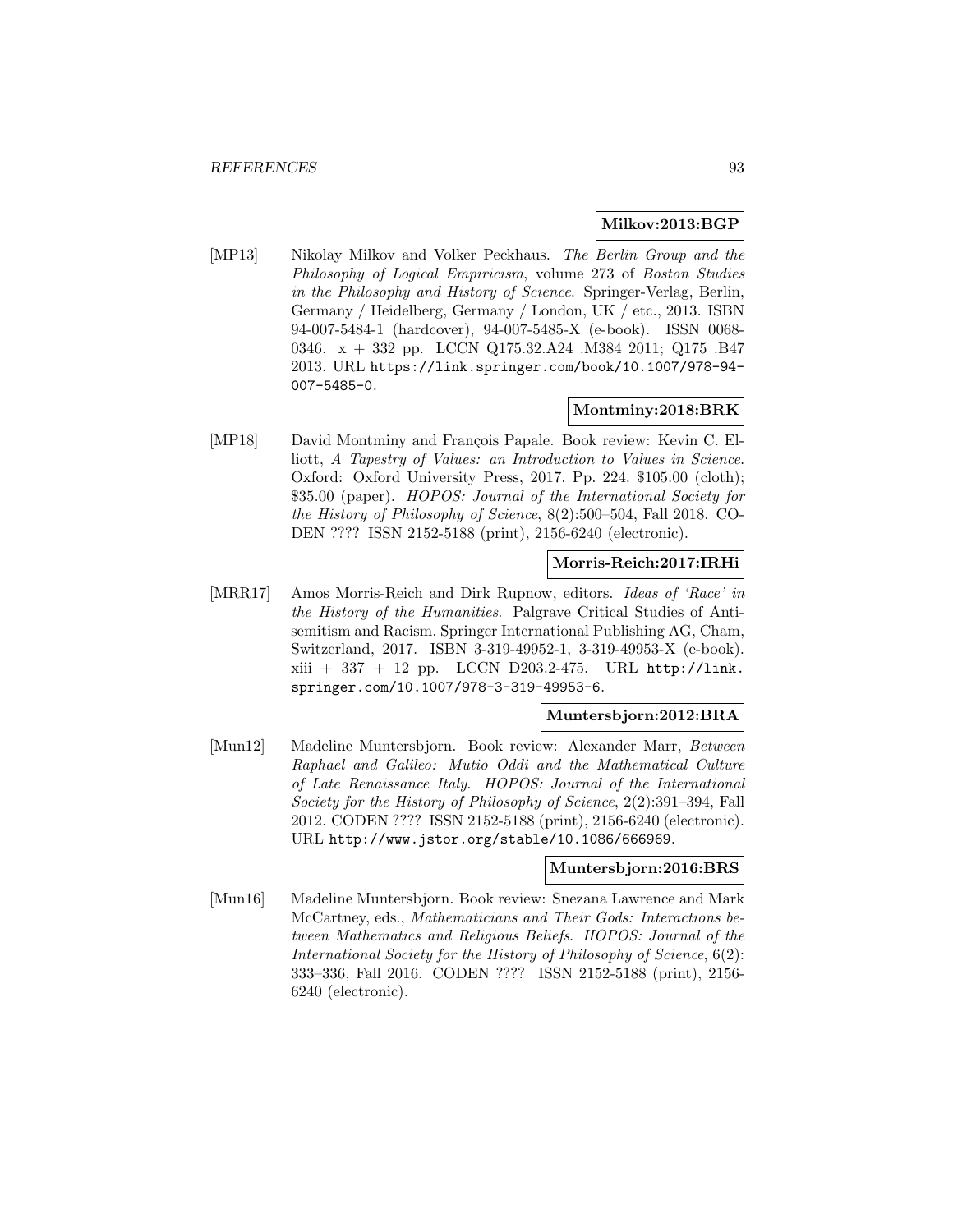**Milkov:2013:BGP**

[MP13] Nikolay Milkov and Volker Peckhaus. *The Berlin Group and the Philosophy of Logical Empiricism*, volume 273 of *Boston Studies in the Philosophy and History of Science*. Springer-Verlag, Berlin, Germany / Heidelberg, Germany / London, UK / etc., 2013. ISBN 94-007-5484-1 (hardcover), 94-007-5485-X (e-book). ISSN 0068-0346. x + 332 pp. LCCN Q175.32.A24 .M384 2011; Q175 .B47 2013. URL https://link.springer.com/book/10.1007/978-94-007-5485-0.

**Montminy:2018:BRK**

[MP18] David Montminy and François Papale. Book review: Kevin C. Elliott, *A Tapestry of Values: an Introduction to Values in Science*. Oxford: Oxford University Press, 2017. Pp. 224. $105.00 (cloth); $35.00 (paper). *HOPOS: Journal of the International Society for the History of Philosophy of Science*, 8(2):500–504, Fall 2018. CODEN ???? ISSN 2152-5188 (print), 2156-6240 (electronic).

**Morris-Reich:2017:IRHi**

[MRR17] Amos Morris-Reich and Dirk Rupnow, editors. *Ideas of 'Race' in the History of the Humanities*. Palgrave Critical Studies of Antisemitism and Racism. Springer International Publishing AG, Cham, Switzerland, 2017. ISBN 3-319-49952-1, 3-319-49953-X (e-book). xiii + 337 + 12 pp. LCCN D203.2-475. URL http://link.springer.com/10.1007/978-3-319-49953-6.

**Muntersbjorn:2012:BRA**

[Mun12] Madeline Muntersbjorn. Book review: Alexander Marr, *Between Raphael and Galileo: Mutio Oddi and the Mathematical Culture of Late Renaissance Italy*. *HOPOS: Journal of the International Society for the History of Philosophy of Science*, 2(2):391–394, Fall 2012. CODEN ???? ISSN 2152-5188 (print), 2156-6240 (electronic). URL http://www.jstor.org/stable/10.1086/666969.

**Muntersbjorn:2016:BRS**

[Mun16] Madeline Muntersbjorn. Book review: Snezana Lawrence and Mark McCartney, eds., *Mathematicians and Their Gods: Interactions between Mathematics and Religious Beliefs*. *HOPOS: Journal of the International Society for the History of Philosophy of Science*, 6(2): 333–336, Fall 2016. CODEN ???? ISSN 2152-5188 (print), 2156-6240 (electronic).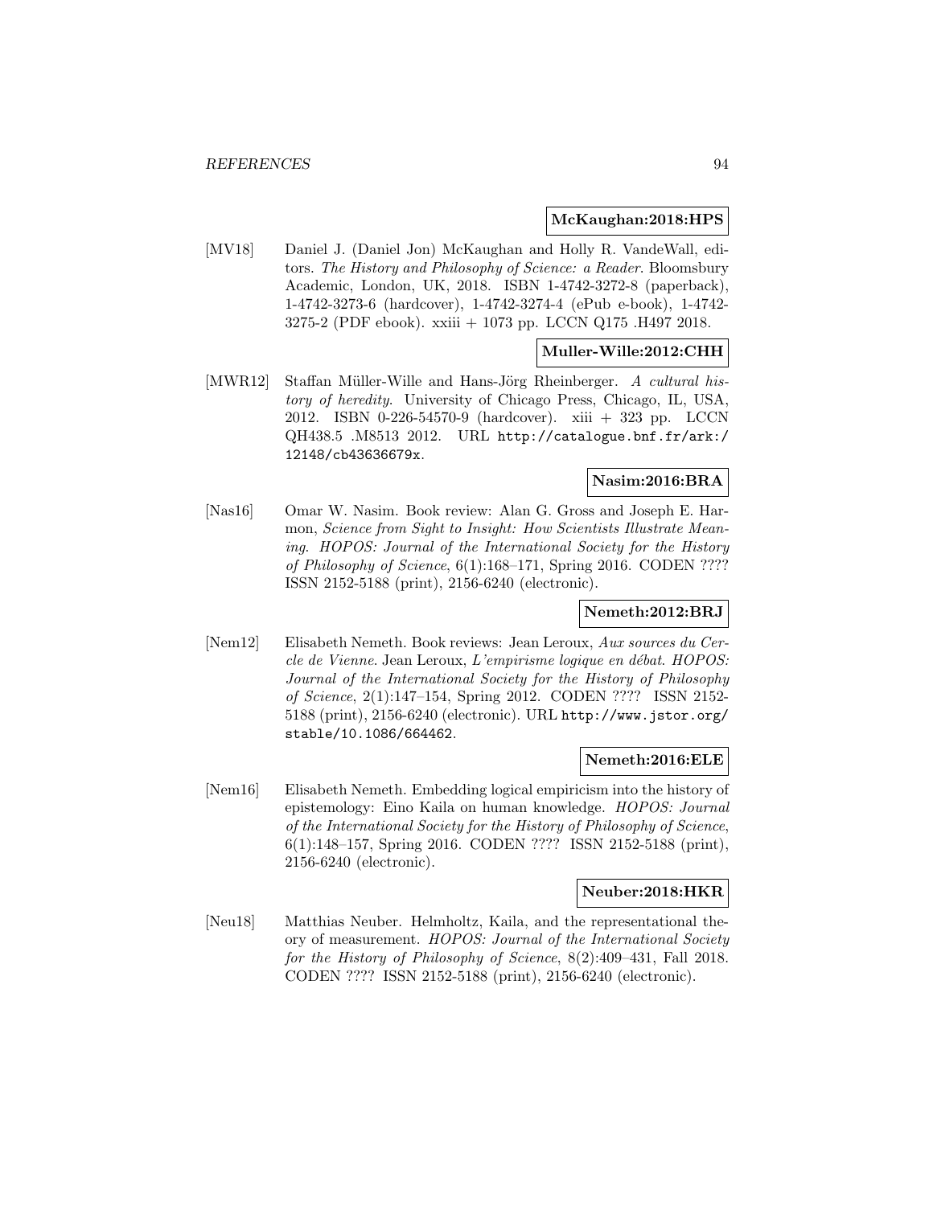**McKaughan:2018:HPS**

[MV18] Daniel J. (Daniel Jon) McKaughan and Holly R. VandeWall, editors. *The History and Philosophy of Science: a Reader*. Bloomsbury Academic, London, UK, 2018. ISBN 1-4742-3272-8 (paperback), 1-4742-3273-6 (hardcover), 1-4742-3274-4 (ePub e-book), 1-4742-3275-2 (PDF ebook). xxiii + 1073 pp. LCCN Q175 .H497 2018.

**Muller-Wille:2012:CHH**

[MWR12] Staffan Müller-Wille and Hans-Jörg Rheinberger. *A cultural history of heredity*. University of Chicago Press, Chicago, IL, USA, 2012. ISBN 0-226-54570-9 (hardcover). xiii + 323 pp. LCCN QH438.5 .M8513 2012. URL `http://catalogue.bnf.fr/ark:/12148/cb43636679x`.

**Nasim:2016:BRA**

[Nas16] Omar W. Nasim. Book review: Alan G. Gross and Joseph E. Harmon, *Science from Sight to Insight: How Scientists Illustrate Meaning*. *HOPOS: Journal of the International Society for the History of Philosophy of Science*, 6(1):168–171, Spring 2016. CODEN ???? ISSN 2152-5188 (print), 2156-6240 (electronic).

**Nemeth:2012:BRJ**

[Nem12] Elisabeth Nemeth. Book reviews: Jean Leroux, *Aux sources du Cercle de Vienne*. Jean Leroux, *L'empirisme logique en débat*. *HOPOS: Journal of the International Society for the History of Philosophy of Science*, 2(1):147–154, Spring 2012. CODEN ???? ISSN 2152-5188 (print), 2156-6240 (electronic). URL `http://www.jstor.org/stable/10.1086/664462`.

**Nemeth:2016:ELE**

[Nem16] Elisabeth Nemeth. Embedding logical empiricism into the history of epistemology: Eino Kaila on human knowledge. *HOPOS: Journal of the International Society for the History of Philosophy of Science*, 6(1):148–157, Spring 2016. CODEN ???? ISSN 2152-5188 (print), 2156-6240 (electronic).

**Neuber:2018:HKR**

[Neu18] Matthias Neuber. Helmholtz, Kaila, and the representational theory of measurement. *HOPOS: Journal of the International Society for the History of Philosophy of Science*, 8(2):409–431, Fall 2018. CODEN ???? ISSN 2152-5188 (print), 2156-6240 (electronic).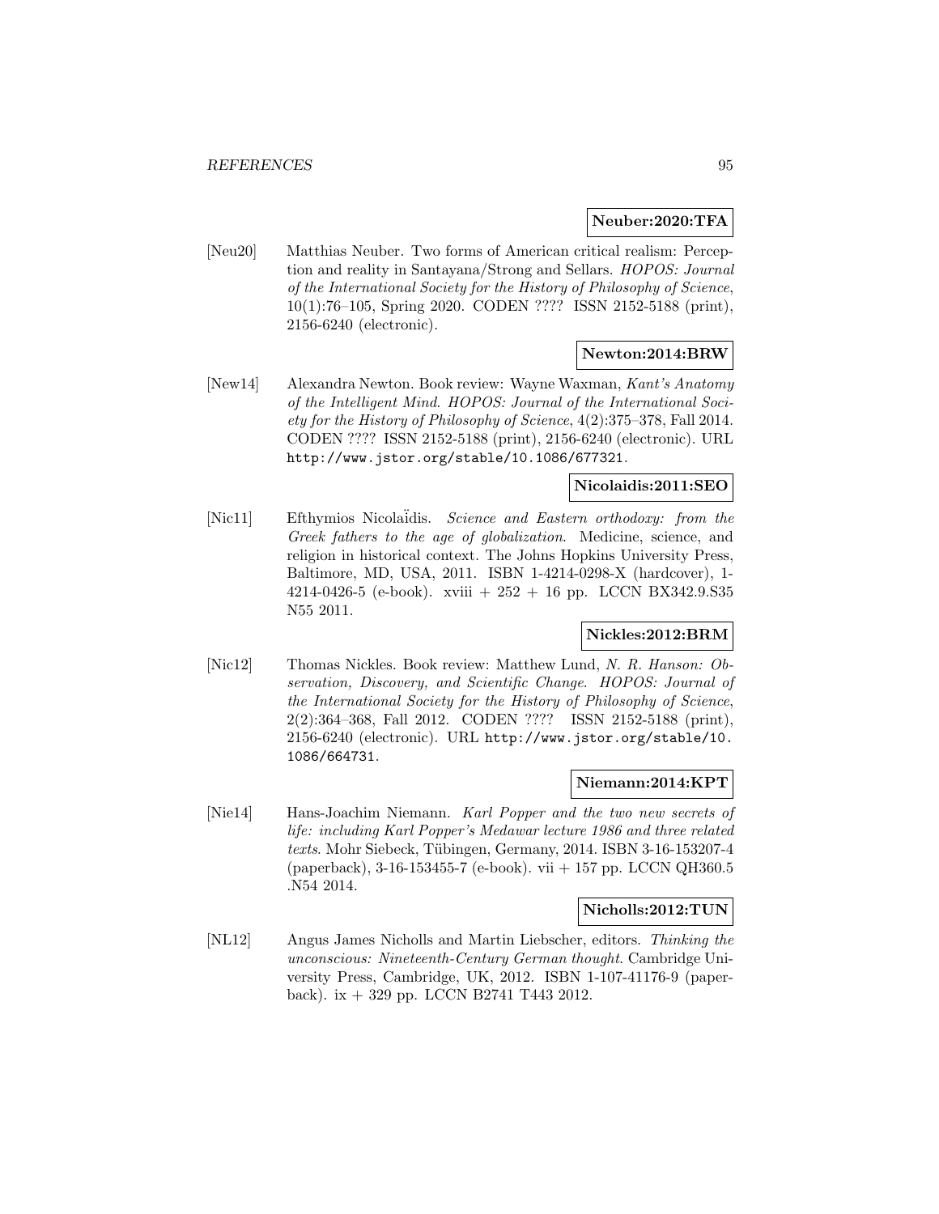**Neuber:2020:TFA**

[Neu20] Matthias Neuber. Two forms of American critical realism: Perception and reality in Santayana/Strong and Sellars. *HOPOS: Journal of the International Society for the History of Philosophy of Science*, 10(1):76–105, Spring 2020. CODEN ???? ISSN 2152-5188 (print), 2156-6240 (electronic).

**Newton:2014:BRW**

[New14] Alexandra Newton. Book review: Wayne Waxman, *Kant's Anatomy of the Intelligent Mind*. *HOPOS: Journal of the International Society for the History of Philosophy of Science*, 4(2):375–378, Fall 2014. CODEN ???? ISSN 2152-5188 (print), 2156-6240 (electronic). URL http://www.jstor.org/stable/10.1086/677321.

**Nicolaidis:2011:SEO**

[Nic11] Efthymios Nicolaïdis. *Science and Eastern orthodoxy: from the Greek fathers to the age of globalization*. Medicine, science, and religion in historical context. The Johns Hopkins University Press, Baltimore, MD, USA, 2011. ISBN 1-4214-0298-X (hardcover), 1-4214-0426-5 (e-book). xviii + 252 + 16 pp. LCCN BX342.9.S35 N55 2011.

**Nickles:2012:BRM**

[Nic12] Thomas Nickles. Book review: Matthew Lund, *N. R. Hanson: Observation, Discovery, and Scientific Change*. *HOPOS: Journal of the International Society for the History of Philosophy of Science*, 2(2):364–368, Fall 2012. CODEN ???? ISSN 2152-5188 (print), 2156-6240 (electronic). URL http://www.jstor.org/stable/10.1086/664731.

**Niemann:2014:KPT**

[Nie14] Hans-Joachim Niemann. *Karl Popper and the two new secrets of life: including Karl Popper's Medawar lecture 1986 and three related texts*. Mohr Siebeck, Tübingen, Germany, 2014. ISBN 3-16-153207-4 (paperback), 3-16-153455-7 (e-book). vii + 157 pp. LCCN QH360.5 .N54 2014.

**Nicholls:2012:TUN**

[NL12] Angus James Nicholls and Martin Liebscher, editors. *Thinking the unconscious: Nineteenth-Century German thought*. Cambridge University Press, Cambridge, UK, 2012. ISBN 1-107-41176-9 (paperback). ix + 329 pp. LCCN B2741 T443 2012.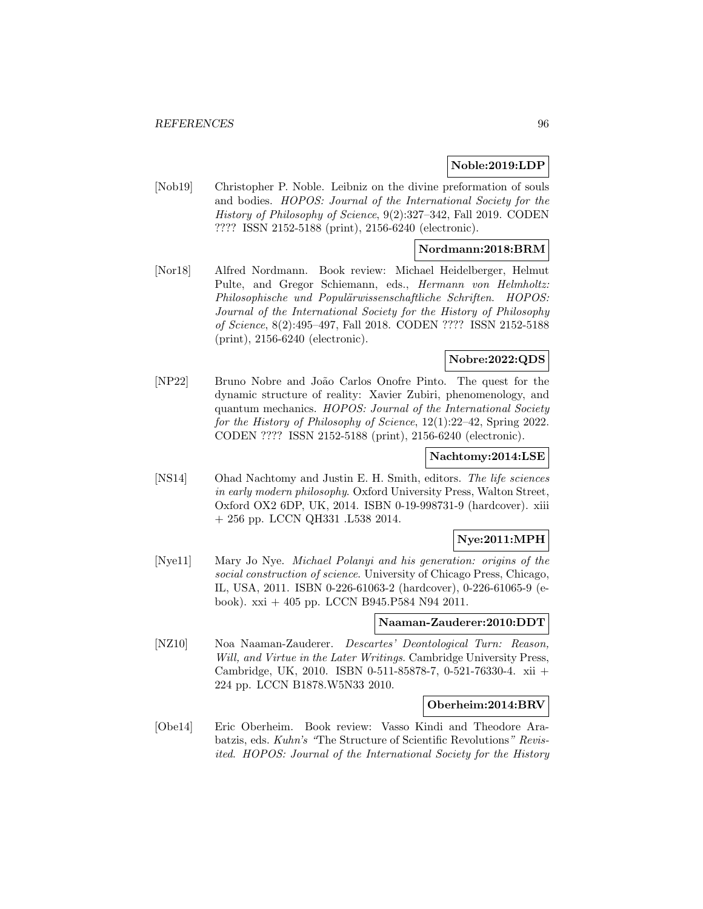**Noble:2019:LDP**

[Nob19] Christopher P. Noble. Leibniz on the divine preformation of souls and bodies. *HOPOS: Journal of the International Society for the History of Philosophy of Science*, 9(2):327–342, Fall 2019. CODEN ???? ISSN 2152-5188 (print), 2156-6240 (electronic).

**Nordmann:2018:BRM**

[Nor18] Alfred Nordmann. Book review: Michael Heidelberger, Helmut Pulte, and Gregor Schiemann, eds., *Hermann von Helmholtz: Philosophische und Populärwissenschaftliche Schriften*. *HOPOS: Journal of the International Society for the History of Philosophy of Science*, 8(2):495–497, Fall 2018. CODEN ???? ISSN 2152-5188 (print), 2156-6240 (electronic).

**Nobre:2022:QDS**

[NP22] Bruno Nobre and João Carlos Onofre Pinto. The quest for the dynamic structure of reality: Xavier Zubiri, phenomenology, and quantum mechanics. *HOPOS: Journal of the International Society for the History of Philosophy of Science*, 12(1):22–42, Spring 2022. CODEN ???? ISSN 2152-5188 (print), 2156-6240 (electronic).

**Nachtomy:2014:LSE**

[NS14] Ohad Nachtomy and Justin E. H. Smith, editors. *The life sciences in early modern philosophy*. Oxford University Press, Walton Street, Oxford OX2 6DP, UK, 2014. ISBN 0-19-998731-9 (hardcover). xiii + 256 pp. LCCN QH331 .L538 2014.

**Nye:2011:MPH**

[Nye11] Mary Jo Nye. *Michael Polanyi and his generation: origins of the social construction of science*. University of Chicago Press, Chicago, IL, USA, 2011. ISBN 0-226-61063-2 (hardcover), 0-226-61065-9 (e-book). xxi + 405 pp. LCCN B945.P584 N94 2011.

**Naaman-Zauderer:2010:DDT**

[NZ10] Noa Naaman-Zauderer. *Descartes' Deontological Turn: Reason, Will, and Virtue in the Later Writings*. Cambridge University Press, Cambridge, UK, 2010. ISBN 0-511-85878-7, 0-521-76330-4. xii + 224 pp. LCCN B1878.W5N33 2010.

**Oberheim:2014:BRV**

[Obe14] Eric Oberheim. Book review: Vasso Kindi and Theodore Arabatzis, eds. *Kuhn's "*The Structure of Scientific Revolutions*" Revisited*. *HOPOS: Journal of the International Society for the History*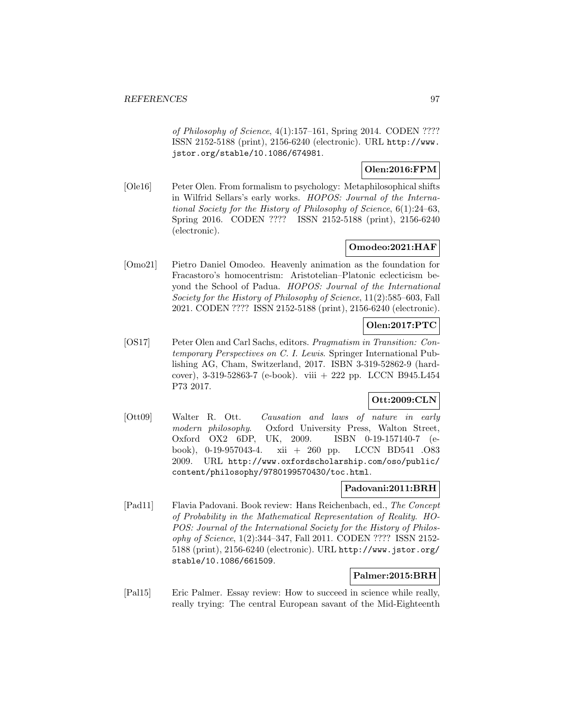of Philosophy of Science*, 4(1):157–161, Spring 2014. CODEN ???? ISSN 2152-5188 (print), 2156-6240 (electronic). URL http://www.jstor.org/stable/10.1086/674981.

**Olen:2016:FPM**

[Ole16] Peter Olen. From formalism to psychology: Metaphilosophical shifts in Wilfrid Sellars's early works. *HOPOS: Journal of the International Society for the History of Philosophy of Science*, 6(1):24–63, Spring 2016. CODEN ???? ISSN 2152-5188 (print), 2156-6240 (electronic).

**Omodeo:2021:HAF**

[Omo21] Pietro Daniel Omodeo. Heavenly animation as the foundation for Fracastoro's homocentrism: Aristotelian–Platonic eclecticism beyond the School of Padua. *HOPOS: Journal of the International Society for the History of Philosophy of Science*, 11(2):585–603, Fall 2021. CODEN ???? ISSN 2152-5188 (print), 2156-6240 (electronic).

**Olen:2017:PTC**

[OS17] Peter Olen and Carl Sachs, editors. *Pragmatism in Transition: Contemporary Perspectives on C. I. Lewis*. Springer International Publishing AG, Cham, Switzerland, 2017. ISBN 3-319-52862-9 (hardcover), 3-319-52863-7 (e-book). viii + 222 pp. LCCN B945.L454 P73 2017.

**Ott:2009:CLN**

[Ott09] Walter R. Ott. *Causation and laws of nature in early modern philosophy*. Oxford University Press, Walton Street, Oxford OX2 6DP, UK, 2009. ISBN 0-19-157140-7 (e-book), 0-19-957043-4. xii + 260 pp. LCCN BD541 .O83 2009. URL http://www.oxfordscholarship.com/oso/public/content/philosophy/9780199570430/toc.html.

**Padovani:2011:BRH**

[Pad11] Flavia Padovani. Book review: Hans Reichenbach, ed., *The Concept of Probability in the Mathematical Representation of Reality*. *HOPOS: Journal of the International Society for the History of Philosophy of Science*, 1(2):344–347, Fall 2011. CODEN ???? ISSN 2152-5188 (print), 2156-6240 (electronic). URL http://www.jstor.org/stable/10.1086/661509.

**Palmer:2015:BRH**

[Pal15] Eric Palmer. Essay review: How to succeed in science while really, really trying: The central European savant of the Mid-Eighteenth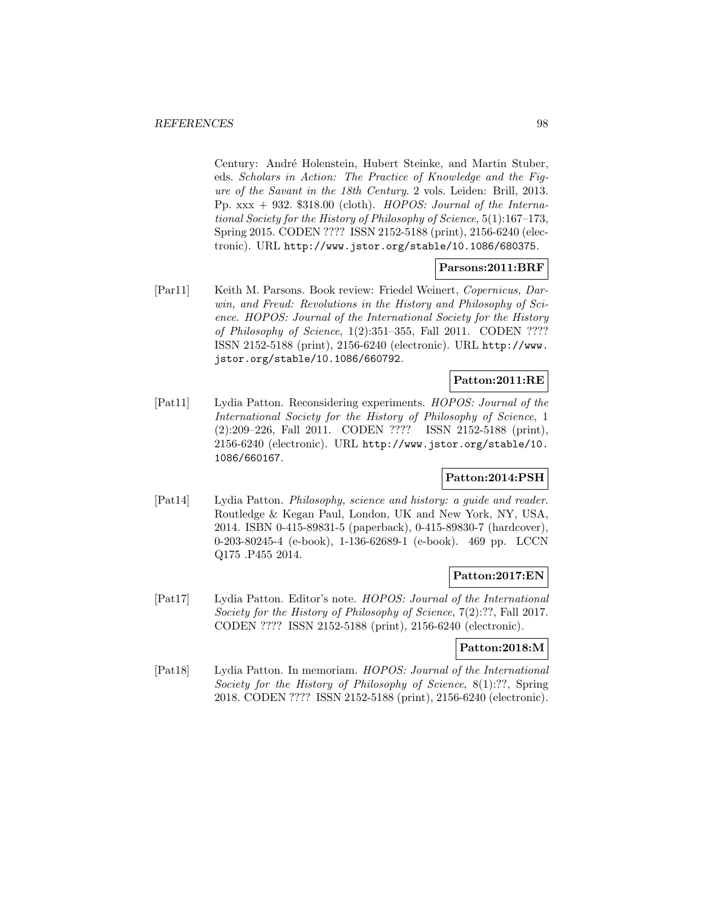Century: André Holenstein, Hubert Steinke, and Martin Stuber, eds. *Scholars in Action: The Practice of Knowledge and the Figure of the Savant in the 18th Century*. 2 vols. Leiden: Brill, 2013. Pp. xxx + 932. $318.00 (cloth). *HOPOS: Journal of the International Society for the History of Philosophy of Science*, 5(1):167–173, Spring 2015. CODEN ???? ISSN 2152-5188 (print), 2156-6240 (electronic). URL http://www.jstor.org/stable/10.1086/680375.

**Parsons:2011:BRF**

[Par11] Keith M. Parsons. Book review: Friedel Weinert, *Copernicus, Darwin, and Freud: Revolutions in the History and Philosophy of Science*. *HOPOS: Journal of the International Society for the History of Philosophy of Science*, 1(2):351–355, Fall 2011. CODEN ???? ISSN 2152-5188 (print), 2156-6240 (electronic). URL http://www.jstor.org/stable/10.1086/660792.

**Patton:2011:RE**

[Pat11] Lydia Patton. Reconsidering experiments. *HOPOS: Journal of the International Society for the History of Philosophy of Science*, 1 (2):209–226, Fall 2011. CODEN ???? ISSN 2152-5188 (print), 2156-6240 (electronic). URL http://www.jstor.org/stable/10.1086/660167.

**Patton:2014:PSH**

[Pat14] Lydia Patton. *Philosophy, science and history: a guide and reader*. Routledge & Kegan Paul, London, UK and New York, NY, USA, 2014. ISBN 0-415-89831-5 (paperback), 0-415-89830-7 (hardcover), 0-203-80245-4 (e-book), 1-136-62689-1 (e-book). 469 pp. LCCN Q175 .P455 2014.

**Patton:2017:EN**

[Pat17] Lydia Patton. Editor's note. *HOPOS: Journal of the International Society for the History of Philosophy of Science*, 7(2):??, Fall 2017. CODEN ???? ISSN 2152-5188 (print), 2156-6240 (electronic).

**Patton:2018:M**

[Pat18] Lydia Patton. In memoriam. *HOPOS: Journal of the International Society for the History of Philosophy of Science*, 8(1):??, Spring 2018. CODEN ???? ISSN 2152-5188 (print), 2156-6240 (electronic).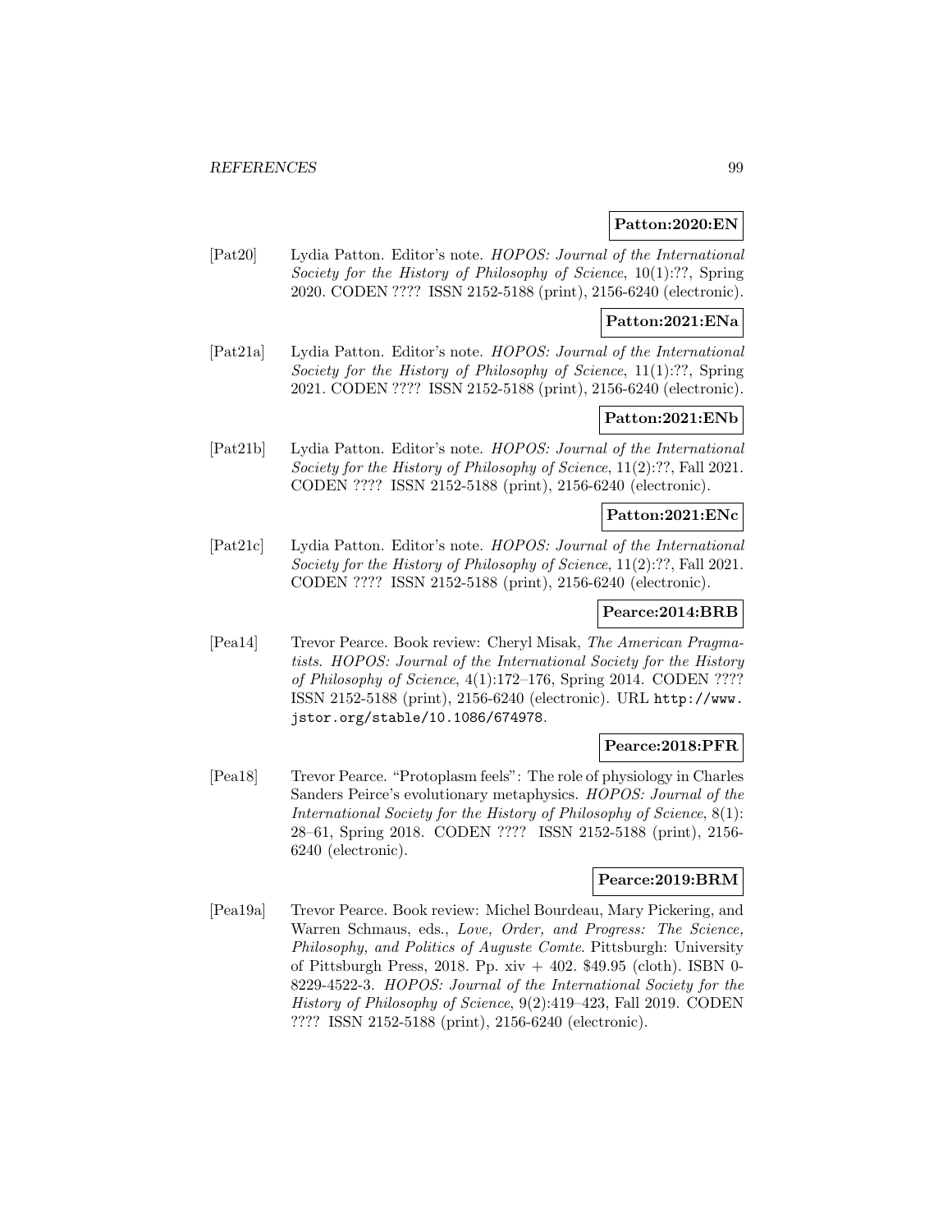**Patton:2020:EN**

[Pat20] Lydia Patton. Editor's note. *HOPOS: Journal of the International Society for the History of Philosophy of Science*, 10(1):??, Spring 2020. CODEN ???? ISSN 2152-5188 (print), 2156-6240 (electronic).

**Patton:2021:ENa**

[Pat21a] Lydia Patton. Editor's note. *HOPOS: Journal of the International Society for the History of Philosophy of Science*, 11(1):??, Spring 2021. CODEN ???? ISSN 2152-5188 (print), 2156-6240 (electronic).

**Patton:2021:ENb**

[Pat21b] Lydia Patton. Editor's note. *HOPOS: Journal of the International Society for the History of Philosophy of Science*, 11(2):??, Fall 2021. CODEN ???? ISSN 2152-5188 (print), 2156-6240 (electronic).

**Patton:2021:ENc**

[Pat21c] Lydia Patton. Editor's note. *HOPOS: Journal of the International Society for the History of Philosophy of Science*, 11(2):??, Fall 2021. CODEN ???? ISSN 2152-5188 (print), 2156-6240 (electronic).

**Pearce:2014:BRB**

[Pea14] Trevor Pearce. Book review: Cheryl Misak, *The American Pragmatists*. *HOPOS: Journal of the International Society for the History of Philosophy of Science*, 4(1):172–176, Spring 2014. CODEN ???? ISSN 2152-5188 (print), 2156-6240 (electronic). URL http://www.jstor.org/stable/10.1086/674978.

**Pearce:2018:PFR**

[Pea18] Trevor Pearce. "Protoplasm feels": The role of physiology in Charles Sanders Peirce's evolutionary metaphysics. *HOPOS: Journal of the International Society for the History of Philosophy of Science*, 8(1): 28–61, Spring 2018. CODEN ???? ISSN 2152-5188 (print), 2156-6240 (electronic).

**Pearce:2019:BRM**

[Pea19a] Trevor Pearce. Book review: Michel Bourdeau, Mary Pickering, and Warren Schmaus, eds., *Love, Order, and Progress: The Science, Philosophy, and Politics of Auguste Comte*. Pittsburgh: University of Pittsburgh Press, 2018. Pp. xiv + 402. $49.95 (cloth). ISBN 0-8229-4522-3. *HOPOS: Journal of the International Society for the History of Philosophy of Science*, 9(2):419–423, Fall 2019. CODEN ???? ISSN 2152-5188 (print), 2156-6240 (electronic).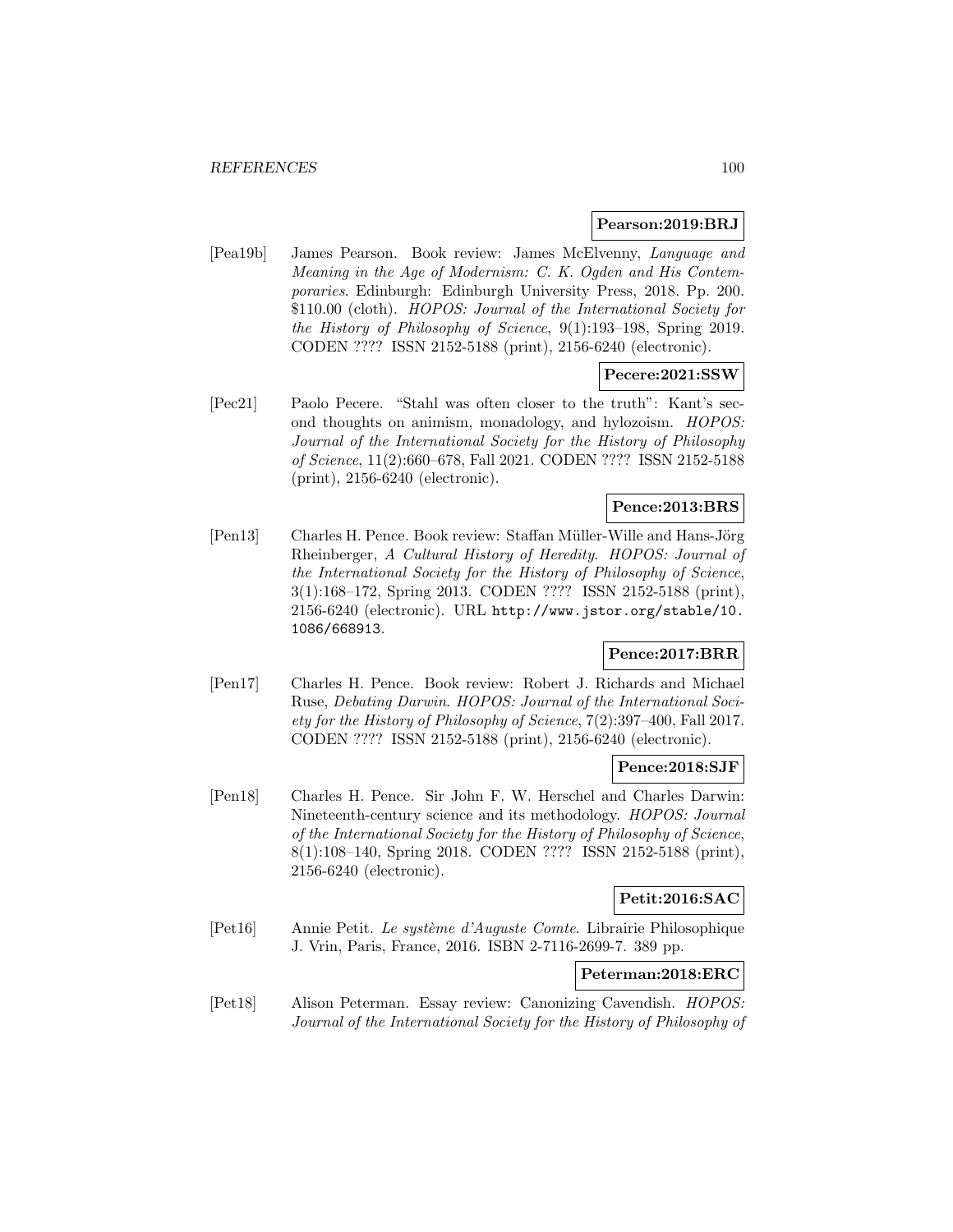**Pearson:2019:BRJ**

[Pea19b] James Pearson. Book review: James McElvenny, *Language and Meaning in the Age of Modernism: C. K. Ogden and His Contemporaries*. Edinburgh: Edinburgh University Press, 2018. Pp. 200. $110.00 (cloth). *HOPOS: Journal of the International Society for the History of Philosophy of Science*, 9(1):193–198, Spring 2019. CODEN ???? ISSN 2152-5188 (print), 2156-6240 (electronic).

**Pecere:2021:SSW**

[Pec21] Paolo Pecere. "Stahl was often closer to the truth": Kant's second thoughts on animism, monadology, and hylozoism. *HOPOS: Journal of the International Society for the History of Philosophy of Science*, 11(2):660–678, Fall 2021. CODEN ???? ISSN 2152-5188 (print), 2156-6240 (electronic).

**Pence:2013:BRS**

[Pen13] Charles H. Pence. Book review: Staffan Müller-Wille and Hans-Jörg Rheinberger, *A Cultural History of Heredity*. *HOPOS: Journal of the International Society for the History of Philosophy of Science*, 3(1):168–172, Spring 2013. CODEN ???? ISSN 2152-5188 (print), 2156-6240 (electronic). URL http://www.jstor.org/stable/10.1086/668913.

**Pence:2017:BRR**

[Pen17] Charles H. Pence. Book review: Robert J. Richards and Michael Ruse, *Debating Darwin*. *HOPOS: Journal of the International Society for the History of Philosophy of Science*, 7(2):397–400, Fall 2017. CODEN ???? ISSN 2152-5188 (print), 2156-6240 (electronic).

**Pence:2018:SJF**

[Pen18] Charles H. Pence. Sir John F. W. Herschel and Charles Darwin: Nineteenth-century science and its methodology. *HOPOS: Journal of the International Society for the History of Philosophy of Science*, 8(1):108–140, Spring 2018. CODEN ???? ISSN 2152-5188 (print), 2156-6240 (electronic).

**Petit:2016:SAC**

[Pet16] Annie Petit. *Le système d'Auguste Comte*. Librairie Philosophique J. Vrin, Paris, France, 2016. ISBN 2-7116-2699-7. 389 pp.

**Peterman:2018:ERC**

[Pet18] Alison Peterman. Essay review: Canonizing Cavendish. *HOPOS: Journal of the International Society for the History of Philosophy of*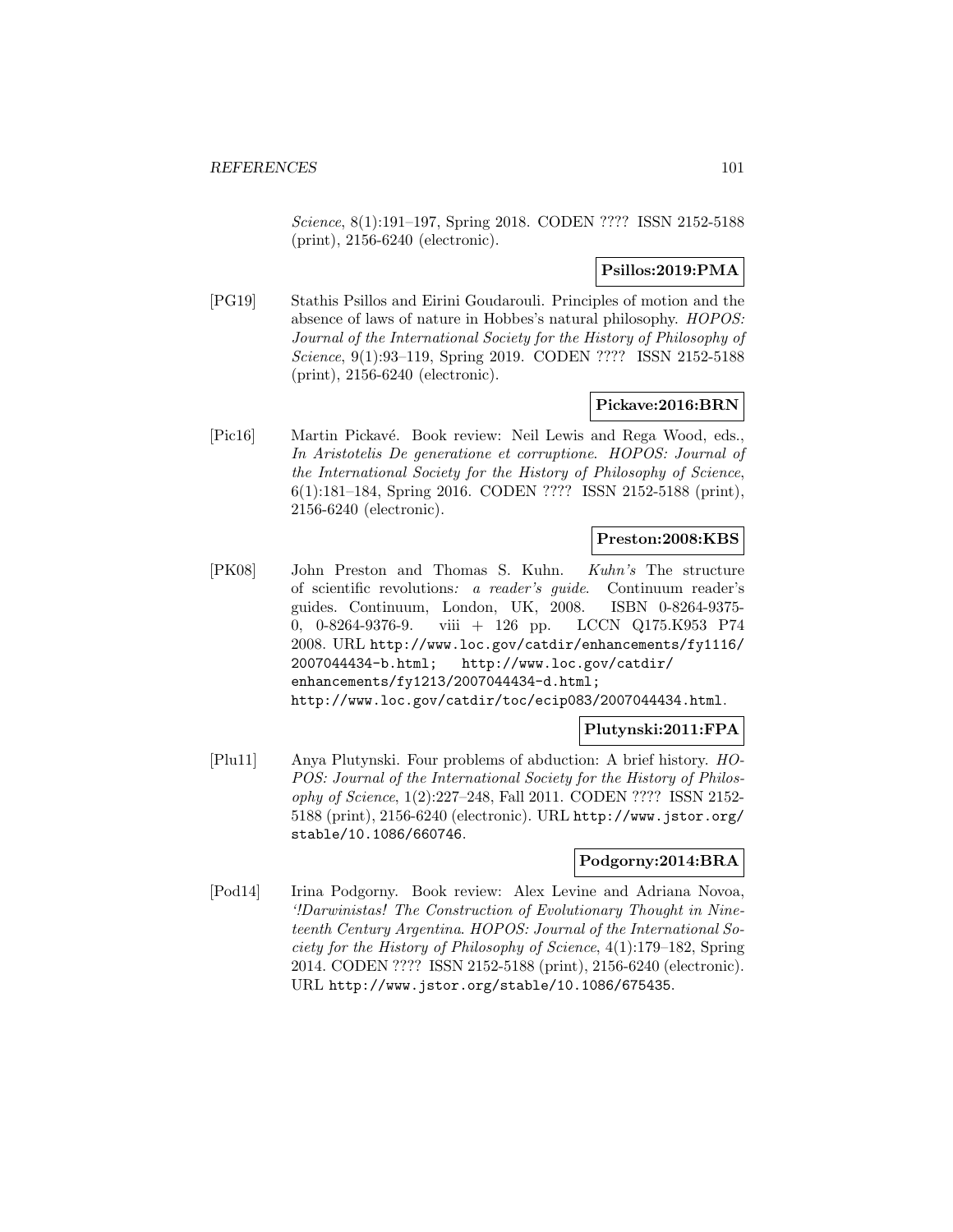*Science*, 8(1):191–197, Spring 2018. CODEN ???? ISSN 2152-5188 (print), 2156-6240 (electronic).

**Psillos:2019:PMA**

[PG19] Stathis Psillos and Eirini Goudarouli. Principles of motion and the absence of laws of nature in Hobbes's natural philosophy. *HOPOS: Journal of the International Society for the History of Philosophy of Science*, 9(1):93–119, Spring 2019. CODEN ???? ISSN 2152-5188 (print), 2156-6240 (electronic).

**Pickave:2016:BRN**

[Pic16] Martin Pickavé. Book review: Neil Lewis and Rega Wood, eds., *In Aristotelis De generatione et corruptione*. *HOPOS: Journal of the International Society for the History of Philosophy of Science*, 6(1):181–184, Spring 2016. CODEN ???? ISSN 2152-5188 (print), 2156-6240 (electronic).

**Preston:2008:KBS**

[PK08] John Preston and Thomas S. Kuhn. *Kuhn's* The structure of scientific revolutions*: a reader's guide*. Continuum reader's guides. Continuum, London, UK, 2008. ISBN 0-8264-9375-0, 0-8264-9376-9. viii + 126 pp. LCCN Q175.K953 P74 2008. URL http://www.loc.gov/catdir/enhancements/fy1116/2007044434-b.html; http://www.loc.gov/catdir/enhancements/fy1213/2007044434-d.html; http://www.loc.gov/catdir/toc/ecip083/2007044434.html.

**Plutynski:2011:FPA**

[Plu11] Anya Plutynski. Four problems of abduction: A brief history. *HOPOS: Journal of the International Society for the History of Philosophy of Science*, 1(2):227–248, Fall 2011. CODEN ???? ISSN 2152-5188 (print), 2156-6240 (electronic). URL http://www.jstor.org/stable/10.1086/660746.

**Podgorny:2014:BRA**

[Pod14] Irina Podgorny. Book review: Alex Levine and Adriana Novoa, *'!Darwinistas! The Construction of Evolutionary Thought in Nineteenth Century Argentina*. *HOPOS: Journal of the International Society for the History of Philosophy of Science*, 4(1):179–182, Spring 2014. CODEN ???? ISSN 2152-5188 (print), 2156-6240 (electronic). URL http://www.jstor.org/stable/10.1086/675435.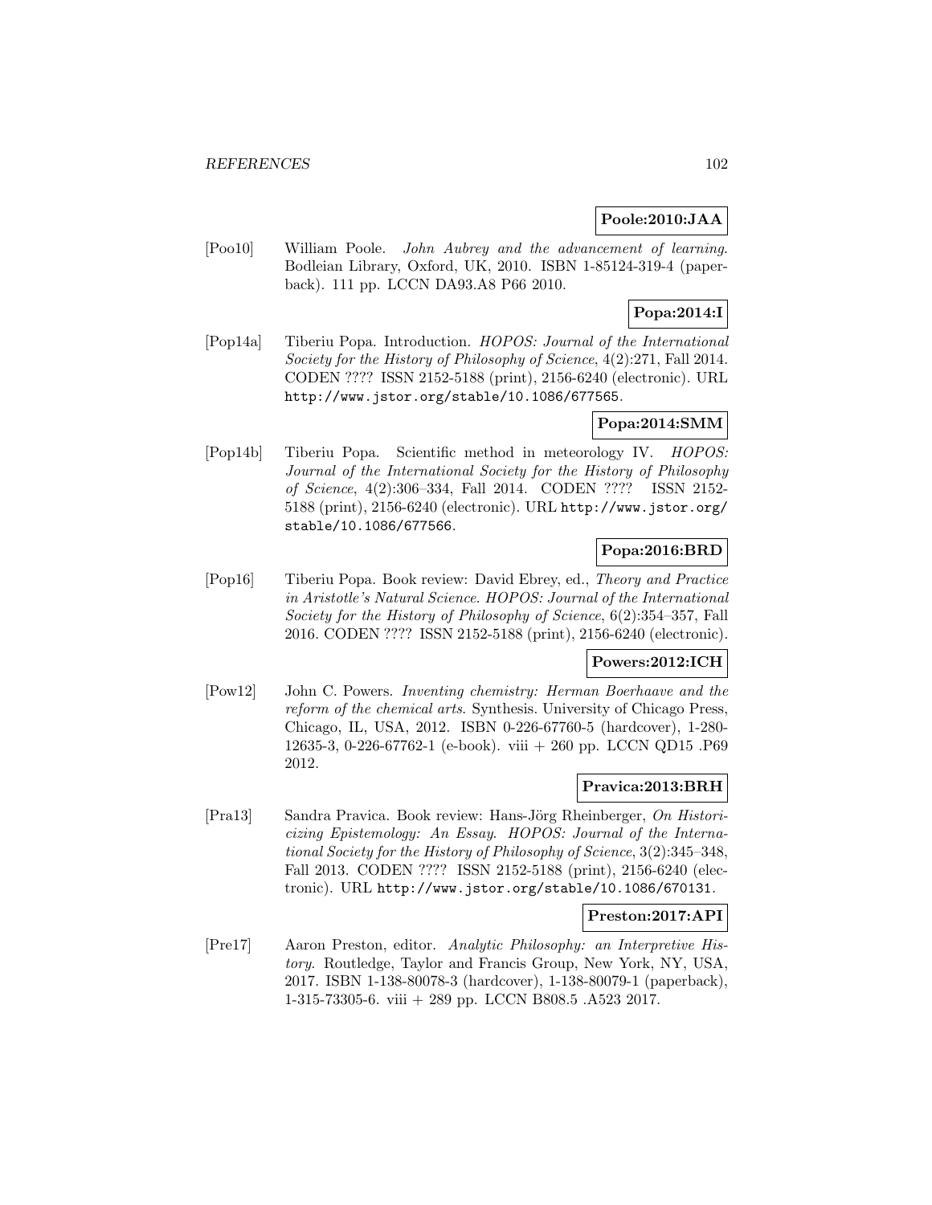**Poole:2010:JAA**

[Poo10] William Poole. *John Aubrey and the advancement of learning*. Bodleian Library, Oxford, UK, 2010. ISBN 1-85124-319-4 (paperback). 111 pp. LCCN DA93.A8 P66 2010.

**Popa:2014:I**

[Pop14a] Tiberiu Popa. Introduction. *HOPOS: Journal of the International Society for the History of Philosophy of Science*, 4(2):271, Fall 2014. CODEN ???? ISSN 2152-5188 (print), 2156-6240 (electronic). URL http://www.jstor.org/stable/10.1086/677565.

**Popa:2014:SMM**

[Pop14b] Tiberiu Popa. Scientific method in meteorology IV. *HOPOS: Journal of the International Society for the History of Philosophy of Science*, 4(2):306–334, Fall 2014. CODEN ???? ISSN 2152-5188 (print), 2156-6240 (electronic). URL http://www.jstor.org/stable/10.1086/677566.

**Popa:2016:BRD**

[Pop16] Tiberiu Popa. Book review: David Ebrey, ed., *Theory and Practice in Aristotle's Natural Science*. *HOPOS: Journal of the International Society for the History of Philosophy of Science*, 6(2):354–357, Fall 2016. CODEN ???? ISSN 2152-5188 (print), 2156-6240 (electronic).

**Powers:2012:ICH**

[Pow12] John C. Powers. *Inventing chemistry: Herman Boerhaave and the reform of the chemical arts*. Synthesis. University of Chicago Press, Chicago, IL, USA, 2012. ISBN 0-226-67760-5 (hardcover), 1-280-12635-3, 0-226-67762-1 (e-book). viii + 260 pp. LCCN QD15 .P69 2012.

**Pravica:2013:BRH**

[Pra13] Sandra Pravica. Book review: Hans-Jörg Rheinberger, *On Historicizing Epistemology: An Essay*. *HOPOS: Journal of the International Society for the History of Philosophy of Science*, 3(2):345–348, Fall 2013. CODEN ???? ISSN 2152-5188 (print), 2156-6240 (electronic). URL http://www.jstor.org/stable/10.1086/670131.

**Preston:2017:API**

[Pre17] Aaron Preston, editor. *Analytic Philosophy: an Interpretive History*. Routledge, Taylor and Francis Group, New York, NY, USA, 2017. ISBN 1-138-80078-3 (hardcover), 1-138-80079-1 (paperback), 1-315-73305-6. viii + 289 pp. LCCN B808.5 .A523 2017.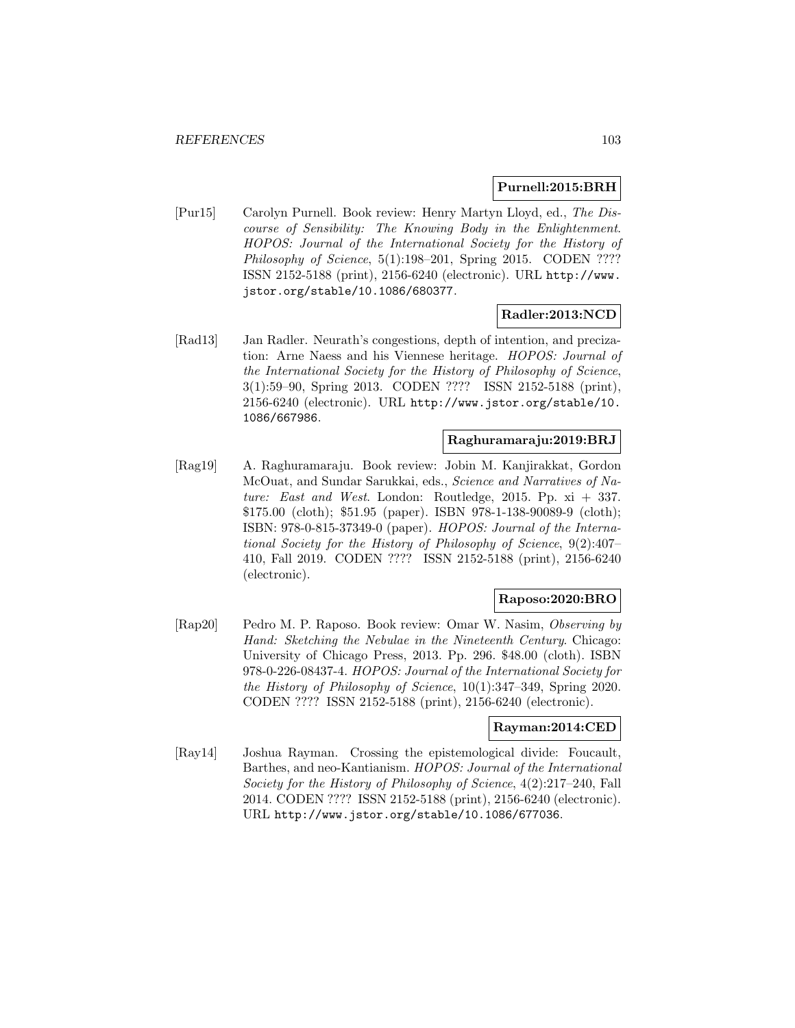**Purnell:2015:BRH**

[Pur15] Carolyn Purnell. Book review: Henry Martyn Lloyd, ed., *The Discourse of Sensibility: The Knowing Body in the Enlightenment*. *HOPOS: Journal of the International Society for the History of Philosophy of Science*, 5(1):198–201, Spring 2015. CODEN ???? ISSN 2152-5188 (print), 2156-6240 (electronic). URL http://www.jstor.org/stable/10.1086/680377.

**Radler:2013:NCD**

[Rad13] Jan Radler. Neurath's congestions, depth of intention, and precization: Arne Naess and his Viennese heritage. *HOPOS: Journal of the International Society for the History of Philosophy of Science*, 3(1):59–90, Spring 2013. CODEN ???? ISSN 2152-5188 (print), 2156-6240 (electronic). URL http://www.jstor.org/stable/10.1086/667986.

**Raghuramaraju:2019:BRJ**

[Rag19] A. Raghuramaraju. Book review: Jobin M. Kanjirakkat, Gordon McOuat, and Sundar Sarukkai, eds., *Science and Narratives of Nature: East and West*. London: Routledge, 2015. Pp. xi + 337. $175.00 (cloth); $51.95 (paper). ISBN 978-1-138-90089-9 (cloth); ISBN: 978-0-815-37349-0 (paper). *HOPOS: Journal of the International Society for the History of Philosophy of Science*, 9(2):407–410, Fall 2019. CODEN ???? ISSN 2152-5188 (print), 2156-6240 (electronic).

**Raposo:2020:BRO**

[Rap20] Pedro M. P. Raposo. Book review: Omar W. Nasim, *Observing by Hand: Sketching the Nebulae in the Nineteenth Century*. Chicago: University of Chicago Press, 2013. Pp. 296. $48.00 (cloth). ISBN 978-0-226-08437-4. *HOPOS: Journal of the International Society for the History of Philosophy of Science*, 10(1):347–349, Spring 2020. CODEN ???? ISSN 2152-5188 (print), 2156-6240 (electronic).

**Rayman:2014:CED**

[Ray14] Joshua Rayman. Crossing the epistemological divide: Foucault, Barthes, and neo-Kantianism. *HOPOS: Journal of the International Society for the History of Philosophy of Science*, 4(2):217–240, Fall 2014. CODEN ???? ISSN 2152-5188 (print), 2156-6240 (electronic). URL http://www.jstor.org/stable/10.1086/677036.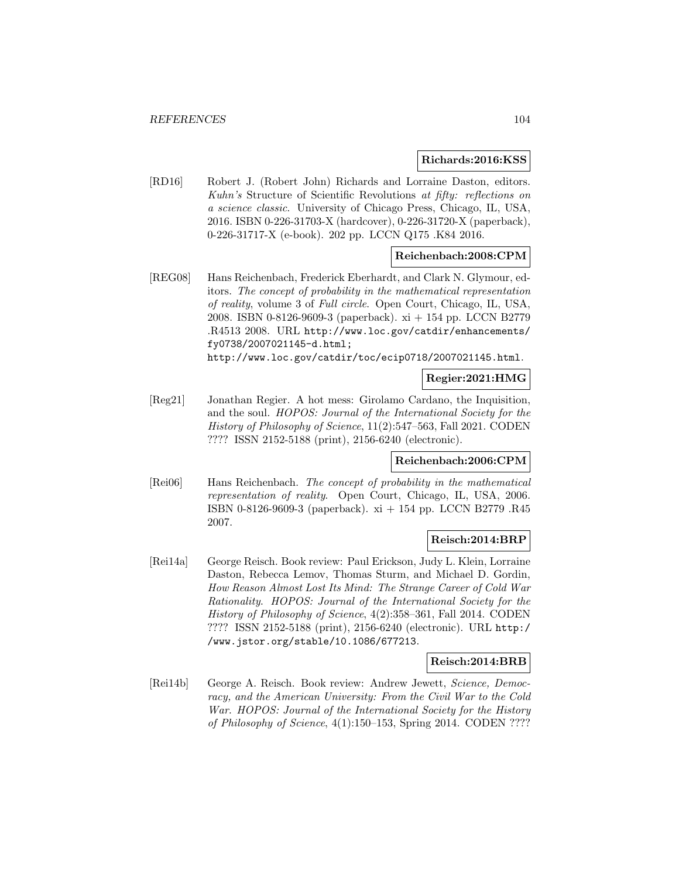**Richards:2016:KSS**

[RD16] Robert J. (Robert John) Richards and Lorraine Daston, editors. *Kuhn's* Structure of Scientific Revolutions *at fifty: reflections on a science classic*. University of Chicago Press, Chicago, IL, USA, 2016. ISBN 0-226-31703-X (hardcover), 0-226-31720-X (paperback), 0-226-31717-X (e-book). 202 pp. LCCN Q175 .K84 2016.

**Reichenbach:2008:CPM**

[REG08] Hans Reichenbach, Frederick Eberhardt, and Clark N. Glymour, editors. *The concept of probability in the mathematical representation of reality*, volume 3 of *Full circle*. Open Court, Chicago, IL, USA, 2008. ISBN 0-8126-9609-3 (paperback). xi + 154 pp. LCCN B2779 .R4513 2008. URL http://www.loc.gov/catdir/enhancements/fy0738/2007021145-d.html; http://www.loc.gov/catdir/toc/ecip0718/2007021145.html.

**Regier:2021:HMG**

[Reg21] Jonathan Regier. A hot mess: Girolamo Cardano, the Inquisition, and the soul. *HOPOS: Journal of the International Society for the History of Philosophy of Science*, 11(2):547–563, Fall 2021. CODEN ???? ISSN 2152-5188 (print), 2156-6240 (electronic).

**Reichenbach:2006:CPM**

[Rei06] Hans Reichenbach. *The concept of probability in the mathematical representation of reality*. Open Court, Chicago, IL, USA, 2006. ISBN 0-8126-9609-3 (paperback). xi + 154 pp. LCCN B2779 .R45 2007.

**Reisch:2014:BRP**

[Rei14a] George Reisch. Book review: Paul Erickson, Judy L. Klein, Lorraine Daston, Rebecca Lemov, Thomas Sturm, and Michael D. Gordin, *How Reason Almost Lost Its Mind: The Strange Career of Cold War Rationality*. *HOPOS: Journal of the International Society for the History of Philosophy of Science*, 4(2):358–361, Fall 2014. CODEN ???? ISSN 2152-5188 (print), 2156-6240 (electronic). URL http://www.jstor.org/stable/10.1086/677213.

**Reisch:2014:BRB**

[Rei14b] George A. Reisch. Book review: Andrew Jewett, *Science, Democracy, and the American University: From the Civil War to the Cold War*. *HOPOS: Journal of the International Society for the History of Philosophy of Science*, 4(1):150–153, Spring 2014. CODEN ????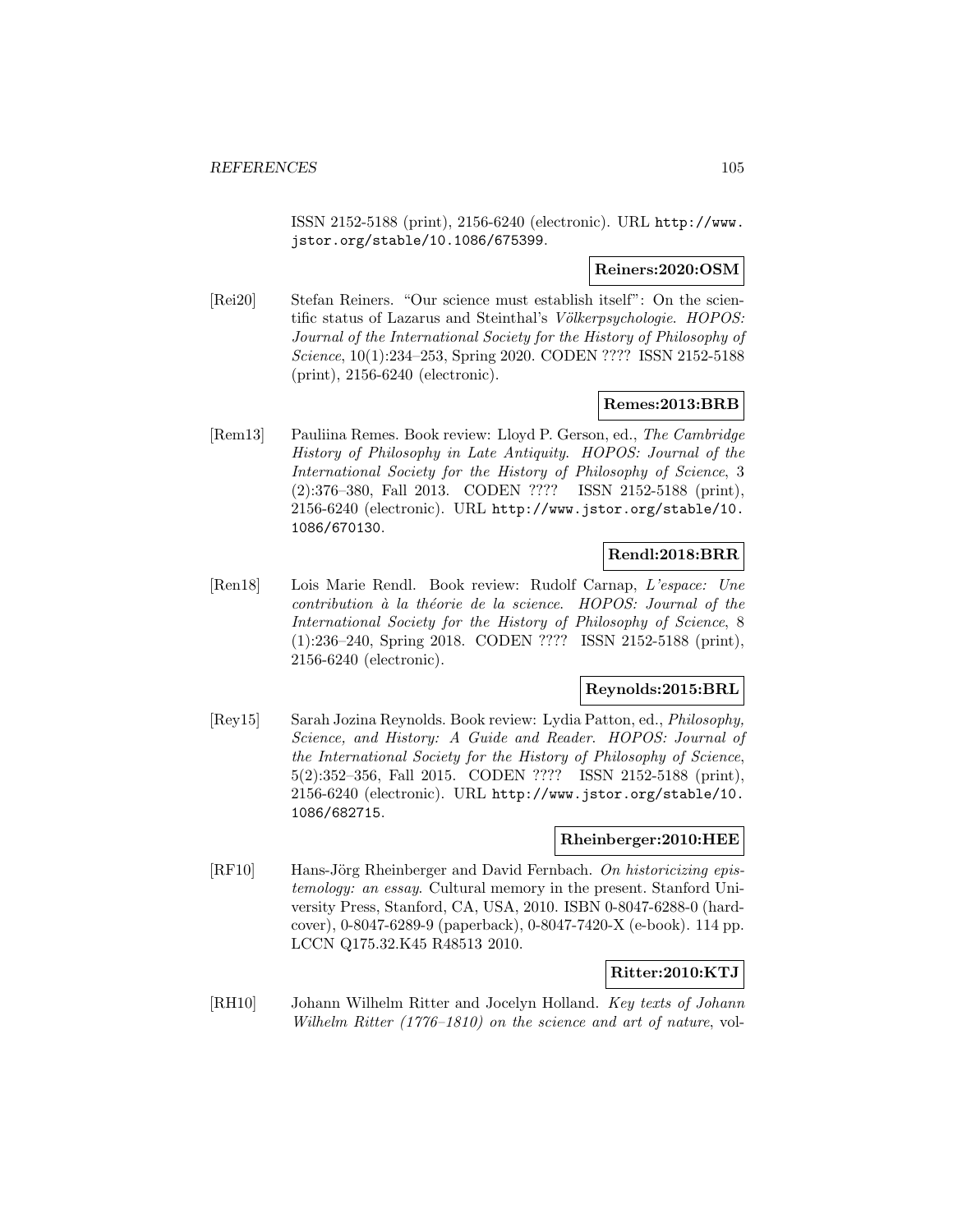ISSN 2152-5188 (print), 2156-6240 (electronic). URL http://www.jstor.org/stable/10.1086/675399.

**Reiners:2020:OSM**

[Rei20] Stefan Reiners. "Our science must establish itself": On the scientific status of Lazarus and Steinthal's *Völkerpsychologie*. *HOPOS: Journal of the International Society for the History of Philosophy of Science*, 10(1):234–253, Spring 2020. CODEN ???? ISSN 2152-5188 (print), 2156-6240 (electronic).

**Remes:2013:BRB**

[Rem13] Pauliina Remes. Book review: Lloyd P. Gerson, ed., *The Cambridge History of Philosophy in Late Antiquity*. *HOPOS: Journal of the International Society for the History of Philosophy of Science*, 3 (2):376–380, Fall 2013. CODEN ???? ISSN 2152-5188 (print), 2156-6240 (electronic). URL http://www.jstor.org/stable/10.1086/670130.

**Rendl:2018:BRR**

[Ren18] Lois Marie Rendl. Book review: Rudolf Carnap, *L'espace: Une contribution à la théorie de la science*. *HOPOS: Journal of the International Society for the History of Philosophy of Science*, 8 (1):236–240, Spring 2018. CODEN ???? ISSN 2152-5188 (print), 2156-6240 (electronic).

**Reynolds:2015:BRL**

[Rey15] Sarah Jozina Reynolds. Book review: Lydia Patton, ed., *Philosophy, Science, and History: A Guide and Reader*. *HOPOS: Journal of the International Society for the History of Philosophy of Science*, 5(2):352–356, Fall 2015. CODEN ???? ISSN 2152-5188 (print), 2156-6240 (electronic). URL http://www.jstor.org/stable/10.1086/682715.

**Rheinberger:2010:HEE**

[RF10] Hans-Jörg Rheinberger and David Fernbach. *On historicizing epistemology: an essay*. Cultural memory in the present. Stanford University Press, Stanford, CA, USA, 2010. ISBN 0-8047-6288-0 (hardcover), 0-8047-6289-9 (paperback), 0-8047-7420-X (e-book). 114 pp. LCCN Q175.32.K45 R48513 2010.

**Ritter:2010:KTJ**

[RH10] Johann Wilhelm Ritter and Jocelyn Holland. *Key texts of Johann Wilhelm Ritter (1776–1810) on the science and art of nature*, vol-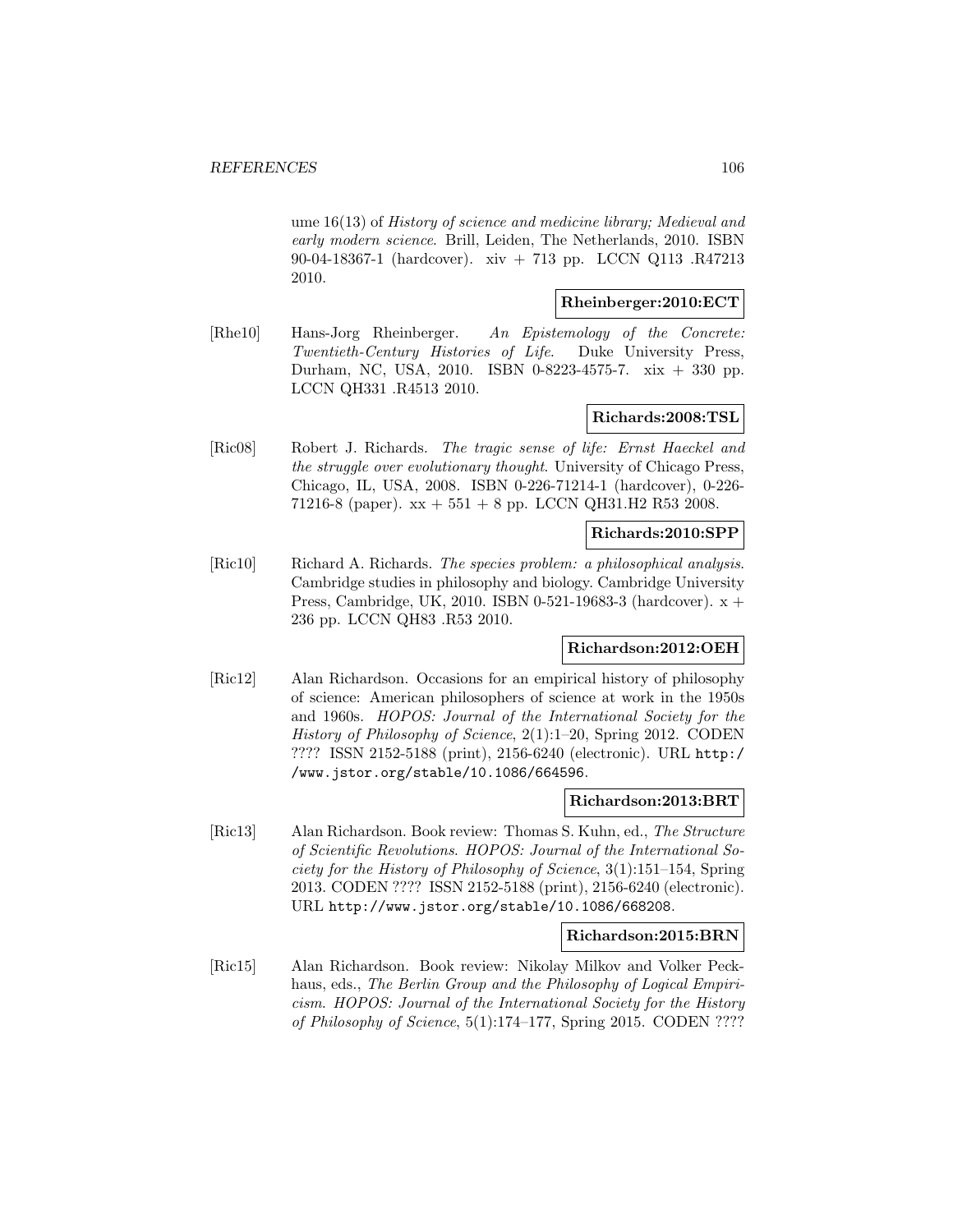ume 16(13) of *History of science and medicine library; Medieval and early modern science*. Brill, Leiden, The Netherlands, 2010. ISBN 90-04-18367-1 (hardcover). xiv + 713 pp. LCCN Q113 .R47213 2010.

**Rheinberger:2010:ECT**

[Rhe10] Hans-Jorg Rheinberger. *An Epistemology of the Concrete: Twentieth-Century Histories of Life*. Duke University Press, Durham, NC, USA, 2010. ISBN 0-8223-4575-7. xix + 330 pp. LCCN QH331 .R4513 2010.

**Richards:2008:TSL**

[Ric08] Robert J. Richards. *The tragic sense of life: Ernst Haeckel and the struggle over evolutionary thought*. University of Chicago Press, Chicago, IL, USA, 2008. ISBN 0-226-71214-1 (hardcover), 0-226-71216-8 (paper). xx + 551 + 8 pp. LCCN QH31.H2 R53 2008.

**Richards:2010:SPP**

[Ric10] Richard A. Richards. *The species problem: a philosophical analysis*. Cambridge studies in philosophy and biology. Cambridge University Press, Cambridge, UK, 2010. ISBN 0-521-19683-3 (hardcover). x + 236 pp. LCCN QH83 .R53 2010.

**Richardson:2012:OEH**

[Ric12] Alan Richardson. Occasions for an empirical history of philosophy of science: American philosophers of science at work in the 1950s and 1960s. *HOPOS: Journal of the International Society for the History of Philosophy of Science*, 2(1):1–20, Spring 2012. CODEN ???? ISSN 2152-5188 (print), 2156-6240 (electronic). URL http://www.jstor.org/stable/10.1086/664596.

**Richardson:2013:BRT**

[Ric13] Alan Richardson. Book review: Thomas S. Kuhn, ed., *The Structure of Scientific Revolutions*. *HOPOS: Journal of the International Society for the History of Philosophy of Science*, 3(1):151–154, Spring 2013. CODEN ???? ISSN 2152-5188 (print), 2156-6240 (electronic). URL http://www.jstor.org/stable/10.1086/668208.

**Richardson:2015:BRN**

[Ric15] Alan Richardson. Book review: Nikolay Milkov and Volker Peckhaus, eds., *The Berlin Group and the Philosophy of Logical Empiricism*. *HOPOS: Journal of the International Society for the History of Philosophy of Science*, 5(1):174–177, Spring 2015. CODEN ????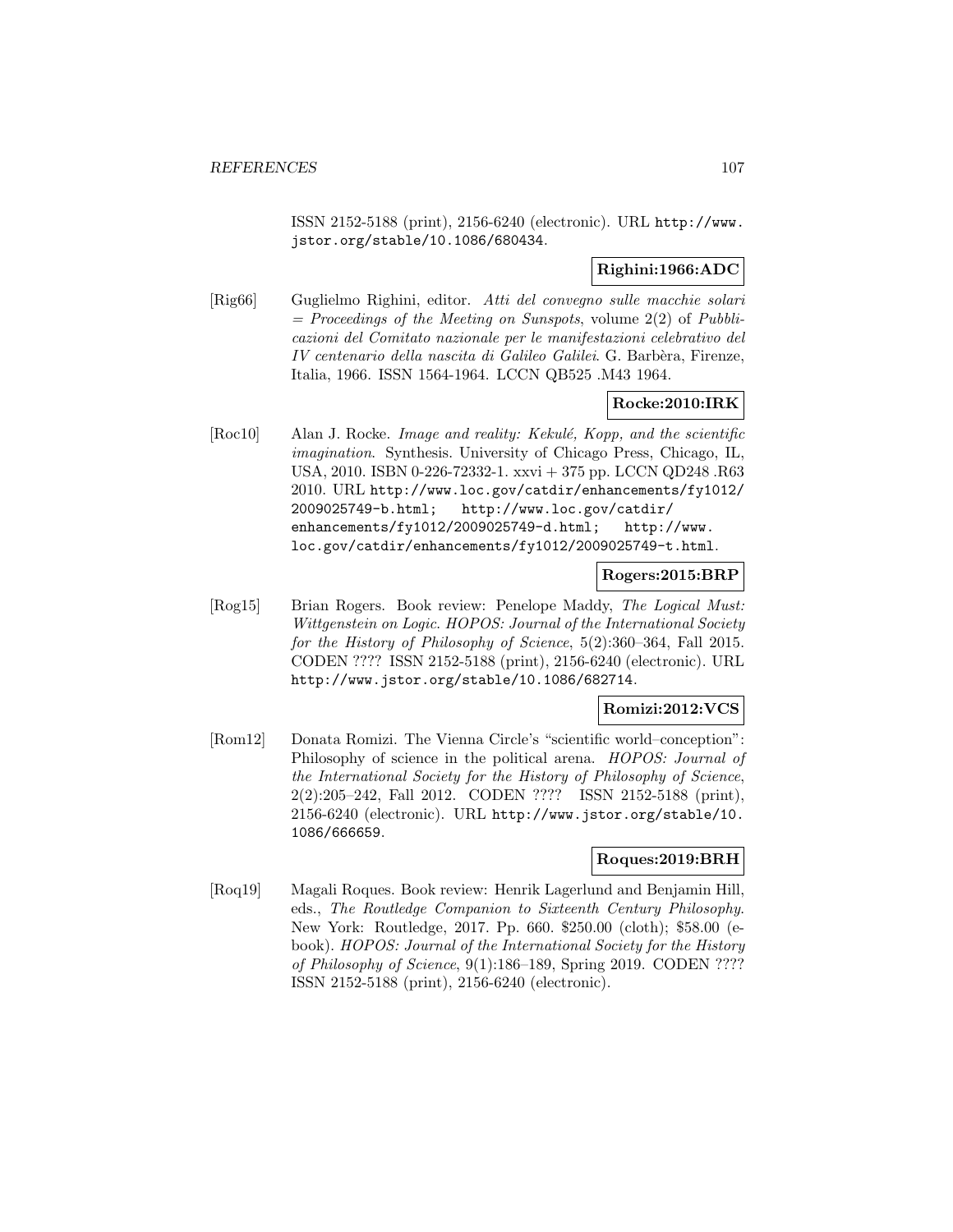ISSN 2152-5188 (print), 2156-6240 (electronic). URL http://www.jstor.org/stable/10.1086/680434.

**Righini:1966:ADC**

[Rig66] Guglielmo Righini, editor. *Atti del convegno sulle macchie solari = Proceedings of the Meeting on Sunspots*, volume 2(2) of *Pubblicazioni del Comitato nazionale per le manifestazioni celebrativo del IV centenario della nascita di Galileo Galilei*. G. Barbèra, Firenze, Italia, 1966. ISSN 1564-1964. LCCN QB525 .M43 1964.

**Rocke:2010:IRK**

[Roc10] Alan J. Rocke. *Image and reality: Kekulé, Kopp, and the scientific imagination*. Synthesis. University of Chicago Press, Chicago, IL, USA, 2010. ISBN 0-226-72332-1. xxvi + 375 pp. LCCN QD248 .R63 2010. URL http://www.loc.gov/catdir/enhancements/fy1012/2009025749-b.html; http://www.loc.gov/catdir/enhancements/fy1012/2009025749-d.html; http://www.loc.gov/catdir/enhancements/fy1012/2009025749-t.html.

**Rogers:2015:BRP**

[Rog15] Brian Rogers. Book review: Penelope Maddy, *The Logical Must: Wittgenstein on Logic*. *HOPOS: Journal of the International Society for the History of Philosophy of Science*, 5(2):360–364, Fall 2015. CODEN ???? ISSN 2152-5188 (print), 2156-6240 (electronic). URL http://www.jstor.org/stable/10.1086/682714.

**Romizi:2012:VCS**

[Rom12] Donata Romizi. The Vienna Circle's "scientific world–conception": Philosophy of science in the political arena. *HOPOS: Journal of the International Society for the History of Philosophy of Science*, 2(2):205–242, Fall 2012. CODEN ???? ISSN 2152-5188 (print), 2156-6240 (electronic). URL http://www.jstor.org/stable/10.1086/666659.

**Roques:2019:BRH**

[Roq19] Magali Roques. Book review: Henrik Lagerlund and Benjamin Hill, eds., *The Routledge Companion to Sixteenth Century Philosophy*. New York: Routledge, 2017. Pp. 660. $250.00 (cloth); $58.00 (e-book). *HOPOS: Journal of the International Society for the History of Philosophy of Science*, 9(1):186–189, Spring 2019. CODEN ???? ISSN 2152-5188 (print), 2156-6240 (electronic).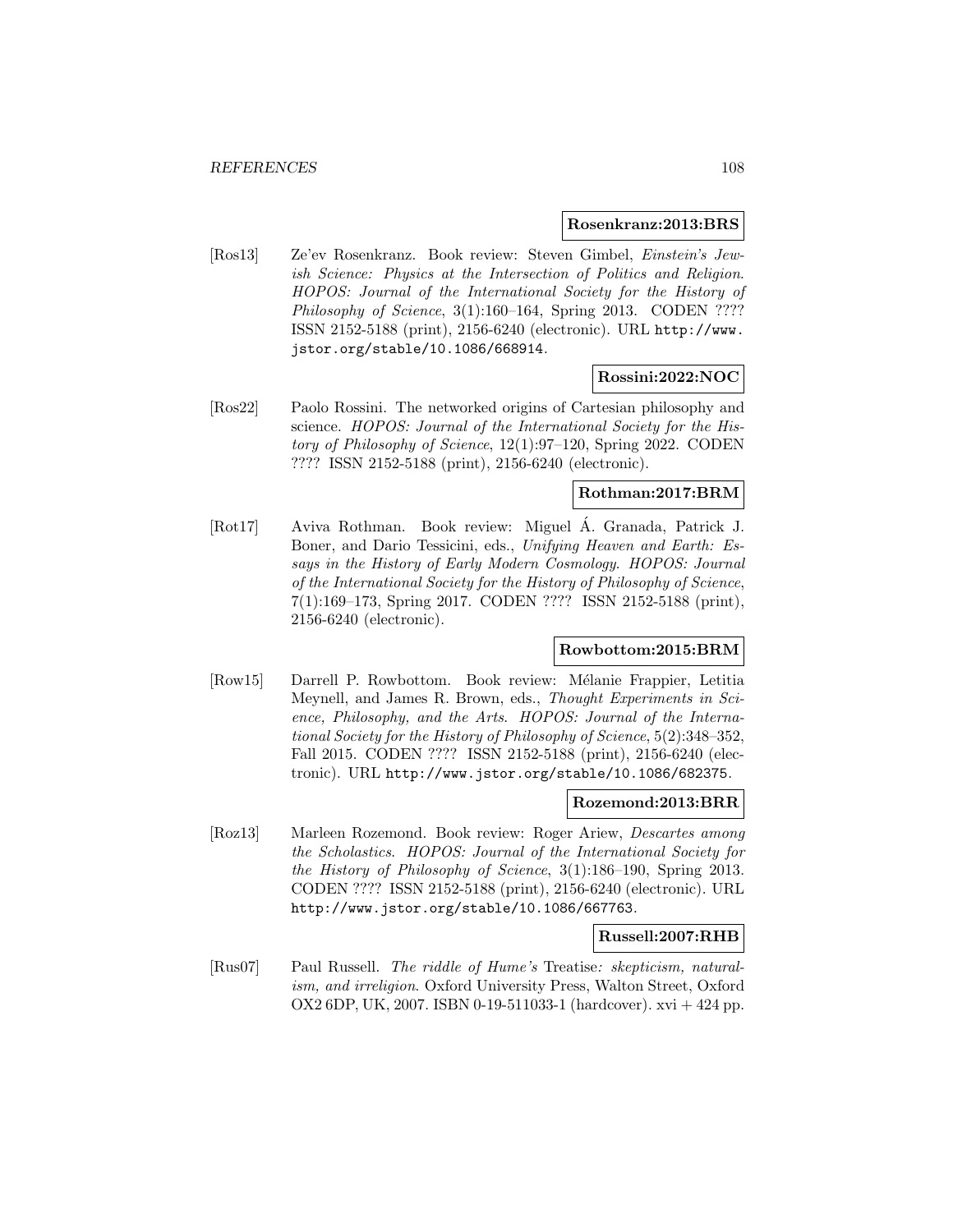**Rosenkranz:2013:BRS**

[Ros13] Ze'ev Rosenkranz. Book review: Steven Gimbel, *Einstein's Jewish Science: Physics at the Intersection of Politics and Religion*. *HOPOS: Journal of the International Society for the History of Philosophy of Science*, 3(1):160–164, Spring 2013. CODEN ???? ISSN 2152-5188 (print), 2156-6240 (electronic). URL http://www.jstor.org/stable/10.1086/668914.

**Rossini:2022:NOC**

[Ros22] Paolo Rossini. The networked origins of Cartesian philosophy and science. *HOPOS: Journal of the International Society for the History of Philosophy of Science*, 12(1):97–120, Spring 2022. CODEN ???? ISSN 2152-5188 (print), 2156-6240 (electronic).

**Rothman:2017:BRM**

[Rot17] Aviva Rothman. Book review: Miguel Á. Granada, Patrick J. Boner, and Dario Tessicini, eds., *Unifying Heaven and Earth: Essays in the History of Early Modern Cosmology*. *HOPOS: Journal of the International Society for the History of Philosophy of Science*, 7(1):169–173, Spring 2017. CODEN ???? ISSN 2152-5188 (print), 2156-6240 (electronic).

**Rowbottom:2015:BRM**

[Row15] Darrell P. Rowbottom. Book review: Mélanie Frappier, Letitia Meynell, and James R. Brown, eds., *Thought Experiments in Science, Philosophy, and the Arts*. *HOPOS: Journal of the International Society for the History of Philosophy of Science*, 5(2):348–352, Fall 2015. CODEN ???? ISSN 2152-5188 (print), 2156-6240 (electronic). URL http://www.jstor.org/stable/10.1086/682375.

**Rozemond:2013:BRR**

[Roz13] Marleen Rozemond. Book review: Roger Ariew, *Descartes among the Scholastics*. *HOPOS: Journal of the International Society for the History of Philosophy of Science*, 3(1):186–190, Spring 2013. CODEN ???? ISSN 2152-5188 (print), 2156-6240 (electronic). URL http://www.jstor.org/stable/10.1086/667763.

**Russell:2007:RHB**

[Rus07] Paul Russell. *The riddle of Hume's* Treatise*: skepticism, naturalism, and irreligion*. Oxford University Press, Walton Street, Oxford OX2 6DP, UK, 2007. ISBN 0-19-511033-1 (hardcover). xvi + 424 pp.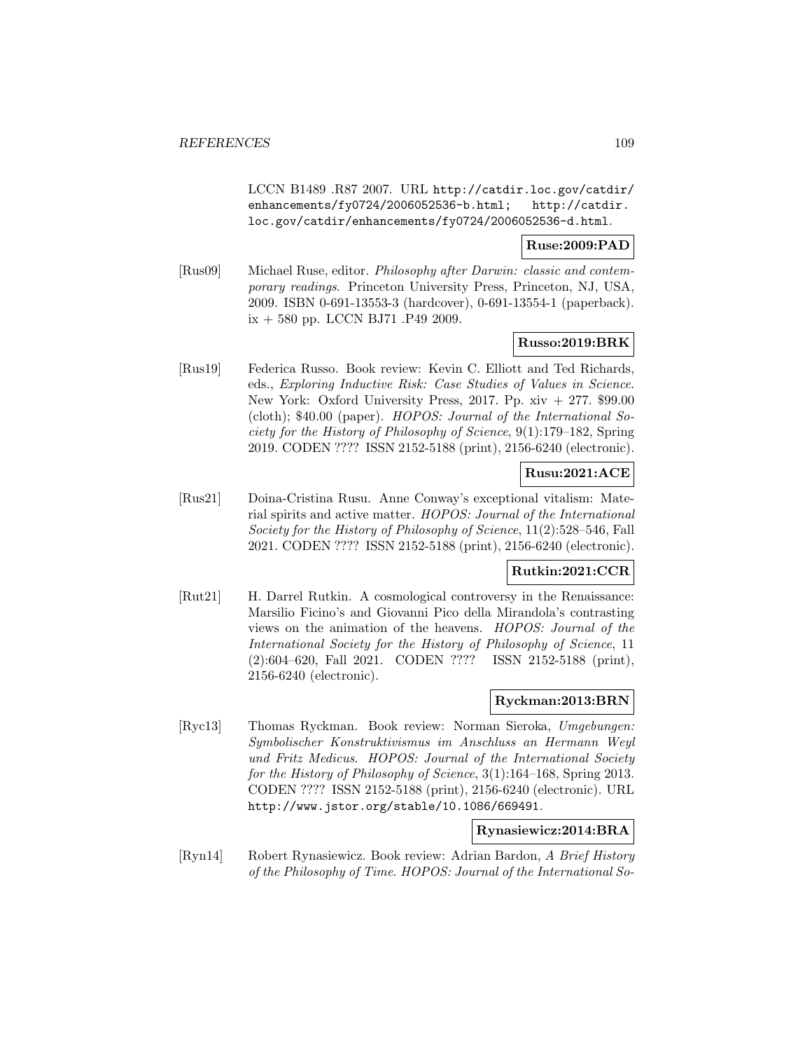LCCN B1489 .R87 2007. URL http://catdir.loc.gov/catdir/enhancements/fy0724/2006052536-b.html; http://catdir.loc.gov/catdir/enhancements/fy0724/2006052536-d.html.

**Ruse:2009:PAD**

[Rus09] Michael Ruse, editor. *Philosophy after Darwin: classic and contemporary readings*. Princeton University Press, Princeton, NJ, USA, 2009. ISBN 0-691-13553-3 (hardcover), 0-691-13554-1 (paperback). ix + 580 pp. LCCN BJ71 .P49 2009.

**Russo:2019:BRK**

[Rus19] Federica Russo. Book review: Kevin C. Elliott and Ted Richards, eds., *Exploring Inductive Risk: Case Studies of Values in Science*. New York: Oxford University Press, 2017. Pp. xiv + 277. $99.00 (cloth); $40.00 (paper). *HOPOS: Journal of the International Society for the History of Philosophy of Science*, 9(1):179–182, Spring 2019. CODEN ???? ISSN 2152-5188 (print), 2156-6240 (electronic).

**Rusu:2021:ACE**

[Rus21] Doina-Cristina Rusu. Anne Conway's exceptional vitalism: Material spirits and active matter. *HOPOS: Journal of the International Society for the History of Philosophy of Science*, 11(2):528–546, Fall 2021. CODEN ???? ISSN 2152-5188 (print), 2156-6240 (electronic).

**Rutkin:2021:CCR**

[Rut21] H. Darrel Rutkin. A cosmological controversy in the Renaissance: Marsilio Ficino's and Giovanni Pico della Mirandola's contrasting views on the animation of the heavens. *HOPOS: Journal of the International Society for the History of Philosophy of Science*, 11 (2):604–620, Fall 2021. CODEN ???? ISSN 2152-5188 (print), 2156-6240 (electronic).

**Ryckman:2013:BRN**

[Ryc13] Thomas Ryckman. Book review: Norman Sieroka, *Umgebungen: Symbolischer Konstruktivismus im Anschluss an Hermann Weyl und Fritz Medicus*. *HOPOS: Journal of the International Society for the History of Philosophy of Science*, 3(1):164–168, Spring 2013. CODEN ???? ISSN 2152-5188 (print), 2156-6240 (electronic). URL http://www.jstor.org/stable/10.1086/669491.

**Rynasiewicz:2014:BRA**

[Ryn14] Robert Rynasiewicz. Book review: Adrian Bardon, *A Brief History of the Philosophy of Time*. *HOPOS: Journal of the International So-*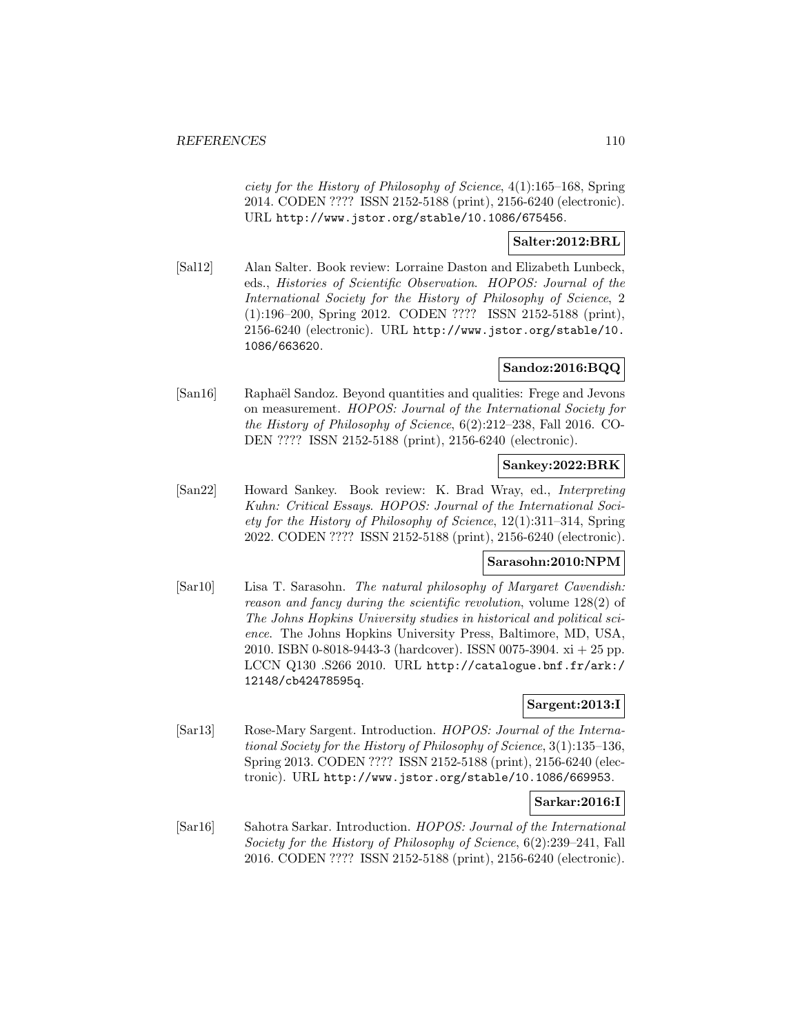*ciety for the History of Philosophy of Science*, 4(1):165–168, Spring 2014. CODEN ???? ISSN 2152-5188 (print), 2156-6240 (electronic). URL http://www.jstor.org/stable/10.1086/675456.

**Salter:2012:BRL**

[Sal12] Alan Salter. Book review: Lorraine Daston and Elizabeth Lunbeck, eds., *Histories of Scientific Observation*. *HOPOS: Journal of the International Society for the History of Philosophy of Science*, 2 (1):196–200, Spring 2012. CODEN ???? ISSN 2152-5188 (print), 2156-6240 (electronic). URL http://www.jstor.org/stable/10.1086/663620.

**Sandoz:2016:BQQ**

[San16] Raphaël Sandoz. Beyond quantities and qualities: Frege and Jevons on measurement. *HOPOS: Journal of the International Society for the History of Philosophy of Science*, 6(2):212–238, Fall 2016. CODEN ???? ISSN 2152-5188 (print), 2156-6240 (electronic).

**Sankey:2022:BRK**

[San22] Howard Sankey. Book review: K. Brad Wray, ed., *Interpreting Kuhn: Critical Essays*. *HOPOS: Journal of the International Society for the History of Philosophy of Science*, 12(1):311–314, Spring 2022. CODEN ???? ISSN 2152-5188 (print), 2156-6240 (electronic).

**Sarasohn:2010:NPM**

[Sar10] Lisa T. Sarasohn. *The natural philosophy of Margaret Cavendish: reason and fancy during the scientific revolution*, volume 128(2) of *The Johns Hopkins University studies in historical and political science*. The Johns Hopkins University Press, Baltimore, MD, USA, 2010. ISBN 0-8018-9443-3 (hardcover). ISSN 0075-3904. xi + 25 pp. LCCN Q130 .S266 2010. URL http://catalogue.bnf.fr/ark:/12148/cb42478595q.

**Sargent:2013:I**

[Sar13] Rose-Mary Sargent. Introduction. *HOPOS: Journal of the International Society for the History of Philosophy of Science*, 3(1):135–136, Spring 2013. CODEN ???? ISSN 2152-5188 (print), 2156-6240 (electronic). URL http://www.jstor.org/stable/10.1086/669953.

**Sarkar:2016:I**

[Sar16] Sahotra Sarkar. Introduction. *HOPOS: Journal of the International Society for the History of Philosophy of Science*, 6(2):239–241, Fall 2016. CODEN ???? ISSN 2152-5188 (print), 2156-6240 (electronic).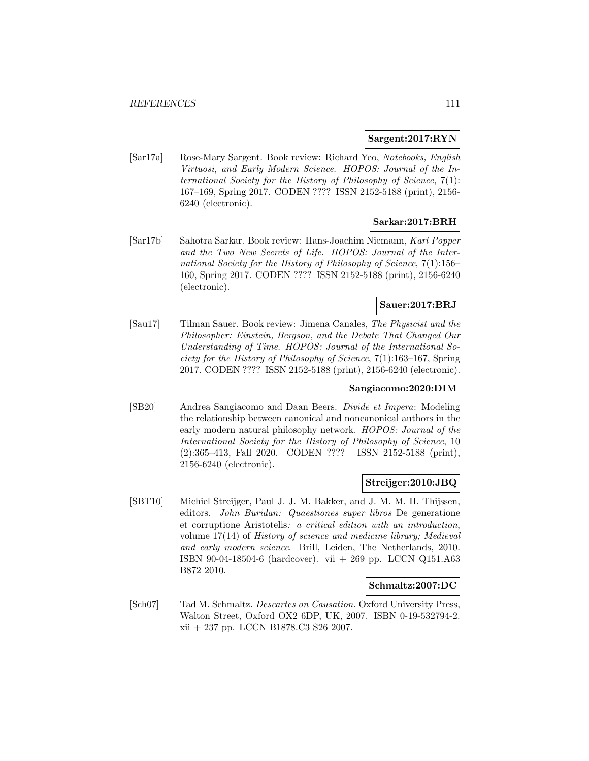**Sargent:2017:RYN**

[Sar17a] Rose-Mary Sargent. Book review: Richard Yeo, *Notebooks, English Virtuosi, and Early Modern Science*. *HOPOS: Journal of the International Society for the History of Philosophy of Science*, 7(1): 167–169, Spring 2017. CODEN ???? ISSN 2152-5188 (print), 2156-6240 (electronic).

**Sarkar:2017:BRH**

[Sar17b] Sahotra Sarkar. Book review: Hans-Joachim Niemann, *Karl Popper and the Two New Secrets of Life*. *HOPOS: Journal of the International Society for the History of Philosophy of Science*, 7(1):156–160, Spring 2017. CODEN ???? ISSN 2152-5188 (print), 2156-6240 (electronic).

**Sauer:2017:BRJ**

[Sau17] Tilman Sauer. Book review: Jimena Canales, *The Physicist and the Philosopher: Einstein, Bergson, and the Debate That Changed Our Understanding of Time*. *HOPOS: Journal of the International Society for the History of Philosophy of Science*, 7(1):163–167, Spring 2017. CODEN ???? ISSN 2152-5188 (print), 2156-6240 (electronic).

**Sangiacomo:2020:DIM**

[SB20] Andrea Sangiacomo and Daan Beers. *Divide et Impera*: Modeling the relationship between canonical and noncanonical authors in the early modern natural philosophy network. *HOPOS: Journal of the International Society for the History of Philosophy of Science*, 10 (2):365–413, Fall 2020. CODEN ???? ISSN 2152-5188 (print), 2156-6240 (electronic).

**Streijger:2010:JBQ**

[SBT10] Michiel Streijger, Paul J. J. M. Bakker, and J. M. M. H. Thijssen, editors. *John Buridan: Quaestiones super libros* De generatione et corruptione Aristotelis*: a critical edition with an introduction*, volume 17(14) of *History of science and medicine library; Medieval and early modern science*. Brill, Leiden, The Netherlands, 2010. ISBN 90-04-18504-6 (hardcover). vii + 269 pp. LCCN Q151.A63 B872 2010.

**Schmaltz:2007:DC**

[Sch07] Tad M. Schmaltz. *Descartes on Causation*. Oxford University Press, Walton Street, Oxford OX2 6DP, UK, 2007. ISBN 0-19-532794-2. xii + 237 pp. LCCN B1878.C3 S26 2007.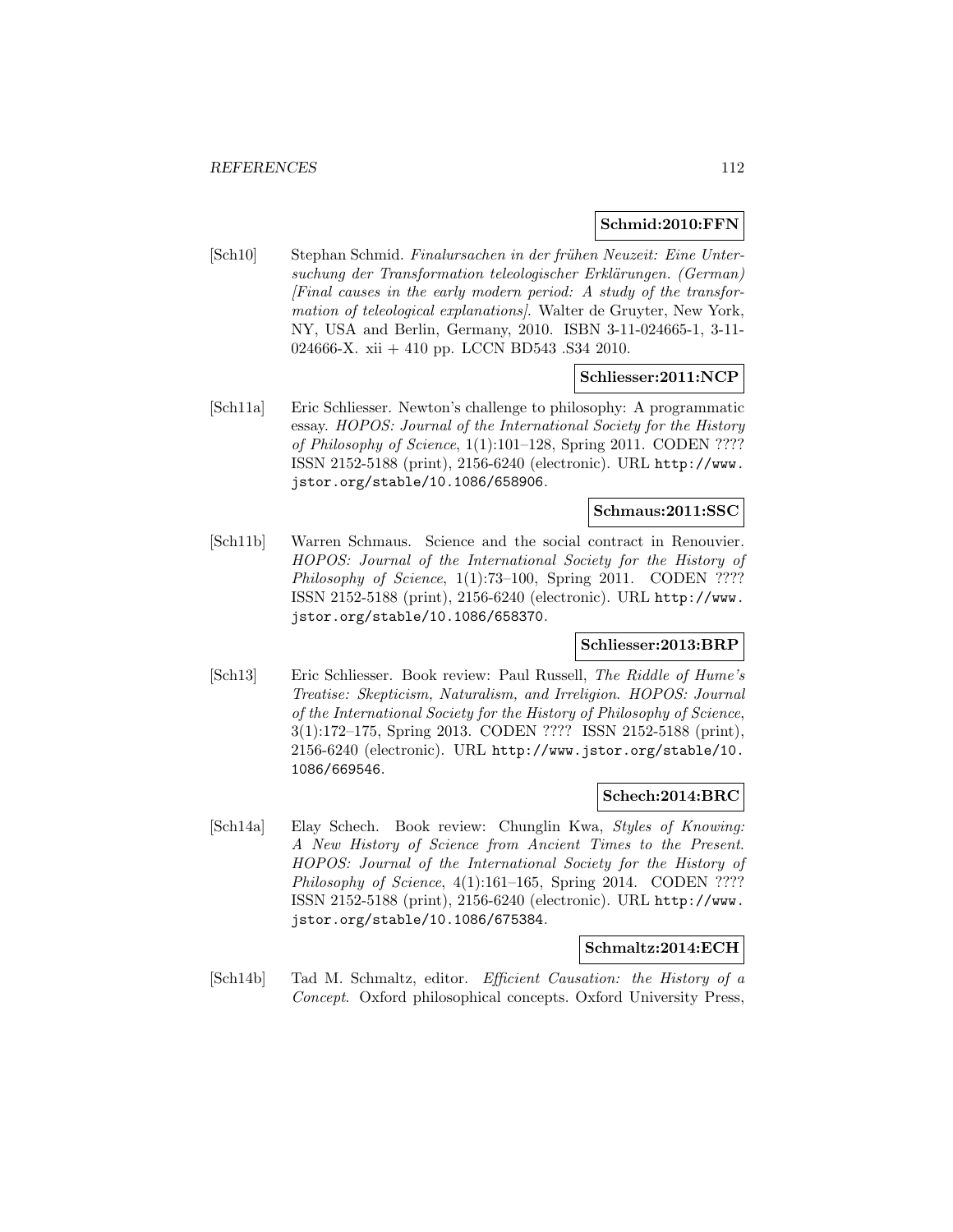**Schmid:2010:FFN**

[Sch10] Stephan Schmid. *Finalursachen in der frühen Neuzeit: Eine Untersuchung der Transformation teleologischer Erklärungen. (German) [Final causes in the early modern period: A study of the transformation of teleological explanations]*. Walter de Gruyter, New York, NY, USA and Berlin, Germany, 2010. ISBN 3-11-024665-1, 3-11-024666-X. xii + 410 pp. LCCN BD543 .S34 2010.

**Schliesser:2011:NCP**

[Sch11a] Eric Schliesser. Newton's challenge to philosophy: A programmatic essay. *HOPOS: Journal of the International Society for the History of Philosophy of Science*, 1(1):101–128, Spring 2011. CODEN ???? ISSN 2152-5188 (print), 2156-6240 (electronic). URL http://www.jstor.org/stable/10.1086/658906.

**Schmaus:2011:SSC**

[Sch11b] Warren Schmaus. Science and the social contract in Renouvier. *HOPOS: Journal of the International Society for the History of Philosophy of Science*, 1(1):73–100, Spring 2011. CODEN ???? ISSN 2152-5188 (print), 2156-6240 (electronic). URL http://www.jstor.org/stable/10.1086/658370.

**Schliesser:2013:BRP**

[Sch13] Eric Schliesser. Book review: Paul Russell, *The Riddle of Hume's Treatise: Skepticism, Naturalism, and Irreligion*. *HOPOS: Journal of the International Society for the History of Philosophy of Science*, 3(1):172–175, Spring 2013. CODEN ???? ISSN 2152-5188 (print), 2156-6240 (electronic). URL http://www.jstor.org/stable/10.1086/669546.

**Schech:2014:BRC**

[Sch14a] Elay Schech. Book review: Chunglin Kwa, *Styles of Knowing: A New History of Science from Ancient Times to the Present*. *HOPOS: Journal of the International Society for the History of Philosophy of Science*, 4(1):161–165, Spring 2014. CODEN ???? ISSN 2152-5188 (print), 2156-6240 (electronic). URL http://www.jstor.org/stable/10.1086/675384.

**Schmaltz:2014:ECH**

[Sch14b] Tad M. Schmaltz, editor. *Efficient Causation: the History of a Concept*. Oxford philosophical concepts. Oxford University Press,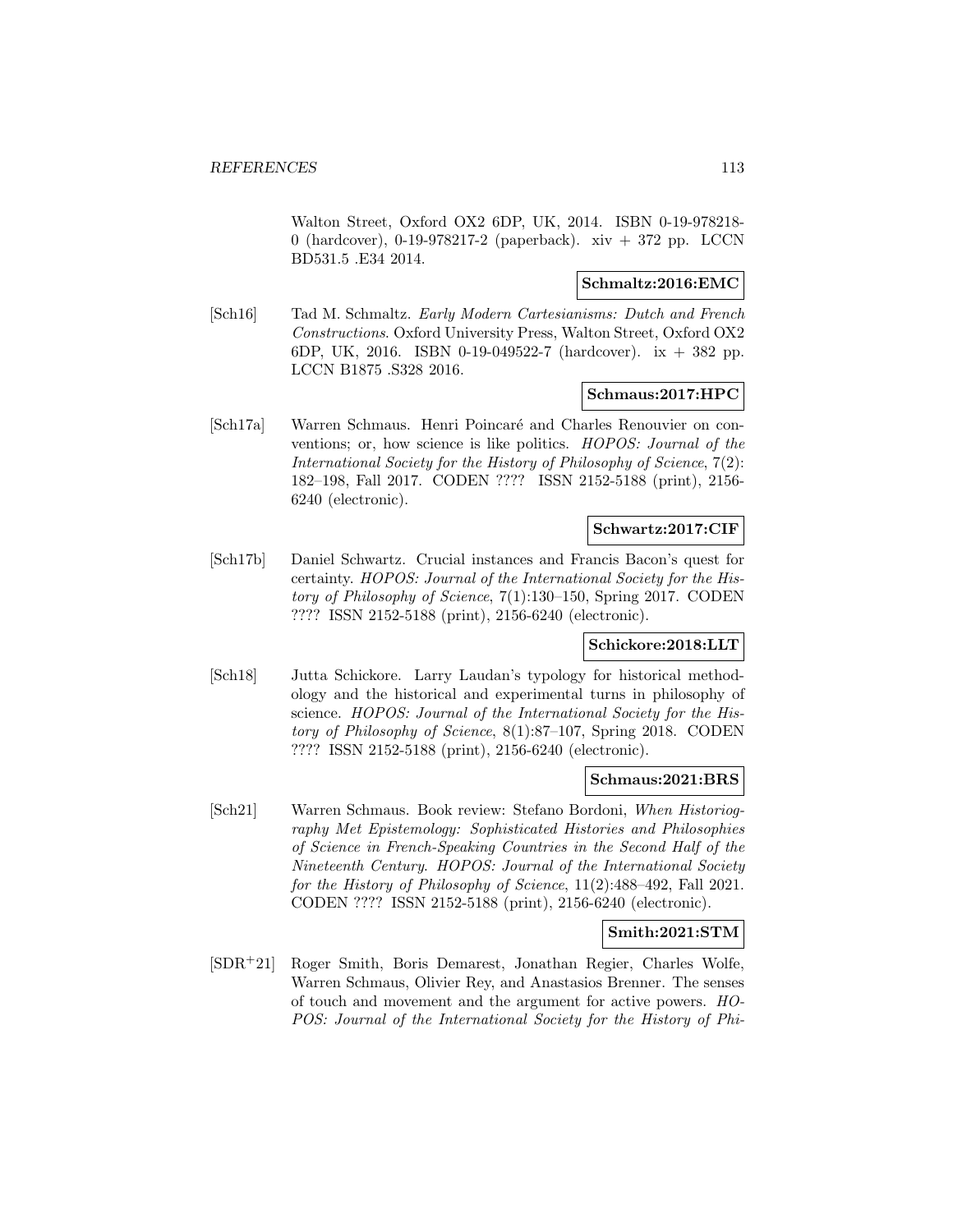Walton Street, Oxford OX2 6DP, UK, 2014. ISBN 0-19-978218-0 (hardcover), 0-19-978217-2 (paperback). xiv + 372 pp. LCCN BD531.5 .E34 2014.

**Schmaltz:2016:EMC**

[Sch16] Tad M. Schmaltz. *Early Modern Cartesianisms: Dutch and French Constructions*. Oxford University Press, Walton Street, Oxford OX2 6DP, UK, 2016. ISBN 0-19-049522-7 (hardcover). ix + 382 pp. LCCN B1875 .S328 2016.

**Schmaus:2017:HPC**

[Sch17a] Warren Schmaus. Henri Poincaré and Charles Renouvier on conventions; or, how science is like politics. *HOPOS: Journal of the International Society for the History of Philosophy of Science*, 7(2): 182–198, Fall 2017. CODEN ???? ISSN 2152-5188 (print), 2156-6240 (electronic).

**Schwartz:2017:CIF**

[Sch17b] Daniel Schwartz. Crucial instances and Francis Bacon's quest for certainty. *HOPOS: Journal of the International Society for the History of Philosophy of Science*, 7(1):130–150, Spring 2017. CODEN ???? ISSN 2152-5188 (print), 2156-6240 (electronic).

**Schickore:2018:LLT**

[Sch18] Jutta Schickore. Larry Laudan's typology for historical methodology and the historical and experimental turns in philosophy of science. *HOPOS: Journal of the International Society for the History of Philosophy of Science*, 8(1):87–107, Spring 2018. CODEN ???? ISSN 2152-5188 (print), 2156-6240 (electronic).

**Schmaus:2021:BRS**

[Sch21] Warren Schmaus. Book review: Stefano Bordoni, *When Historiography Met Epistemology: Sophisticated Histories and Philosophies of Science in French-Speaking Countries in the Second Half of the Nineteenth Century*. *HOPOS: Journal of the International Society for the History of Philosophy of Science*, 11(2):488–492, Fall 2021. CODEN ???? ISSN 2152-5188 (print), 2156-6240 (electronic).

**Smith:2021:STM**

[SDR+21] Roger Smith, Boris Demarest, Jonathan Regier, Charles Wolfe, Warren Schmaus, Olivier Rey, and Anastasios Brenner. The senses of touch and movement and the argument for active powers. *HOPOS: Journal of the International Society for the History of Phi-*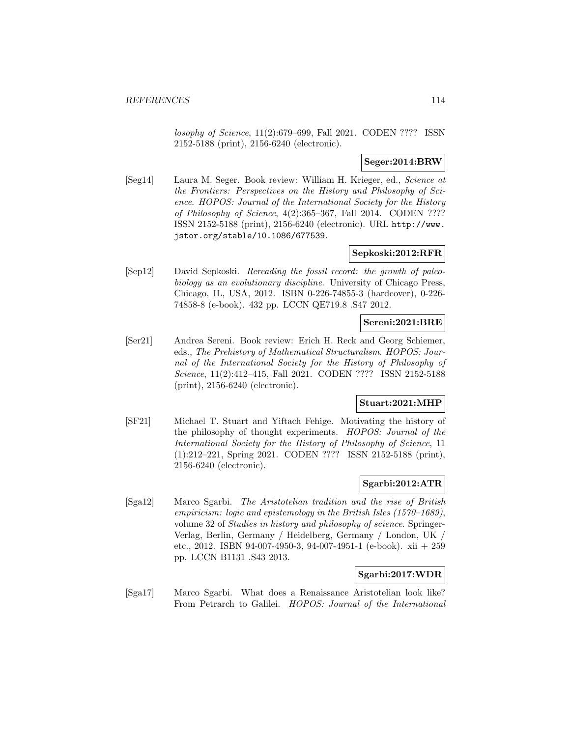*losophy of Science*, 11(2):679–699, Fall 2021. CODEN ???? ISSN 2152-5188 (print), 2156-6240 (electronic).

**Seger:2014:BRW**

[Seg14] Laura M. Seger. Book review: William H. Krieger, ed., *Science at the Frontiers: Perspectives on the History and Philosophy of Science*. *HOPOS: Journal of the International Society for the History of Philosophy of Science*, 4(2):365–367, Fall 2014. CODEN ???? ISSN 2152-5188 (print), 2156-6240 (electronic). URL `http://www.jstor.org/stable/10.1086/677539`.

**Sepkoski:2012:RFR**

[Sep12] David Sepkoski. *Rereading the fossil record: the growth of paleobiology as an evolutionary discipline*. University of Chicago Press, Chicago, IL, USA, 2012. ISBN 0-226-74855-3 (hardcover), 0-226-74858-8 (e-book). 432 pp. LCCN QE719.8 .S47 2012.

**Sereni:2021:BRE**

[Ser21] Andrea Sereni. Book review: Erich H. Reck and Georg Schiemer, eds., *The Prehistory of Mathematical Structuralism*. *HOPOS: Journal of the International Society for the History of Philosophy of Science*, 11(2):412–415, Fall 2021. CODEN ???? ISSN 2152-5188 (print), 2156-6240 (electronic).

**Stuart:2021:MHP**

[SF21] Michael T. Stuart and Yiftach Fehige. Motivating the history of the philosophy of thought experiments. *HOPOS: Journal of the International Society for the History of Philosophy of Science*, 11 (1):212–221, Spring 2021. CODEN ???? ISSN 2152-5188 (print), 2156-6240 (electronic).

**Sgarbi:2012:ATR**

[Sga12] Marco Sgarbi. *The Aristotelian tradition and the rise of British empiricism: logic and epistemology in the British Isles (1570–1689)*, volume 32 of *Studies in history and philosophy of science*. Springer-Verlag, Berlin, Germany / Heidelberg, Germany / London, UK / etc., 2012. ISBN 94-007-4950-3, 94-007-4951-1 (e-book). xii + 259 pp. LCCN B1131 .S43 2013.

**Sgarbi:2017:WDR**

[Sga17] Marco Sgarbi. What does a Renaissance Aristotelian look like? From Petrarch to Galilei. *HOPOS: Journal of the International*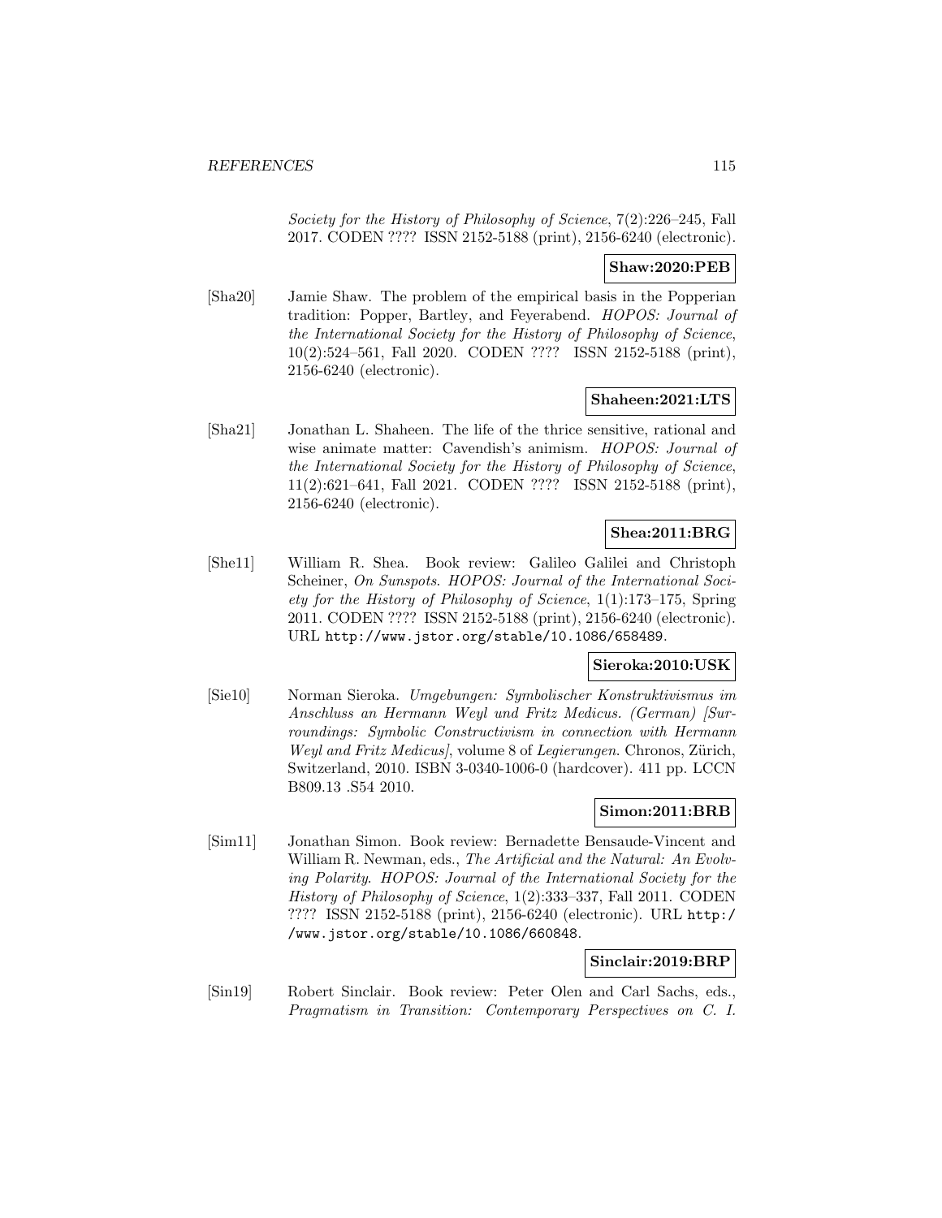*Society for the History of Philosophy of Science*, 7(2):226–245, Fall 2017. CODEN ???? ISSN 2152-5188 (print), 2156-6240 (electronic).

**Shaw:2020:PEB**

[Sha20] Jamie Shaw. The problem of the empirical basis in the Popperian tradition: Popper, Bartley, and Feyerabend. *HOPOS: Journal of the International Society for the History of Philosophy of Science*, 10(2):524–561, Fall 2020. CODEN ???? ISSN 2152-5188 (print), 2156-6240 (electronic).

**Shaheen:2021:LTS**

[Sha21] Jonathan L. Shaheen. The life of the thrice sensitive, rational and wise animate matter: Cavendish's animism. *HOPOS: Journal of the International Society for the History of Philosophy of Science*, 11(2):621–641, Fall 2021. CODEN ???? ISSN 2152-5188 (print), 2156-6240 (electronic).

**Shea:2011:BRG**

[She11] William R. Shea. Book review: Galileo Galilei and Christoph Scheiner, *On Sunspots*. *HOPOS: Journal of the International Society for the History of Philosophy of Science*, 1(1):173–175, Spring 2011. CODEN ???? ISSN 2152-5188 (print), 2156-6240 (electronic). URL http://www.jstor.org/stable/10.1086/658489.

**Sieroka:2010:USK**

[Sie10] Norman Sieroka. *Umgebungen: Symbolischer Konstruktivismus im Anschluss an Hermann Weyl und Fritz Medicus. (German) [Surroundings: Symbolic Constructivism in connection with Hermann Weyl and Fritz Medicus]*, volume 8 of *Legierungen*. Chronos, Zürich, Switzerland, 2010. ISBN 3-0340-1006-0 (hardcover). 411 pp. LCCN B809.13 .S54 2010.

**Simon:2011:BRB**

[Sim11] Jonathan Simon. Book review: Bernadette Bensaude-Vincent and William R. Newman, eds., *The Artificial and the Natural: An Evolving Polarity*. *HOPOS: Journal of the International Society for the History of Philosophy of Science*, 1(2):333–337, Fall 2011. CODEN ???? ISSN 2152-5188 (print), 2156-6240 (electronic). URL http://www.jstor.org/stable/10.1086/660848.

**Sinclair:2019:BRP**

[Sin19] Robert Sinclair. Book review: Peter Olen and Carl Sachs, eds., *Pragmatism in Transition: Contemporary Perspectives on C. I.*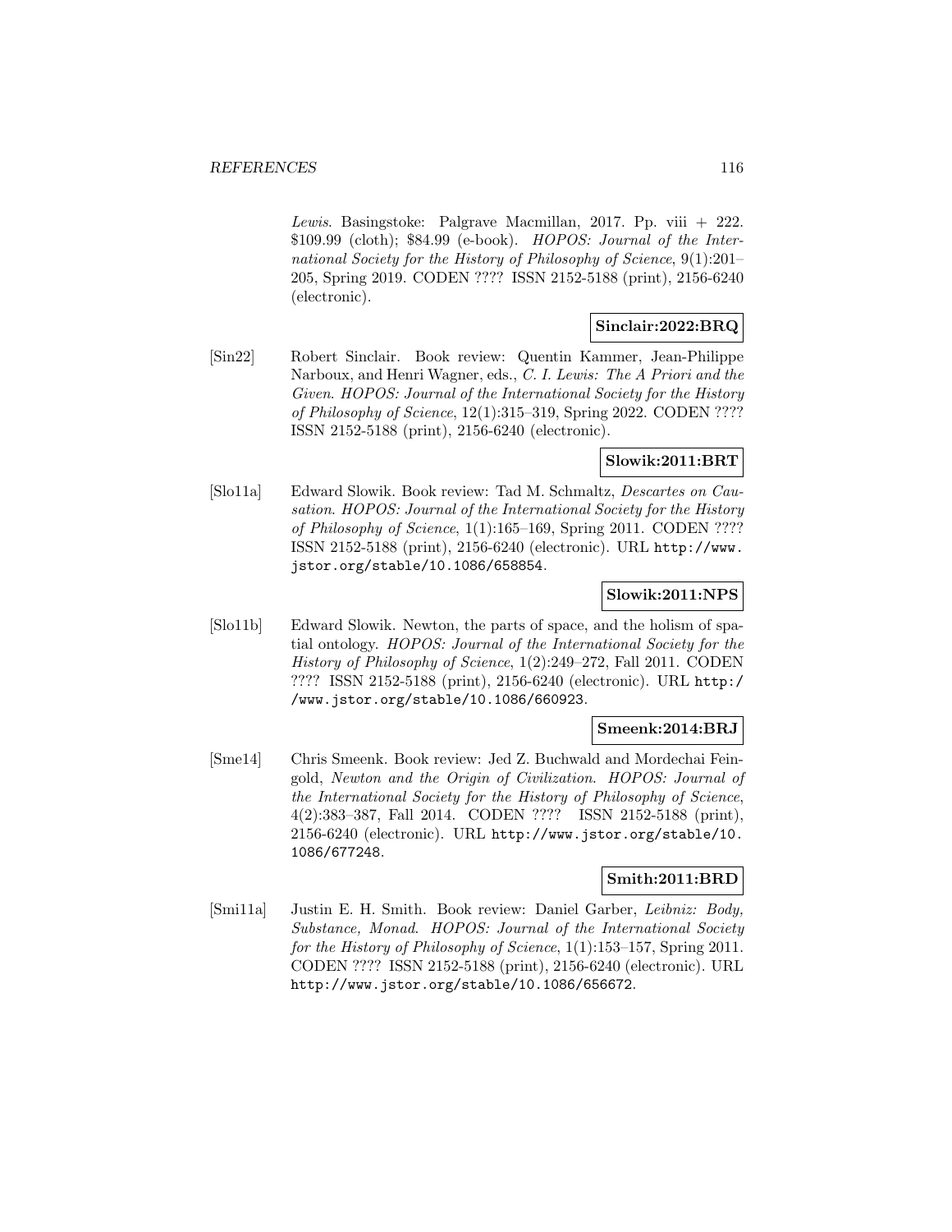*Lewis*. Basingstoke: Palgrave Macmillan, 2017. Pp. viii + 222. $109.99 (cloth); $84.99 (e-book). *HOPOS: Journal of the International Society for the History of Philosophy of Science*, 9(1):201–205, Spring 2019. CODEN ???? ISSN 2152-5188 (print), 2156-6240 (electronic).

**Sinclair:2022:BRQ**

[Sin22] Robert Sinclair. Book review: Quentin Kammer, Jean-Philippe Narboux, and Henri Wagner, eds., *C. I. Lewis: The A Priori and the Given*. *HOPOS: Journal of the International Society for the History of Philosophy of Science*, 12(1):315–319, Spring 2022. CODEN ???? ISSN 2152-5188 (print), 2156-6240 (electronic).

**Slowik:2011:BRT**

[Slo11a] Edward Slowik. Book review: Tad M. Schmaltz, *Descartes on Causation*. *HOPOS: Journal of the International Society for the History of Philosophy of Science*, 1(1):165–169, Spring 2011. CODEN ???? ISSN 2152-5188 (print), 2156-6240 (electronic). URL http://www.jstor.org/stable/10.1086/658854.

**Slowik:2011:NPS**

[Slo11b] Edward Slowik. Newton, the parts of space, and the holism of spatial ontology. *HOPOS: Journal of the International Society for the History of Philosophy of Science*, 1(2):249–272, Fall 2011. CODEN ???? ISSN 2152-5188 (print), 2156-6240 (electronic). URL http://www.jstor.org/stable/10.1086/660923.

**Smeenk:2014:BRJ**

[Sme14] Chris Smeenk. Book review: Jed Z. Buchwald and Mordechai Feingold, *Newton and the Origin of Civilization*. *HOPOS: Journal of the International Society for the History of Philosophy of Science*, 4(2):383–387, Fall 2014. CODEN ???? ISSN 2152-5188 (print), 2156-6240 (electronic). URL http://www.jstor.org/stable/10.1086/677248.

**Smith:2011:BRD**

[Smi11a] Justin E. H. Smith. Book review: Daniel Garber, *Leibniz: Body, Substance, Monad*. *HOPOS: Journal of the International Society for the History of Philosophy of Science*, 1(1):153–157, Spring 2011. CODEN ???? ISSN 2152-5188 (print), 2156-6240 (electronic). URL http://www.jstor.org/stable/10.1086/656672.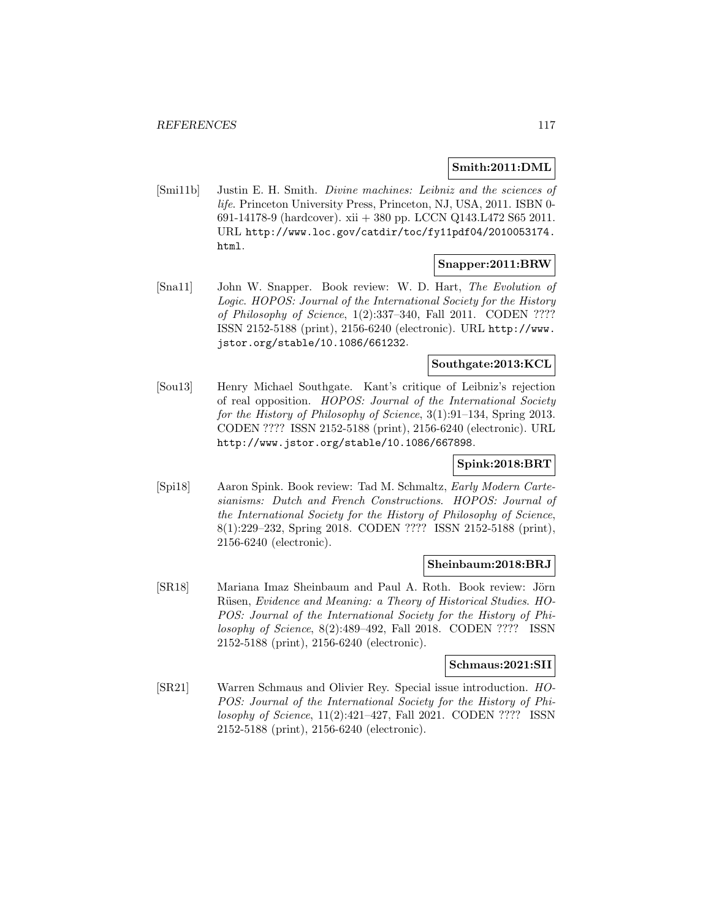**Smith:2011:DML**

[Smi11b] Justin E. H. Smith. *Divine machines: Leibniz and the sciences of life*. Princeton University Press, Princeton, NJ, USA, 2011. ISBN 0-691-14178-9 (hardcover). xii + 380 pp. LCCN Q143.L472 S65 2011. URL http://www.loc.gov/catdir/toc/fy11pdf04/2010053174.html.

**Snapper:2011:BRW**

[Sna11] John W. Snapper. Book review: W. D. Hart, *The Evolution of Logic*. *HOPOS: Journal of the International Society for the History of Philosophy of Science*, 1(2):337–340, Fall 2011. CODEN ???? ISSN 2152-5188 (print), 2156-6240 (electronic). URL http://www.jstor.org/stable/10.1086/661232.

**Southgate:2013:KCL**

[Sou13] Henry Michael Southgate. Kant's critique of Leibniz's rejection of real opposition. *HOPOS: Journal of the International Society for the History of Philosophy of Science*, 3(1):91–134, Spring 2013. CODEN ???? ISSN 2152-5188 (print), 2156-6240 (electronic). URL http://www.jstor.org/stable/10.1086/667898.

**Spink:2018:BRT**

[Spi18] Aaron Spink. Book review: Tad M. Schmaltz, *Early Modern Cartesianisms: Dutch and French Constructions*. *HOPOS: Journal of the International Society for the History of Philosophy of Science*, 8(1):229–232, Spring 2018. CODEN ???? ISSN 2152-5188 (print), 2156-6240 (electronic).

**Sheinbaum:2018:BRJ**

[SR18] Mariana Imaz Sheinbaum and Paul A. Roth. Book review: Jörn Rüsen, *Evidence and Meaning: a Theory of Historical Studies*. *HOPOS: Journal of the International Society for the History of Philosophy of Science*, 8(2):489–492, Fall 2018. CODEN ???? ISSN 2152-5188 (print), 2156-6240 (electronic).

**Schmaus:2021:SII**

[SR21] Warren Schmaus and Olivier Rey. Special issue introduction. *HOPOS: Journal of the International Society for the History of Philosophy of Science*, 11(2):421–427, Fall 2021. CODEN ???? ISSN 2152-5188 (print), 2156-6240 (electronic).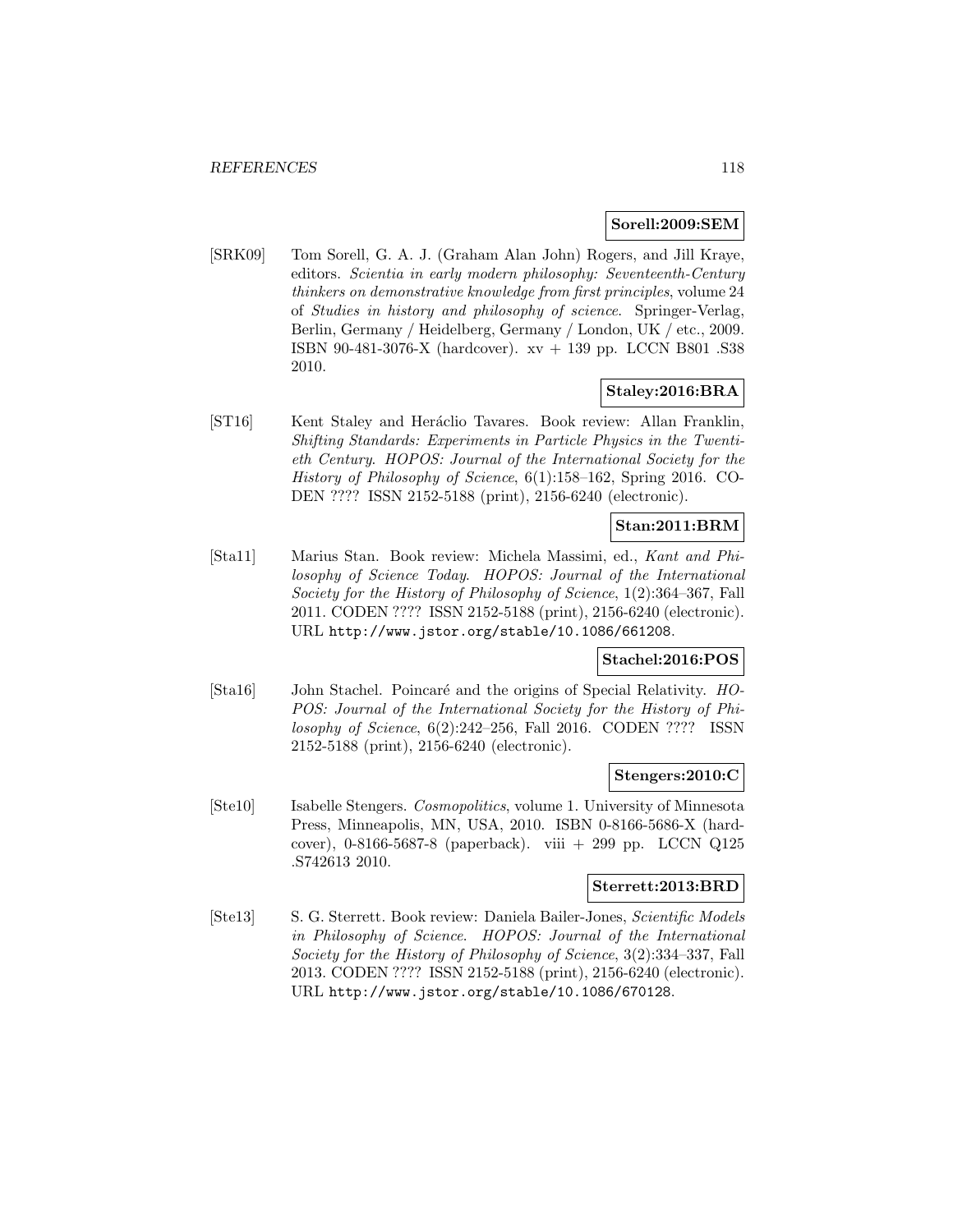**Sorell:2009:SEM**

[SRK09] Tom Sorell, G. A. J. (Graham Alan John) Rogers, and Jill Kraye, editors. *Scientia in early modern philosophy: Seventeenth-Century thinkers on demonstrative knowledge from first principles*, volume 24 of *Studies in history and philosophy of science*. Springer-Verlag, Berlin, Germany / Heidelberg, Germany / London, UK / etc., 2009. ISBN 90-481-3076-X (hardcover). xv + 139 pp. LCCN B801 .S38 2010.

**Staley:2016:BRA**

[ST16] Kent Staley and Heráclio Tavares. Book review: Allan Franklin, *Shifting Standards: Experiments in Particle Physics in the Twentieth Century*. *HOPOS: Journal of the International Society for the History of Philosophy of Science*, 6(1):158–162, Spring 2016. CODEN ???? ISSN 2152-5188 (print), 2156-6240 (electronic).

**Stan:2011:BRM**

[Sta11] Marius Stan. Book review: Michela Massimi, ed., *Kant and Philosophy of Science Today*. *HOPOS: Journal of the International Society for the History of Philosophy of Science*, 1(2):364–367, Fall 2011. CODEN ???? ISSN 2152-5188 (print), 2156-6240 (electronic). URL http://www.jstor.org/stable/10.1086/661208.

**Stachel:2016:POS**

[Sta16] John Stachel. Poincaré and the origins of Special Relativity. *HOPOS: Journal of the International Society for the History of Philosophy of Science*, 6(2):242–256, Fall 2016. CODEN ???? ISSN 2152-5188 (print), 2156-6240 (electronic).

**Stengers:2010:C**

[Ste10] Isabelle Stengers. *Cosmopolitics*, volume 1. University of Minnesota Press, Minneapolis, MN, USA, 2010. ISBN 0-8166-5686-X (hardcover), 0-8166-5687-8 (paperback). viii + 299 pp. LCCN Q125 .S742613 2010.

**Sterrett:2013:BRD**

[Ste13] S. G. Sterrett. Book review: Daniela Bailer-Jones, *Scientific Models in Philosophy of Science*. *HOPOS: Journal of the International Society for the History of Philosophy of Science*, 3(2):334–337, Fall 2013. CODEN ???? ISSN 2152-5188 (print), 2156-6240 (electronic). URL http://www.jstor.org/stable/10.1086/670128.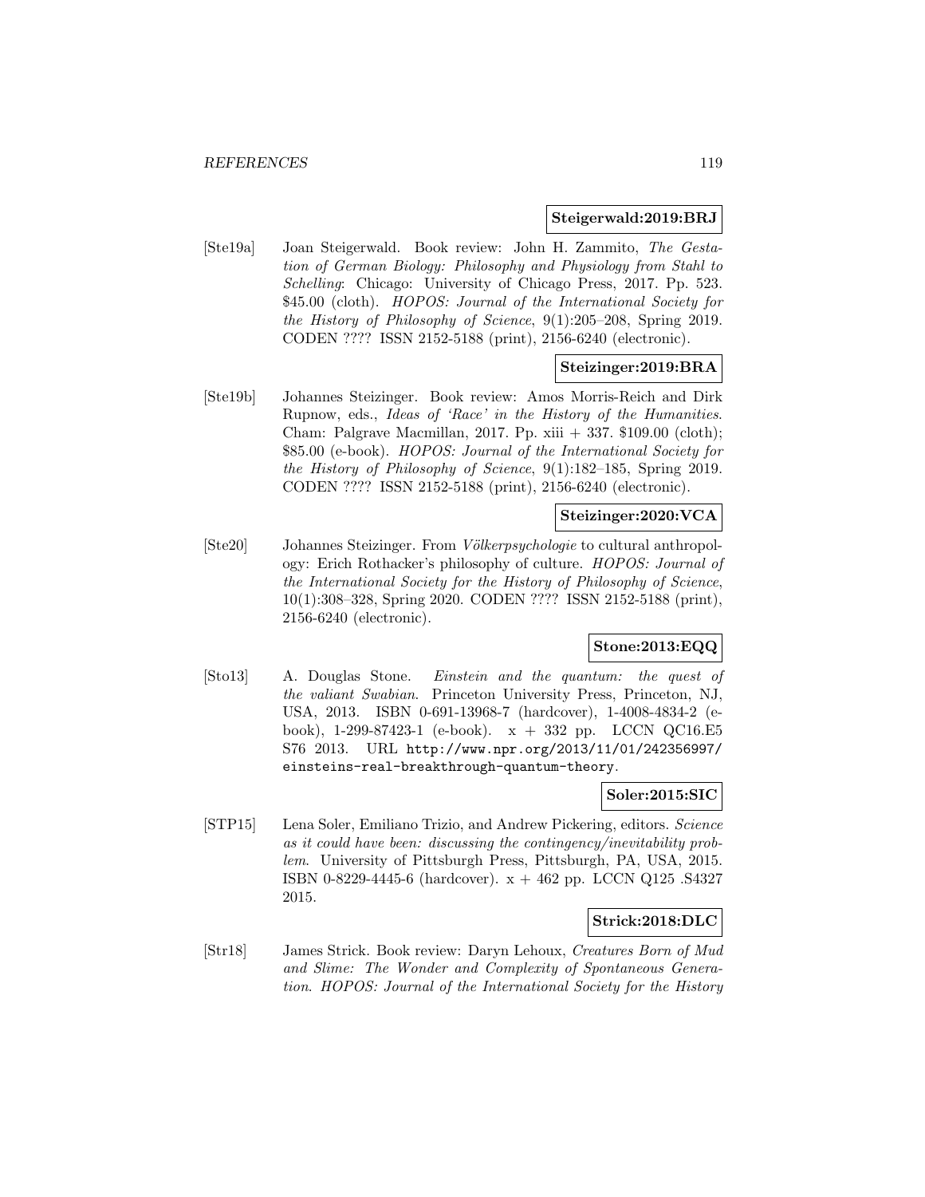**Steigerwald:2019:BRJ**

[Ste19a] Joan Steigerwald. Book review: John H. Zammito, *The Gestation of German Biology: Philosophy and Physiology from Stahl to Schelling*: Chicago: University of Chicago Press, 2017. Pp. 523. $45.00 (cloth). *HOPOS: Journal of the International Society for the History of Philosophy of Science*, 9(1):205–208, Spring 2019. CODEN ???? ISSN 2152-5188 (print), 2156-6240 (electronic).

**Steizinger:2019:BRA**

[Ste19b] Johannes Steizinger. Book review: Amos Morris-Reich and Dirk Rupnow, eds., *Ideas of 'Race' in the History of the Humanities*. Cham: Palgrave Macmillan, 2017. Pp. xiii + 337. $109.00 (cloth); $85.00 (e-book). *HOPOS: Journal of the International Society for the History of Philosophy of Science*, 9(1):182–185, Spring 2019. CODEN ???? ISSN 2152-5188 (print), 2156-6240 (electronic).

**Steizinger:2020:VCA**

[Ste20] Johannes Steizinger. From *Völkerpsychologie* to cultural anthropology: Erich Rothacker's philosophy of culture. *HOPOS: Journal of the International Society for the History of Philosophy of Science*, 10(1):308–328, Spring 2020. CODEN ???? ISSN 2152-5188 (print), 2156-6240 (electronic).

**Stone:2013:EQQ**

[Sto13] A. Douglas Stone. *Einstein and the quantum: the quest of the valiant Swabian*. Princeton University Press, Princeton, NJ, USA, 2013. ISBN 0-691-13968-7 (hardcover), 1-4008-4834-2 (e-book), 1-299-87423-1 (e-book). x + 332 pp. LCCN QC16.E5 S76 2013. URL http://www.npr.org/2013/11/01/242356997/einsteins-real-breakthrough-quantum-theory.

**Soler:2015:SIC**

[STP15] Lena Soler, Emiliano Trizio, and Andrew Pickering, editors. *Science as it could have been: discussing the contingency/inevitability problem*. University of Pittsburgh Press, Pittsburgh, PA, USA, 2015. ISBN 0-8229-4445-6 (hardcover). x + 462 pp. LCCN Q125 .S4327 2015.

**Strick:2018:DLC**

[Str18] James Strick. Book review: Daryn Lehoux, *Creatures Born of Mud and Slime: The Wonder and Complexity of Spontaneous Generation*. *HOPOS: Journal of the International Society for the History*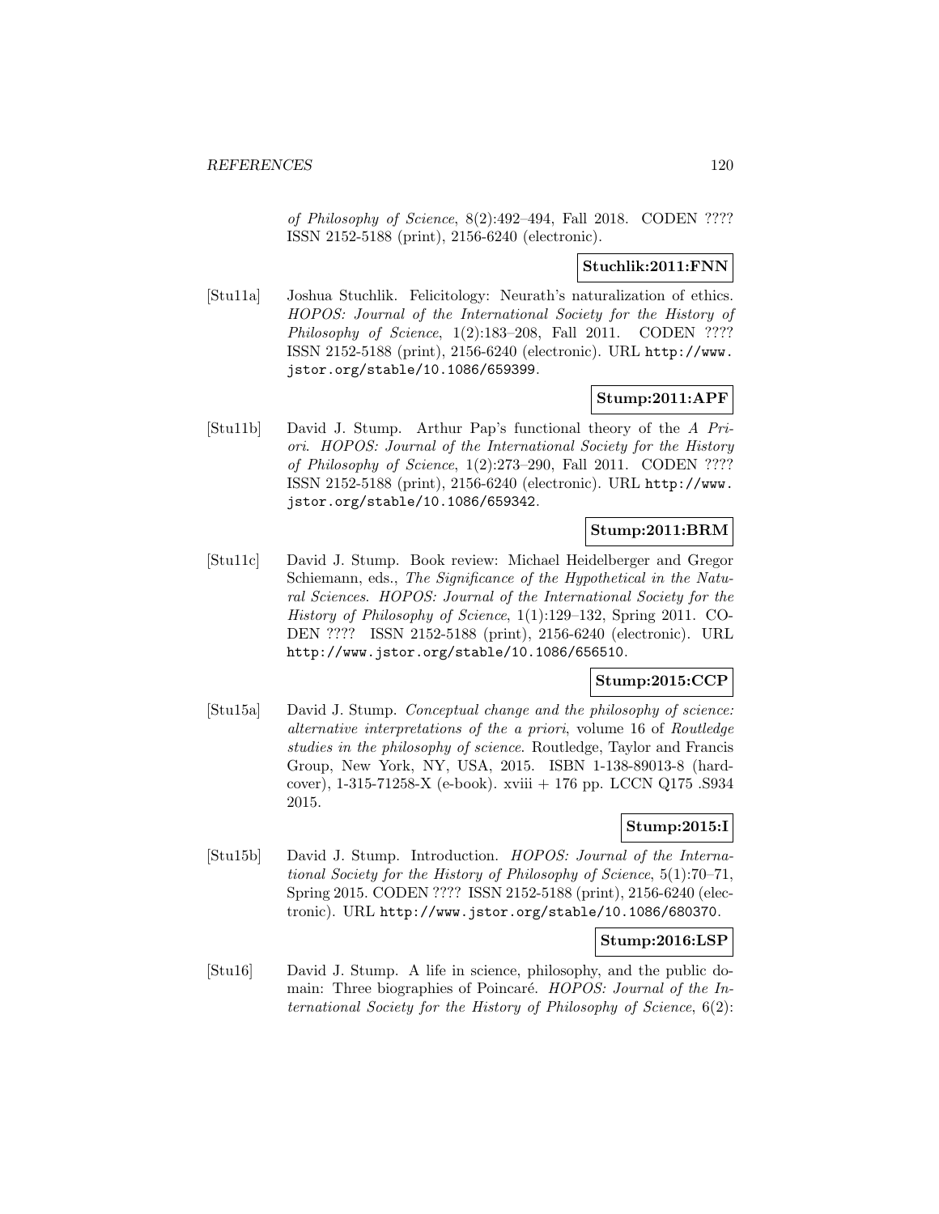of Philosophy of Science*, 8(2):492–494, Fall 2018. CODEN ???? ISSN 2152-5188 (print), 2156-6240 (electronic).

**Stuchlik:2011:FNN**

[Stu11a] Joshua Stuchlik. Felicitology: Neurath's naturalization of ethics. *HOPOS: Journal of the International Society for the History of Philosophy of Science*, 1(2):183–208, Fall 2011. CODEN ???? ISSN 2152-5188 (print), 2156-6240 (electronic). URL http://www.jstor.org/stable/10.1086/659399.

**Stump:2011:APF**

[Stu11b] David J. Stump. Arthur Pap's functional theory of the *A Priori*. *HOPOS: Journal of the International Society for the History of Philosophy of Science*, 1(2):273–290, Fall 2011. CODEN ???? ISSN 2152-5188 (print), 2156-6240 (electronic). URL http://www.jstor.org/stable/10.1086/659342.

**Stump:2011:BRM**

[Stu11c] David J. Stump. Book review: Michael Heidelberger and Gregor Schiemann, eds., *The Significance of the Hypothetical in the Natural Sciences*. *HOPOS: Journal of the International Society for the History of Philosophy of Science*, 1(1):129–132, Spring 2011. CODEN ???? ISSN 2152-5188 (print), 2156-6240 (electronic). URL http://www.jstor.org/stable/10.1086/656510.

**Stump:2015:CCP**

[Stu15a] David J. Stump. *Conceptual change and the philosophy of science: alternative interpretations of the a priori*, volume 16 of *Routledge studies in the philosophy of science*. Routledge, Taylor and Francis Group, New York, NY, USA, 2015. ISBN 1-138-89013-8 (hardcover), 1-315-71258-X (e-book). xviii + 176 pp. LCCN Q175 .S934 2015.

**Stump:2015:I**

[Stu15b] David J. Stump. Introduction. *HOPOS: Journal of the International Society for the History of Philosophy of Science*, 5(1):70–71, Spring 2015. CODEN ???? ISSN 2152-5188 (print), 2156-6240 (electronic). URL http://www.jstor.org/stable/10.1086/680370.

**Stump:2016:LSP**

[Stu16] David J. Stump. A life in science, philosophy, and the public domain: Three biographies of Poincaré. *HOPOS: Journal of the International Society for the History of Philosophy of Science*, 6(2):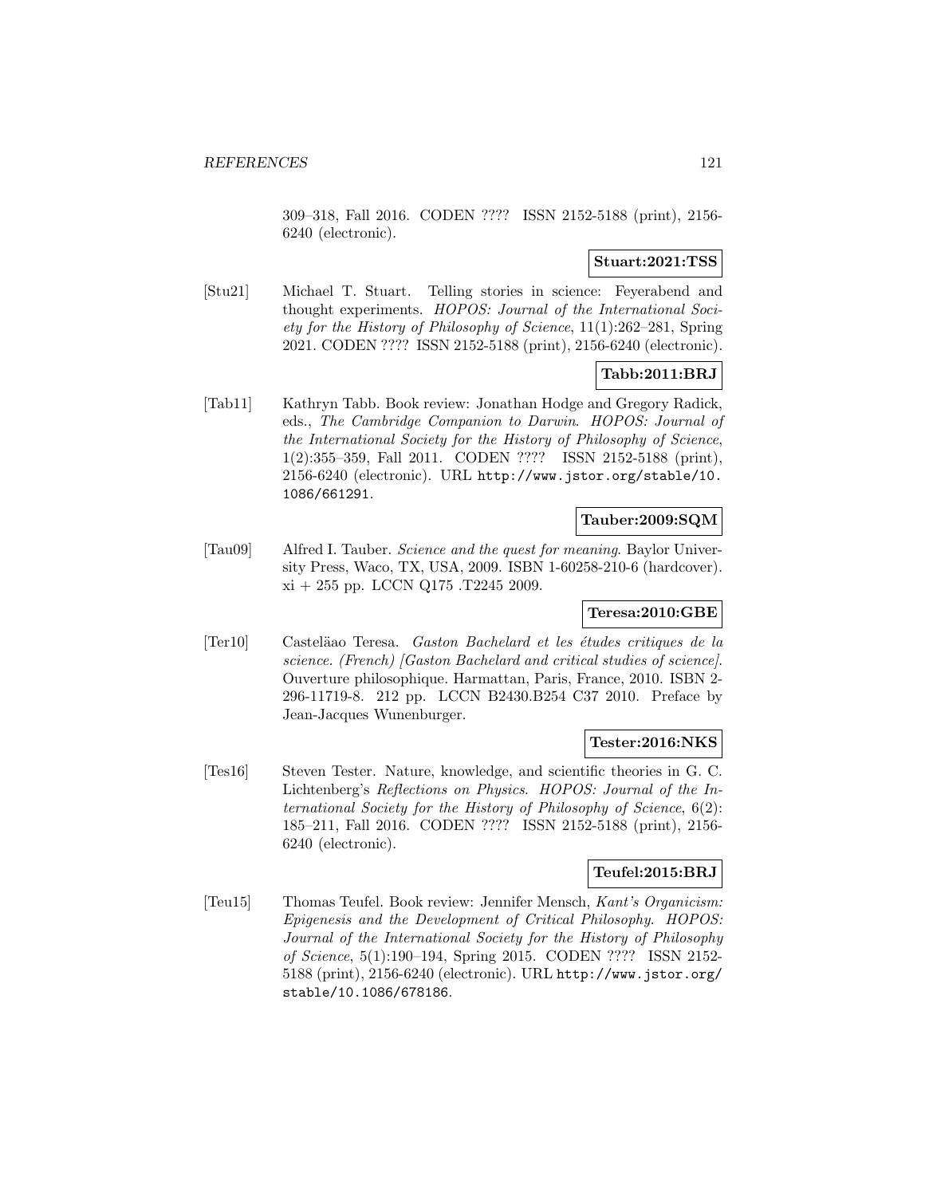309–318, Fall 2016. CODEN ???? ISSN 2152-5188 (print), 2156-6240 (electronic).

**Stuart:2021:TSS**

[Stu21] Michael T. Stuart. Telling stories in science: Feyerabend and thought experiments. *HOPOS: Journal of the International Society for the History of Philosophy of Science*, 11(1):262–281, Spring 2021. CODEN ???? ISSN 2152-5188 (print), 2156-6240 (electronic).

**Tabb:2011:BRJ**

[Tab11] Kathryn Tabb. Book review: Jonathan Hodge and Gregory Radick, eds., *The Cambridge Companion to Darwin*. *HOPOS: Journal of the International Society for the History of Philosophy of Science*, 1(2):355–359, Fall 2011. CODEN ???? ISSN 2152-5188 (print), 2156-6240 (electronic). URL `http://www.jstor.org/stable/10.1086/661291`.

**Tauber:2009:SQM**

[Tau09] Alfred I. Tauber. *Science and the quest for meaning*. Baylor University Press, Waco, TX, USA, 2009. ISBN 1-60258-210-6 (hardcover). xi + 255 pp. LCCN Q175 .T2245 2009.

**Teresa:2010:GBE**

[Ter10] Casteläao Teresa. *Gaston Bachelard et les études critiques de la science. (French) [Gaston Bachelard and critical studies of science]*. Ouverture philosophique. Harmattan, Paris, France, 2010. ISBN 2-296-11719-8. 212 pp. LCCN B2430.B254 C37 2010. Preface by Jean-Jacques Wunenburger.

**Tester:2016:NKS**

[Tes16] Steven Tester. Nature, knowledge, and scientific theories in G. C. Lichtenberg's *Reflections on Physics*. *HOPOS: Journal of the International Society for the History of Philosophy of Science*, 6(2): 185–211, Fall 2016. CODEN ???? ISSN 2152-5188 (print), 2156-6240 (electronic).

**Teufel:2015:BRJ**

[Teu15] Thomas Teufel. Book review: Jennifer Mensch, *Kant's Organicism: Epigenesis and the Development of Critical Philosophy*. *HOPOS: Journal of the International Society for the History of Philosophy of Science*, 5(1):190–194, Spring 2015. CODEN ???? ISSN 2152-5188 (print), 2156-6240 (electronic). URL `http://www.jstor.org/stable/10.1086/678186`.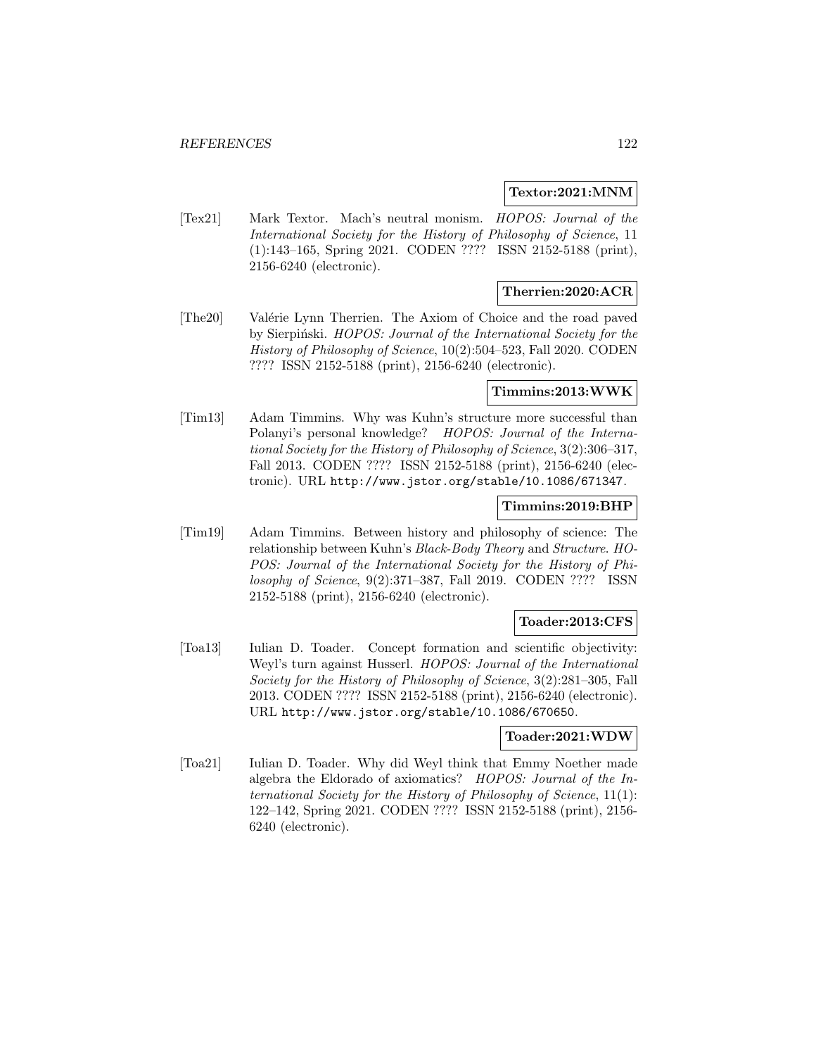**Textor:2021:MNM**

[Tex21] Mark Textor. Mach's neutral monism. *HOPOS: Journal of the International Society for the History of Philosophy of Science*, 11 (1):143–165, Spring 2021. CODEN ???? ISSN 2152-5188 (print), 2156-6240 (electronic).

**Therrien:2020:ACR**

[The20] Valérie Lynn Therrien. The Axiom of Choice and the road paved by Sierpiński. *HOPOS: Journal of the International Society for the History of Philosophy of Science*, 10(2):504–523, Fall 2020. CODEN ???? ISSN 2152-5188 (print), 2156-6240 (electronic).

**Timmins:2013:WWK**

[Tim13] Adam Timmins. Why was Kuhn's structure more successful than Polanyi's personal knowledge? *HOPOS: Journal of the International Society for the History of Philosophy of Science*, 3(2):306–317, Fall 2013. CODEN ???? ISSN 2152-5188 (print), 2156-6240 (electronic). URL `http://www.jstor.org/stable/10.1086/671347`.

**Timmins:2019:BHP**

[Tim19] Adam Timmins. Between history and philosophy of science: The relationship between Kuhn's *Black-Body Theory* and *Structure*. *HOPOS: Journal of the International Society for the History of Philosophy of Science*, 9(2):371–387, Fall 2019. CODEN ???? ISSN 2152-5188 (print), 2156-6240 (electronic).

**Toader:2013:CFS**

[Toa13] Iulian D. Toader. Concept formation and scientific objectivity: Weyl's turn against Husserl. *HOPOS: Journal of the International Society for the History of Philosophy of Science*, 3(2):281–305, Fall 2013. CODEN ???? ISSN 2152-5188 (print), 2156-6240 (electronic). URL `http://www.jstor.org/stable/10.1086/670650`.

**Toader:2021:WDW**

[Toa21] Iulian D. Toader. Why did Weyl think that Emmy Noether made algebra the Eldorado of axiomatics? *HOPOS: Journal of the International Society for the History of Philosophy of Science*, 11(1): 122–142, Spring 2021. CODEN ???? ISSN 2152-5188 (print), 2156-6240 (electronic).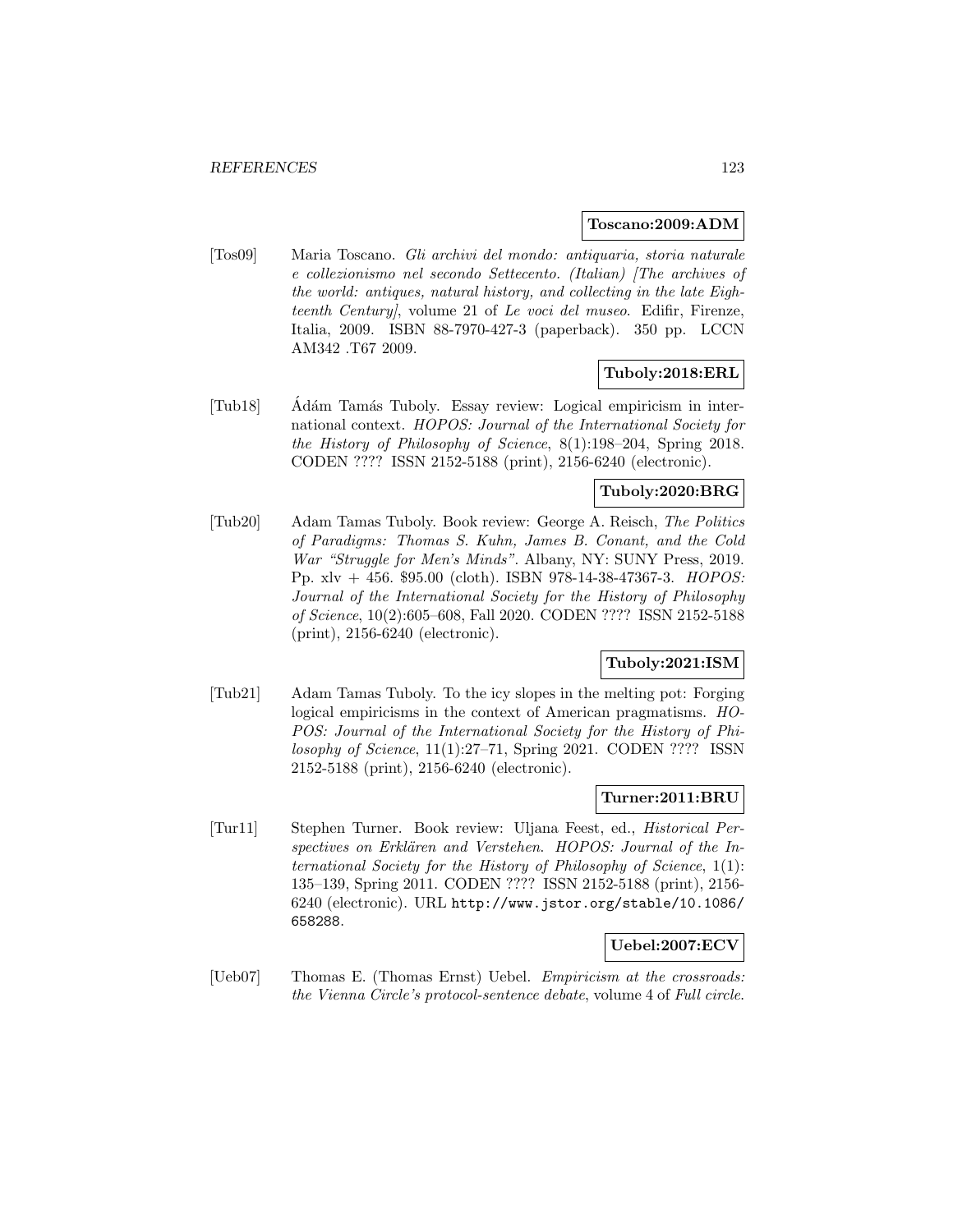**Toscano:2009:ADM**

[Tos09] Maria Toscano. *Gli archivi del mondo: antiquaria, storia naturale e collezionismo nel secondo Settecento. (Italian) [The archives of the world: antiques, natural history, and collecting in the late Eighteenth Century]*, volume 21 of *Le voci del museo*. Edifir, Firenze, Italia, 2009. ISBN 88-7970-427-3 (paperback). 350 pp. LCCN AM342 .T67 2009.

**Tuboly:2018:ERL**

[Tub18] Ádám Tamás Tuboly. Essay review: Logical empiricism in international context. *HOPOS: Journal of the International Society for the History of Philosophy of Science*, 8(1):198–204, Spring 2018. CODEN ???? ISSN 2152-5188 (print), 2156-6240 (electronic).

**Tuboly:2020:BRG**

[Tub20] Adam Tamas Tuboly. Book review: George A. Reisch, *The Politics of Paradigms: Thomas S. Kuhn, James B. Conant, and the Cold War "Struggle for Men's Minds"*. Albany, NY: SUNY Press, 2019. Pp. xlv + 456. $95.00 (cloth). ISBN 978-14-38-47367-3. *HOPOS: Journal of the International Society for the History of Philosophy of Science*, 10(2):605–608, Fall 2020. CODEN ???? ISSN 2152-5188 (print), 2156-6240 (electronic).

**Tuboly:2021:ISM**

[Tub21] Adam Tamas Tuboly. To the icy slopes in the melting pot: Forging logical empiricisms in the context of American pragmatisms. *HOPOS: Journal of the International Society for the History of Philosophy of Science*, 11(1):27–71, Spring 2021. CODEN ???? ISSN 2152-5188 (print), 2156-6240 (electronic).

**Turner:2011:BRU**

[Tur11] Stephen Turner. Book review: Uljana Feest, ed., *Historical Perspectives on Erklären and Verstehen*. *HOPOS: Journal of the International Society for the History of Philosophy of Science*, 1(1): 135–139, Spring 2011. CODEN ???? ISSN 2152-5188 (print), 2156-6240 (electronic). URL http://www.jstor.org/stable/10.1086/658288.

**Uebel:2007:ECV**

[Ueb07] Thomas E. (Thomas Ernst) Uebel. *Empiricism at the crossroads: the Vienna Circle's protocol-sentence debate*, volume 4 of *Full circle*.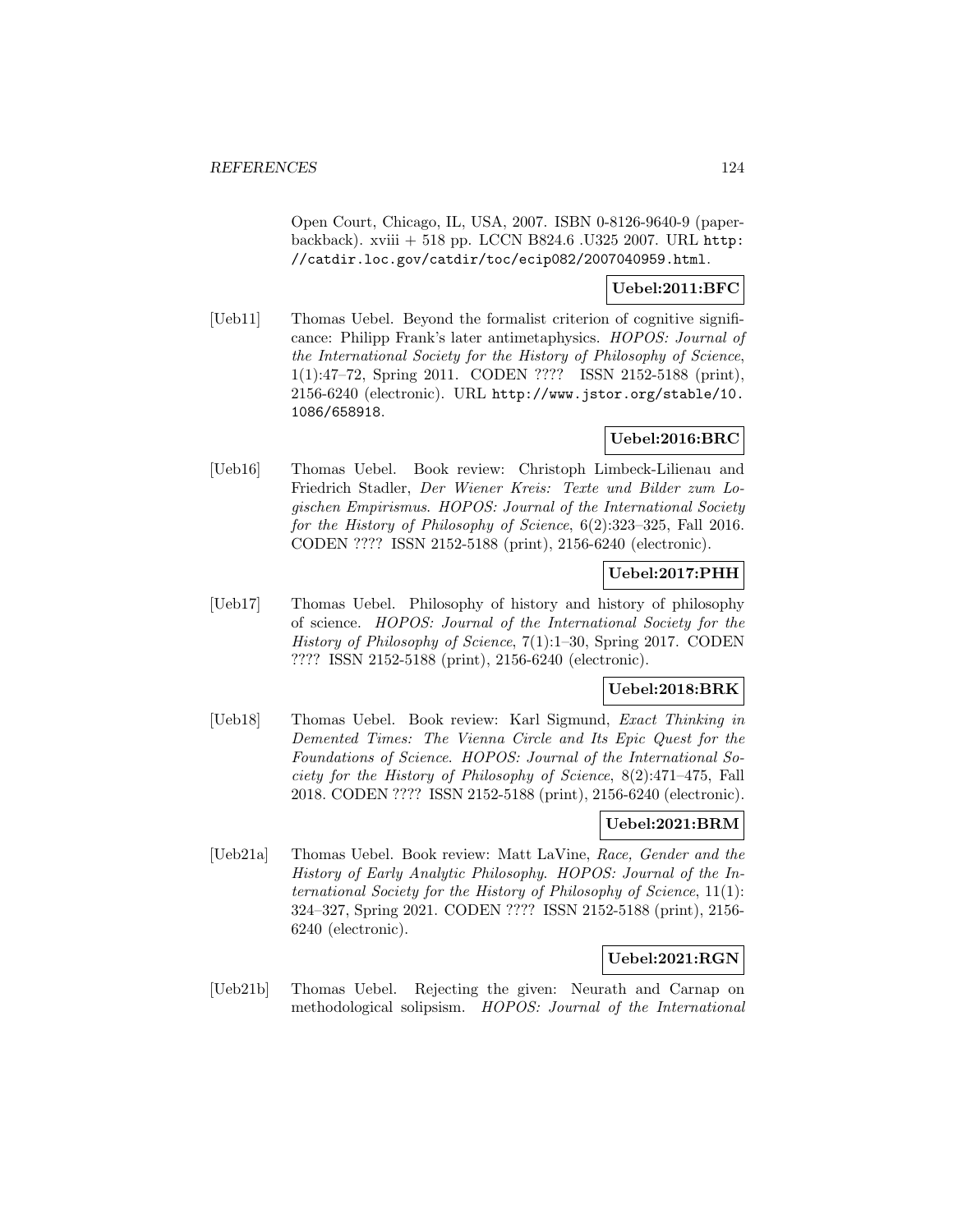Open Court, Chicago, IL, USA, 2007. ISBN 0-8126-9640-9 (paperbackback). xviii + 518 pp. LCCN B824.6 .U325 2007. URL http://catdir.loc.gov/catdir/toc/ecip082/2007040959.html.

**Uebel:2011:BFC**

[Ueb11] Thomas Uebel. Beyond the formalist criterion of cognitive significance: Philipp Frank's later antimetaphysics. *HOPOS: Journal of the International Society for the History of Philosophy of Science*, 1(1):47–72, Spring 2011. CODEN ???? ISSN 2152-5188 (print), 2156-6240 (electronic). URL http://www.jstor.org/stable/10.1086/658918.

**Uebel:2016:BRC**

[Ueb16] Thomas Uebel. Book review: Christoph Limbeck-Lilienau and Friedrich Stadler, *Der Wiener Kreis: Texte und Bilder zum Logischen Empirismus*. *HOPOS: Journal of the International Society for the History of Philosophy of Science*, 6(2):323–325, Fall 2016. CODEN ???? ISSN 2152-5188 (print), 2156-6240 (electronic).

**Uebel:2017:PHH**

[Ueb17] Thomas Uebel. Philosophy of history and history of philosophy of science. *HOPOS: Journal of the International Society for the History of Philosophy of Science*, 7(1):1–30, Spring 2017. CODEN ???? ISSN 2152-5188 (print), 2156-6240 (electronic).

**Uebel:2018:BRK**

[Ueb18] Thomas Uebel. Book review: Karl Sigmund, *Exact Thinking in Demented Times: The Vienna Circle and Its Epic Quest for the Foundations of Science*. *HOPOS: Journal of the International Society for the History of Philosophy of Science*, 8(2):471–475, Fall 2018. CODEN ???? ISSN 2152-5188 (print), 2156-6240 (electronic).

**Uebel:2021:BRM**

[Ueb21a] Thomas Uebel. Book review: Matt LaVine, *Race, Gender and the History of Early Analytic Philosophy*. *HOPOS: Journal of the International Society for the History of Philosophy of Science*, 11(1): 324–327, Spring 2021. CODEN ???? ISSN 2152-5188 (print), 2156-6240 (electronic).

**Uebel:2021:RGN**

[Ueb21b] Thomas Uebel. Rejecting the given: Neurath and Carnap on methodological solipsism. *HOPOS: Journal of the International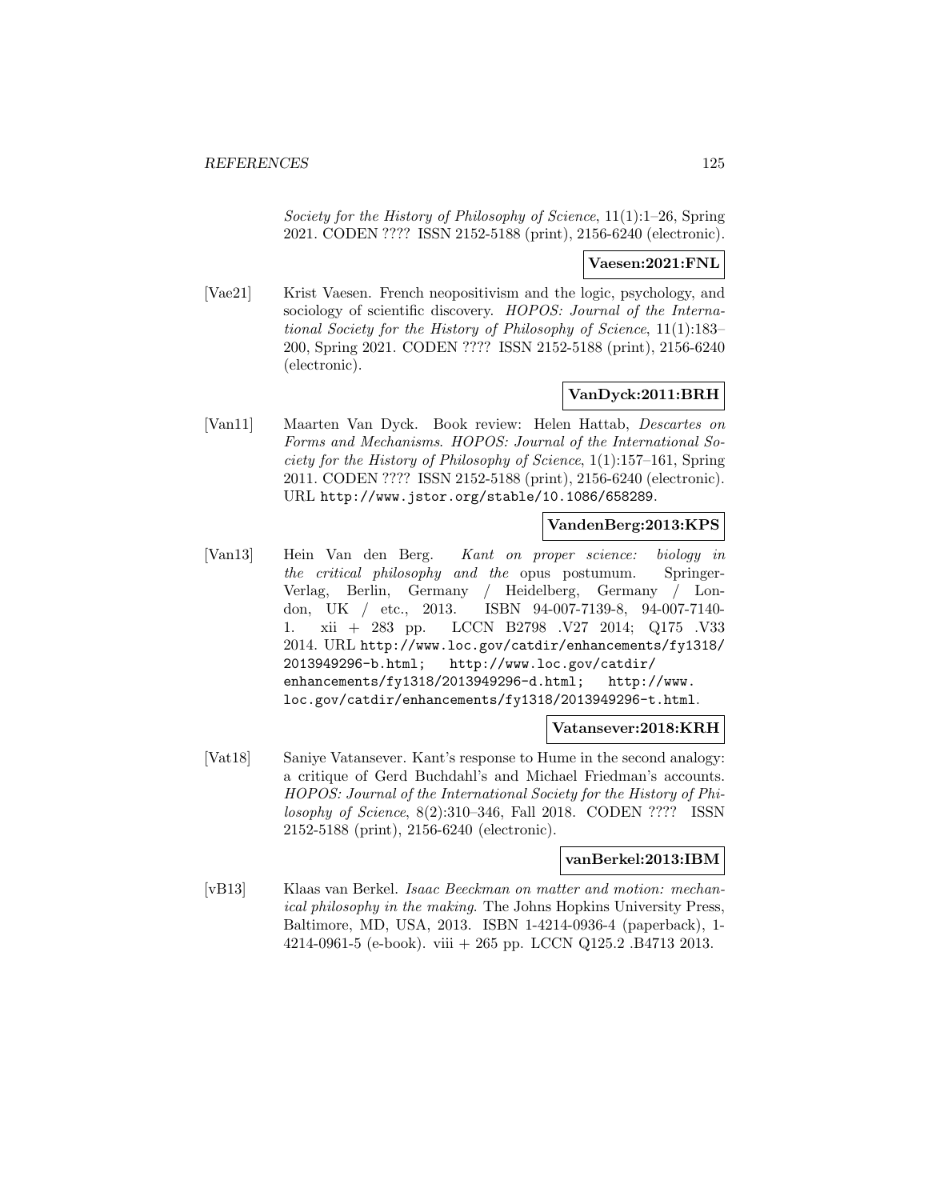*Society for the History of Philosophy of Science*, 11(1):1–26, Spring 2021. CODEN ???? ISSN 2152-5188 (print), 2156-6240 (electronic).

**Vaesen:2021:FNL**

[Vae21] Krist Vaesen. French neopositivism and the logic, psychology, and sociology of scientific discovery. *HOPOS: Journal of the International Society for the History of Philosophy of Science*, 11(1):183–200, Spring 2021. CODEN ???? ISSN 2152-5188 (print), 2156-6240 (electronic).

**VanDyck:2011:BRH**

[Van11] Maarten Van Dyck. Book review: Helen Hattab, *Descartes on Forms and Mechanisms*. *HOPOS: Journal of the International Society for the History of Philosophy of Science*, 1(1):157–161, Spring 2011. CODEN ???? ISSN 2152-5188 (print), 2156-6240 (electronic). URL http://www.jstor.org/stable/10.1086/658289.

**VandenBerg:2013:KPS**

[Van13] Hein Van den Berg. *Kant on proper science: biology in the critical philosophy and the* opus postumum. Springer-Verlag, Berlin, Germany / Heidelberg, Germany / London, UK / etc., 2013. ISBN 94-007-7139-8, 94-007-7140-1. xii + 283 pp. LCCN B2798 .V27 2014; Q175 .V33 2014. URL http://www.loc.gov/catdir/enhancements/fy1318/2013949296-b.html; http://www.loc.gov/catdir/enhancements/fy1318/2013949296-d.html; http://www.loc.gov/catdir/enhancements/fy1318/2013949296-t.html.

**Vatansever:2018:KRH**

[Vat18] Saniye Vatansever. Kant's response to Hume in the second analogy: a critique of Gerd Buchdahl's and Michael Friedman's accounts. *HOPOS: Journal of the International Society for the History of Philosophy of Science*, 8(2):310–346, Fall 2018. CODEN ???? ISSN 2152-5188 (print), 2156-6240 (electronic).

**vanBerkel:2013:IBM**

[vB13] Klaas van Berkel. *Isaac Beeckman on matter and motion: mechanical philosophy in the making*. The Johns Hopkins University Press, Baltimore, MD, USA, 2013. ISBN 1-4214-0936-4 (paperback), 1-4214-0961-5 (e-book). viii + 265 pp. LCCN Q125.2 .B4713 2013.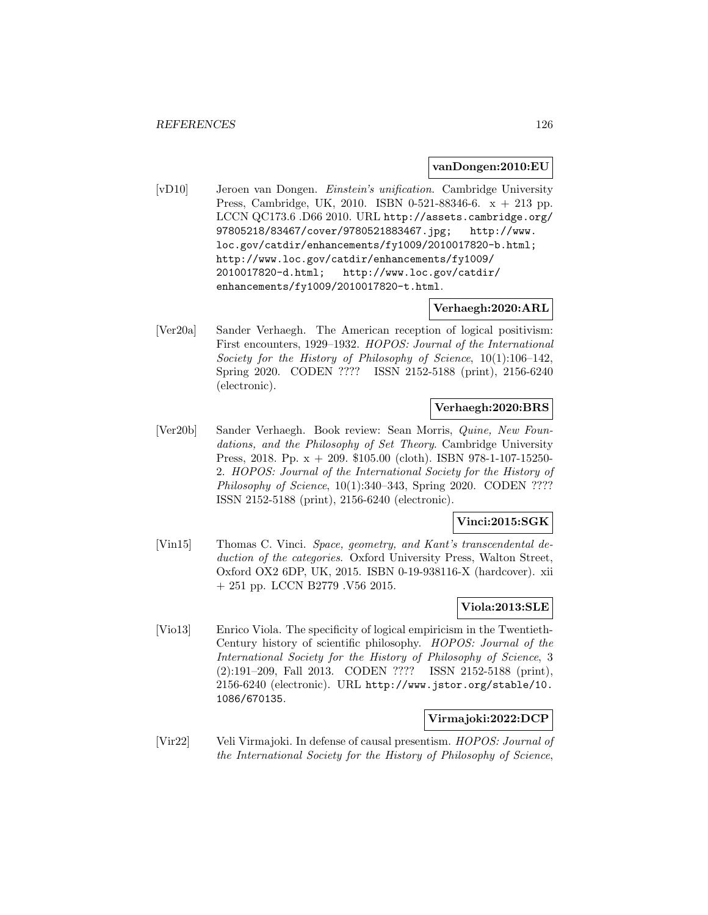**vanDongen:2010:EU**

[vD10] Jeroen van Dongen. *Einstein's unification*. Cambridge University Press, Cambridge, UK, 2010. ISBN 0-521-88346-6. x + 213 pp. LCCN QC173.6 .D66 2010. URL http://assets.cambridge.org/97805218/83467/cover/9780521883467.jpg; http://www.loc.gov/catdir/enhancements/fy1009/2010017820-b.html; http://www.loc.gov/catdir/enhancements/fy1009/2010017820-d.html; http://www.loc.gov/catdir/enhancements/fy1009/2010017820-t.html.

**Verhaegh:2020:ARL**

[Ver20a] Sander Verhaegh. The American reception of logical positivism: First encounters, 1929–1932. *HOPOS: Journal of the International Society for the History of Philosophy of Science*, 10(1):106–142, Spring 2020. CODEN ???? ISSN 2152-5188 (print), 2156-6240 (electronic).

**Verhaegh:2020:BRS**

[Ver20b] Sander Verhaegh. Book review: Sean Morris, *Quine, New Foundations, and the Philosophy of Set Theory*. Cambridge University Press, 2018. Pp. x + 209. $105.00 (cloth). ISBN 978-1-107-15250-2. *HOPOS: Journal of the International Society for the History of Philosophy of Science*, 10(1):340–343, Spring 2020. CODEN ???? ISSN 2152-5188 (print), 2156-6240 (electronic).

**Vinci:2015:SGK**

[Vin15] Thomas C. Vinci. *Space, geometry, and Kant's transcendental deduction of the categories*. Oxford University Press, Walton Street, Oxford OX2 6DP, UK, 2015. ISBN 0-19-938116-X (hardcover). xii + 251 pp. LCCN B2779 .V56 2015.

**Viola:2013:SLE**

[Vio13] Enrico Viola. The specificity of logical empiricism in the Twentieth-Century history of scientific philosophy. *HOPOS: Journal of the International Society for the History of Philosophy of Science*, 3 (2):191–209, Fall 2013. CODEN ???? ISSN 2152-5188 (print), 2156-6240 (electronic). URL http://www.jstor.org/stable/10.1086/670135.

**Virmajoki:2022:DCP**

[Vir22] Veli Virmajoki. In defense of causal presentism. *HOPOS: Journal of the International Society for the History of Philosophy of Science*,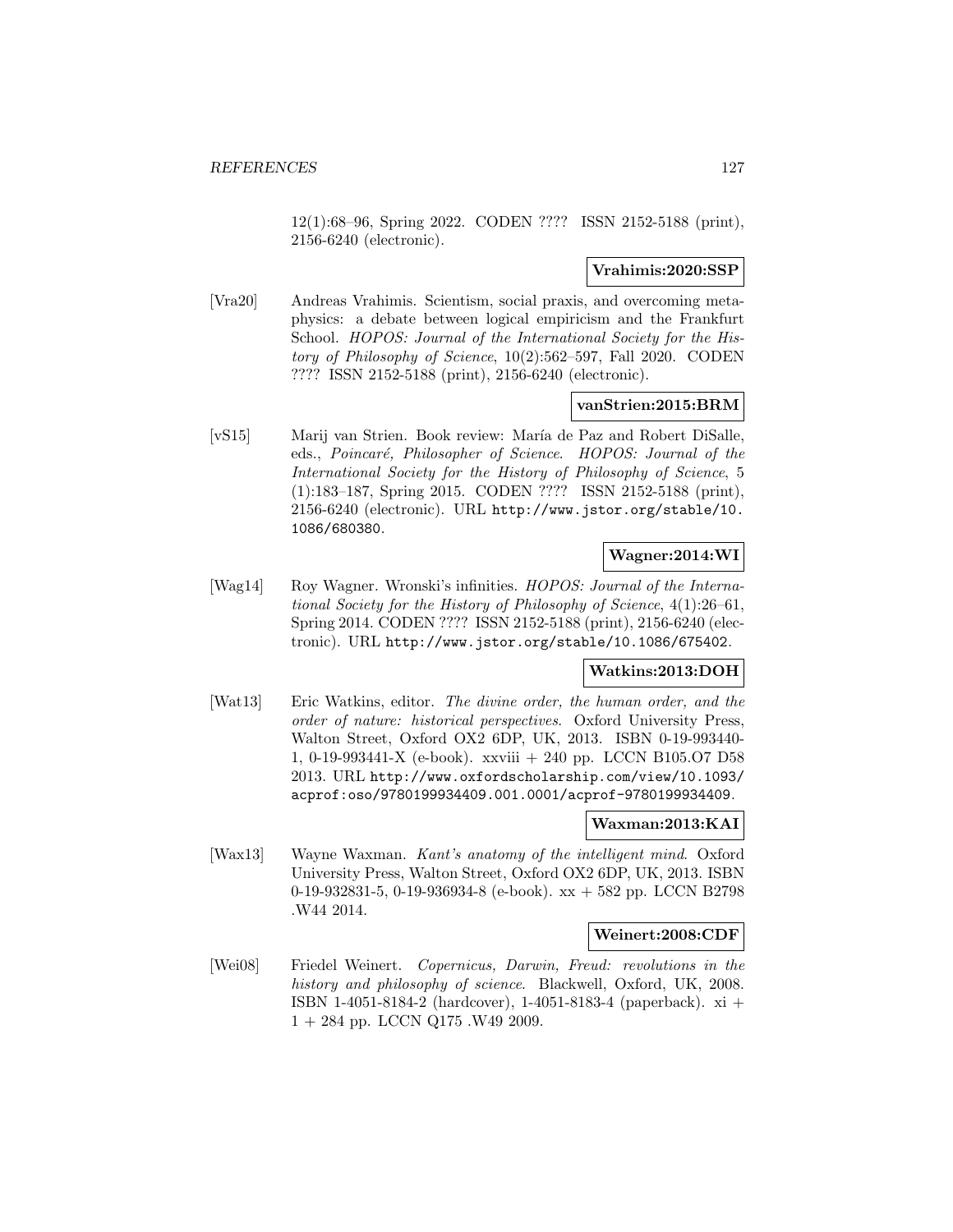12(1):68–96, Spring 2022. CODEN ???? ISSN 2152-5188 (print), 2156-6240 (electronic).

**Vrahimis:2020:SSP**

[Vra20] Andreas Vrahimis. Scientism, social praxis, and overcoming metaphysics: a debate between logical empiricism and the Frankfurt School. *HOPOS: Journal of the International Society for the History of Philosophy of Science*, 10(2):562–597, Fall 2020. CODEN ???? ISSN 2152-5188 (print), 2156-6240 (electronic).

**vanStrien:2015:BRM**

[vS15] Marij van Strien. Book review: María de Paz and Robert DiSalle, eds., *Poincaré, Philosopher of Science*. *HOPOS: Journal of the International Society for the History of Philosophy of Science*, 5 (1):183–187, Spring 2015. CODEN ???? ISSN 2152-5188 (print), 2156-6240 (electronic). URL http://www.jstor.org/stable/10.1086/680380.

**Wagner:2014:WI**

[Wag14] Roy Wagner. Wronski's infinities. *HOPOS: Journal of the International Society for the History of Philosophy of Science*, 4(1):26–61, Spring 2014. CODEN ???? ISSN 2152-5188 (print), 2156-6240 (electronic). URL http://www.jstor.org/stable/10.1086/675402.

**Watkins:2013:DOH**

[Wat13] Eric Watkins, editor. *The divine order, the human order, and the order of nature: historical perspectives*. Oxford University Press, Walton Street, Oxford OX2 6DP, UK, 2013. ISBN 0-19-993440-1, 0-19-993441-X (e-book). xxviii + 240 pp. LCCN B105.O7 D58 2013. URL http://www.oxfordscholarship.com/view/10.1093/acprof:oso/9780199934409.001.0001/acprof-9780199934409.

**Waxman:2013:KAI**

[Wax13] Wayne Waxman. *Kant's anatomy of the intelligent mind*. Oxford University Press, Walton Street, Oxford OX2 6DP, UK, 2013. ISBN 0-19-932831-5, 0-19-936934-8 (e-book). xx + 582 pp. LCCN B2798 .W44 2014.

**Weinert:2008:CDF**

[Wei08] Friedel Weinert. *Copernicus, Darwin, Freud: revolutions in the history and philosophy of science*. Blackwell, Oxford, UK, 2008. ISBN 1-4051-8184-2 (hardcover), 1-4051-8183-4 (paperback). xi + 1 + 284 pp. LCCN Q175 .W49 2009.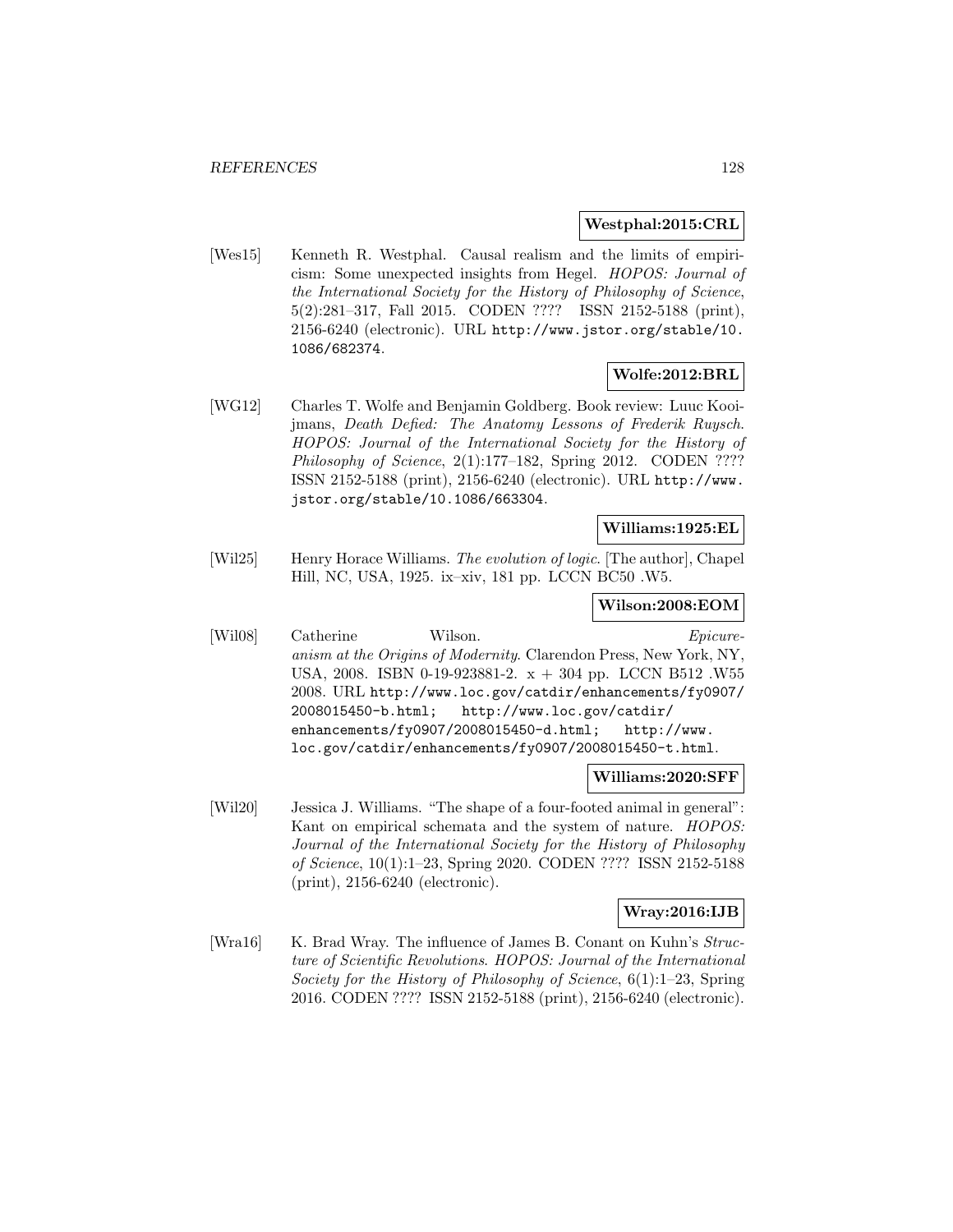**Westphal:2015:CRL**

[Wes15] Kenneth R. Westphal. Causal realism and the limits of empiricism: Some unexpected insights from Hegel. *HOPOS: Journal of the International Society for the History of Philosophy of Science*, 5(2):281–317, Fall 2015. CODEN ???? ISSN 2152-5188 (print), 2156-6240 (electronic). URL http://www.jstor.org/stable/10.1086/682374.

**Wolfe:2012:BRL**

[WG12] Charles T. Wolfe and Benjamin Goldberg. Book review: Luuc Kooijmans, *Death Defied: The Anatomy Lessons of Frederik Ruysch*. *HOPOS: Journal of the International Society for the History of Philosophy of Science*, 2(1):177–182, Spring 2012. CODEN ???? ISSN 2152-5188 (print), 2156-6240 (electronic). URL http://www.jstor.org/stable/10.1086/663304.

**Williams:1925:EL**

[Wil25] Henry Horace Williams. *The evolution of logic*. [The author], Chapel Hill, NC, USA, 1925. ix–xiv, 181 pp. LCCN BC50 .W5.

**Wilson:2008:EOM**

[Wil08] Catherine Wilson. *Epicureanism at the Origins of Modernity*. Clarendon Press, New York, NY, USA, 2008. ISBN 0-19-923881-2. x + 304 pp. LCCN B512 .W55 2008. URL http://www.loc.gov/catdir/enhancements/fy0907/2008015450-b.html; http://www.loc.gov/catdir/enhancements/fy0907/2008015450-d.html; http://www.loc.gov/catdir/enhancements/fy0907/2008015450-t.html.

**Williams:2020:SFF**

[Wil20] Jessica J. Williams. "The shape of a four-footed animal in general": Kant on empirical schemata and the system of nature. *HOPOS: Journal of the International Society for the History of Philosophy of Science*, 10(1):1–23, Spring 2020. CODEN ???? ISSN 2152-5188 (print), 2156-6240 (electronic).

**Wray:2016:IJB**

[Wra16] K. Brad Wray. The influence of James B. Conant on Kuhn's *Structure of Scientific Revolutions*. *HOPOS: Journal of the International Society for the History of Philosophy of Science*, 6(1):1–23, Spring 2016. CODEN ???? ISSN 2152-5188 (print), 2156-6240 (electronic).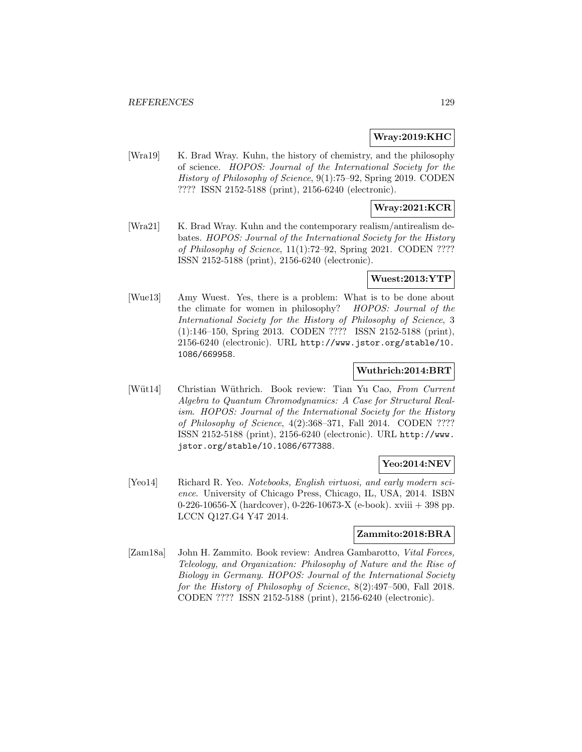**Wray:2019:KHC**

[Wra19] K. Brad Wray. Kuhn, the history of chemistry, and the philosophy of science. *HOPOS: Journal of the International Society for the History of Philosophy of Science*, 9(1):75–92, Spring 2019. CODEN ???? ISSN 2152-5188 (print), 2156-6240 (electronic).

**Wray:2021:KCR**

[Wra21] K. Brad Wray. Kuhn and the contemporary realism/antirealism debates. *HOPOS: Journal of the International Society for the History of Philosophy of Science*, 11(1):72–92, Spring 2021. CODEN ???? ISSN 2152-5188 (print), 2156-6240 (electronic).

**Wuest:2013:YTP**

[Wue13] Amy Wuest. Yes, there is a problem: What is to be done about the climate for women in philosophy? *HOPOS: Journal of the International Society for the History of Philosophy of Science*, 3 (1):146–150, Spring 2013. CODEN ???? ISSN 2152-5188 (print), 2156-6240 (electronic). URL `http://www.jstor.org/stable/10.1086/669958`.

**Wuthrich:2014:BRT**

[Wüt14] Christian Wüthrich. Book review: Tian Yu Cao, *From Current Algebra to Quantum Chromodynamics: A Case for Structural Realism*. *HOPOS: Journal of the International Society for the History of Philosophy of Science*, 4(2):368–371, Fall 2014. CODEN ???? ISSN 2152-5188 (print), 2156-6240 (electronic). URL `http://www.jstor.org/stable/10.1086/677388`.

**Yeo:2014:NEV**

[Yeo14] Richard R. Yeo. *Notebooks, English virtuosi, and early modern science*. University of Chicago Press, Chicago, IL, USA, 2014. ISBN 0-226-10656-X (hardcover), 0-226-10673-X (e-book). xviii + 398 pp. LCCN Q127.G4 Y47 2014.

**Zammito:2018:BRA**

[Zam18a] John H. Zammito. Book review: Andrea Gambarotto, *Vital Forces, Teleology, and Organization: Philosophy of Nature and the Rise of Biology in Germany*. *HOPOS: Journal of the International Society for the History of Philosophy of Science*, 8(2):497–500, Fall 2018. CODEN ???? ISSN 2152-5188 (print), 2156-6240 (electronic).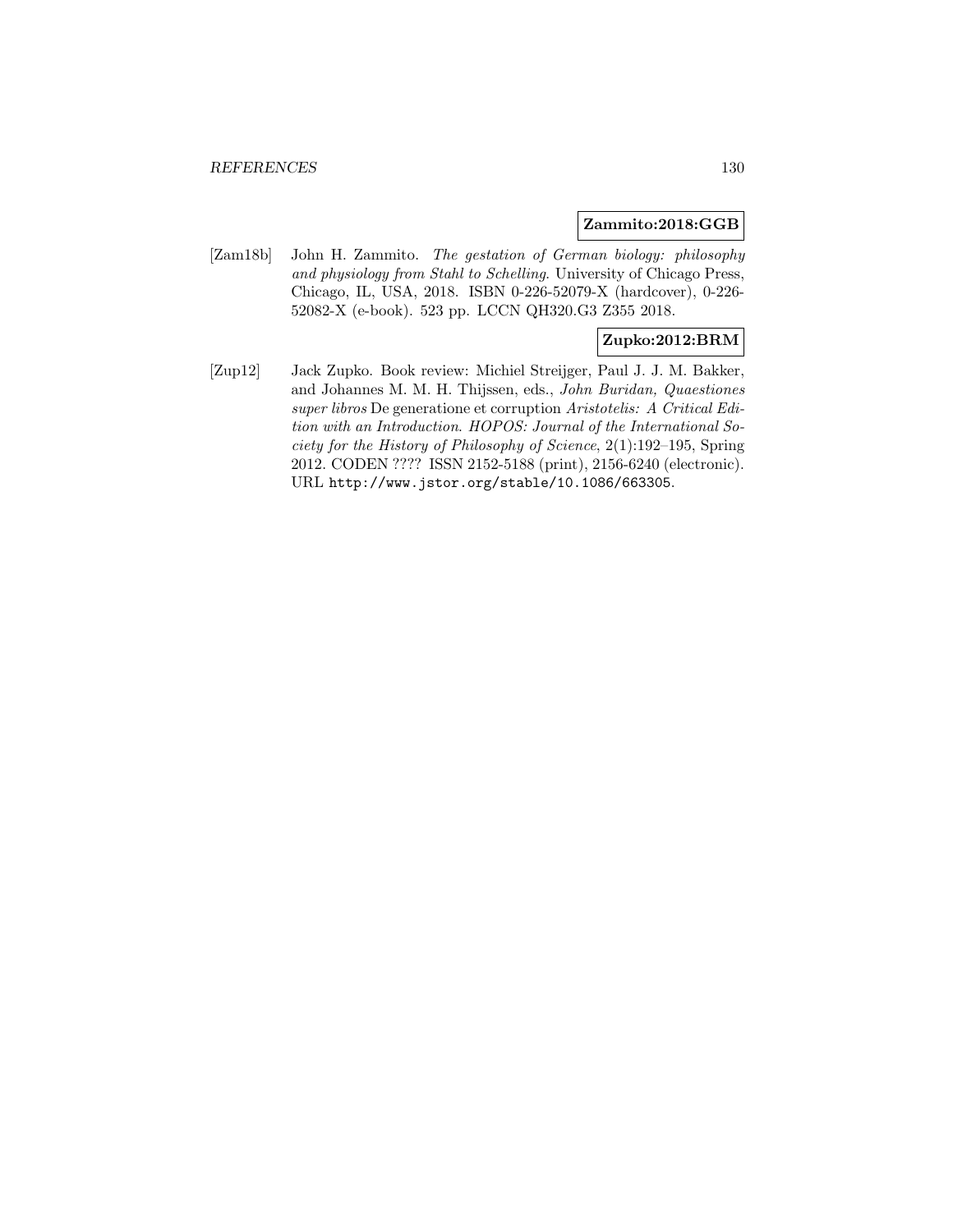**Zammito:2018:GGB**

[Zam18b] John H. Zammito. *The gestation of German biology: philosophy and physiology from Stahl to Schelling*. University of Chicago Press, Chicago, IL, USA, 2018. ISBN 0-226-52079-X (hardcover), 0-226-52082-X (e-book). 523 pp. LCCN QH320.G3 Z355 2018.

**Zupko:2012:BRM**

[Zup12] Jack Zupko. Book review: Michiel Streijger, Paul J. J. M. Bakker, and Johannes M. M. H. Thijssen, eds., *John Buridan, Quaestiones super libros* De generatione et corruption *Aristotelis: A Critical Edition with an Introduction*. *HOPOS: Journal of the International Society for the History of Philosophy of Science*, 2(1):192–195, Spring 2012. CODEN ???? ISSN 2152-5188 (print), 2156-6240 (electronic). URL http://www.jstor.org/stable/10.1086/663305.